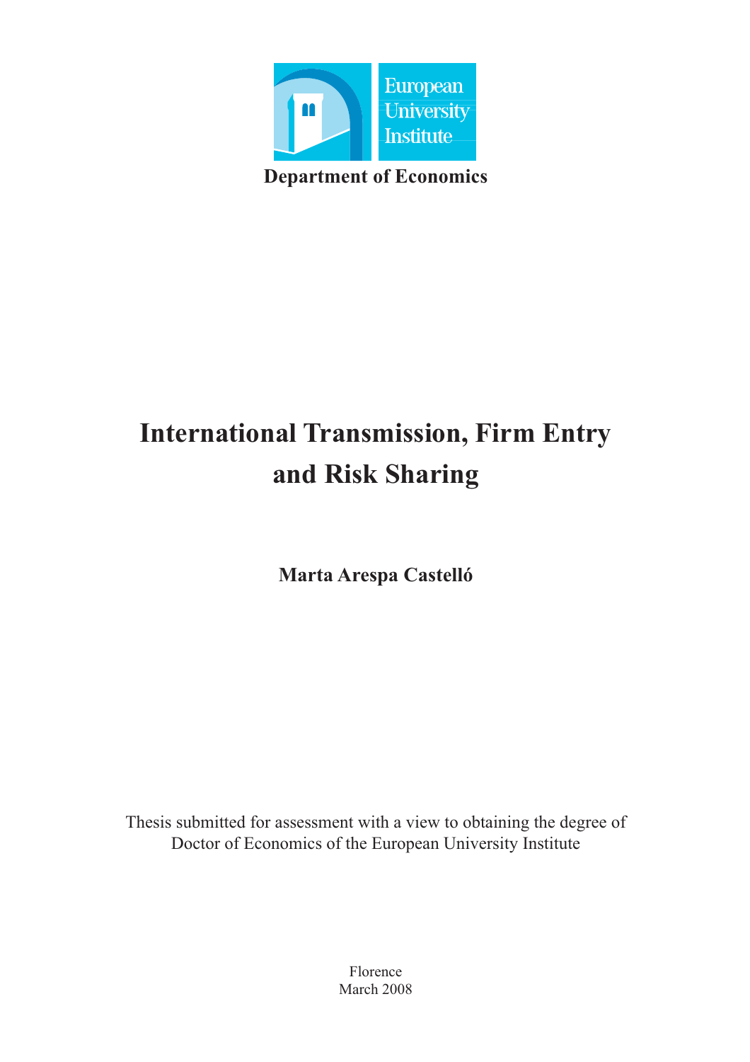European University Institute

**Department of Economics**

# International Transmission, Firm Entry and Risk Sharing

**Marta Arespa Castelló**

Thesis submitted for assessment with a view to obtaining the degree of Doctor of Economics of the European University Institute

Florence
March 2008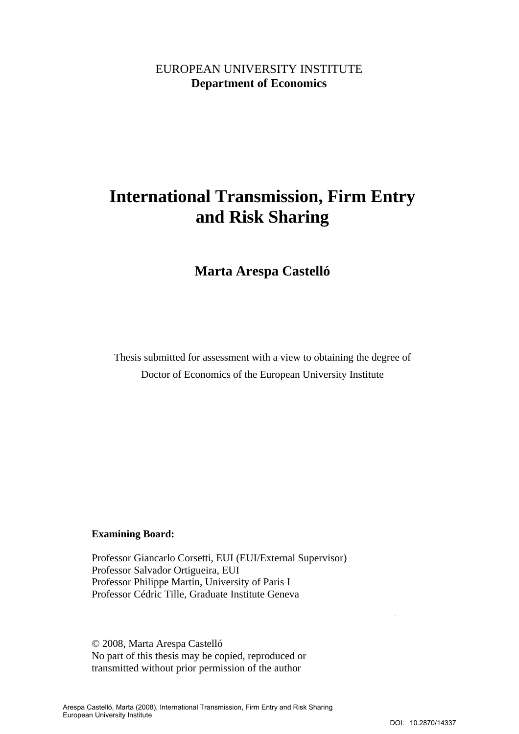EUROPEAN UNIVERSITY INSTITUTE
**Department of Economics**

# International Transmission, Firm Entry and Risk Sharing

## Marta Arespa Castelló

Thesis submitted for assessment with a view to obtaining the degree of Doctor of Economics of the European University Institute

**Examining Board:**

Professor Giancarlo Corsetti, EUI (EUI/External Supervisor)
Professor Salvador Ortigueira, EUI
Professor Philippe Martin, University of Paris I
Professor Cédric Tille, Graduate Institute Geneva

© 2008, Marta Arespa Castelló
No part of this thesis may be copied, reproduced or transmitted without prior permission of the author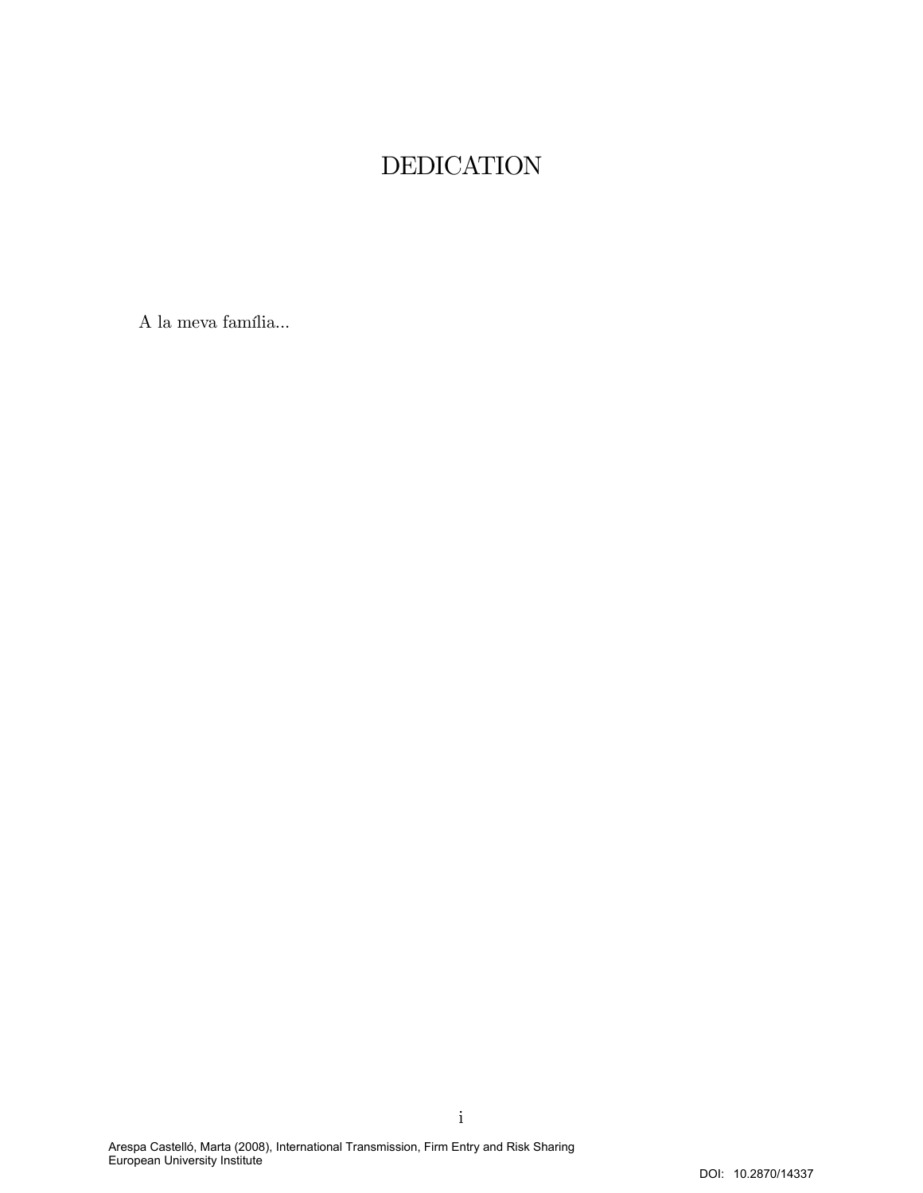# DEDICATION

A la meva família...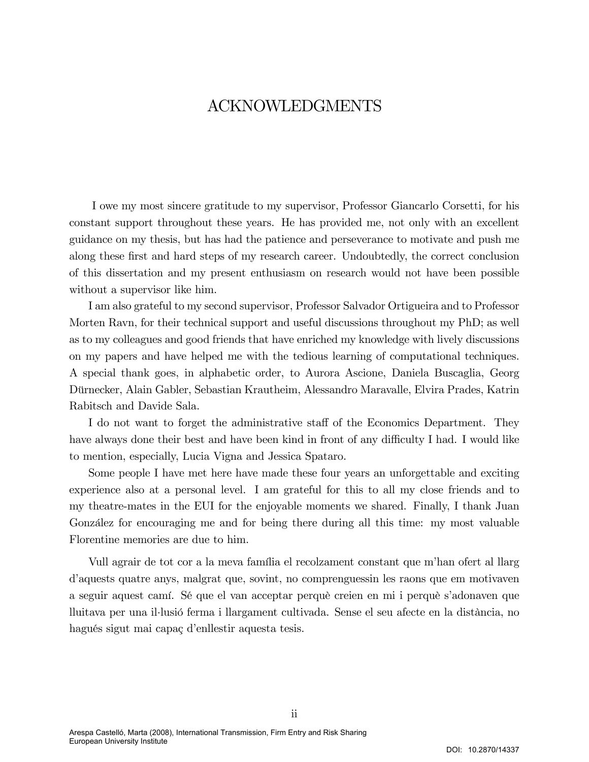# ACKNOWLEDGMENTS

I owe my most sincere gratitude to my supervisor, Professor Giancarlo Corsetti, for his constant support throughout these years. He has provided me, not only with an excellent guidance on my thesis, but has had the patience and perseverance to motivate and push me along these first and hard steps of my research career. Undoubtedly, the correct conclusion of this dissertation and my present enthusiasm on research would not have been possible without a supervisor like him.

I am also grateful to my second supervisor, Professor Salvador Ortigueira and to Professor Morten Ravn, for their technical support and useful discussions throughout my PhD; as well as to my colleagues and good friends that have enriched my knowledge with lively discussions on my papers and have helped me with the tedious learning of computational techniques. A special thank goes, in alphabetic order, to Aurora Ascione, Daniela Buscaglia, Georg Dürnecker, Alain Gabler, Sebastian Krautheim, Alessandro Maravalle, Elvira Prades, Katrin Rabitsch and Davide Sala.

I do not want to forget the administrative staff of the Economics Department. They have always done their best and have been kind in front of any difficulty I had. I would like to mention, especially, Lucia Vigna and Jessica Spataro.

Some people I have met here have made these four years an unforgettable and exciting experience also at a personal level. I am grateful for this to all my close friends and to my theatre-mates in the EUI for the enjoyable moments we shared. Finally, I thank Juan González for encouraging me and for being there during all this time: my most valuable Florentine memories are due to him.

Vull agrair de tot cor a la meva família el recolzament constant que m'han ofert al llarg d'aquests quatre anys, malgrat que, sovint, no comprenguessin les raons que em motivaven a seguir aquest camí. Sé que el van acceptar perquè creien en mi i perquè s'adonaven que lluitava per una il·lusió ferma i llargament cultivada. Sense el seu afecte en la distància, no hagués sigut mai capaç d'enllestir aquesta tesis.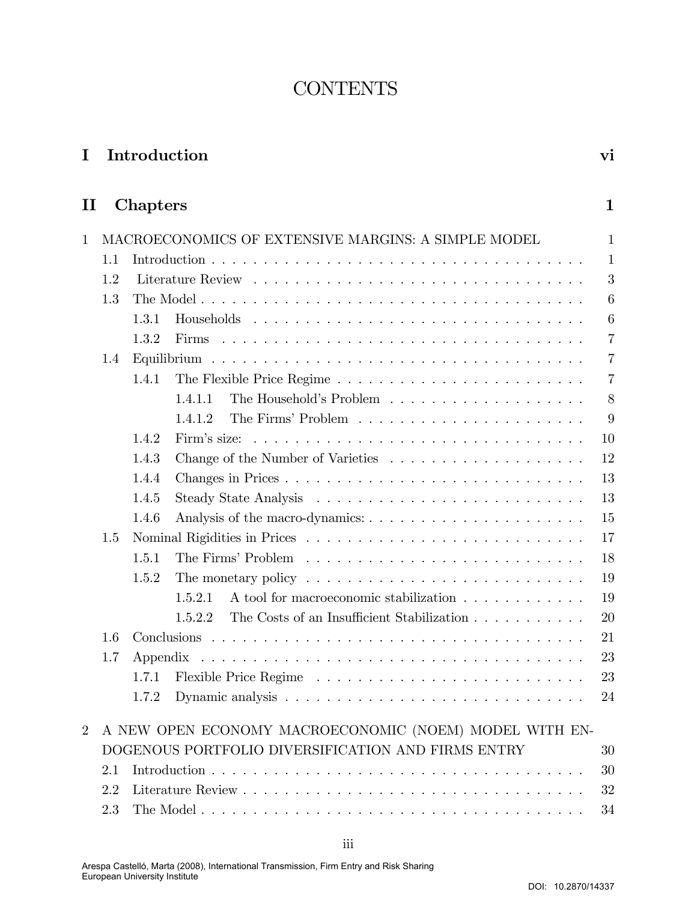# CONTENTS

**I Introduction** vi

**II Chapters** 1

1 MACROECONOMICS OF EXTENSIVE MARGINS: A SIMPLE MODEL 1
- 1.1 Introduction . . . . . 1
- 1.2 Literature Review . . . . . 3
- 1.3 The Model . . . . . 6
  - 1.3.1 Households . . . . . 6
  - 1.3.2 Firms . . . . . 7
- 1.4 Equilibrium . . . . . 7
  - 1.4.1 The Flexible Price Regime . . . . . 7
    - 1.4.1.1 The Household's Problem . . . . . 8
    - 1.4.1.2 The Firms' Problem . . . . . 9
  - 1.4.2 Firm's size: . . . . . 10
  - 1.4.3 Change of the Number of Varieties . . . . . 12
  - 1.4.4 Changes in Prices . . . . . 13
  - 1.4.5 Steady State Analysis . . . . . 13
  - 1.4.6 Analysis of the macro-dynamics: . . . . . 15
- 1.5 Nominal Rigidities in Prices . . . . . 17
  - 1.5.1 The Firms' Problem . . . . . 18
  - 1.5.2 The monetary policy . . . . . 19
    - 1.5.2.1 A tool for macroeconomic stabilization . . . . . 19
    - 1.5.2.2 The Costs of an Insufficient Stabilization . . . . . 20
- 1.6 Conclusions . . . . . 21
- 1.7 Appendix . . . . . 23
  - 1.7.1 Flexible Price Regime . . . . . 23
  - 1.7.2 Dynamic analysis . . . . . 24

2 A NEW OPEN ECONOMY MACROECONOMIC (NOEM) MODEL WITH ENDOGENOUS PORTFOLIO DIVERSIFICATION AND FIRMS ENTRY 30
- 2.1 Introduction . . . . . 30
- 2.2 Literature Review . . . . . 32
- 2.3 The Model . . . . . 34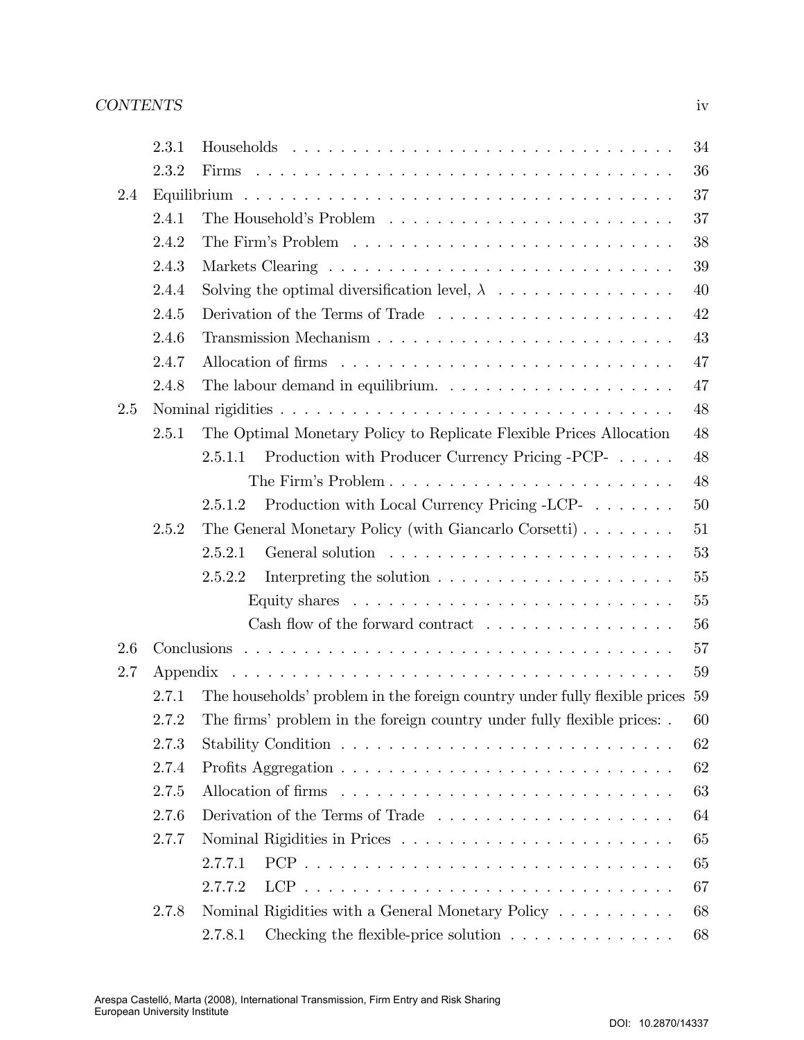| | | | |
|---|---|---|---|
| | 2.3.1 | Households | 34 |
| | 2.3.2 | Firms | 36 |
| 2.4 | Equilibrium | | 37 |
| | 2.4.1 | The Household's Problem | 37 |
| | 2.4.2 | The Firm's Problem | 38 |
| | 2.4.3 | Markets Clearing | 39 |
| | 2.4.4 | Solving the optimal diversification level, $\lambda$ | 40 |
| | 2.4.5 | Derivation of the Terms of Trade | 42 |
| | 2.4.6 | Transmission Mechanism | 43 |
| | 2.4.7 | Allocation of firms | 47 |
| | 2.4.8 | The labour demand in equilibrium. | 47 |
| 2.5 | Nominal rigidities | | 48 |
| | 2.5.1 | The Optimal Monetary Policy to Replicate Flexible Prices Allocation | 48 |
| | | 2.5.1.1 Production with Producer Currency Pricing -PCP- | 48 |
| | | The Firm's Problem | 48 |
| | | 2.5.1.2 Production with Local Currency Pricing -LCP- | 50 |
| | 2.5.2 | The General Monetary Policy (with Giancarlo Corsetti) | 51 |
| | | 2.5.2.1 General solution | 53 |
| | | 2.5.2.2 Interpreting the solution | 55 |
| | | Equity shares | 55 |
| | | Cash flow of the forward contract | 56 |
| 2.6 | Conclusions | | 57 |
| 2.7 | Appendix | | 59 |
| | 2.7.1 | The households' problem in the foreign country under fully flexible prices | 59 |
| | 2.7.2 | The firms' problem in the foreign country under fully flexible prices: . | 60 |
| | 2.7.3 | Stability Condition | 62 |
| | 2.7.4 | Profits Aggregation | 62 |
| | 2.7.5 | Allocation of firms | 63 |
| | 2.7.6 | Derivation of the Terms of Trade | 64 |
| | 2.7.7 | Nominal Rigidities in Prices | 65 |
| | | 2.7.7.1 PCP | 65 |
| | | 2.7.7.2 LCP | 67 |
| | 2.7.8 | Nominal Rigidities with a General Monetary Policy | 68 |
| | | 2.7.8.1 Checking the flexible-price solution | 68 |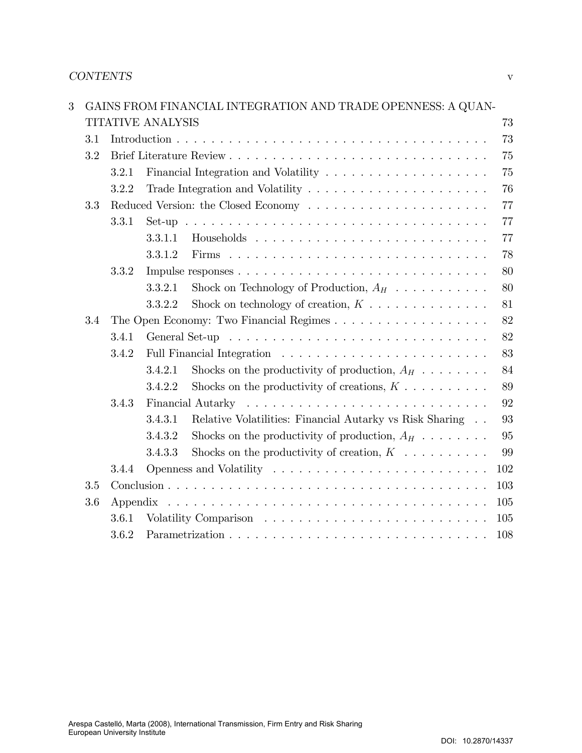| | | | |
|---|---|---|---|
| 3 | GAINS FROM FINANCIAL INTEGRATION AND TRADE OPENNESS: A QUANTITATIVE ANALYSIS | | 73 |
| 3.1 | Introduction | | 73 |
| 3.2 | Brief Literature Review | | 75 |
| | 3.2.1 | Financial Integration and Volatility | 75 |
| | 3.2.2 | Trade Integration and Volatility | 76 |
| 3.3 | Reduced Version: the Closed Economy | | 77 |
| | 3.3.1 | Set-up | 77 |
| | 3.3.1.1 | Households | 77 |
| | 3.3.1.2 | Firms | 78 |
| | 3.3.2 | Impulse responses | 80 |
| | 3.3.2.1 | Shock on Technology of Production, $A_H$ | 80 |
| | 3.3.2.2 | Shock on technology of creation, $K$ | 81 |
| 3.4 | The Open Economy: Two Financial Regimes | | 82 |
| | 3.4.1 | General Set-up | 82 |
| | 3.4.2 | Full Financial Integration | 83 |
| | 3.4.2.1 | Shocks on the productivity of production, $A_H$ | 84 |
| | 3.4.2.2 | Shocks on the productivity of creations, $K$ | 89 |
| | 3.4.3 | Financial Autarky | 92 |
| | 3.4.3.1 | Relative Volatilities: Financial Autarky vs Risk Sharing | 93 |
| | 3.4.3.2 | Shocks on the productivity of production, $A_H$ | 95 |
| | 3.4.3.3 | Shocks on the productivity of creation, $K$ | 99 |
| | 3.4.4 | Openness and Volatility | 102 |
| 3.5 | Conclusion | | 103 |
| 3.6 | Appendix | | 105 |
| | 3.6.1 | Volatility Comparison | 105 |
| | 3.6.2 | Parametrization | 108 |

Arespa Castelló, Marta (2008), International Transmission, Firm Entry and Risk Sharing
European University Institute

DOI: 10.2870/14337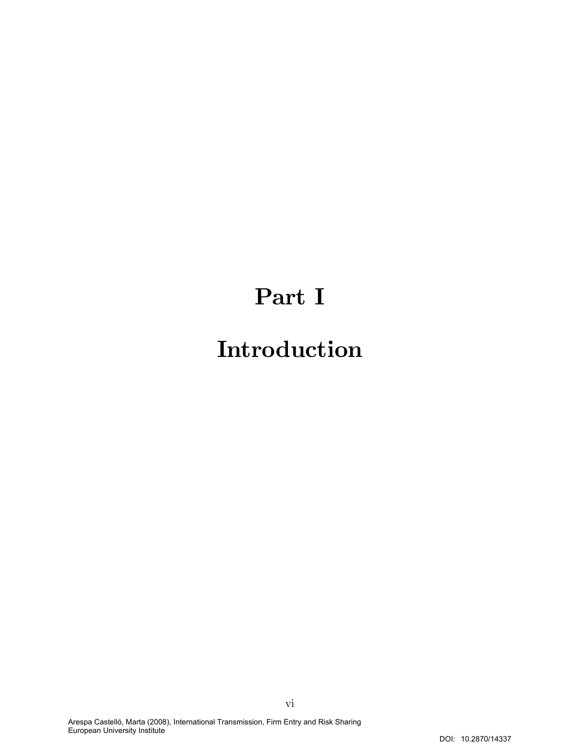# Part I

# Introduction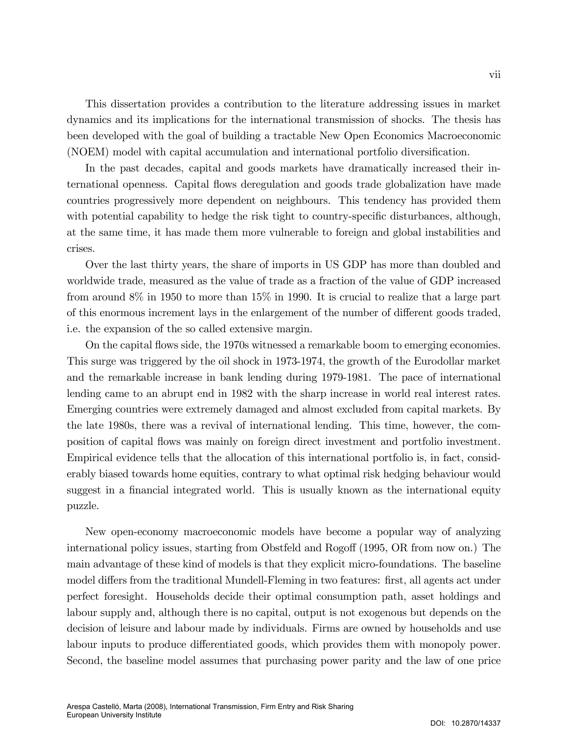This dissertation provides a contribution to the literature addressing issues in market dynamics and its implications for the international transmission of shocks. The thesis has been developed with the goal of building a tractable New Open Economics Macroeconomic (NOEM) model with capital accumulation and international portfolio diversification.

In the past decades, capital and goods markets have dramatically increased their international openness. Capital flows deregulation and goods trade globalization have made countries progressively more dependent on neighbours. This tendency has provided them with potential capability to hedge the risk tight to country-specific disturbances, although, at the same time, it has made them more vulnerable to foreign and global instabilities and crises.

Over the last thirty years, the share of imports in US GDP has more than doubled and worldwide trade, measured as the value of trade as a fraction of the value of GDP increased from around 8% in 1950 to more than 15% in 1990. It is crucial to realize that a large part of this enormous increment lays in the enlargement of the number of different goods traded, i.e. the expansion of the so called extensive margin.

On the capital flows side, the 1970s witnessed a remarkable boom to emerging economies. This surge was triggered by the oil shock in 1973-1974, the growth of the Eurodollar market and the remarkable increase in bank lending during 1979-1981. The pace of international lending came to an abrupt end in 1982 with the sharp increase in world real interest rates. Emerging countries were extremely damaged and almost excluded from capital markets. By the late 1980s, there was a revival of international lending. This time, however, the composition of capital flows was mainly on foreign direct investment and portfolio investment. Empirical evidence tells that the allocation of this international portfolio is, in fact, considerably biased towards home equities, contrary to what optimal risk hedging behaviour would suggest in a financial integrated world. This is usually known as the international equity puzzle.

New open-economy macroeconomic models have become a popular way of analyzing international policy issues, starting from Obstfeld and Rogoff (1995, OR from now on.) The main advantage of these kind of models is that they explicit micro-foundations. The baseline model differs from the traditional Mundell-Fleming in two features: first, all agents act under perfect foresight. Households decide their optimal consumption path, asset holdings and labour supply and, although there is no capital, output is not exogenous but depends on the decision of leisure and labour made by individuals. Firms are owned by households and use labour inputs to produce differentiated goods, which provides them with monopoly power. Second, the baseline model assumes that purchasing power parity and the law of one price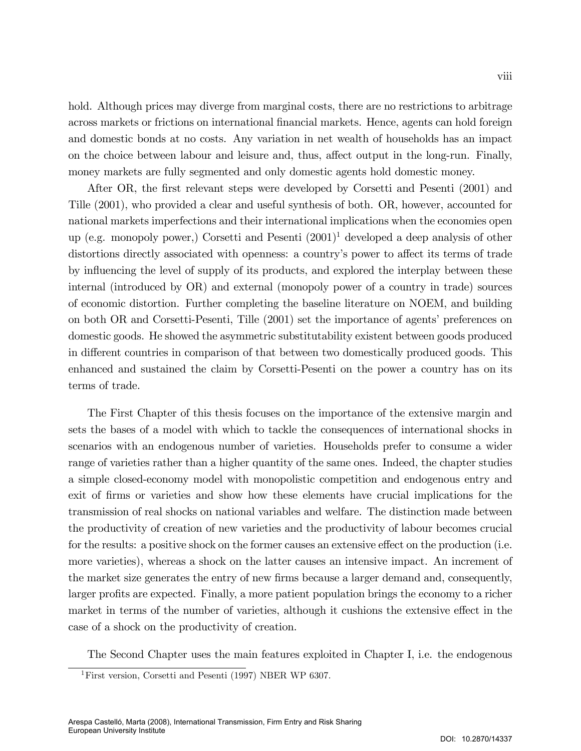hold. Although prices may diverge from marginal costs, there are no restrictions to arbitrage across markets or frictions on international financial markets. Hence, agents can hold foreign and domestic bonds at no costs. Any variation in net wealth of households has an impact on the choice between labour and leisure and, thus, affect output in the long-run. Finally, money markets are fully segmented and only domestic agents hold domestic money.

After OR, the first relevant steps were developed by Corsetti and Pesenti (2001) and Tille (2001), who provided a clear and useful synthesis of both. OR, however, accounted for national markets imperfections and their international implications when the economies open up (e.g. monopoly power,) Corsetti and Pesenti (2001)[1] developed a deep analysis of other distortions directly associated with openness: a country's power to affect its terms of trade by influencing the level of supply of its products, and explored the interplay between these internal (introduced by OR) and external (monopoly power of a country in trade) sources of economic distortion. Further completing the baseline literature on NOEM, and building on both OR and Corsetti-Pesenti, Tille (2001) set the importance of agents' preferences on domestic goods. He showed the asymmetric substitutability existent between goods produced in different countries in comparison of that between two domestically produced goods. This enhanced and sustained the claim by Corsetti-Pesenti on the power a country has on its terms of trade.

The First Chapter of this thesis focuses on the importance of the extensive margin and sets the bases of a model with which to tackle the consequences of international shocks in scenarios with an endogenous number of varieties. Households prefer to consume a wider range of varieties rather than a higher quantity of the same ones. Indeed, the chapter studies a simple closed-economy model with monopolistic competition and endogenous entry and exit of firms or varieties and show how these elements have crucial implications for the transmission of real shocks on national variables and welfare. The distinction made between the productivity of creation of new varieties and the productivity of labour becomes crucial for the results: a positive shock on the former causes an extensive effect on the production (i.e. more varieties), whereas a shock on the latter causes an intensive impact. An increment of the market size generates the entry of new firms because a larger demand and, consequently, larger profits are expected. Finally, a more patient population brings the economy to a richer market in terms of the number of varieties, although it cushions the extensive effect in the case of a shock on the productivity of creation.

The Second Chapter uses the main features exploited in Chapter I, i.e. the endogenous

[1] First version, Corsetti and Pesenti (1997) NBER WP 6307.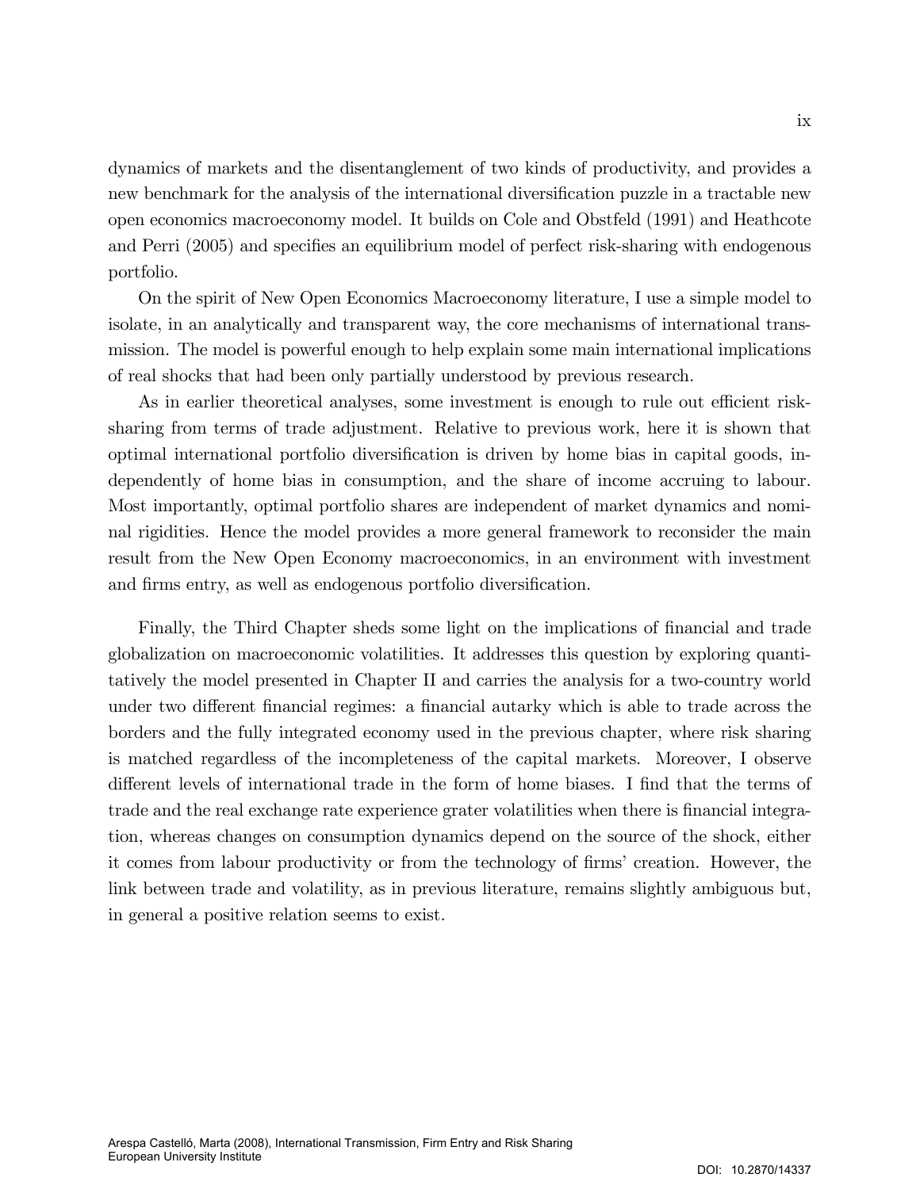dynamics of markets and the disentanglement of two kinds of productivity, and provides a new benchmark for the analysis of the international diversification puzzle in a tractable new open economics macroeconomy model. It builds on Cole and Obstfeld (1991) and Heathcote and Perri (2005) and specifies an equilibrium model of perfect risk-sharing with endogenous portfolio.

On the spirit of New Open Economics Macroeconomy literature, I use a simple model to isolate, in an analytically and transparent way, the core mechanisms of international transmission. The model is powerful enough to help explain some main international implications of real shocks that had been only partially understood by previous research.

As in earlier theoretical analyses, some investment is enough to rule out efficient risk-sharing from terms of trade adjustment. Relative to previous work, here it is shown that optimal international portfolio diversification is driven by home bias in capital goods, independently of home bias in consumption, and the share of income accruing to labour. Most importantly, optimal portfolio shares are independent of market dynamics and nominal rigidities. Hence the model provides a more general framework to reconsider the main result from the New Open Economy macroeconomics, in an environment with investment and firms entry, as well as endogenous portfolio diversification.

Finally, the Third Chapter sheds some light on the implications of financial and trade globalization on macroeconomic volatilities. It addresses this question by exploring quantitatively the model presented in Chapter II and carries the analysis for a two-country world under two different financial regimes: a financial autarky which is able to trade across the borders and the fully integrated economy used in the previous chapter, where risk sharing is matched regardless of the incompleteness of the capital markets. Moreover, I observe different levels of international trade in the form of home biases. I find that the terms of trade and the real exchange rate experience grater volatilities when there is financial integration, whereas changes on consumption dynamics depend on the source of the shock, either it comes from labour productivity or from the technology of firms' creation. However, the link between trade and volatility, as in previous literature, remains slightly ambiguous but, in general a positive relation seems to exist.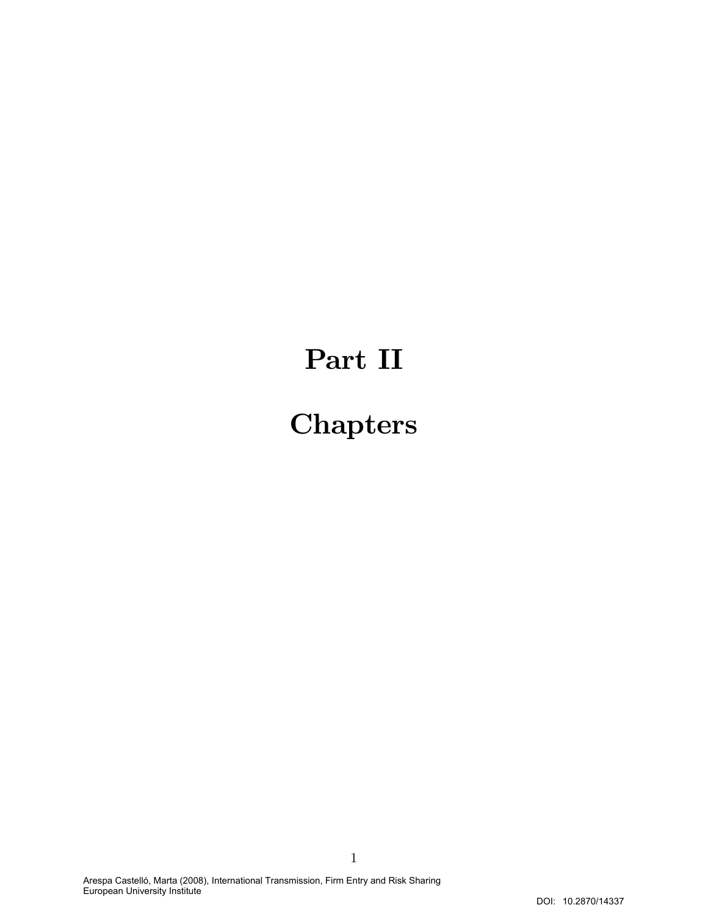# Part II

# Chapters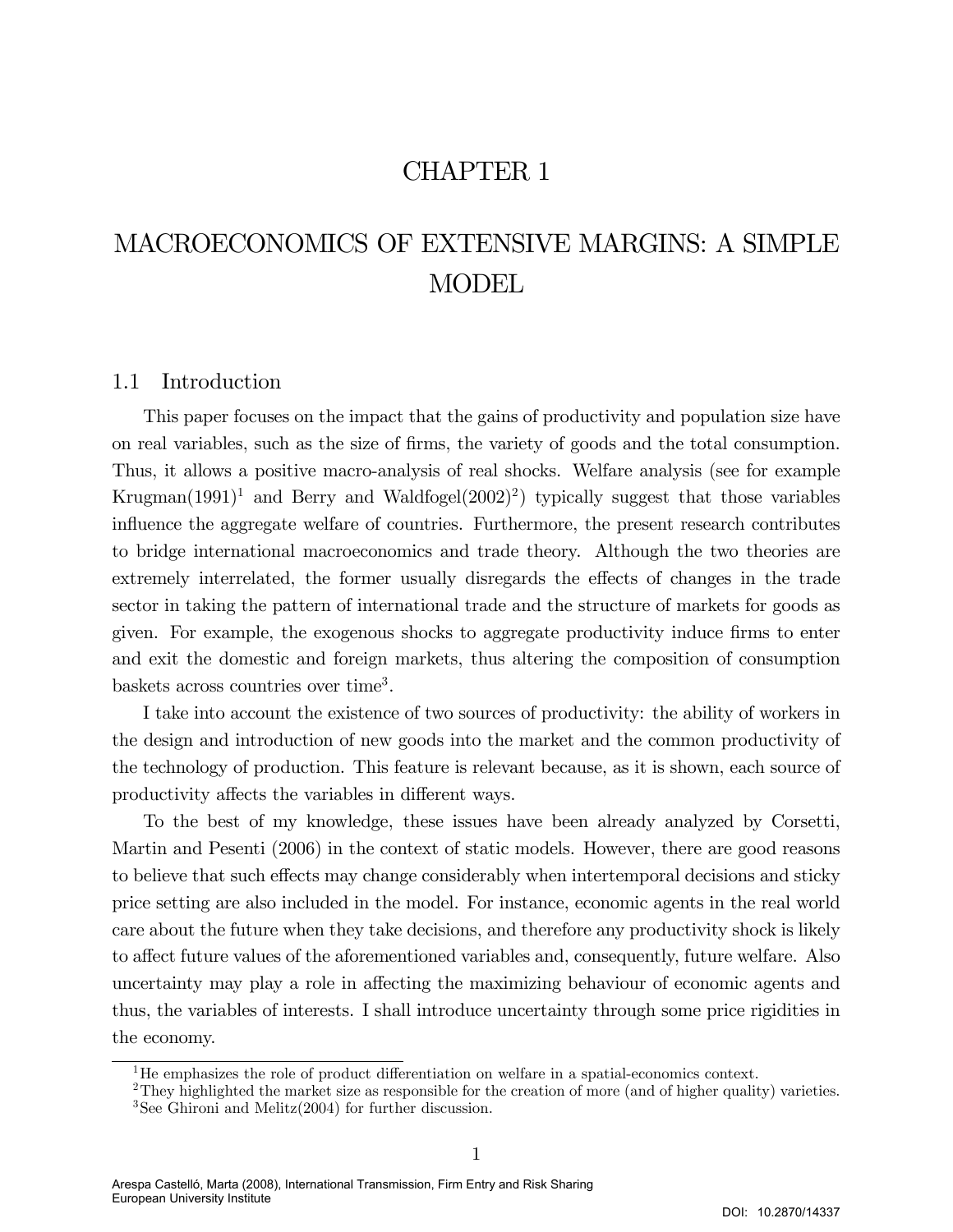# CHAPTER 1

# MACROECONOMICS OF EXTENSIVE MARGINS: A SIMPLE MODEL

## 1.1 Introduction

This paper focuses on the impact that the gains of productivity and population size have on real variables, such as the size of firms, the variety of goods and the total consumption. Thus, it allows a positive macro-analysis of real shocks. Welfare analysis (see for example Krugman(1991)[1] and Berry and Waldfogel(2002)[2]) typically suggest that those variables influence the aggregate welfare of countries. Furthermore, the present research contributes to bridge international macroeconomics and trade theory. Although the two theories are extremely interrelated, the former usually disregards the effects of changes in the trade sector in taking the pattern of international trade and the structure of markets for goods as given. For example, the exogenous shocks to aggregate productivity induce firms to enter and exit the domestic and foreign markets, thus altering the composition of consumption baskets across countries over time[3].

I take into account the existence of two sources of productivity: the ability of workers in the design and introduction of new goods into the market and the common productivity of the technology of production. This feature is relevant because, as it is shown, each source of productivity affects the variables in different ways.

To the best of my knowledge, these issues have been already analyzed by Corsetti, Martin and Pesenti (2006) in the context of static models. However, there are good reasons to believe that such effects may change considerably when intertemporal decisions and sticky price setting are also included in the model. For instance, economic agents in the real world care about the future when they take decisions, and therefore any productivity shock is likely to affect future values of the aforementioned variables and, consequently, future welfare. Also uncertainty may play a role in affecting the maximizing behaviour of economic agents and thus, the variables of interests. I shall introduce uncertainty through some price rigidities in the economy.

[1] He emphasizes the role of product differentiation on welfare in a spatial-economics context.

[2] They highlighted the market size as responsible for the creation of more (and of higher quality) varieties.

[3] See Ghironi and Melitz(2004) for further discussion.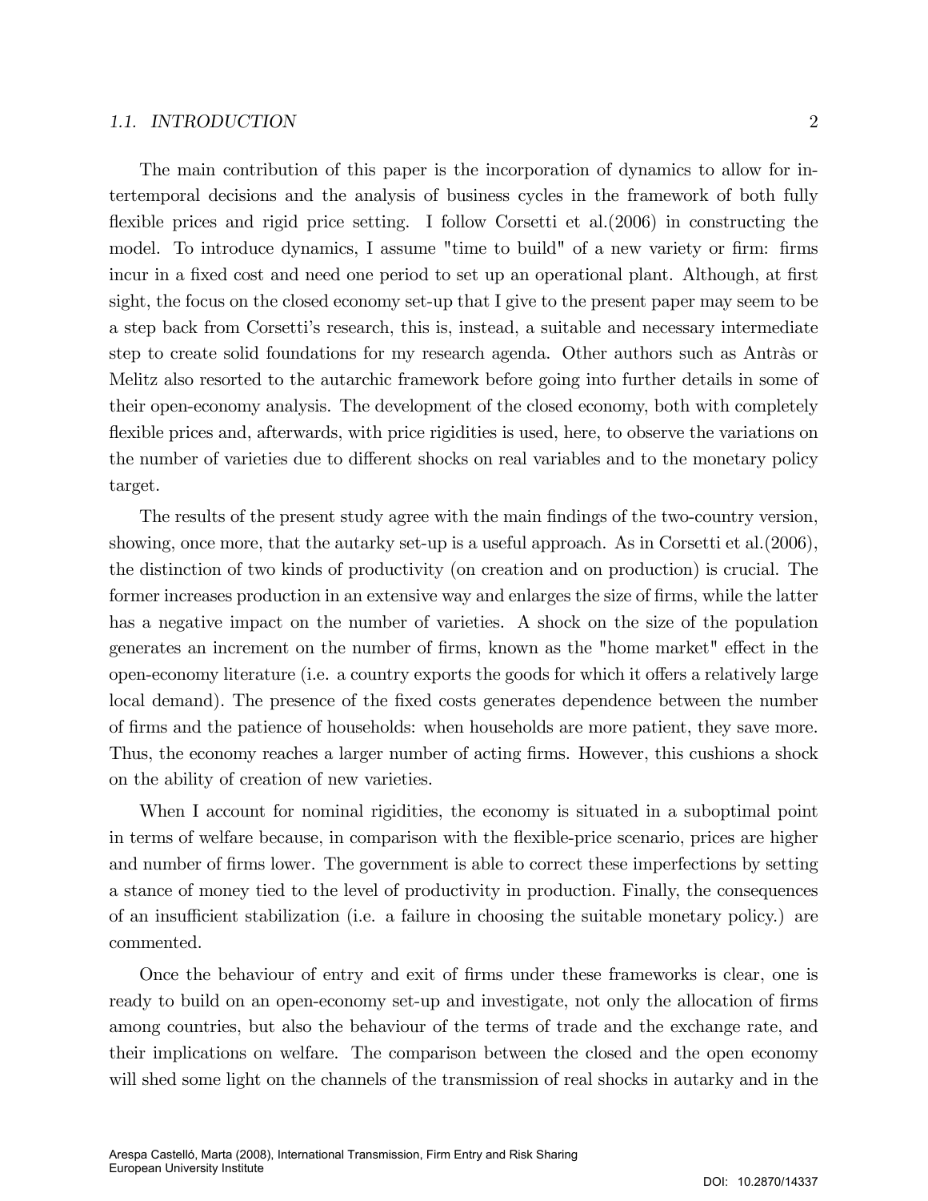The main contribution of this paper is the incorporation of dynamics to allow for intertemporal decisions and the analysis of business cycles in the framework of both fully flexible prices and rigid price setting. I follow Corsetti et al.(2006) in constructing the model. To introduce dynamics, I assume "time to build" of a new variety or firm: firms incur in a fixed cost and need one period to set up an operational plant. Although, at first sight, the focus on the closed economy set-up that I give to the present paper may seem to be a step back from Corsetti's research, this is, instead, a suitable and necessary intermediate step to create solid foundations for my research agenda. Other authors such as Antràs or Melitz also resorted to the autarchic framework before going into further details in some of their open-economy analysis. The development of the closed economy, both with completely flexible prices and, afterwards, with price rigidities is used, here, to observe the variations on the number of varieties due to different shocks on real variables and to the monetary policy target.

The results of the present study agree with the main findings of the two-country version, showing, once more, that the autarky set-up is a useful approach. As in Corsetti et al.(2006), the distinction of two kinds of productivity (on creation and on production) is crucial. The former increases production in an extensive way and enlarges the size of firms, while the latter has a negative impact on the number of varieties. A shock on the size of the population generates an increment on the number of firms, known as the "home market" effect in the open-economy literature (i.e. a country exports the goods for which it offers a relatively large local demand). The presence of the fixed costs generates dependence between the number of firms and the patience of households: when households are more patient, they save more. Thus, the economy reaches a larger number of acting firms. However, this cushions a shock on the ability of creation of new varieties.

When I account for nominal rigidities, the economy is situated in a suboptimal point in terms of welfare because, in comparison with the flexible-price scenario, prices are higher and number of firms lower. The government is able to correct these imperfections by setting a stance of money tied to the level of productivity in production. Finally, the consequences of an insufficient stabilization (i.e. a failure in choosing the suitable monetary policy.) are commented.

Once the behaviour of entry and exit of firms under these frameworks is clear, one is ready to build on an open-economy set-up and investigate, not only the allocation of firms among countries, but also the behaviour of the terms of trade and the exchange rate, and their implications on welfare. The comparison between the closed and the open economy will shed some light on the channels of the transmission of real shocks in autarky and in the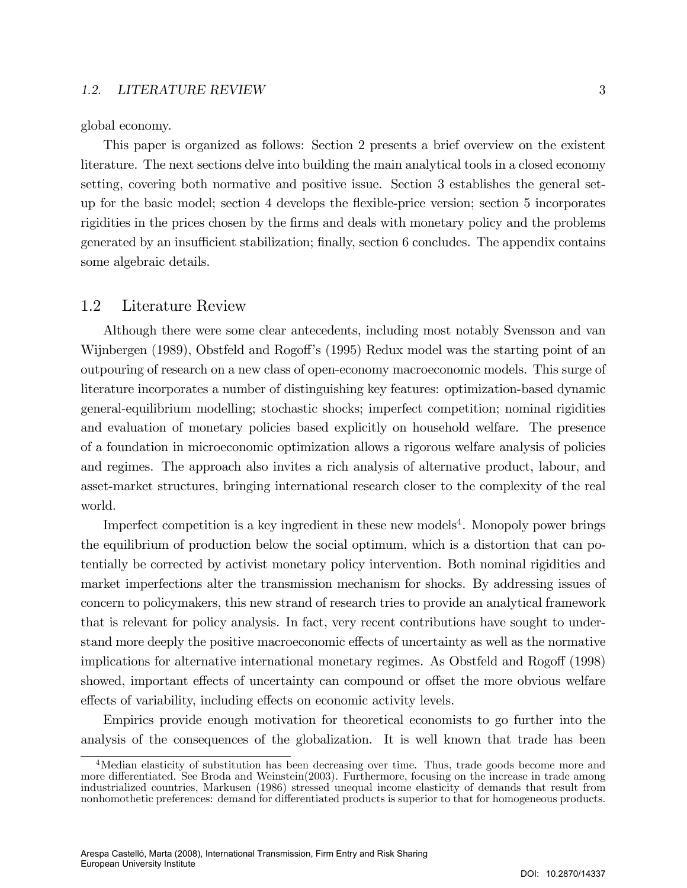global economy.

This paper is organized as follows: Section 2 presents a brief overview on the existent literature. The next sections delve into building the main analytical tools in a closed economy setting, covering both normative and positive issue. Section 3 establishes the general set-up for the basic model; section 4 develops the flexible-price version; section 5 incorporates rigidities in the prices chosen by the firms and deals with monetary policy and the problems generated by an insufficient stabilization; finally, section 6 concludes. The appendix contains some algebraic details.

## 1.2 Literature Review

Although there were some clear antecedents, including most notably Svensson and van Wijnbergen (1989), Obstfeld and Rogoff's (1995) Redux model was the starting point of an outpouring of research on a new class of open-economy macroeconomic models. This surge of literature incorporates a number of distinguishing key features: optimization-based dynamic general-equilibrium modelling; stochastic shocks; imperfect competition; nominal rigidities and evaluation of monetary policies based explicitly on household welfare. The presence of a foundation in microeconomic optimization allows a rigorous welfare analysis of policies and regimes. The approach also invites a rich analysis of alternative product, labour, and asset-market structures, bringing international research closer to the complexity of the real world.

Imperfect competition is a key ingredient in these new models[4]. Monopoly power brings the equilibrium of production below the social optimum, which is a distortion that can potentially be corrected by activist monetary policy intervention. Both nominal rigidities and market imperfections alter the transmission mechanism for shocks. By addressing issues of concern to policymakers, this new strand of research tries to provide an analytical framework that is relevant for policy analysis. In fact, very recent contributions have sought to understand more deeply the positive macroeconomic effects of uncertainty as well as the normative implications for alternative international monetary regimes. As Obstfeld and Rogoff (1998) showed, important effects of uncertainty can compound or offset the more obvious welfare effects of variability, including effects on economic activity levels.

Empirics provide enough motivation for theoretical economists to go further into the analysis of the consequences of the globalization. It is well known that trade has been

[4] Median elasticity of substitution has been decreasing over time. Thus, trade goods become more and more differentiated. See Broda and Weinstein(2003). Furthermore, focusing on the increase in trade among industrialized countries, Markusen (1986) stressed unequal income elasticity of demands that result from nonhomothetic preferences: demand for differentiated products is superior to that for homogeneous products.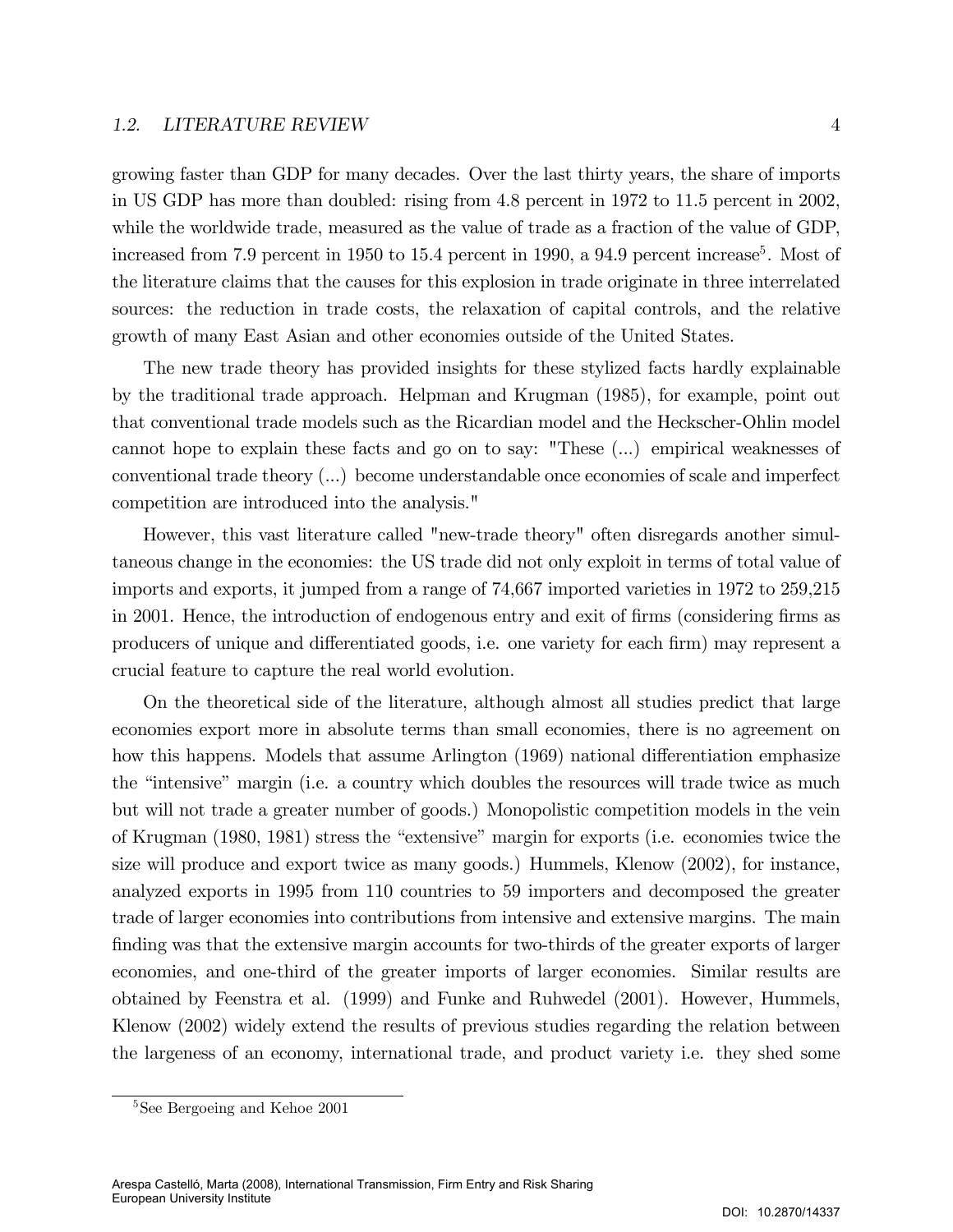growing faster than GDP for many decades. Over the last thirty years, the share of imports in US GDP has more than doubled: rising from 4.8 percent in 1972 to 11.5 percent in 2002, while the worldwide trade, measured as the value of trade as a fraction of the value of GDP, increased from 7.9 percent in 1950 to 15.4 percent in 1990, a 94.9 percent increase[5]. Most of the literature claims that the causes for this explosion in trade originate in three interrelated sources: the reduction in trade costs, the relaxation of capital controls, and the relative growth of many East Asian and other economies outside of the United States.

The new trade theory has provided insights for these stylized facts hardly explainable by the traditional trade approach. Helpman and Krugman (1985), for example, point out that conventional trade models such as the Ricardian model and the Heckscher-Ohlin model cannot hope to explain these facts and go on to say: "These (...) empirical weaknesses of conventional trade theory (...) become understandable once economies of scale and imperfect competition are introduced into the analysis."

However, this vast literature called "new-trade theory" often disregards another simultaneous change in the economies: the US trade did not only exploit in terms of total value of imports and exports, it jumped from a range of 74,667 imported varieties in 1972 to 259,215 in 2001. Hence, the introduction of endogenous entry and exit of firms (considering firms as producers of unique and differentiated goods, i.e. one variety for each firm) may represent a crucial feature to capture the real world evolution.

On the theoretical side of the literature, although almost all studies predict that large economies export more in absolute terms than small economies, there is no agreement on how this happens. Models that assume Arlington (1969) national differentiation emphasize the "intensive" margin (i.e. a country which doubles the resources will trade twice as much but will not trade a greater number of goods.) Monopolistic competition models in the vein of Krugman (1980, 1981) stress the "extensive" margin for exports (i.e. economies twice the size will produce and export twice as many goods.) Hummels, Klenow (2002), for instance, analyzed exports in 1995 from 110 countries to 59 importers and decomposed the greater trade of larger economies into contributions from intensive and extensive margins. The main finding was that the extensive margin accounts for two-thirds of the greater exports of larger economies, and one-third of the greater imports of larger economies. Similar results are obtained by Feenstra et al. (1999) and Funke and Ruhwedel (2001). However, Hummels, Klenow (2002) widely extend the results of previous studies regarding the relation between the largeness of an economy, international trade, and product variety i.e. they shed some

[5] See Bergoeing and Kehoe 2001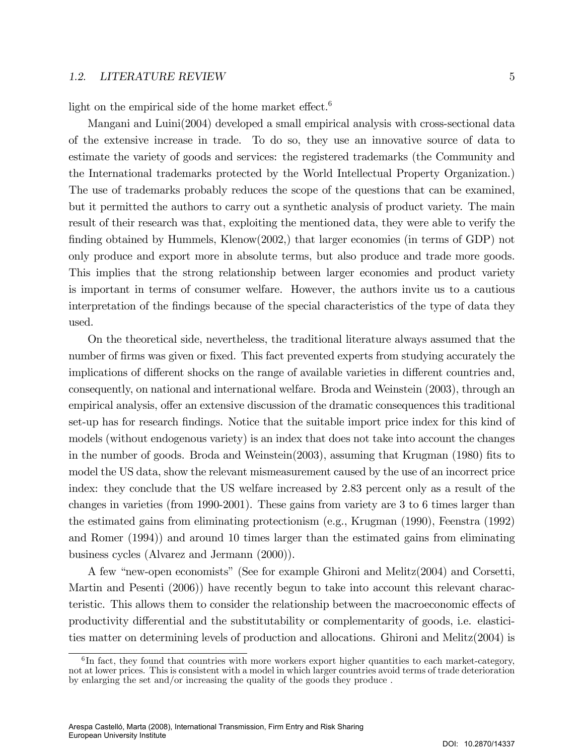light on the empirical side of the home market effect.[6]

Mangani and Luini(2004) developed a small empirical analysis with cross-sectional data of the extensive increase in trade. To do so, they use an innovative source of data to estimate the variety of goods and services: the registered trademarks (the Community and the International trademarks protected by the World Intellectual Property Organization.) The use of trademarks probably reduces the scope of the questions that can be examined, but it permitted the authors to carry out a synthetic analysis of product variety. The main result of their research was that, exploiting the mentioned data, they were able to verify the finding obtained by Hummels, Klenow(2002,) that larger economies (in terms of GDP) not only produce and export more in absolute terms, but also produce and trade more goods. This implies that the strong relationship between larger economies and product variety is important in terms of consumer welfare. However, the authors invite us to a cautious interpretation of the findings because of the special characteristics of the type of data they used.

On the theoretical side, nevertheless, the traditional literature always assumed that the number of firms was given or fixed. This fact prevented experts from studying accurately the implications of different shocks on the range of available varieties in different countries and, consequently, on national and international welfare. Broda and Weinstein (2003), through an empirical analysis, offer an extensive discussion of the dramatic consequences this traditional set-up has for research findings. Notice that the suitable import price index for this kind of models (without endogenous variety) is an index that does not take into account the changes in the number of goods. Broda and Weinstein(2003), assuming that Krugman (1980) fits to model the US data, show the relevant mismeasurement caused by the use of an incorrect price index: they conclude that the US welfare increased by 2.83 percent only as a result of the changes in varieties (from 1990-2001). These gains from variety are 3 to 6 times larger than the estimated gains from eliminating protectionism (e.g., Krugman (1990), Feenstra (1992) and Romer (1994)) and around 10 times larger than the estimated gains from eliminating business cycles (Alvarez and Jermann (2000)).

A few "new-open economists" (See for example Ghironi and Melitz(2004) and Corsetti, Martin and Pesenti (2006)) have recently begun to take into account this relevant characteristic. This allows them to consider the relationship between the macroeconomic effects of productivity differential and the substitutability or complementarity of goods, i.e. elasticities matter on determining levels of production and allocations. Ghironi and Melitz(2004) is

[6] In fact, they found that countries with more workers export higher quantities to each market-category, not at lower prices. This is consistent with a model in which larger countries avoid terms of trade deterioration by enlarging the set and/or increasing the quality of the goods they produce .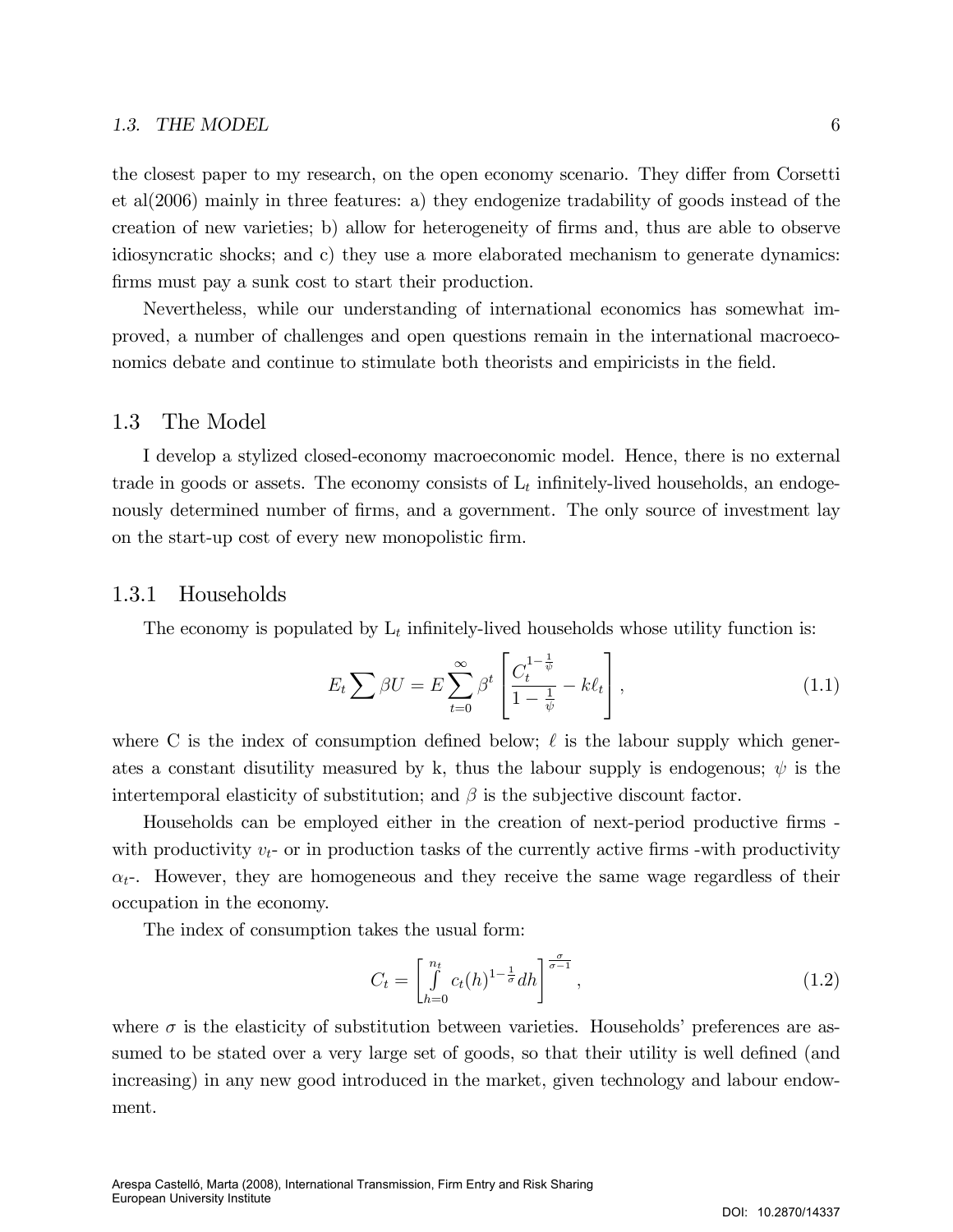the closest paper to my research, on the open economy scenario. They differ from Corsetti et al(2006) mainly in three features: a) they endogenize tradability of goods instead of the creation of new varieties; b) allow for heterogeneity of firms and, thus are able to observe idiosyncratic shocks; and c) they use a more elaborated mechanism to generate dynamics: firms must pay a sunk cost to start their production.

Nevertheless, while our understanding of international economics has somewhat improved, a number of challenges and open questions remain in the international macroeconomics debate and continue to stimulate both theorists and empiricists in the field.

## 1.3 The Model

I develop a stylized closed-economy macroeconomic model. Hence, there is no external trade in goods or assets. The economy consists of $L_t$ infinitely-lived households, an endogenously determined number of firms, and a government. The only source of investment lay on the start-up cost of every new monopolistic firm.

### 1.3.1 Households

The economy is populated by $L_t$ infinitely-lived households whose utility function is:

$$E_t \sum \beta U = E \sum_{t=0}^{\infty} \beta^t \left[ \frac{C_t^{1-\frac{1}{\psi}}}{1-\frac{1}{\psi}} - k\ell_t \right], \tag{1.1}$$

where C is the index of consumption defined below; $\ell$ is the labour supply which generates a constant disutility measured by k, thus the labour supply is endogenous; $\psi$ is the intertemporal elasticity of substitution; and $\beta$ is the subjective discount factor.

Households can be employed either in the creation of next-period productive firms - with productivity $\upsilon_t$- or in production tasks of the currently active firms -with productivity $\alpha_t$-. However, they are homogeneous and they receive the same wage regardless of their occupation in the economy.

The index of consumption takes the usual form:

$$C_t = \left[ \int_{h=0}^{n_t} c_t(h)^{1-\frac{1}{\sigma}} dh \right]^{\frac{\sigma}{\sigma-1}}, \tag{1.2}$$

where $\sigma$ is the elasticity of substitution between varieties. Households' preferences are assumed to be stated over a very large set of goods, so that their utility is well defined (and increasing) in any new good introduced in the market, given technology and labour endowment.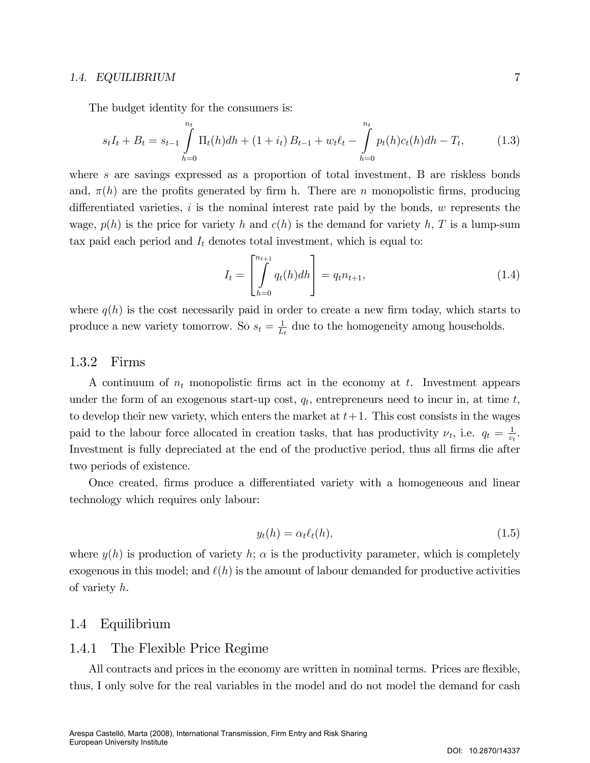The budget identity for the consumers is:

$$s_t I_t + B_t = s_{t-1} \int_{h=0}^{n_t} \Pi_t(h) dh + (1 + i_t) B_{t-1} + w_t \ell_t - \int_{h=0}^{n_t} p_t(h) c_t(h) dh - T_t, \tag{1.3}$$

where $s$ are savings expressed as a proportion of total investment, B are riskless bonds and, $\pi(h)$ are the profits generated by firm h. There are $n$ monopolistic firms, producing differentiated varieties, $i$ is the nominal interest rate paid by the bonds, $w$ represents the wage, $p(h)$ is the price for variety $h$ and $c(h)$ is the demand for variety $h$, $T$ is a lump-sum tax paid each period and $I_t$ denotes total investment, which is equal to:

$$I_t = \left[ \int_{h=0}^{n_{t+1}} q_t(h) dh \right] = q_t n_{t+1}, \tag{1.4}$$

where $q(h)$ is the cost necessarily paid in order to create a new firm today, which starts to produce a new variety tomorrow. So $s_t = \frac{1}{L_t}$ due to the homogeneity among households.

### 1.3.2 Firms

A continuum of $n_t$ monopolistic firms act in the economy at $t$. Investment appears under the form of an exogenous start-up cost, $q_t$, entrepreneurs need to incur in, at time $t$, to develop their new variety, which enters the market at $t+1$. This cost consists in the wages paid to the labour force allocated in creation tasks, that has productivity $\nu_t$, i.e. $q_t = \frac{1}{v_t}$. Investment is fully depreciated at the end of the productive period, thus all firms die after two periods of existence.

Once created, firms produce a differentiated variety with a homogeneous and linear technology which requires only labour:

$$y_t(h) = \alpha_t \ell_t(h), \tag{1.5}$$

where $y(h)$ is production of variety $h$; $\alpha$ is the productivity parameter, which is completely exogenous in this model; and $\ell(h)$ is the amount of labour demanded for productive activities of variety $h$.

## 1.4 Equilibrium

### 1.4.1 The Flexible Price Regime

All contracts and prices in the economy are written in nominal terms. Prices are flexible, thus, I only solve for the real variables in the model and do not model the demand for cash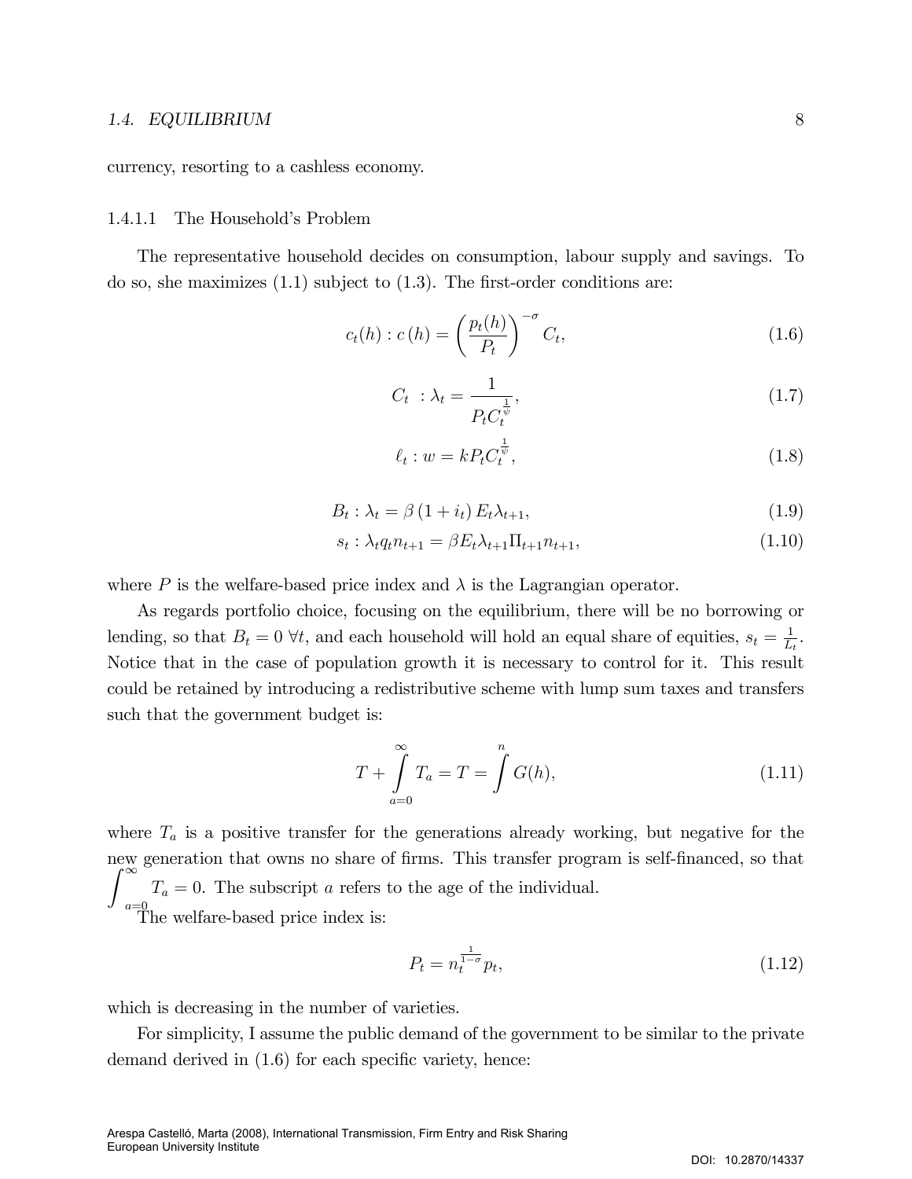currency, resorting to a cashless economy.

#### 1.4.1.1 The Household's Problem

The representative household decides on consumption, labour supply and savings. To do so, she maximizes (1.1) subject to (1.3). The first-order conditions are:

$$c_t(h) : c\left(h\right) = \left(\frac{p_t(h)}{P_t}\right)^{-\sigma} C_t, \tag{1.6}$$

$$C_t \ : \lambda_t = \frac{1}{P_t C_t^{\frac{1}{\psi}}}, \tag{1.7}$$

$$\ell_t : w = k P_t C_t^{\frac{1}{\psi}}, \tag{1.8}$$

$$B_t : \lambda_t = \beta\left(1 + i_t\right) E_t \lambda_{t+1}, \tag{1.9}$$

$$s_t : \lambda_t q_t n_{t+1} = \beta E_t \lambda_{t+1} \Pi_{t+1} n_{t+1}, \tag{1.10}$$

where $P$ is the welfare-based price index and $\lambda$ is the Lagrangian operator.

As regards portfolio choice, focusing on the equilibrium, there will be no borrowing or lending, so that $B_t = 0 \ \forall t$, and each household will hold an equal share of equities, $s_t = \frac{1}{L_t}$. Notice that in the case of population growth it is necessary to control for it. This result could be retained by introducing a redistributive scheme with lump sum taxes and transfers such that the government budget is:

$$T + \int\limits_{a=0}^{\infty} T_a = T = \int^{n} G(h), \tag{1.11}$$

where $T_a$ is a positive transfer for the generations already working, but negative for the new generation that owns no share of firms. This transfer program is self-financed, so that $\int_{a=0}^{\infty} T_a = 0$. The subscript $a$ refers to the age of the individual.

The welfare-based price index is:

$$P_t = n_t^{\frac{1}{1-\sigma}} p_t, \tag{1.12}$$

which is decreasing in the number of varieties.

For simplicity, I assume the public demand of the government to be similar to the private demand derived in (1.6) for each specific variety, hence: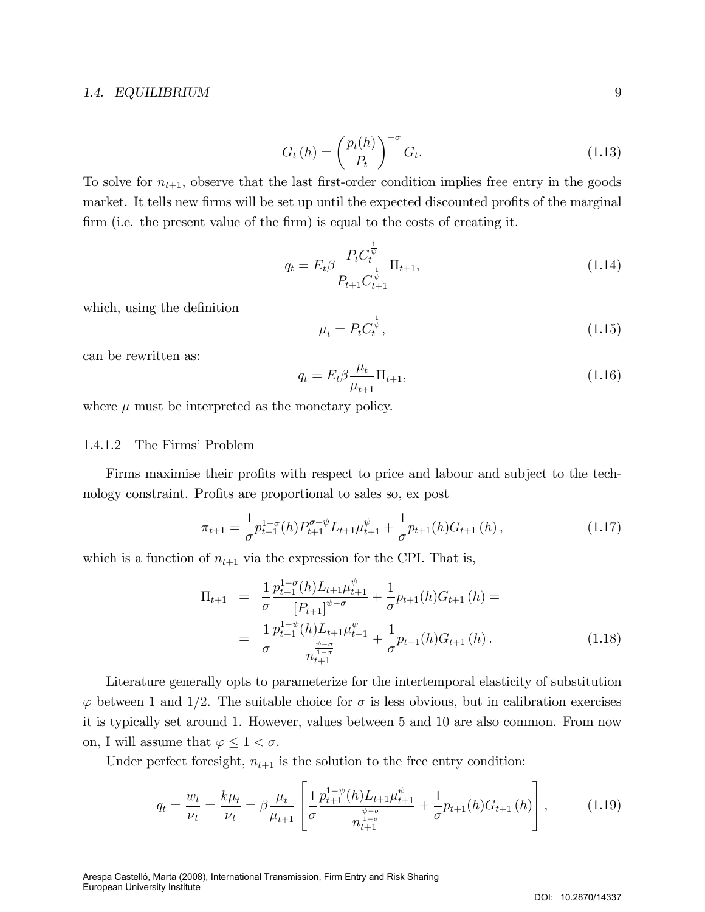$$G_t(h) = \left(\frac{p_t(h)}{P_t}\right)^{-\sigma} G_t. \tag{1.13}$$

To solve for $n_{t+1}$, observe that the last first-order condition implies free entry in the goods market. It tells new firms will be set up until the expected discounted profits of the marginal firm (i.e. the present value of the firm) is equal to the costs of creating it.

$$q_t = E_t \beta \frac{P_t C_t^{\frac{1}{\psi}}}{P_{t+1} C_{t+1}^{\frac{1}{\psi}}} \Pi_{t+1}, \tag{1.14}$$

which, using the definition

$$\mu_t = P_t C_t^{\frac{1}{\psi}}, \tag{1.15}$$

can be rewritten as:

$$q_t = E_t \beta \frac{\mu_t}{\mu_{t+1}} \Pi_{t+1}, \tag{1.16}$$

where $\mu$ must be interpreted as the monetary policy.

#### 1.4.1.2 The Firms' Problem

Firms maximise their profits with respect to price and labour and subject to the technology constraint. Profits are proportional to sales so, ex post

$$\pi_{t+1} = \frac{1}{\sigma} p_{t+1}^{1-\sigma}(h) P_{t+1}^{\sigma-\psi} L_{t+1} \mu_{t+1}^{\psi} + \frac{1}{\sigma} p_{t+1}(h) G_{t+1}(h), \tag{1.17}$$

which is a function of $n_{t+1}$ via the expression for the CPI. That is,

$$\begin{aligned}
\Pi_{t+1} &= \frac{1}{\sigma} \frac{p_{t+1}^{1-\sigma}(h) L_{t+1} \mu_{t+1}^{\psi}}{\left[P_{t+1}\right]^{\psi-\sigma}} + \frac{1}{\sigma} p_{t+1}(h) G_{t+1}(h) = \\
&= \frac{1}{\sigma} \frac{p_{t+1}^{1-\psi}(h) L_{t+1} \mu_{t+1}^{\psi}}{n_{t+1}^{\frac{\psi-\sigma}{1-\sigma}}} + \frac{1}{\sigma} p_{t+1}(h) G_{t+1}(h). 
\end{aligned} \tag{1.18}$$

Literature generally opts to parameterize for the intertemporal elasticity of substitution $\varphi$ between 1 and 1/2. The suitable choice for $\sigma$ is less obvious, but in calibration exercises it is typically set around 1. However, values between 5 and 10 are also common. From now on, I will assume that $\varphi \leq 1 < \sigma$.

Under perfect foresight, $n_{t+1}$ is the solution to the free entry condition:

$$q_t = \frac{w_t}{\nu_t} = \frac{k \mu_t}{\nu_t} = \beta \frac{\mu_t}{\mu_{t+1}} \left[ \frac{1}{\sigma} \frac{p_{t+1}^{1-\psi}(h) L_{t+1} \mu_{t+1}^{\psi}}{n_{t+1}^{\frac{\psi-\sigma}{1-\sigma}}} + \frac{1}{\sigma} p_{t+1}(h) G_{t+1}(h) \right], \tag{1.19}$$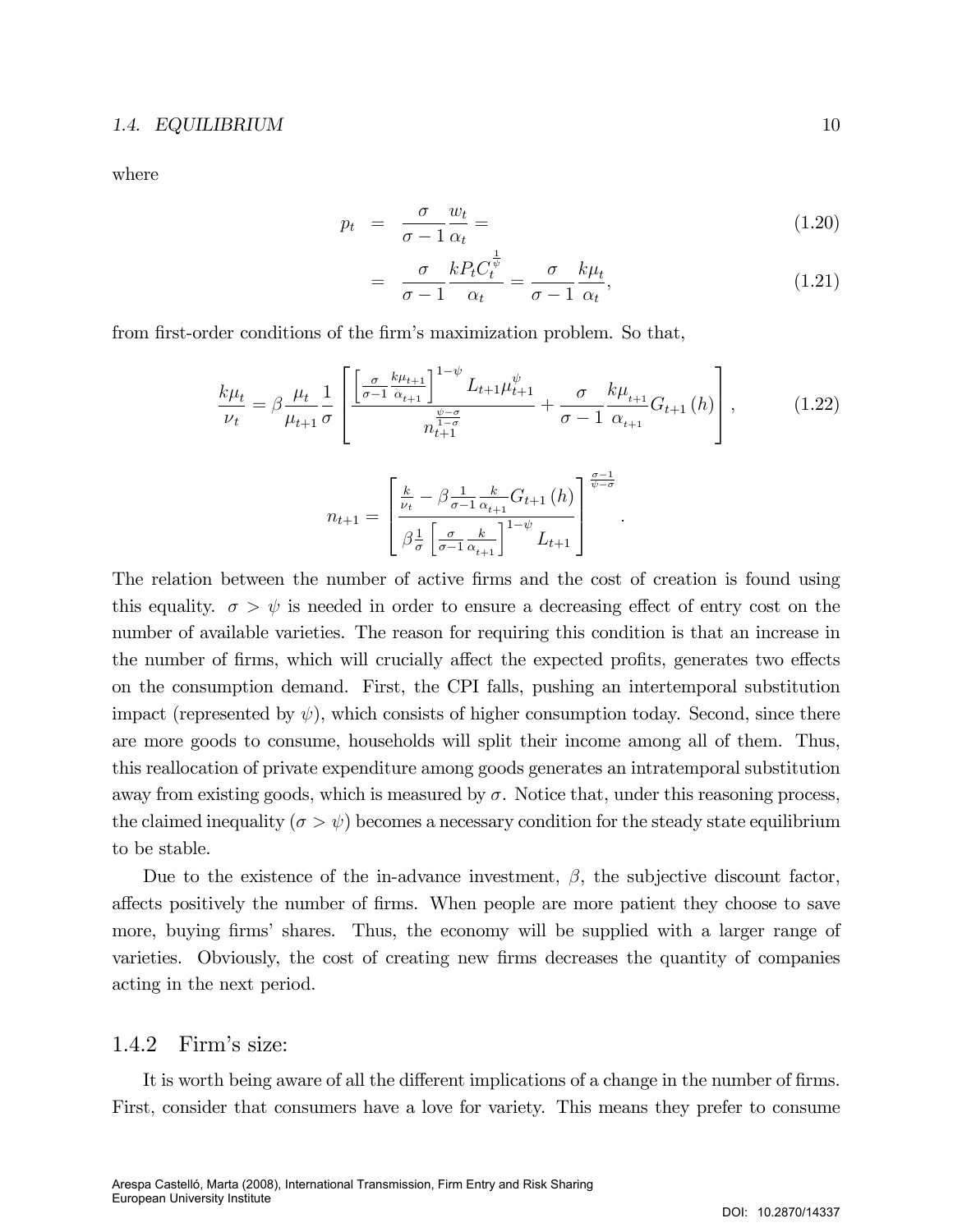where

$$
\begin{aligned}
p_t &= \frac{\sigma}{\sigma-1}\frac{w_t}{\alpha_t} = &(1.20)\\
&= \frac{\sigma}{\sigma-1}\frac{kP_tC_t^{\frac{1}{\psi}}}{\alpha_t} = \frac{\sigma}{\sigma-1}\frac{k\mu_t}{\alpha_t}, &(1.21)
\end{aligned}
$$

from first-order conditions of the firm's maximization problem. So that,

$$
\frac{k\mu_t}{\nu_t} = \beta\frac{\mu_t}{\mu_{t+1}}\frac{1}{\sigma}\left[\frac{\left[\frac{\sigma}{\sigma-1}\frac{k\mu_{t+1}}{\alpha_{t+1}}\right]^{1-\psi}L_{t+1}\mu_{t+1}^{\psi}}{n_{t+1}^{\frac{\psi-\sigma}{1-\sigma}}} + \frac{\sigma}{\sigma-1}\frac{k\mu_{t+1}}{\alpha_{t+1}}G_{t+1}(h)\right], \tag{1.22}
$$

$$
n_{t+1} = \left[\frac{\frac{k}{\nu_t} - \beta\frac{1}{\sigma-1}\frac{k}{\alpha_{t+1}}G_{t+1}(h)}{\beta\frac{1}{\sigma}\left[\frac{\sigma}{\sigma-1}\frac{k}{\alpha_{t+1}}\right]^{1-\psi}L_{t+1}}\right]^{\frac{\sigma-1}{\psi-\sigma}}.
$$

The relation between the number of active firms and the cost of creation is found using this equality. $\sigma > \psi$ is needed in order to ensure a decreasing effect of entry cost on the number of available varieties. The reason for requiring this condition is that an increase in the number of firms, which will crucially affect the expected profits, generates two effects on the consumption demand. First, the CPI falls, pushing an intertemporal substitution impact (represented by $\psi$), which consists of higher consumption today. Second, since there are more goods to consume, households will split their income among all of them. Thus, this reallocation of private expenditure among goods generates an intratemporal substitution away from existing goods, which is measured by $\sigma$. Notice that, under this reasoning process, the claimed inequality ($\sigma > \psi$) becomes a necessary condition for the steady state equilibrium to be stable.

Due to the existence of the in-advance investment, $\beta$, the subjective discount factor, affects positively the number of firms. When people are more patient they choose to save more, buying firms' shares. Thus, the economy will be supplied with a larger range of varieties. Obviously, the cost of creating new firms decreases the quantity of companies acting in the next period.

### 1.4.2 Firm's size:

It is worth being aware of all the different implications of a change in the number of firms. First, consider that consumers have a love for variety. This means they prefer to consume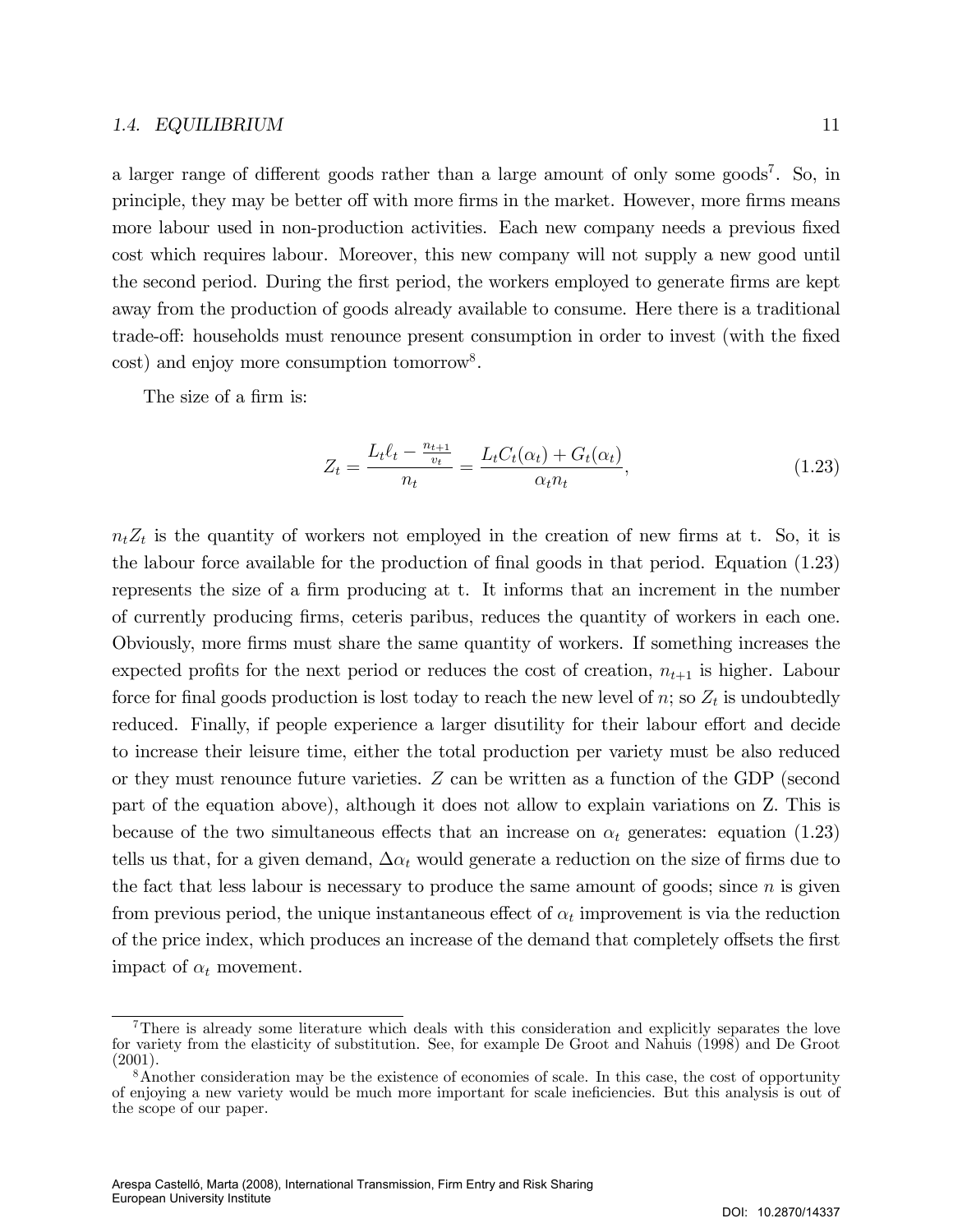a larger range of different goods rather than a large amount of only some goods[7]. So, in principle, they may be better off with more firms in the market. However, more firms means more labour used in non-production activities. Each new company needs a previous fixed cost which requires labour. Moreover, this new company will not supply a new good until the second period. During the first period, the workers employed to generate firms are kept away from the production of goods already available to consume. Here there is a traditional trade-off: households must renounce present consumption in order to invest (with the fixed cost) and enjoy more consumption tomorrow[8].

The size of a firm is:

$$Z_t = \frac{L_t \ell_t - \frac{n_{t+1}}{v_t}}{n_t} = \frac{L_t C_t(\alpha_t) + G_t(\alpha_t)}{\alpha_t n_t}, \tag{1.23}$$

$n_t Z_t$ is the quantity of workers not employed in the creation of new firms at t. So, it is the labour force available for the production of final goods in that period. Equation (1.23) represents the size of a firm producing at t. It informs that an increment in the number of currently producing firms, ceteris paribus, reduces the quantity of workers in each one. Obviously, more firms must share the same quantity of workers. If something increases the expected profits for the next period or reduces the cost of creation, $n_{t+1}$ is higher. Labour force for final goods production is lost today to reach the new level of $n$; so $Z_t$ is undoubtedly reduced. Finally, if people experience a larger disutility for their labour effort and decide to increase their leisure time, either the total production per variety must be also reduced or they must renounce future varieties. $Z$ can be written as a function of the GDP (second part of the equation above), although it does not allow to explain variations on Z. This is because of the two simultaneous effects that an increase on $\alpha_t$ generates: equation (1.23) tells us that, for a given demand, $\Delta\alpha_t$ would generate a reduction on the size of firms due to the fact that less labour is necessary to produce the same amount of goods; since $n$ is given from previous period, the unique instantaneous effect of $\alpha_t$ improvement is via the reduction of the price index, which produces an increase of the demand that completely offsets the first impact of $\alpha_t$ movement.

---

[7] There is already some literature which deals with this consideration and explicitly separates the love for variety from the elasticity of substitution. See, for example De Groot and Nahuis (1998) and De Groot (2001).

[8] Another consideration may be the existence of economies of scale. In this case, the cost of opportunity of enjoying a new variety would be much more important for scale ineficiencies. But this analysis is out of the scope of our paper.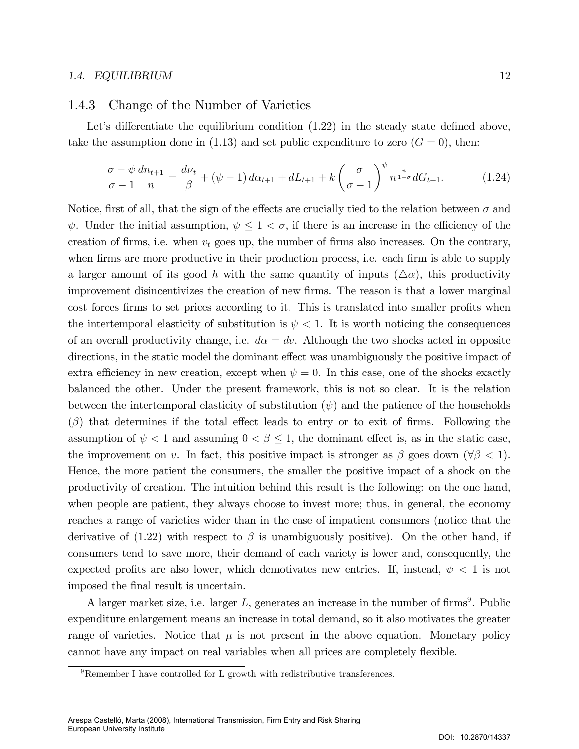### 1.4.3 Change of the Number of Varieties

Let's differentiate the equilibrium condition (1.22) in the steady state defined above, take the assumption done in (1.13) and set public expenditure to zero ($G = 0$), then:

$$\frac{\sigma-\psi}{\sigma-1}\frac{dn_{t+1}}{n} = \frac{d\nu_t}{\beta} + (\psi - 1)\, d\alpha_{t+1} + dL_{t+1} + k\left(\frac{\sigma}{\sigma-1}\right)^{\psi} n^{\frac{\psi}{1-\sigma}} dG_{t+1}. \tag{1.24}$$

Notice, first of all, that the sign of the effects are crucially tied to the relation between $\sigma$ and $\psi$. Under the initial assumption, $\psi \leq 1 < \sigma$, if there is an increase in the efficiency of the creation of firms, i.e. when $v_t$ goes up, the number of firms also increases. On the contrary, when firms are more productive in their production process, i.e. each firm is able to supply a larger amount of its good $h$ with the same quantity of inputs ($\triangle\alpha$), this productivity improvement disincentivizes the creation of new firms. The reason is that a lower marginal cost forces firms to set prices according to it. This is translated into smaller profits when the intertemporal elasticity of substitution is $\psi < 1$. It is worth noticing the consequences of an overall productivity change, i.e. $d\alpha = dv$. Although the two shocks acted in opposite directions, in the static model the dominant effect was unambiguously the positive impact of extra efficiency in new creation, except when $\psi = 0$. In this case, one of the shocks exactly balanced the other. Under the present framework, this is not so clear. It is the relation between the intertemporal elasticity of substitution ($\psi$) and the patience of the households ($\beta$) that determines if the total effect leads to entry or to exit of firms. Following the assumption of $\psi < 1$ and assuming $0 < \beta \leq 1$, the dominant effect is, as in the static case, the improvement on $v$. In fact, this positive impact is stronger as $\beta$ goes down ($\forall \beta < 1$). Hence, the more patient the consumers, the smaller the positive impact of a shock on the productivity of creation. The intuition behind this result is the following: on the one hand, when people are patient, they always choose to invest more; thus, in general, the economy reaches a range of varieties wider than in the case of impatient consumers (notice that the derivative of (1.22) with respect to $\beta$ is unambiguously positive). On the other hand, if consumers tend to save more, their demand of each variety is lower and, consequently, the expected profits are also lower, which demotivates new entries. If, instead, $\psi < 1$ is not imposed the final result is uncertain.

A larger market size, i.e. larger $L$, generates an increase in the number of firms[9]. Public expenditure enlargement means an increase in total demand, so it also motivates the greater range of varieties. Notice that $\mu$ is not present in the above equation. Monetary policy cannot have any impact on real variables when all prices are completely flexible.

[9]Remember I have controlled for L growth with redistributive transferences.

Arespa Castelló, Marta (2008), International Transmission, Firm Entry and Risk Sharing
European University Institute

DOI: 10.2870/14337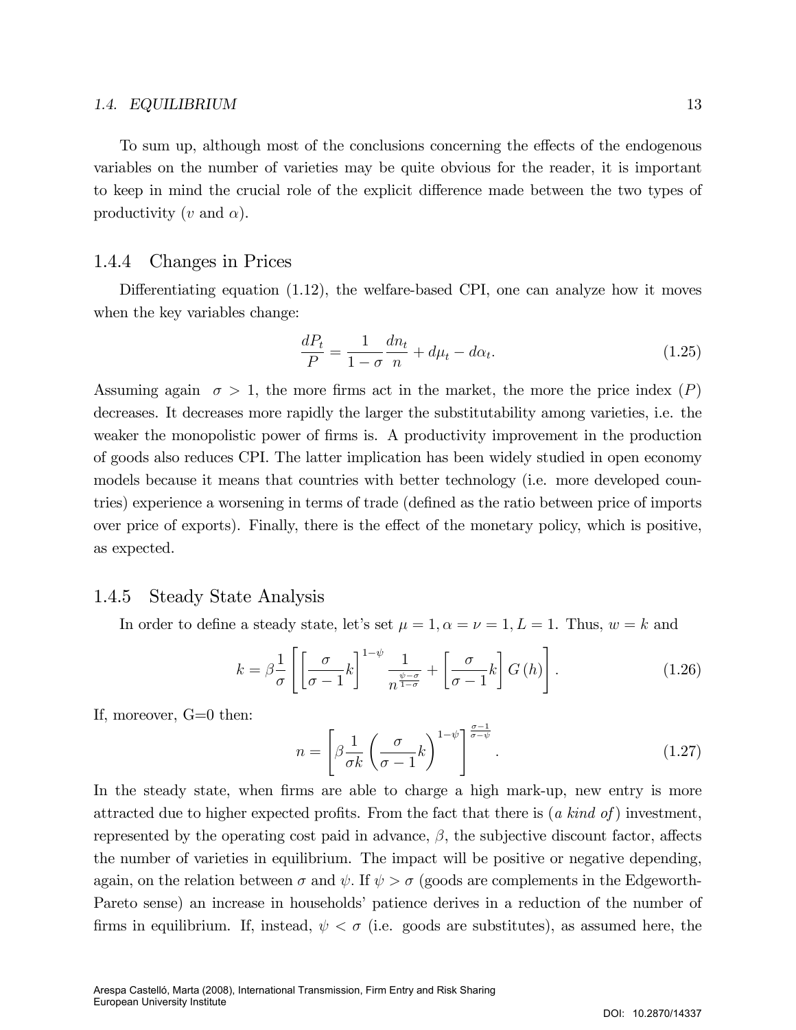To sum up, although most of the conclusions concerning the effects of the endogenous variables on the number of varieties may be quite obvious for the reader, it is important to keep in mind the crucial role of the explicit difference made between the two types of productivity ($v$ and $\alpha$).

### 1.4.4 Changes in Prices

Differentiating equation (1.12), the welfare-based CPI, one can analyze how it moves when the key variables change:

$$\frac{dP_t}{P} = \frac{1}{1-\sigma}\frac{dn_t}{n} + d\mu_t - d\alpha_t. \tag{1.25}$$

Assuming again $\sigma > 1$, the more firms act in the market, the more the price index ($P$) decreases. It decreases more rapidly the larger the substitutability among varieties, i.e. the weaker the monopolistic power of firms is. A productivity improvement in the production of goods also reduces CPI. The latter implication has been widely studied in open economy models because it means that countries with better technology (i.e. more developed countries) experience a worsening in terms of trade (defined as the ratio between price of imports over price of exports). Finally, there is the effect of the monetary policy, which is positive, as expected.

### 1.4.5 Steady State Analysis

In order to define a steady state, let's set $\mu = 1, \alpha = \nu = 1, L = 1$. Thus, $w = k$ and

$$k = \beta\frac{1}{\sigma}\left[\left[\frac{\sigma}{\sigma-1}k\right]^{1-\psi}\frac{1}{n^{\frac{\psi-\sigma}{1-\sigma}}} + \left[\frac{\sigma}{\sigma-1}k\right]G\left(h\right)\right]. \tag{1.26}$$

If, moreover, G=0 then:

$$n = \left[\beta\frac{1}{\sigma k}\left(\frac{\sigma}{\sigma-1}k\right)^{1-\psi}\right]^{\frac{\sigma-1}{\sigma-\psi}}. \tag{1.27}$$

In the steady state, when firms are able to charge a high mark-up, new entry is more attracted due to higher expected profits. From the fact that there is (*a kind of*) investment, represented by the operating cost paid in advance, $\beta$, the subjective discount factor, affects the number of varieties in equilibrium. The impact will be positive or negative depending, again, on the relation between $\sigma$ and $\psi$. If $\psi > \sigma$ (goods are complements in the Edgeworth-Pareto sense) an increase in households' patience derives in a reduction of the number of firms in equilibrium. If, instead, $\psi < \sigma$ (i.e. goods are substitutes), as assumed here, the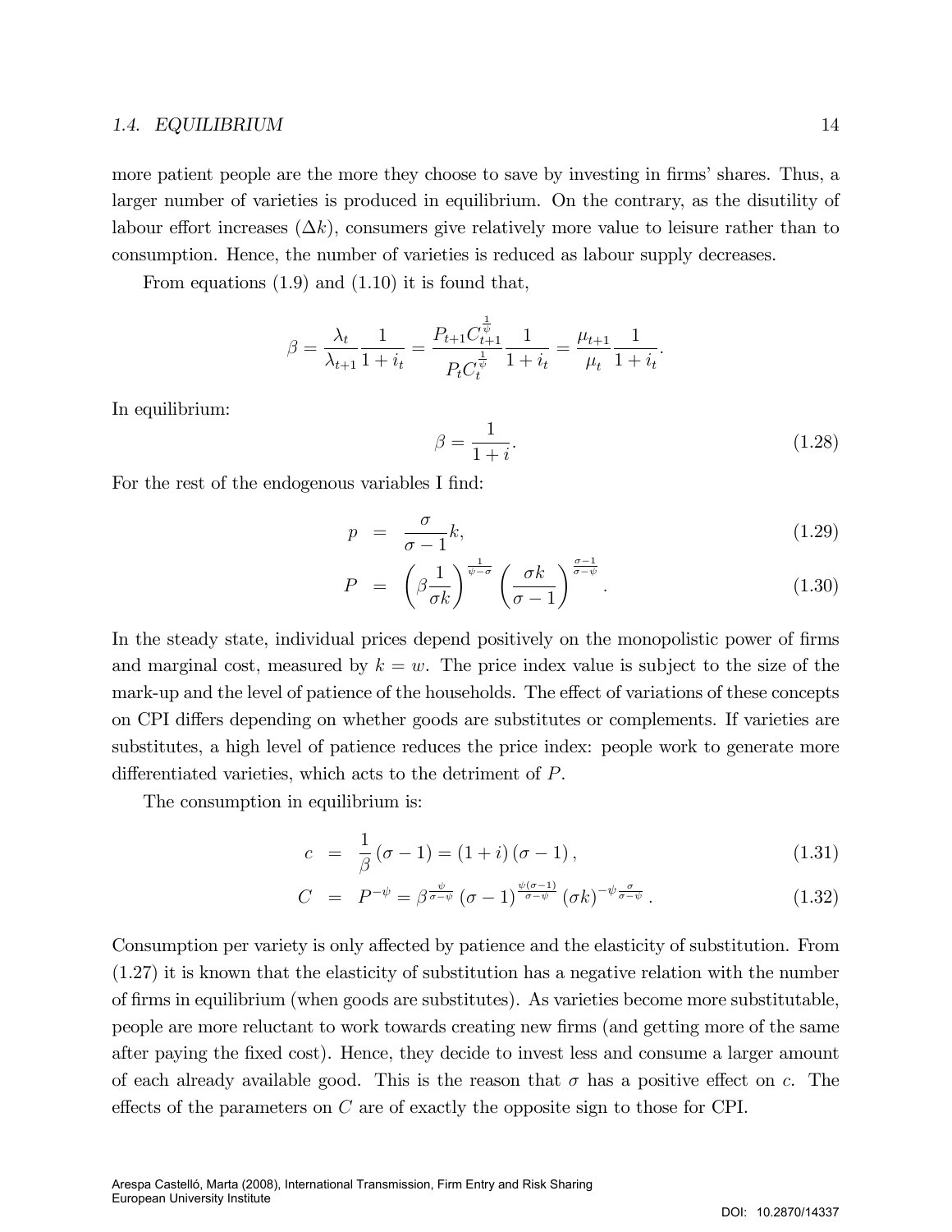more patient people are the more they choose to save by investing in firms' shares. Thus, a larger number of varieties is produced in equilibrium. On the contrary, as the disutility of labour effort increases ($\Delta k$), consumers give relatively more value to leisure rather than to consumption. Hence, the number of varieties is reduced as labour supply decreases.

From equations (1.9) and (1.10) it is found that,

$$\beta = \frac{\lambda_t}{\lambda_{t+1}} \frac{1}{1+i_t} = \frac{P_{t+1} C_{t+1}^{\frac{1}{\psi}}}{P_t C_t^{\frac{1}{\psi}}} \frac{1}{1+i_t} = \frac{\mu_{t+1}}{\mu_t} \frac{1}{1+i_t}.$$

In equilibrium:

$$\beta = \frac{1}{1+i}. \tag{1.28}$$

For the rest of the endogenous variables I find:

$$p = \frac{\sigma}{\sigma - 1} k, \tag{1.29}$$

$$P = \left( \beta \frac{1}{\sigma k} \right)^{\frac{1}{\psi - \sigma}} \left( \frac{\sigma k}{\sigma - 1} \right)^{\frac{\sigma - 1}{\sigma - \psi}}. \tag{1.30}$$

In the steady state, individual prices depend positively on the monopolistic power of firms and marginal cost, measured by $k = w$. The price index value is subject to the size of the mark-up and the level of patience of the households. The effect of variations of these concepts on CPI differs depending on whether goods are substitutes or complements. If varieties are substitutes, a high level of patience reduces the price index: people work to generate more differentiated varieties, which acts to the detriment of $P$.

The consumption in equilibrium is:

$$c = \frac{1}{\beta} (\sigma - 1) = (1+i)(\sigma - 1), \tag{1.31}$$

$$C = P^{-\psi} = \beta^{\frac{\psi}{\sigma - \psi}} (\sigma - 1)^{\frac{\psi(\sigma - 1)}{\sigma - \psi}} (\sigma k)^{-\psi \frac{\sigma}{\sigma - \psi}}. \tag{1.32}$$

Consumption per variety is only affected by patience and the elasticity of substitution. From (1.27) it is known that the elasticity of substitution has a negative relation with the number of firms in equilibrium (when goods are substitutes). As varieties become more substitutable, people are more reluctant to work towards creating new firms (and getting more of the same after paying the fixed cost). Hence, they decide to invest less and consume a larger amount of each already available good. This is the reason that $\sigma$ has a positive effect on $c$. The effects of the parameters on $C$ are of exactly the opposite sign to those for CPI.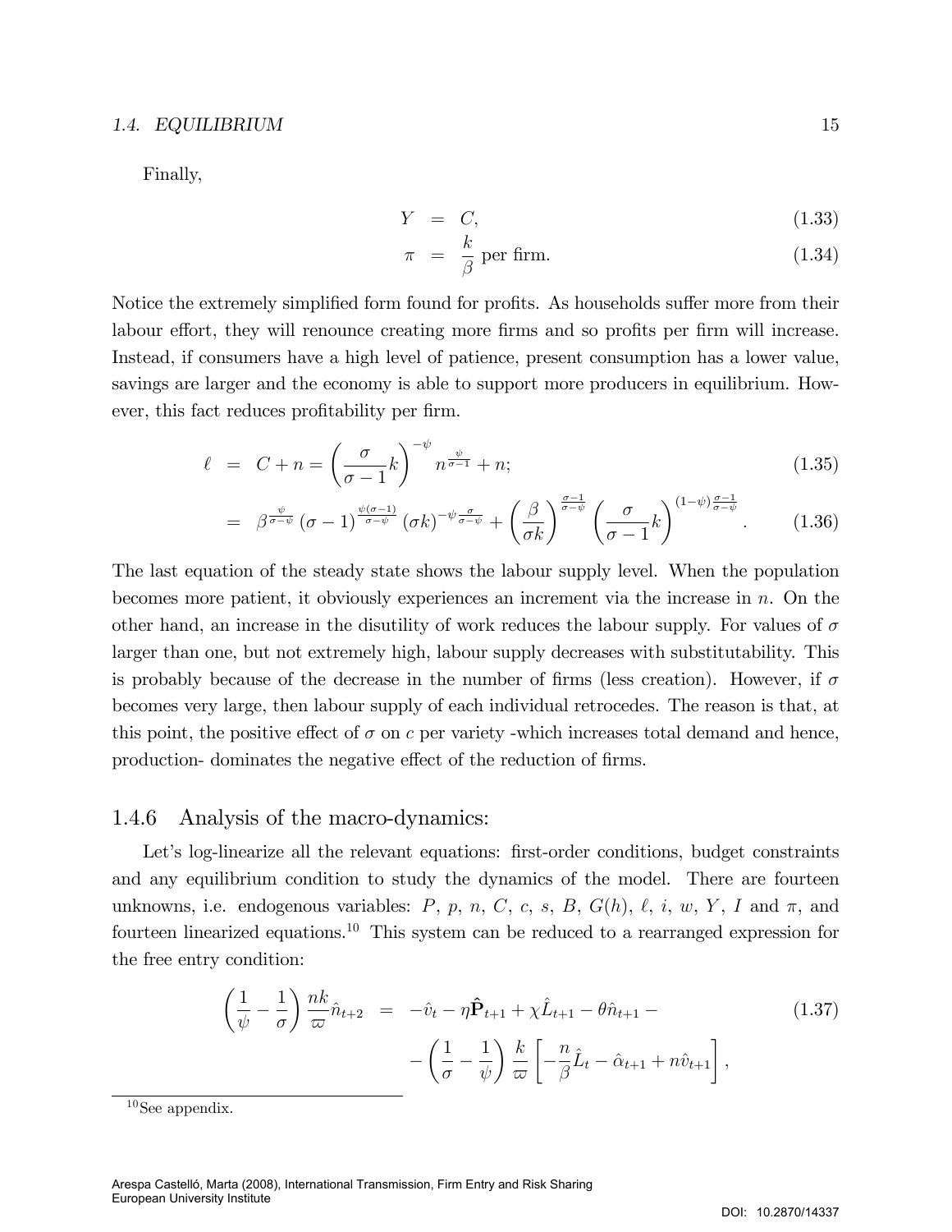Finally,

$$Y = C, \tag{1.33}$$

$$\pi = \frac{k}{\beta} \text{ per firm.} \tag{1.34}$$

Notice the extremely simplified form found for profits. As households suffer more from their labour effort, they will renounce creating more firms and so profits per firm will increase. Instead, if consumers have a high level of patience, present consumption has a lower value, savings are larger and the economy is able to support more producers in equilibrium. However, this fact reduces profitability per firm.

$$\ell = C + n = \left(\frac{\sigma}{\sigma-1}k\right)^{-\psi} n^{\frac{\psi}{\sigma-1}} + n; \tag{1.35}$$

$$= \beta^{\frac{\psi}{\sigma-\psi}} (\sigma-1)^{\frac{\psi(\sigma-1)}{\sigma-\psi}} (\sigma k)^{-\psi\frac{\sigma}{\sigma-\psi}} + \left(\frac{\beta}{\sigma k}\right)^{\frac{\sigma-1}{\sigma-\psi}} \left(\frac{\sigma}{\sigma-1}k\right)^{(1-\psi)\frac{\sigma-1}{\sigma-\psi}}. \tag{1.36}$$

The last equation of the steady state shows the labour supply level. When the population becomes more patient, it obviously experiences an increment via the increase in $n$. On the other hand, an increase in the disutility of work reduces the labour supply. For values of $\sigma$ larger than one, but not extremely high, labour supply decreases with substitutability. This is probably because of the decrease in the number of firms (less creation). However, if $\sigma$ becomes very large, then labour supply of each individual retrocedes. The reason is that, at this point, the positive effect of $\sigma$ on $c$ per variety -which increases total demand and hence, production- dominates the negative effect of the reduction of firms.

### 1.4.6 Analysis of the macro-dynamics:

Let's log-linearize all the relevant equations: first-order conditions, budget constraints and any equilibrium condition to study the dynamics of the model. There are fourteen unknowns, i.e. endogenous variables: $P$, $p$, $n$, $C$, $c$, $s$, $B$, $G(h)$, $\ell$, $i$, $w$, $Y$, $I$ and $\pi$, and fourteen linearized equations.[10] This system can be reduced to a rearranged expression for the free entry condition:

$$\left(\frac{1}{\psi} - \frac{1}{\sigma}\right)\frac{nk}{\varpi}\hat{n}_{t+2} = -\hat{v}_t - \eta\hat{\mathbf{P}}_{t+1} + \chi\hat{L}_{t+1} - \theta\hat{n}_{t+1} - \left(\frac{1}{\sigma} - \frac{1}{\psi}\right)\frac{k}{\varpi}\left[-\frac{n}{\beta}\hat{L}_t - \hat{\alpha}_{t+1} + n\hat{v}_{t+1}\right], \tag{1.37}$$

[10] See appendix.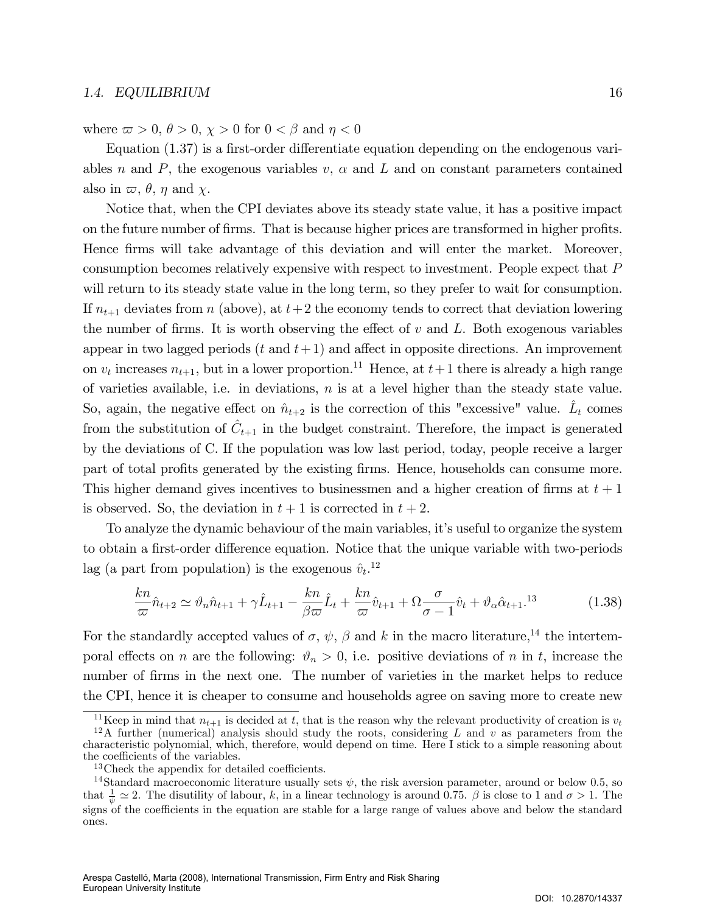where $\varpi > 0$, $\theta > 0$, $\chi > 0$ for $0 < \beta$ and $\eta < 0$

Equation (1.37) is a first-order differentiate equation depending on the endogenous variables $n$ and $P$, the exogenous variables $v$, $\alpha$ and $L$ and on constant parameters contained also in $\varpi$, $\theta$, $\eta$ and $\chi$.

Notice that, when the CPI deviates above its steady state value, it has a positive impact on the future number of firms. That is because higher prices are transformed in higher profits. Hence firms will take advantage of this deviation and will enter the market. Moreover, consumption becomes relatively expensive with respect to investment. People expect that $P$ will return to its steady state value in the long term, so they prefer to wait for consumption. If $n_{t+1}$ deviates from $n$ (above), at $t+2$ the economy tends to correct that deviation lowering the number of firms. It is worth observing the effect of $v$ and $L$. Both exogenous variables appear in two lagged periods ($t$ and $t+1$) and affect in opposite directions. An improvement on $v_t$ increases $n_{t+1}$, but in a lower proportion.[11] Hence, at $t+1$ there is already a high range of varieties available, i.e. in deviations, $n$ is at a level higher than the steady state value. So, again, the negative effect on $\hat{n}_{t+2}$ is the correction of this "excessive" value. $\hat{L}_t$ comes from the substitution of $\hat{C}_{t+1}$ in the budget constraint. Therefore, the impact is generated by the deviations of C. If the population was low last period, today, people receive a larger part of total profits generated by the existing firms. Hence, households can consume more. This higher demand gives incentives to businessmen and a higher creation of firms at $t+1$ is observed. So, the deviation in $t+1$ is corrected in $t+2$.

To analyze the dynamic behaviour of the main variables, it's useful to organize the system to obtain a first-order difference equation. Notice that the unique variable with two-periods lag (a part from population) is the exogenous $\hat{v}_t$.[12]

$$\frac{kn}{\varpi}\hat{n}_{t+2} \simeq \vartheta_n \hat{n}_{t+1} + \gamma \hat{L}_{t+1} - \frac{kn}{\beta\varpi}\hat{L}_t + \frac{kn}{\varpi}\hat{v}_{t+1} + \Omega\frac{\sigma}{\sigma-1}\hat{v}_t + \vartheta_\alpha \hat{\alpha}_{t+1}.^{13} \tag{1.38}$$

For the standardly accepted values of $\sigma$, $\psi$, $\beta$ and $k$ in the macro literature,[14] the intertemporal effects on $n$ are the following: $\vartheta_n > 0$, i.e. positive deviations of $n$ in $t$, increase the number of firms in the next one. The number of varieties in the market helps to reduce the CPI, hence it is cheaper to consume and households agree on saving more to create new

[11] Keep in mind that $n_{t+1}$ is decided at $t$, that is the reason why the relevant productivity of creation is $v_t$

[12] A further (numerical) analysis should study the roots, considering $L$ and $v$ as parameters from the characteristic polynomial, which, therefore, would depend on time. Here I stick to a simple reasoning about the coefficients of the variables.

[13] Check the appendix for detailed coefficients.

[14] Standard macroeconomic literature usually sets $\psi$, the risk aversion parameter, around or below 0.5, so that $\frac{1}{\psi} \simeq 2$. The disutility of labour, $k$, in a linear technology is around 0.75. $\beta$ is close to 1 and $\sigma > 1$. The signs of the coefficients in the equation are stable for a large range of values above and below the standard ones.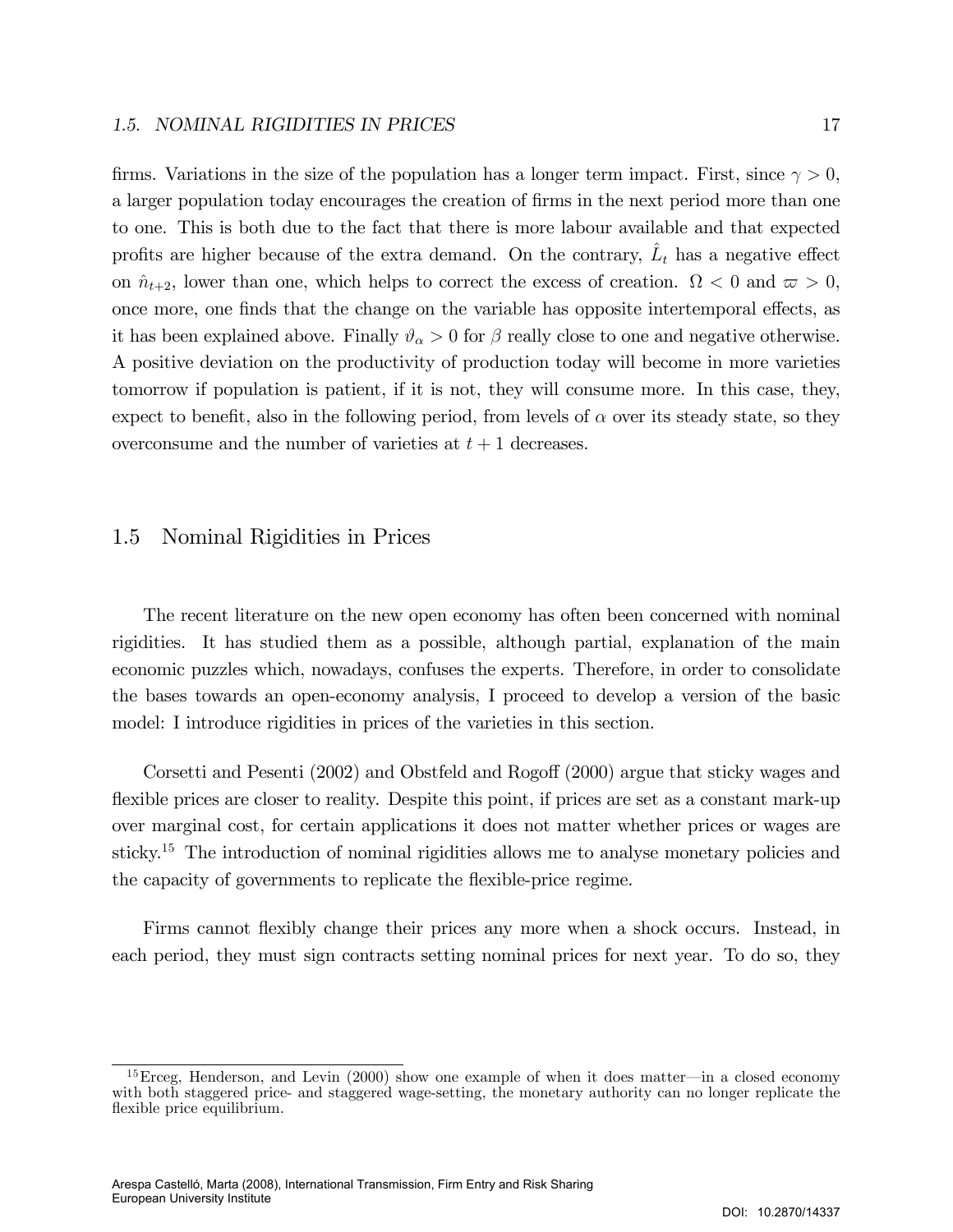firms. Variations in the size of the population has a longer term impact. First, since $\gamma > 0$, a larger population today encourages the creation of firms in the next period more than one to one. This is both due to the fact that there is more labour available and that expected profits are higher because of the extra demand. On the contrary, $\hat{L}_t$ has a negative effect on $\hat{n}_{t+2}$, lower than one, which helps to correct the excess of creation. $\Omega < 0$ and $\varpi > 0$, once more, one finds that the change on the variable has opposite intertemporal effects, as it has been explained above. Finally $\vartheta_\alpha > 0$ for $\beta$ really close to one and negative otherwise. A positive deviation on the productivity of production today will become in more varieties tomorrow if population is patient, if it is not, they will consume more. In this case, they, expect to benefit, also in the following period, from levels of $\alpha$ over its steady state, so they overconsume and the number of varieties at $t+1$ decreases.

## 1.5 Nominal Rigidities in Prices

The recent literature on the new open economy has often been concerned with nominal rigidities. It has studied them as a possible, although partial, explanation of the main economic puzzles which, nowadays, confuses the experts. Therefore, in order to consolidate the bases towards an open-economy analysis, I proceed to develop a version of the basic model: I introduce rigidities in prices of the varieties in this section.

Corsetti and Pesenti (2002) and Obstfeld and Rogoff (2000) argue that sticky wages and flexible prices are closer to reality. Despite this point, if prices are set as a constant mark-up over marginal cost, for certain applications it does not matter whether prices or wages are sticky.[15] The introduction of nominal rigidities allows me to analyse monetary policies and the capacity of governments to replicate the flexible-price regime.

Firms cannot flexibly change their prices any more when a shock occurs. Instead, in each period, they must sign contracts setting nominal prices for next year. To do so, they

---

[15] Erceg, Henderson, and Levin (2000) show one example of when it does matter—in a closed economy with both staggered price- and staggered wage-setting, the monetary authority can no longer replicate the flexible price equilibrium.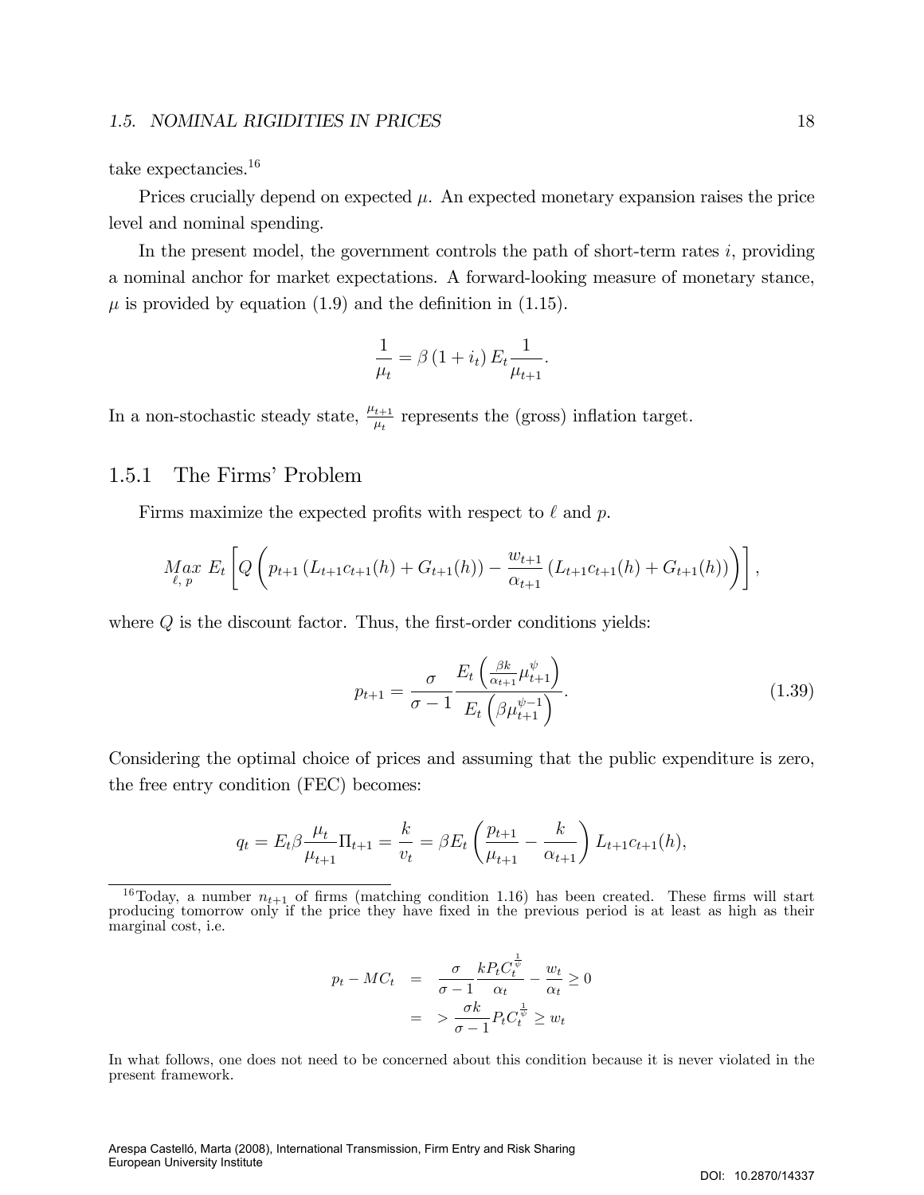take expectancies.[16]

Prices crucially depend on expected $\mu$. An expected monetary expansion raises the price level and nominal spending.

In the present model, the government controls the path of short-term rates $i$, providing a nominal anchor for market expectations. A forward-looking measure of monetary stance, $\mu$ is provided by equation (1.9) and the definition in (1.15).

$$\frac{1}{\mu_t} = \beta (1 + i_t) E_t \frac{1}{\mu_{t+1}}.$$

In a non-stochastic steady state, $\frac{\mu_{t+1}}{\mu_t}$ represents the (gross) inflation target.

## 1.5.1 The Firms' Problem

Firms maximize the expected profits with respect to $\ell$ and $p$.

$$\underset{\ell,\, p}{Max}\ E_t \left[ Q \left( p_{t+1} \left( L_{t+1} c_{t+1}(h) + G_{t+1}(h) \right) - \frac{w_{t+1}}{\alpha_{t+1}} \left( L_{t+1} c_{t+1}(h) + G_{t+1}(h) \right) \right) \right],$$

where $Q$ is the discount factor. Thus, the first-order conditions yields:

$$p_{t+1} = \frac{\sigma}{\sigma - 1} \frac{E_t \left( \frac{\beta k}{\alpha_{t+1}} \mu_{t+1}^{\psi} \right)}{E_t \left( \beta \mu_{t+1}^{\psi - 1} \right)}. \tag{1.39}$$

Considering the optimal choice of prices and assuming that the public expenditure is zero, the free entry condition (FEC) becomes:

$$q_t = E_t \beta \frac{\mu_t}{\mu_{t+1}} \Pi_{t+1} = \frac{k}{v_t} = \beta E_t \left( \frac{p_{t+1}}{\mu_{t+1}} - \frac{k}{\alpha_{t+1}} \right) L_{t+1} c_{t+1}(h),$$

[16] Today, a number $n_{t+1}$ of firms (matching condition 1.16) has been created. These firms will start producing tomorrow only if the price they have fixed in the previous period is at least as high as their marginal cost, i.e.

$$\begin{aligned} p_t - MC_t &= \frac{\sigma}{\sigma - 1} \frac{k P_t C_t^{\frac{1}{\psi}}}{\alpha_t} - \frac{w_t}{\alpha_t} \geq 0 \\ &= > \frac{\sigma k}{\sigma - 1} P_t C_t^{\frac{1}{\psi}} \geq w_t \end{aligned}$$

In what follows, one does not need to be concerned about this condition because it is never violated in the present framework.

Arespa Castelló, Marta (2008), International Transmission, Firm Entry and Risk Sharing
European University Institute

DOI: 10.2870/14337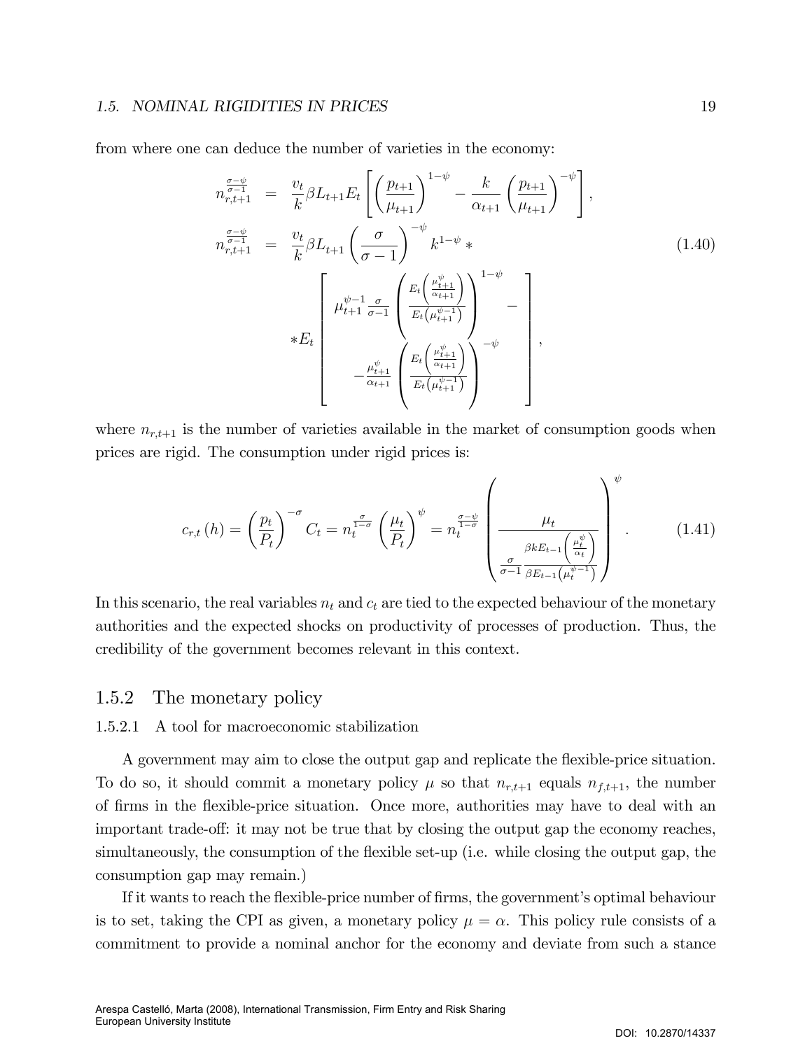from where one can deduce the number of varieties in the economy:

$$
\begin{aligned}
n_{r,t+1}^{\frac{\sigma-\psi}{\sigma-1}} &= \frac{v_t}{k}\beta L_{t+1} E_t\left[\left(\frac{p_{t+1}}{\mu_{t+1}}\right)^{1-\psi} - \frac{k}{\alpha_{t+1}}\left(\frac{p_{t+1}}{\mu_{t+1}}\right)^{-\psi}\right], \\
n_{r,t+1}^{\frac{\sigma-\psi}{\sigma-1}} &= \frac{v_t}{k}\beta L_{t+1}\left(\frac{\sigma}{\sigma-1}\right)^{-\psi} k^{1-\psi} * \\
&\quad * E_t\left[\begin{array}{c} \mu_{t+1}^{\psi-1}\frac{\sigma}{\sigma-1}\left(\frac{E_t\left(\frac{\mu_{t+1}^{\psi}}{\alpha_{t+1}}\right)}{E_t\left(\mu_{t+1}^{\psi-1}\right)}\right)^{1-\psi} - \\ -\frac{\mu_{t+1}^{\psi}}{\alpha_{t+1}}\left(\frac{E_t\left(\frac{\mu_{t+1}^{\psi}}{\alpha_{t+1}}\right)}{E_t\left(\mu_{t+1}^{\psi-1}\right)}\right)^{-\psi}\end{array}\right],
\end{aligned}
\tag{1.40}
$$

where $n_{r,t+1}$ is the number of varieties available in the market of consumption goods when prices are rigid. The consumption under rigid prices is:

$$
c_{r,t}(h) = \left(\frac{p_t}{P_t}\right)^{-\sigma} C_t = n_t^{\frac{\sigma}{1-\sigma}}\left(\frac{\mu_t}{P_t}\right)^{\psi} = n_t^{\frac{\sigma-\psi}{1-\sigma}}\left(\frac{\mu_t}{\frac{\sigma}{\sigma-1}\frac{\beta k E_{t-1}\left(\frac{\mu_t^{\psi}}{\alpha_t}\right)}{\beta E_{t-1}\left(\mu_t^{\psi-1}\right)}}\right)^{\psi}. \tag{1.41}
$$

In this scenario, the real variables $n_t$ and $c_t$ are tied to the expected behaviour of the monetary authorities and the expected shocks on productivity of processes of production. Thus, the credibility of the government becomes relevant in this context.

### 1.5.2 The monetary policy

#### 1.5.2.1 A tool for macroeconomic stabilization

A government may aim to close the output gap and replicate the flexible-price situation. To do so, it should commit a monetary policy $\mu$ so that $n_{r,t+1}$ equals $n_{f,t+1}$, the number of firms in the flexible-price situation. Once more, authorities may have to deal with an important trade-off: it may not be true that by closing the output gap the economy reaches, simultaneously, the consumption of the flexible set-up (i.e. while closing the output gap, the consumption gap may remain.)

If it wants to reach the flexible-price number of firms, the government's optimal behaviour is to set, taking the CPI as given, a monetary policy $\mu = \alpha$. This policy rule consists of a commitment to provide a nominal anchor for the economy and deviate from such a stance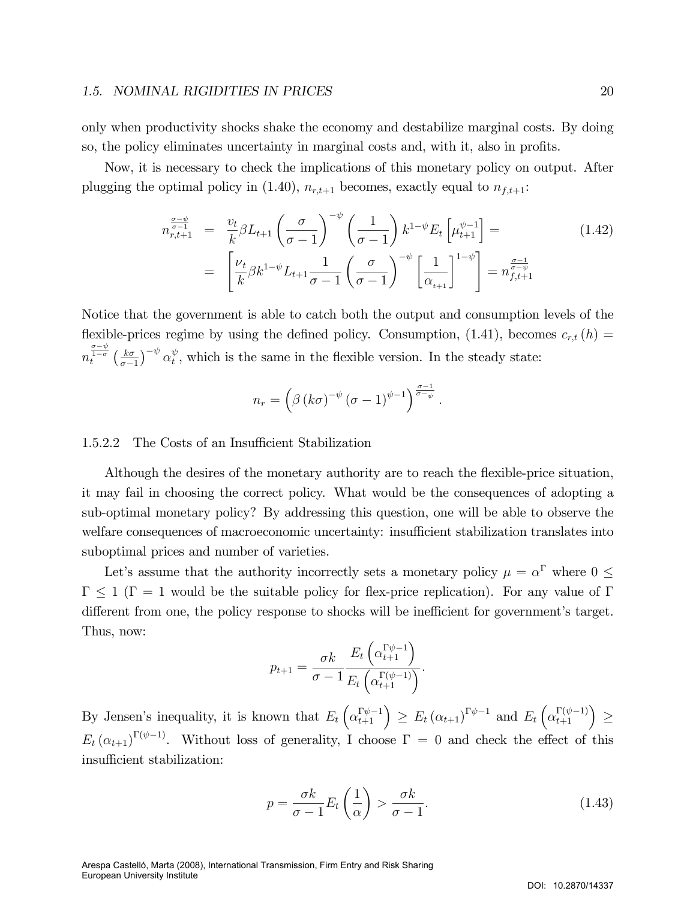only when productivity shocks shake the economy and destabilize marginal costs. By doing so, the policy eliminates uncertainty in marginal costs and, with it, also in profits.

Now, it is necessary to check the implications of this monetary policy on output. After plugging the optimal policy in (1.40), $n_{r,t+1}$ becomes, exactly equal to $n_{f,t+1}$:

$$\begin{aligned} n_{r,t+1}^{\frac{\sigma-\psi}{\sigma-1}} &= \frac{v_t}{k}\beta L_{t+1}\left(\frac{\sigma}{\sigma-1}\right)^{-\psi}\left(\frac{1}{\sigma-1}\right)k^{1-\psi}E_t\left[\mu_{t+1}^{\psi-1}\right] = \\ &= \left[\frac{\nu_t}{k}\beta k^{1-\psi}L_{t+1}\frac{1}{\sigma-1}\left(\frac{\sigma}{\sigma-1}\right)^{-\psi}\left[\frac{1}{\alpha_{t+1}}\right]^{1-\psi}\right] = n_{f,t+1}^{\frac{\sigma-1}{\sigma-\psi}} \end{aligned} \tag{1.42}$$

Notice that the government is able to catch both the output and consumption levels of the flexible-prices regime by using the defined policy. Consumption, (1.41), becomes $c_{r,t}(h) = n_t^{\frac{\sigma-\psi}{1-\sigma}}\left(\frac{k\sigma}{\sigma-1}\right)^{-\psi}\alpha_t^{\psi}$, which is the same in the flexible version. In the steady state:

$$n_r = \left(\beta\left(k\sigma\right)^{-\psi}\left(\sigma-1\right)^{\psi-1}\right)^{\frac{\sigma-1}{\sigma-\psi}}.$$

#### 1.5.2.2 The Costs of an Insufficient Stabilization

Although the desires of the monetary authority are to reach the flexible-price situation, it may fail in choosing the correct policy. What would be the consequences of adopting a sub-optimal monetary policy? By addressing this question, one will be able to observe the welfare consequences of macroeconomic uncertainty: insufficient stabilization translates into suboptimal prices and number of varieties.

Let's assume that the authority incorrectly sets a monetary policy $\mu = \alpha^{\Gamma}$ where $0 \leq \Gamma \leq 1$ ($\Gamma = 1$ would be the suitable policy for flex-price replication). For any value of $\Gamma$ different from one, the policy response to shocks will be inefficient for government's target. Thus, now:

$$p_{t+1} = \frac{\sigma k}{\sigma-1}\frac{E_t\left(\alpha_{t+1}^{\Gamma\psi-1}\right)}{E_t\left(\alpha_{t+1}^{\Gamma(\psi-1)}\right)}.$$

By Jensen's inequality, it is known that $E_t\left(\alpha_{t+1}^{\Gamma\psi-1}\right) \geq E_t\left(\alpha_{t+1}\right)^{\Gamma\psi-1}$ and $E_t\left(\alpha_{t+1}^{\Gamma(\psi-1)}\right) \geq E_t\left(\alpha_{t+1}\right)^{\Gamma(\psi-1)}$. Without loss of generality, I choose $\Gamma = 0$ and check the effect of this insufficient stabilization:

$$p = \frac{\sigma k}{\sigma-1}E_t\left(\frac{1}{\alpha}\right) > \frac{\sigma k}{\sigma-1}. \tag{1.43}$$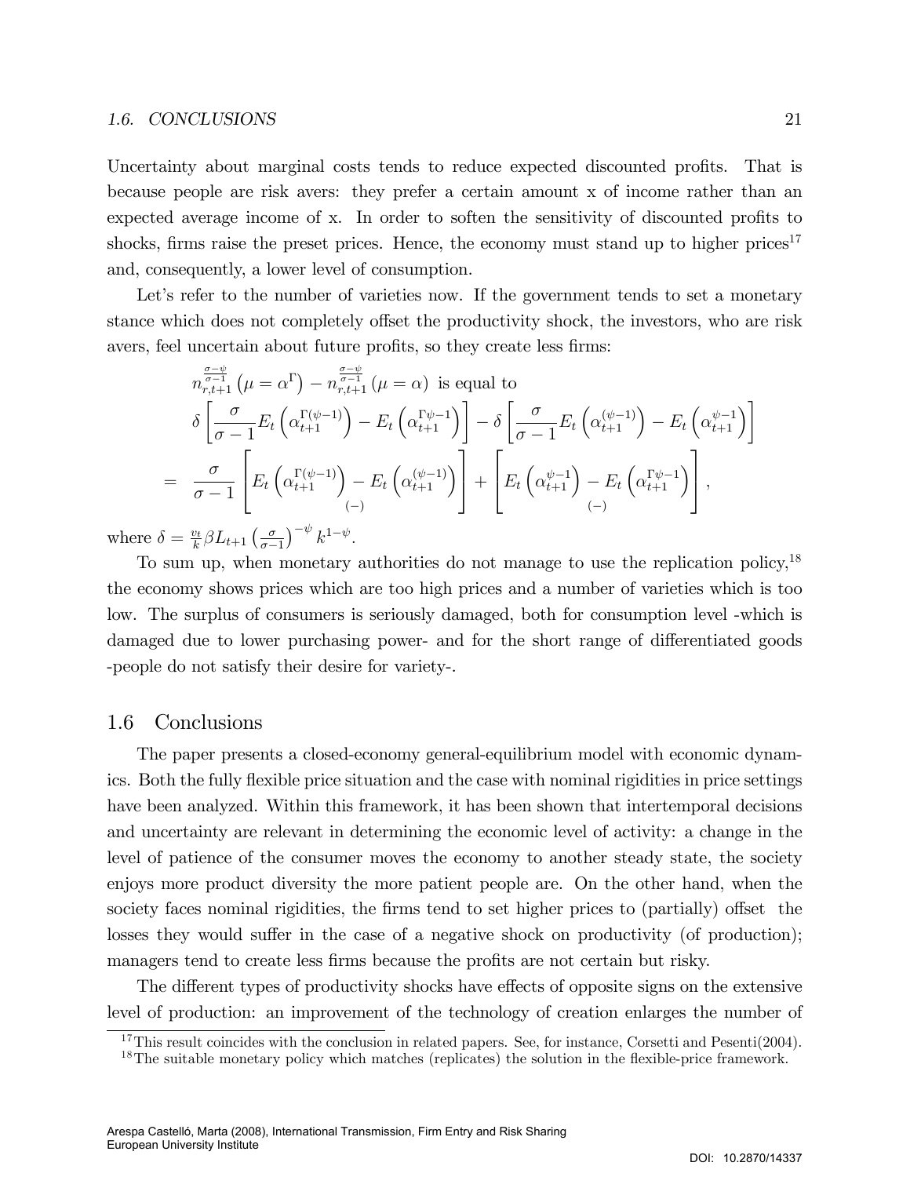Uncertainty about marginal costs tends to reduce expected discounted profits. That is because people are risk avers: they prefer a certain amount x of income rather than an expected average income of x. In order to soften the sensitivity of discounted profits to shocks, firms raise the preset prices. Hence, the economy must stand up to higher prices[17] and, consequently, a lower level of consumption.

Let's refer to the number of varieties now. If the government tends to set a monetary stance which does not completely offset the productivity shock, the investors, who are risk avers, feel uncertain about future profits, so they create less firms:

$$
\begin{aligned}
& n_{r,t+1}^{\frac{\sigma-\psi}{\sigma-1}}\left(\mu=\alpha^{\Gamma}\right)-n_{r,t+1}^{\frac{\sigma-\psi}{\sigma-1}}\left(\mu=\alpha\right) \text{ is equal to} \\
& \delta\left[\frac{\sigma}{\sigma-1}E_t\left(\alpha_{t+1}^{\Gamma(\psi-1)}\right)-E_t\left(\alpha_{t+1}^{\Gamma\psi-1}\right)\right]-\delta\left[\frac{\sigma}{\sigma-1}E_t\left(\alpha_{t+1}^{(\psi-1)}\right)-E_t\left(\alpha_{t+1}^{\psi-1}\right)\right] \\
= \; & \frac{\sigma}{\sigma-1}\left[\underset{(-)}{E_t\left(\alpha_{t+1}^{\Gamma(\psi-1)}\right)-E_t\left(\alpha_{t+1}^{(\psi-1)}\right)}\right]+\left[\underset{(-)}{E_t\left(\alpha_{t+1}^{\psi-1}\right)-E_t\left(\alpha_{t+1}^{\Gamma\psi-1}\right)}\right],
\end{aligned}
$$

where $\delta=\frac{v_t}{k}\beta L_{t+1}\left(\frac{\sigma}{\sigma-1}\right)^{-\psi}k^{1-\psi}$.

To sum up, when monetary authorities do not manage to use the replication policy,[18] the economy shows prices which are too high prices and a number of varieties which is too low. The surplus of consumers is seriously damaged, both for consumption level -which is damaged due to lower purchasing power- and for the short range of differentiated goods -people do not satisfy their desire for variety-.

## 1.6 Conclusions

The paper presents a closed-economy general-equilibrium model with economic dynamics. Both the fully flexible price situation and the case with nominal rigidities in price settings have been analyzed. Within this framework, it has been shown that intertemporal decisions and uncertainty are relevant in determining the economic level of activity: a change in the level of patience of the consumer moves the economy to another steady state, the society enjoys more product diversity the more patient people are. On the other hand, when the society faces nominal rigidities, the firms tend to set higher prices to (partially) offset the losses they would suffer in the case of a negative shock on productivity (of production); managers tend to create less firms because the profits are not certain but risky.

The different types of productivity shocks have effects of opposite signs on the extensive level of production: an improvement of the technology of creation enlarges the number of

[17] This result coincides with the conclusion in related papers. See, for instance, Corsetti and Pesenti(2004).

[18] The suitable monetary policy which matches (replicates) the solution in the flexible-price framework.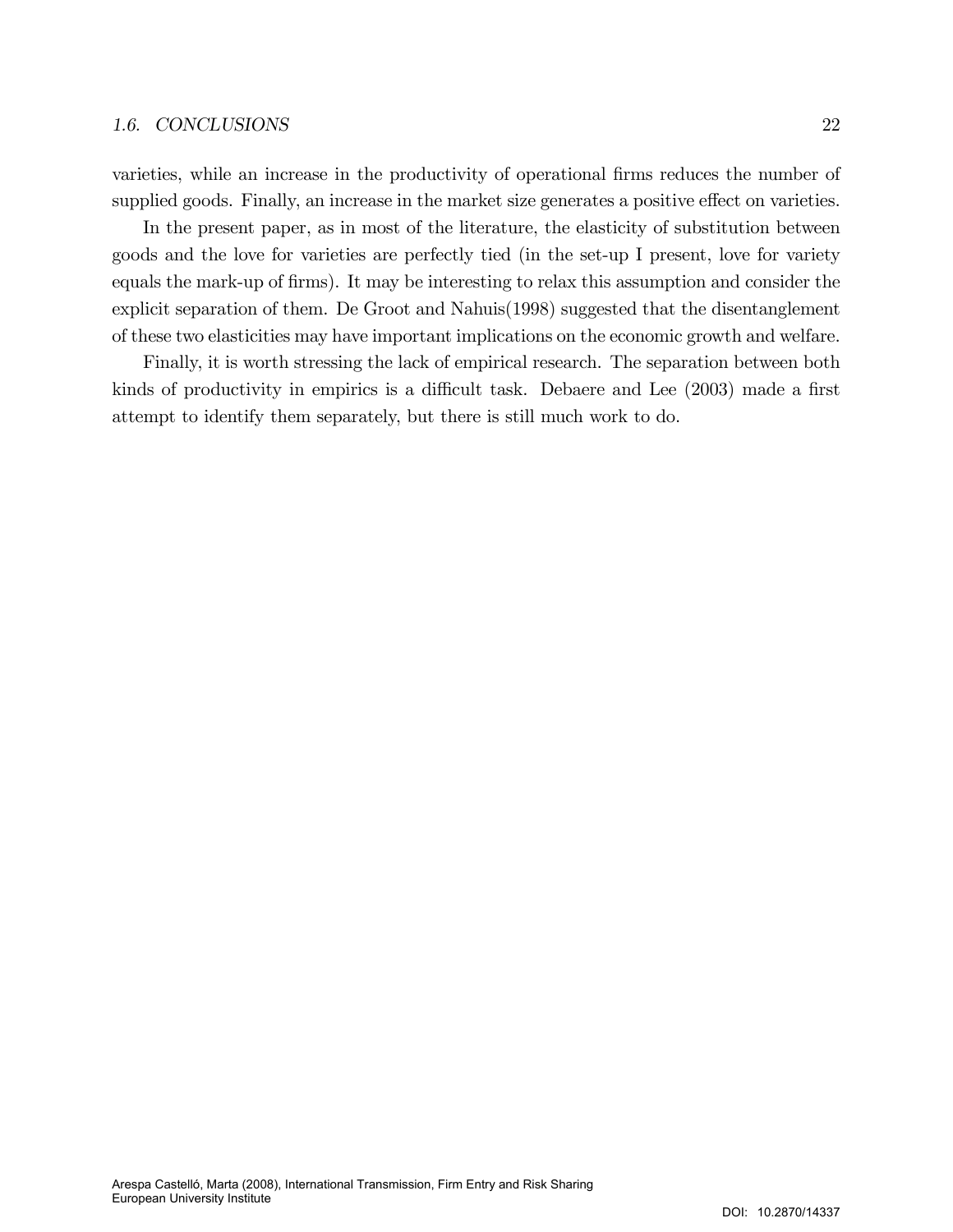varieties, while an increase in the productivity of operational firms reduces the number of supplied goods. Finally, an increase in the market size generates a positive effect on varieties.

In the present paper, as in most of the literature, the elasticity of substitution between goods and the love for varieties are perfectly tied (in the set-up I present, love for variety equals the mark-up of firms). It may be interesting to relax this assumption and consider the explicit separation of them. De Groot and Nahuis(1998) suggested that the disentanglement of these two elasticities may have important implications on the economic growth and welfare.

Finally, it is worth stressing the lack of empirical research. The separation between both kinds of productivity in empirics is a difficult task. Debaere and Lee (2003) made a first attempt to identify them separately, but there is still much work to do.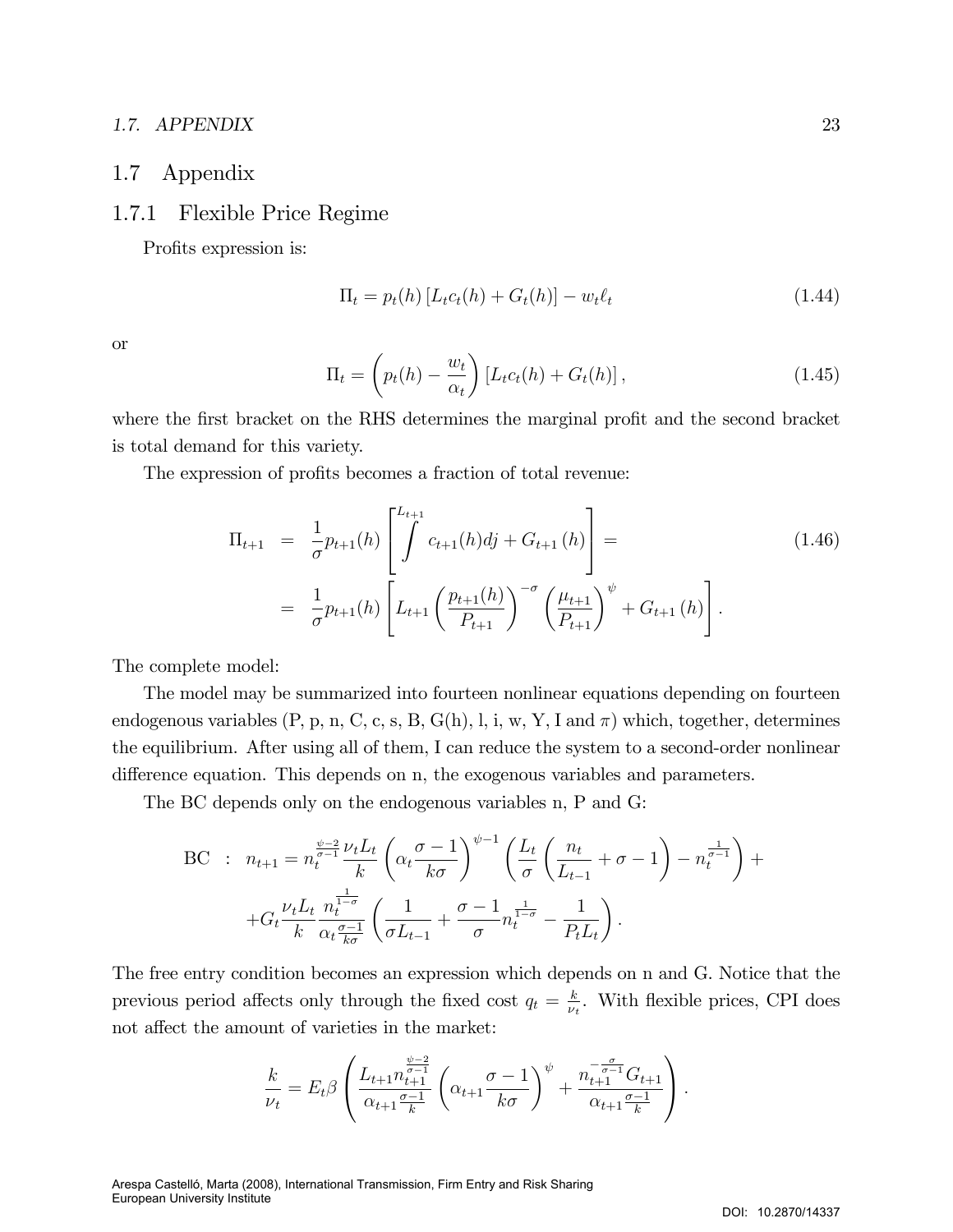## 1.7 Appendix

### 1.7.1 Flexible Price Regime

Profits expression is:

$$\Pi_t = p_t(h)\left[L_t c_t(h) + G_t(h)\right] - w_t \ell_t \tag{1.44}$$

or

$$\Pi_t = \left(p_t(h) - \frac{w_t}{\alpha_t}\right)\left[L_t c_t(h) + G_t(h)\right], \tag{1.45}$$

where the first bracket on the RHS determines the marginal profit and the second bracket is total demand for this variety.

The expression of profits becomes a fraction of total revenue:

$$\begin{aligned}
\Pi_{t+1} &= \frac{1}{\sigma} p_{t+1}(h)\left[\int^{L_{t+1}} c_{t+1}(h)dj + G_{t+1}(h)\right] = \\
&= \frac{1}{\sigma} p_{t+1}(h)\left[L_{t+1}\left(\frac{p_{t+1}(h)}{P_{t+1}}\right)^{-\sigma}\left(\frac{\mu_{t+1}}{P_{t+1}}\right)^{\psi} + G_{t+1}(h)\right].
\end{aligned} \tag{1.46}$$

The complete model:

The model may be summarized into fourteen nonlinear equations depending on fourteen endogenous variables (P, p, n, C, c, s, B, G(h), l, i, w, Y, I and $\pi$) which, together, determines the equilibrium. After using all of them, I can reduce the system to a second-order nonlinear difference equation. This depends on n, the exogenous variables and parameters.

The BC depends only on the endogenous variables n, P and G:

$$\begin{aligned}
\text{BC} \ : \ n_{t+1} &= n_t^{\frac{\psi-2}{\sigma-1}} \frac{\nu_t L_t}{k}\left(\alpha_t \frac{\sigma-1}{k\sigma}\right)^{\psi-1}\left(\frac{L_t}{\sigma}\left(\frac{n_t}{L_{t-1}} + \sigma - 1\right) - n_t^{\frac{1}{\sigma-1}}\right) + \\
&+ G_t \frac{\nu_t L_t}{k} \frac{n_t^{\frac{1}{1-\sigma}}}{\alpha_t \frac{\sigma-1}{k\sigma}}\left(\frac{1}{\sigma L_{t-1}} + \frac{\sigma-1}{\sigma} n_t^{\frac{1}{1-\sigma}} - \frac{1}{P_t L_t}\right).
\end{aligned}$$

The free entry condition becomes an expression which depends on n and G. Notice that the previous period affects only through the fixed cost $q_t = \frac{k}{\nu_t}$. With flexible prices, CPI does not affect the amount of varieties in the market:

$$\frac{k}{\nu_t} = E_t \beta\left(\frac{L_{t+1} n_{t+1}^{\frac{\psi-2}{\sigma-1}}}{\alpha_{t+1}\frac{\sigma-1}{k}}\left(\alpha_{t+1}\frac{\sigma-1}{k\sigma}\right)^{\psi} + \frac{n_{t+1}^{-\frac{\sigma}{\sigma-1}} G_{t+1}}{\alpha_{t+1}\frac{\sigma-1}{k}}\right).$$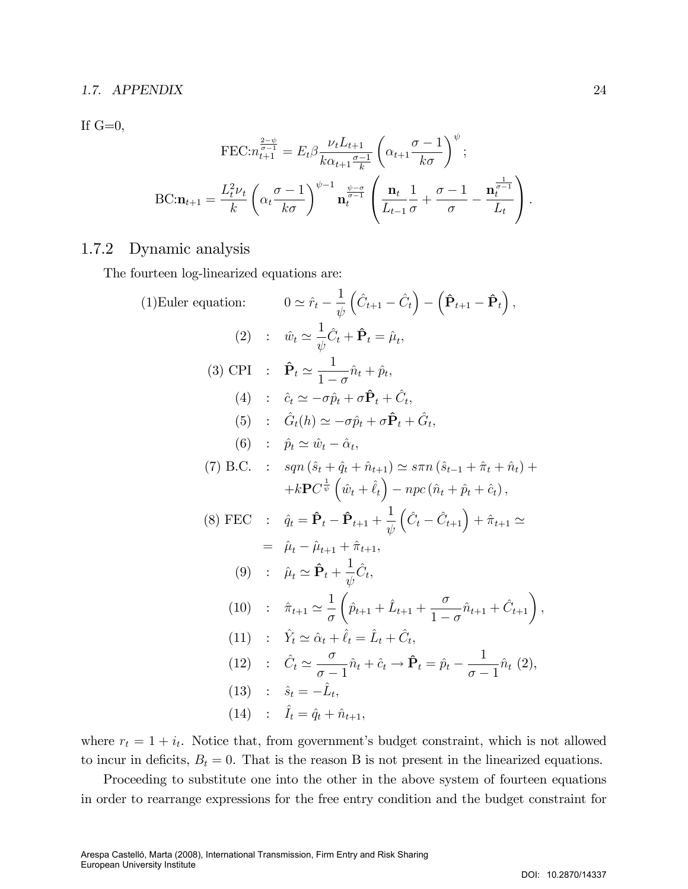If G=0,

$$\text{FEC:} n_{t+1}^{\frac{2-\psi}{\sigma-1}} = E_t \beta \frac{\nu_t L_{t+1}}{k \alpha_{t+1} \frac{\sigma-1}{k}} \left( \alpha_{t+1} \frac{\sigma-1}{k\sigma} \right)^{\psi};$$

$$\text{BC:} \mathbf{n}_{t+1} = \frac{L_t^2 \nu_t}{k} \left( \alpha_t \frac{\sigma-1}{k\sigma} \right)^{\psi-1} \mathbf{n}_t^{\frac{\psi-\sigma}{\sigma-1}} \left( \frac{\mathbf{n}_t}{L_{t-1}} \frac{1}{\sigma} + \frac{\sigma-1}{\sigma} - \frac{\mathbf{n}_t^{\frac{1}{\sigma-1}}}{L_t} \right).$$

### 1.7.2 Dynamic analysis

The fourteen log-linearized equations are:

$$
\begin{aligned}
&\text{(1)Euler equation:} && 0 \simeq \hat{r}_t - \frac{1}{\psi}\left(\hat{C}_{t+1} - \hat{C}_t\right) - \left(\hat{\mathbf{P}}_{t+1} - \hat{\mathbf{P}}_t\right), \\
&(2) \quad : && \hat{w}_t \simeq \frac{1}{\psi}\hat{C}_t + \hat{\mathbf{P}}_t = \hat{\mu}_t, \\
&(3) \text{ CPI} \quad : && \hat{\mathbf{P}}_t \simeq \frac{1}{1-\sigma}\hat{n}_t + \hat{p}_t, \\
&(4) \quad : && \hat{c}_t \simeq -\sigma \hat{p}_t + \sigma \hat{\mathbf{P}}_t + \hat{C}_t, \\
&(5) \quad : && \hat{G}_t(h) \simeq -\sigma \hat{p}_t + \sigma \hat{\mathbf{P}}_t + \hat{G}_t, \\
&(6) \quad : && \hat{p}_t \simeq \hat{w}_t - \hat{\alpha}_t, \\
&(7) \text{ B.C.} \quad : && sqn\left(\hat{s}_t + \hat{q}_t + \hat{n}_{t+1}\right) \simeq s\pi n\left(\hat{s}_{t-1} + \hat{\pi}_t + \hat{n}_t\right) + \\
& && + k\mathbf{P}C^{\frac{1}{\psi}}\left(\hat{w}_t + \hat{\ell}_t\right) - npc\left(\hat{n}_t + \hat{p}_t + \hat{c}_t\right), \\
&(8) \text{ FEC} \quad : && \hat{q}_t = \hat{\mathbf{P}}_t - \hat{\mathbf{P}}_{t+1} + \frac{1}{\psi}\left(\hat{C}_t - \hat{C}_{t+1}\right) + \hat{\pi}_{t+1} \simeq \\
& = && \hat{\mu}_t - \hat{\mu}_{t+1} + \hat{\pi}_{t+1}, \\
&(9) \quad : && \hat{\mu}_t \simeq \hat{\mathbf{P}}_t + \frac{1}{\psi}\hat{C}_t, \\
&(10) \quad : && \hat{\pi}_{t+1} \simeq \frac{1}{\sigma}\left(\hat{p}_{t+1} + \hat{L}_{t+1} + \frac{\sigma}{1-\sigma}\hat{n}_{t+1} + \hat{C}_{t+1}\right), \\
&(11) \quad : && \hat{Y}_t \simeq \hat{\alpha}_t + \hat{\ell}_t = \hat{L}_t + \hat{C}_t, \\
&(12) \quad : && \hat{C}_t \simeq \frac{\sigma}{\sigma-1}\hat{n}_t + \hat{c}_t \rightarrow \hat{\mathbf{P}}_t = \hat{p}_t - \frac{1}{\sigma-1}\hat{n}_t \text{ (2)}, \\
&(13) \quad : && \hat{s}_t = -\hat{L}_t, \\
&(14) \quad : && \hat{I}_t = \hat{q}_t + \hat{n}_{t+1},
\end{aligned}
$$

where $r_t = 1 + i_t$. Notice that, from government's budget constraint, which is not allowed to incur in deficits, $B_t = 0$. That is the reason B is not present in the linearized equations.

Proceeding to substitute one into the other in the above system of fourteen equations in order to rearrange expressions for the free entry condition and the budget constraint for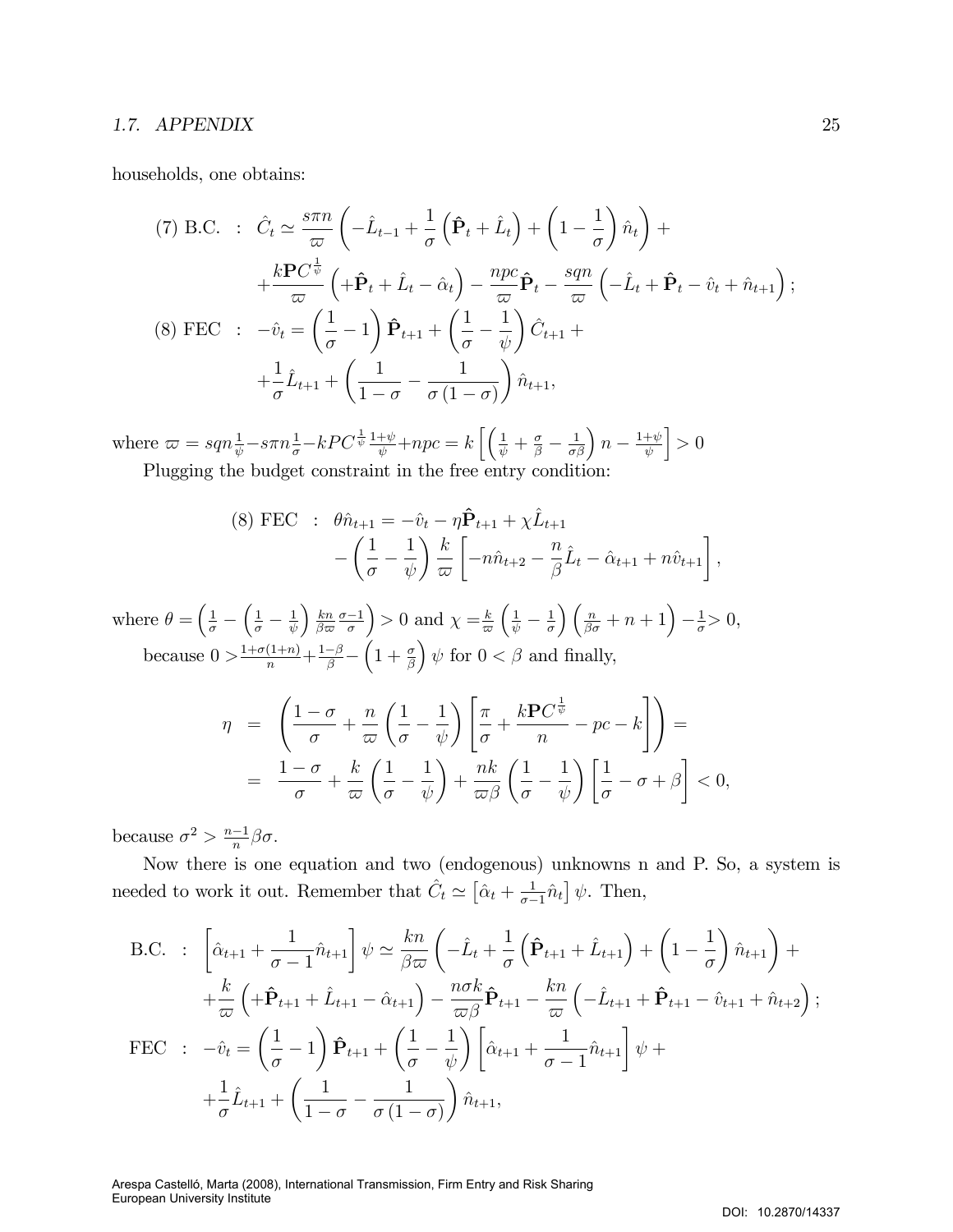households, one obtains:

$$
\begin{aligned}
(7)\ \text{B.C.} \quad &: \quad \hat{C}_t \simeq \frac{s\pi n}{\varpi}\left(-\hat{L}_{t-1}+\frac{1}{\sigma}\left(\hat{\mathbf{P}}_t+\hat{L}_t\right)+\left(1-\frac{1}{\sigma}\right)\hat{n}_t\right)+ \\
&+\frac{k\mathbf{P}C^{\frac{1}{\psi}}}{\varpi}\left(+\hat{\mathbf{P}}_t+\hat{L}_t-\hat{\alpha}_t\right)-\frac{npc}{\varpi}\hat{\mathbf{P}}_t-\frac{sqn}{\varpi}\left(-\hat{L}_t+\hat{\mathbf{P}}_t-\hat{v}_t+\hat{n}_{t+1}\right); \\
(8)\ \text{FEC} \quad &: \quad -\hat{v}_t=\left(\frac{1}{\sigma}-1\right)\hat{\mathbf{P}}_{t+1}+\left(\frac{1}{\sigma}-\frac{1}{\psi}\right)\hat{C}_{t+1}+ \\
&+\frac{1}{\sigma}\hat{L}_{t+1}+\left(\frac{1}{1-\sigma}-\frac{1}{\sigma(1-\sigma)}\right)\hat{n}_{t+1},
\end{aligned}
$$

where $\varpi = sqn\frac{1}{\psi}-s\pi n\frac{1}{\sigma}-kPC^{\frac{1}{\psi}}\frac{1+\psi}{\psi}+npc = k\left[\left(\frac{1}{\psi}+\frac{\sigma}{\beta}-\frac{1}{\sigma\beta}\right)n-\frac{1+\psi}{\psi}\right]>0$

Plugging the budget constraint in the free entry condition:

$$
\begin{aligned}
(8)\ \text{FEC} \quad &: \quad \theta\hat{n}_{t+1}=-\hat{v}_t-\eta\hat{\mathbf{P}}_{t+1}+\chi\hat{L}_{t+1} \\
&-\left(\frac{1}{\sigma}-\frac{1}{\psi}\right)\frac{k}{\varpi}\left[-n\hat{n}_{t+2}-\frac{n}{\beta}\hat{L}_t-\hat{\alpha}_{t+1}+n\hat{v}_{t+1}\right],
\end{aligned}
$$

where $\theta=\left(\frac{1}{\sigma}-\left(\frac{1}{\sigma}-\frac{1}{\psi}\right)\frac{kn}{\beta\varpi}\frac{\sigma-1}{\sigma}\right)>0$ and $\chi=\frac{k}{\varpi}\left(\frac{1}{\psi}-\frac{1}{\sigma}\right)\left(\frac{n}{\beta\sigma}+n+1\right)-\frac{1}{\sigma}>0$, because $0>\frac{1+\sigma(1+n)}{n}+\frac{1-\beta}{\beta}-\left(1+\frac{\sigma}{\beta}\right)\psi$ for $0<\beta$ and finally,

$$
\begin{aligned}
\eta \;&=\; \left(\frac{1-\sigma}{\sigma}+\frac{n}{\varpi}\left(\frac{1}{\sigma}-\frac{1}{\psi}\right)\left[\frac{\pi}{\sigma}+\frac{k\mathbf{P}C^{\frac{1}{\psi}}}{n}-pc-k\right]\right)= \\
&=\; \frac{1-\sigma}{\sigma}+\frac{k}{\varpi}\left(\frac{1}{\sigma}-\frac{1}{\psi}\right)+\frac{nk}{\varpi\beta}\left(\frac{1}{\sigma}-\frac{1}{\psi}\right)\left[\frac{1}{\sigma}-\sigma+\beta\right]<0,
\end{aligned}
$$

because $\sigma^2>\frac{n-1}{n}\beta\sigma$.

Now there is one equation and two (endogenous) unknowns n and P. So, a system is needed to work it out. Remember that $\hat{C}_t\simeq\left[\hat{\alpha}_t+\frac{1}{\sigma-1}\hat{n}_t\right]\psi$. Then,

$$
\begin{aligned}
\text{B.C.} \quad &: \quad \left[\hat{\alpha}_{t+1}+\frac{1}{\sigma-1}\hat{n}_{t+1}\right]\psi\simeq\frac{kn}{\beta\varpi}\left(-\hat{L}_t+\frac{1}{\sigma}\left(\hat{\mathbf{P}}_{t+1}+\hat{L}_{t+1}\right)+\left(1-\frac{1}{\sigma}\right)\hat{n}_{t+1}\right)+ \\
&+\frac{k}{\varpi}\left(+\hat{\mathbf{P}}_{t+1}+\hat{L}_{t+1}-\hat{\alpha}_{t+1}\right)-\frac{n\sigma k}{\varpi\beta}\hat{\mathbf{P}}_{t+1}-\frac{kn}{\varpi}\left(-\hat{L}_{t+1}+\hat{\mathbf{P}}_{t+1}-\hat{v}_{t+1}+\hat{n}_{t+2}\right); \\
\text{FEC} \quad &: \quad -\hat{v}_t=\left(\frac{1}{\sigma}-1\right)\hat{\mathbf{P}}_{t+1}+\left(\frac{1}{\sigma}-\frac{1}{\psi}\right)\left[\hat{\alpha}_{t+1}+\frac{1}{\sigma-1}\hat{n}_{t+1}\right]\psi+ \\
&+\frac{1}{\sigma}\hat{L}_{t+1}+\left(\frac{1}{1-\sigma}-\frac{1}{\sigma(1-\sigma)}\right)\hat{n}_{t+1},
\end{aligned}
$$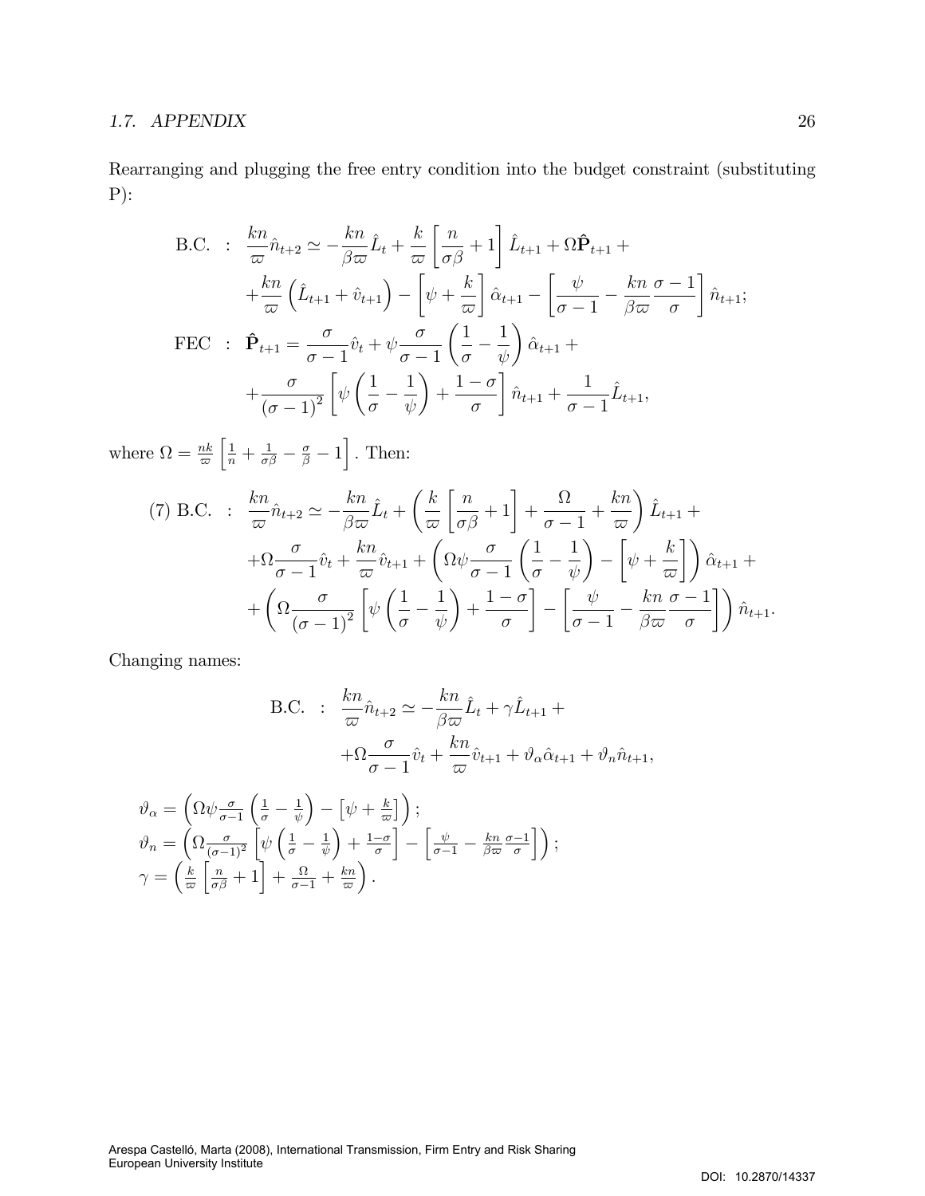Rearranging and plugging the free entry condition into the budget constraint (substituting P):

$$
\begin{aligned}
\text{B.C.} \quad &: \quad \frac{kn}{\varpi}\hat{n}_{t+2} \simeq -\frac{kn}{\beta\varpi}\hat{L}_t + \frac{k}{\varpi}\left[\frac{n}{\sigma\beta}+1\right]\hat{L}_{t+1} + \Omega\hat{\mathbf{P}}_{t+1} + \\
&+\frac{kn}{\varpi}\left(\hat{L}_{t+1}+\hat{v}_{t+1}\right) - \left[\psi + \frac{k}{\varpi}\right]\hat{\alpha}_{t+1} - \left[\frac{\psi}{\sigma-1} - \frac{kn}{\beta\varpi}\frac{\sigma-1}{\sigma}\right]\hat{n}_{t+1}; \\
\text{FEC} \quad &: \quad \hat{\mathbf{P}}_{t+1} = \frac{\sigma}{\sigma-1}\hat{v}_t + \psi\frac{\sigma}{\sigma-1}\left(\frac{1}{\sigma}-\frac{1}{\psi}\right)\hat{\alpha}_{t+1} + \\
&+\frac{\sigma}{(\sigma-1)^2}\left[\psi\left(\frac{1}{\sigma}-\frac{1}{\psi}\right)+\frac{1-\sigma}{\sigma}\right]\hat{n}_{t+1} + \frac{1}{\sigma-1}\hat{L}_{t+1},
\end{aligned}
$$

where $\Omega = \frac{nk}{\varpi}\left[\frac{1}{n}+\frac{1}{\sigma\beta}-\frac{\sigma}{\beta}-1\right]$. Then:

$$
\begin{aligned}
(7)\ \text{B.C.} \quad &: \quad \frac{kn}{\varpi}\hat{n}_{t+2} \simeq -\frac{kn}{\beta\varpi}\hat{L}_t + \left(\frac{k}{\varpi}\left[\frac{n}{\sigma\beta}+1\right] + \frac{\Omega}{\sigma-1} + \frac{kn}{\varpi}\right)\hat{L}_{t+1} + \\
&+\Omega\frac{\sigma}{\sigma-1}\hat{v}_t + \frac{kn}{\varpi}\hat{v}_{t+1} + \left(\Omega\psi\frac{\sigma}{\sigma-1}\left(\frac{1}{\sigma}-\frac{1}{\psi}\right) - \left[\psi+\frac{k}{\varpi}\right]\right)\hat{\alpha}_{t+1} + \\
&+\left(\Omega\frac{\sigma}{(\sigma-1)^2}\left[\psi\left(\frac{1}{\sigma}-\frac{1}{\psi}\right)+\frac{1-\sigma}{\sigma}\right] - \left[\frac{\psi}{\sigma-1}-\frac{kn}{\beta\varpi}\frac{\sigma-1}{\sigma}\right]\right)\hat{n}_{t+1}.
\end{aligned}
$$

Changing names:

$$
\begin{aligned}
\text{B.C.} \quad &: \quad \frac{kn}{\varpi}\hat{n}_{t+2} \simeq -\frac{kn}{\beta\varpi}\hat{L}_t + \gamma\hat{L}_{t+1} + \\
&+\Omega\frac{\sigma}{\sigma-1}\hat{v}_t + \frac{kn}{\varpi}\hat{v}_{t+1} + \vartheta_\alpha\hat{\alpha}_{t+1} + \vartheta_n\hat{n}_{t+1},
\end{aligned}
$$

$$
\begin{aligned}
\vartheta_\alpha &= \left(\Omega\psi\tfrac{\sigma}{\sigma-1}\left(\tfrac{1}{\sigma}-\tfrac{1}{\psi}\right) - \left[\psi+\tfrac{k}{\varpi}\right]\right); \\
\vartheta_n &= \left(\Omega\tfrac{\sigma}{(\sigma-1)^2}\left[\psi\left(\tfrac{1}{\sigma}-\tfrac{1}{\psi}\right)+\tfrac{1-\sigma}{\sigma}\right] - \left[\tfrac{\psi}{\sigma-1}-\tfrac{kn}{\beta\varpi}\tfrac{\sigma-1}{\sigma}\right]\right); \\
\gamma &= \left(\tfrac{k}{\varpi}\left[\tfrac{n}{\sigma\beta}+1\right] + \tfrac{\Omega}{\sigma-1} + \tfrac{kn}{\varpi}\right).
\end{aligned}
$$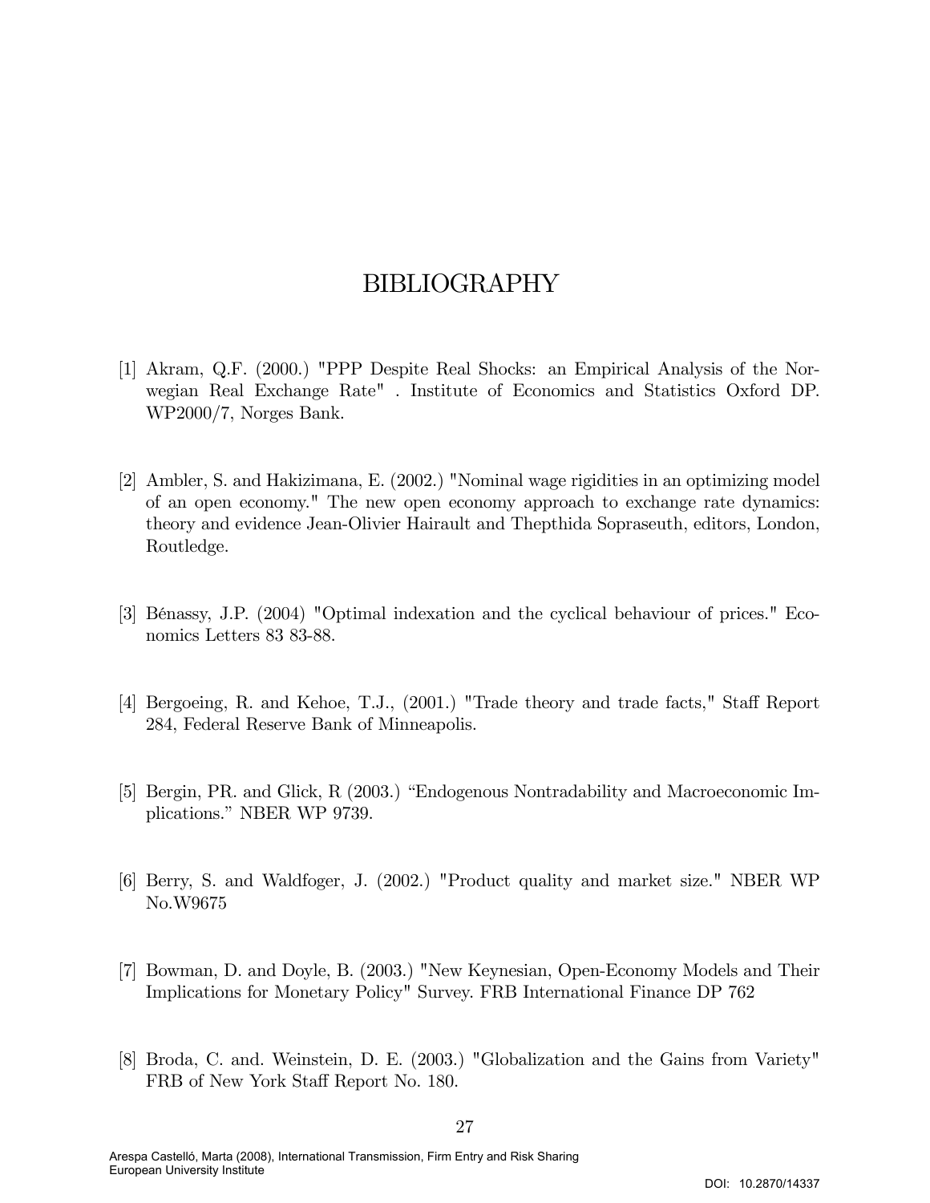# BIBLIOGRAPHY

[1] Akram, Q.F. (2000.) "PPP Despite Real Shocks: an Empirical Analysis of the Norwegian Real Exchange Rate" . Institute of Economics and Statistics Oxford DP. WP2000/7, Norges Bank.

[2] Ambler, S. and Hakizimana, E. (2002.) "Nominal wage rigidities in an optimizing model of an open economy." The new open economy approach to exchange rate dynamics: theory and evidence Jean-Olivier Hairault and Thepthida Sopraseuth, editors, London, Routledge.

[3] Bénassy, J.P. (2004) "Optimal indexation and the cyclical behaviour of prices." Economics Letters 83 83-88.

[4] Bergoeing, R. and Kehoe, T.J., (2001.) "Trade theory and trade facts," Staff Report 284, Federal Reserve Bank of Minneapolis.

[5] Bergin, PR. and Glick, R (2003.) "Endogenous Nontradability and Macroeconomic Implications." NBER WP 9739.

[6] Berry, S. and Waldfoger, J. (2002.) "Product quality and market size." NBER WP No.W9675

[7] Bowman, D. and Doyle, B. (2003.) "New Keynesian, Open-Economy Models and Their Implications for Monetary Policy" Survey. FRB International Finance DP 762

[8] Broda, C. and. Weinstein, D. E. (2003.) "Globalization and the Gains from Variety" FRB of New York Staff Report No. 180.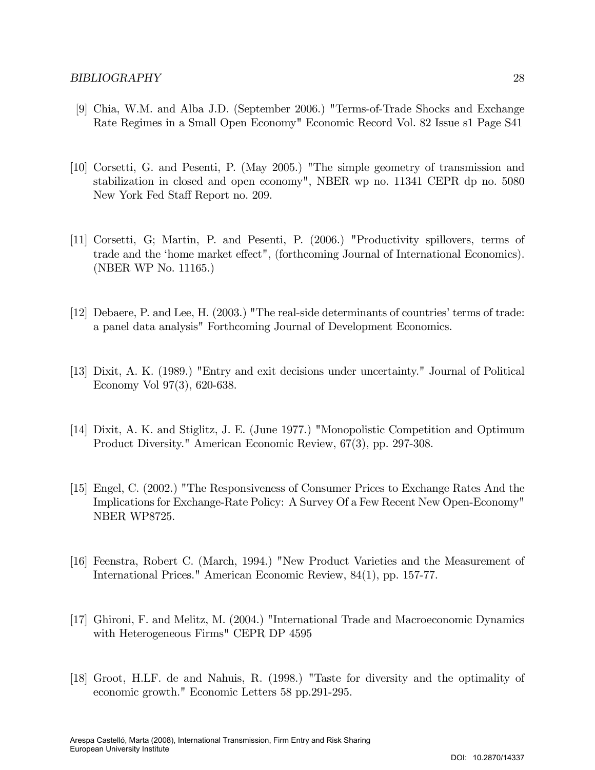[9] Chia, W.M. and Alba J.D. (September 2006.) "Terms-of-Trade Shocks and Exchange Rate Regimes in a Small Open Economy" Economic Record Vol. 82 Issue s1 Page S41

[10] Corsetti, G. and Pesenti, P. (May 2005.) "The simple geometry of transmission and stabilization in closed and open economy", NBER wp no. 11341 CEPR dp no. 5080 New York Fed Staff Report no. 209.

[11] Corsetti, G; Martin, P. and Pesenti, P. (2006.) "Productivity spillovers, terms of trade and the 'home market effect", (forthcoming Journal of International Economics). (NBER WP No. 11165.)

[12] Debaere, P. and Lee, H. (2003.) "The real-side determinants of countries' terms of trade: a panel data analysis" Forthcoming Journal of Development Economics.

[13] Dixit, A. K. (1989.) "Entry and exit decisions under uncertainty." Journal of Political Economy Vol 97(3), 620-638.

[14] Dixit, A. K. and Stiglitz, J. E. (June 1977.) "Monopolistic Competition and Optimum Product Diversity." American Economic Review, 67(3), pp. 297-308.

[15] Engel, C. (2002.) "The Responsiveness of Consumer Prices to Exchange Rates And the Implications for Exchange-Rate Policy: A Survey Of a Few Recent New Open-Economy" NBER WP8725.

[16] Feenstra, Robert C. (March, 1994.) "New Product Varieties and the Measurement of International Prices." American Economic Review, 84(1), pp. 157-77.

[17] Ghironi, F. and Melitz, M. (2004.) "International Trade and Macroeconomic Dynamics with Heterogeneous Firms" CEPR DP 4595

[18] Groot, H.LF. de and Nahuis, R. (1998.) "Taste for diversity and the optimality of economic growth." Economic Letters 58 pp.291-295.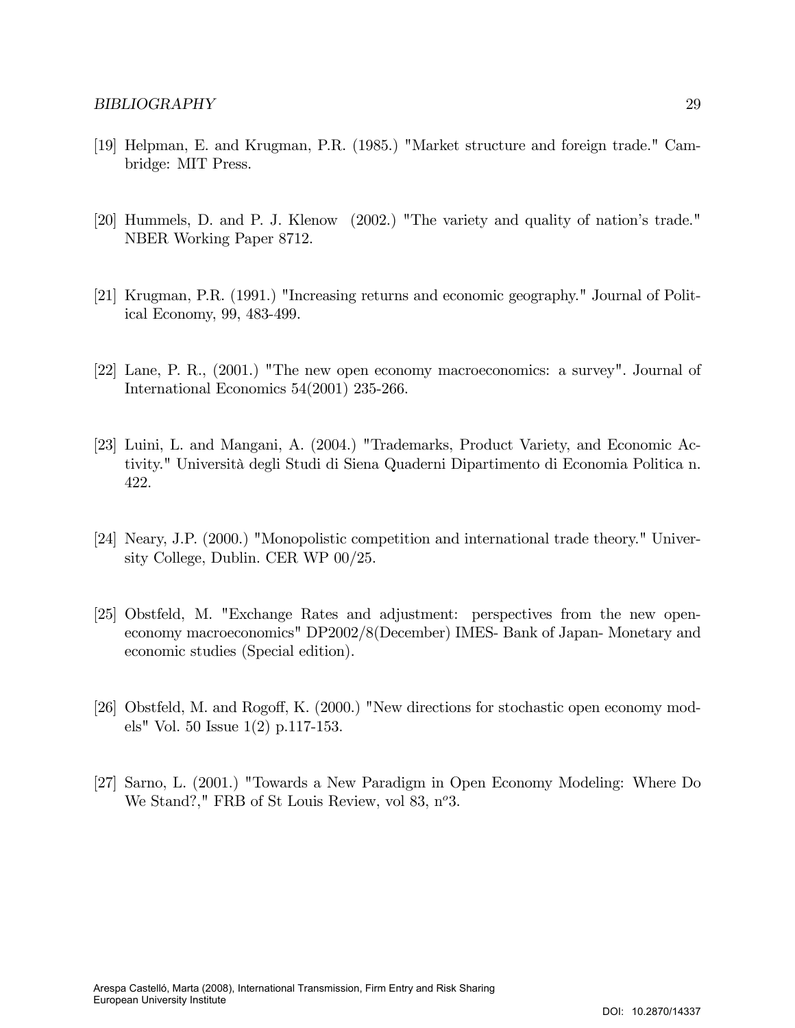[19] Helpman, E. and Krugman, P.R. (1985.) "Market structure and foreign trade." Cambridge: MIT Press.

[20] Hummels, D. and P. J. Klenow (2002.) "The variety and quality of nation's trade." NBER Working Paper 8712.

[21] Krugman, P.R. (1991.) "Increasing returns and economic geography." Journal of Political Economy, 99, 483-499.

[22] Lane, P. R., (2001.) "The new open economy macroeconomics: a survey". Journal of International Economics 54(2001) 235-266.

[23] Luini, L. and Mangani, A. (2004.) "Trademarks, Product Variety, and Economic Activity." Università degli Studi di Siena Quaderni Dipartimento di Economia Politica n. 422.

[24] Neary, J.P. (2000.) "Monopolistic competition and international trade theory." University College, Dublin. CER WP 00/25.

[25] Obstfeld, M. "Exchange Rates and adjustment: perspectives from the new open-economy macroeconomics" DP2002/8(December) IMES- Bank of Japan- Monetary and economic studies (Special edition).

[26] Obstfeld, M. and Rogoff, K. (2000.) "New directions for stochastic open economy models" Vol. 50 Issue 1(2) p.117-153.

[27] Sarno, L. (2001.) "Towards a New Paradigm in Open Economy Modeling: Where Do We Stand?," FRB of St Louis Review, vol 83, nº3.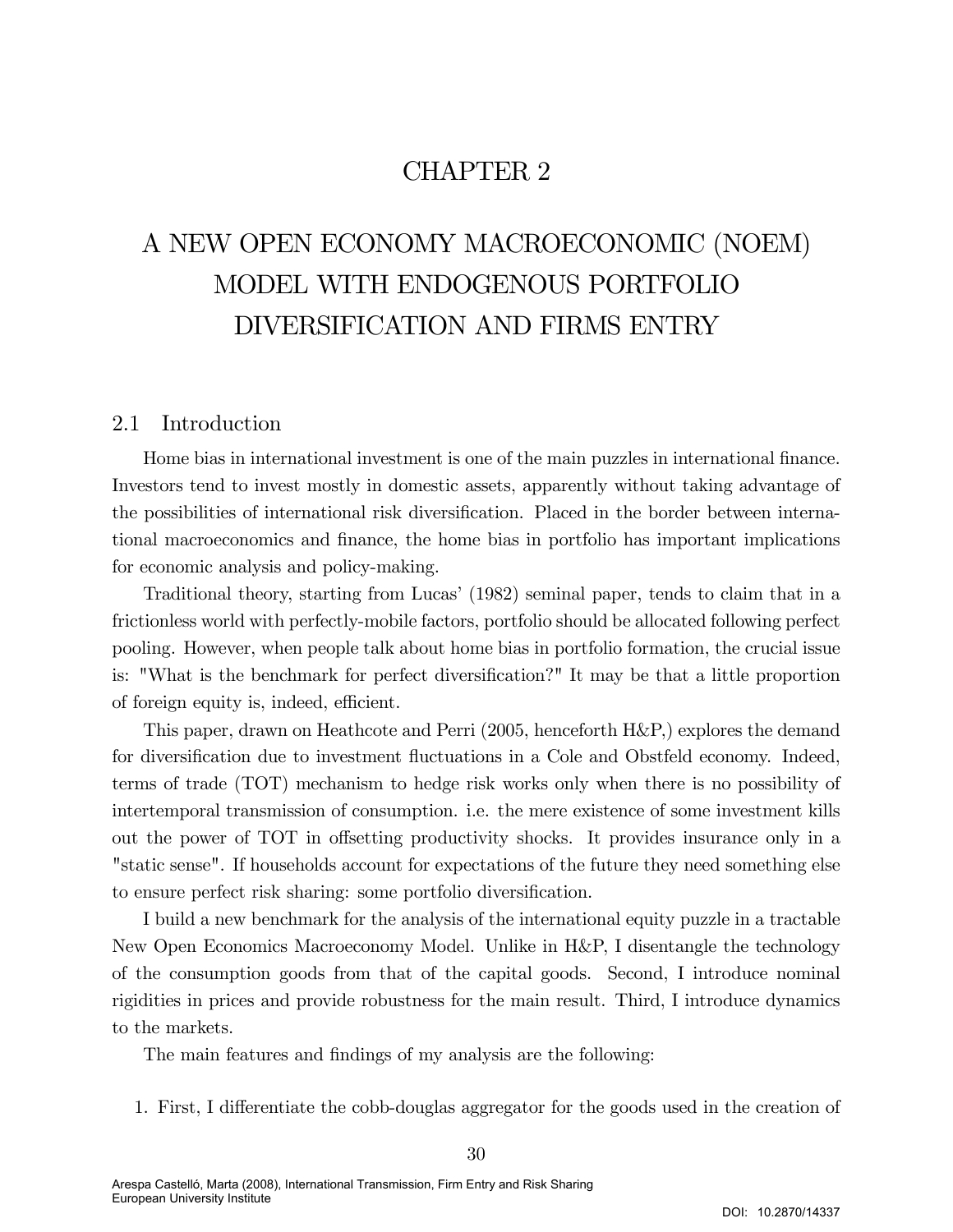# CHAPTER 2

# A NEW OPEN ECONOMY MACROECONOMIC (NOEM) MODEL WITH ENDOGENOUS PORTFOLIO DIVERSIFICATION AND FIRMS ENTRY

## 2.1 Introduction

Home bias in international investment is one of the main puzzles in international finance. Investors tend to invest mostly in domestic assets, apparently without taking advantage of the possibilities of international risk diversification. Placed in the border between international macroeconomics and finance, the home bias in portfolio has important implications for economic analysis and policy-making.

Traditional theory, starting from Lucas' (1982) seminal paper, tends to claim that in a frictionless world with perfectly-mobile factors, portfolio should be allocated following perfect pooling. However, when people talk about home bias in portfolio formation, the crucial issue is: "What is the benchmark for perfect diversification?" It may be that a little proportion of foreign equity is, indeed, efficient.

This paper, drawn on Heathcote and Perri (2005, henceforth H&P,) explores the demand for diversification due to investment fluctuations in a Cole and Obstfeld economy. Indeed, terms of trade (TOT) mechanism to hedge risk works only when there is no possibility of intertemporal transmission of consumption. i.e. the mere existence of some investment kills out the power of TOT in offsetting productivity shocks. It provides insurance only in a "static sense". If households account for expectations of the future they need something else to ensure perfect risk sharing: some portfolio diversification.

I build a new benchmark for the analysis of the international equity puzzle in a tractable New Open Economics Macroeconomy Model. Unlike in H&P, I disentangle the technology of the consumption goods from that of the capital goods. Second, I introduce nominal rigidities in prices and provide robustness for the main result. Third, I introduce dynamics to the markets.

The main features and findings of my analysis are the following:

1. First, I differentiate the cobb-douglas aggregator for the goods used in the creation of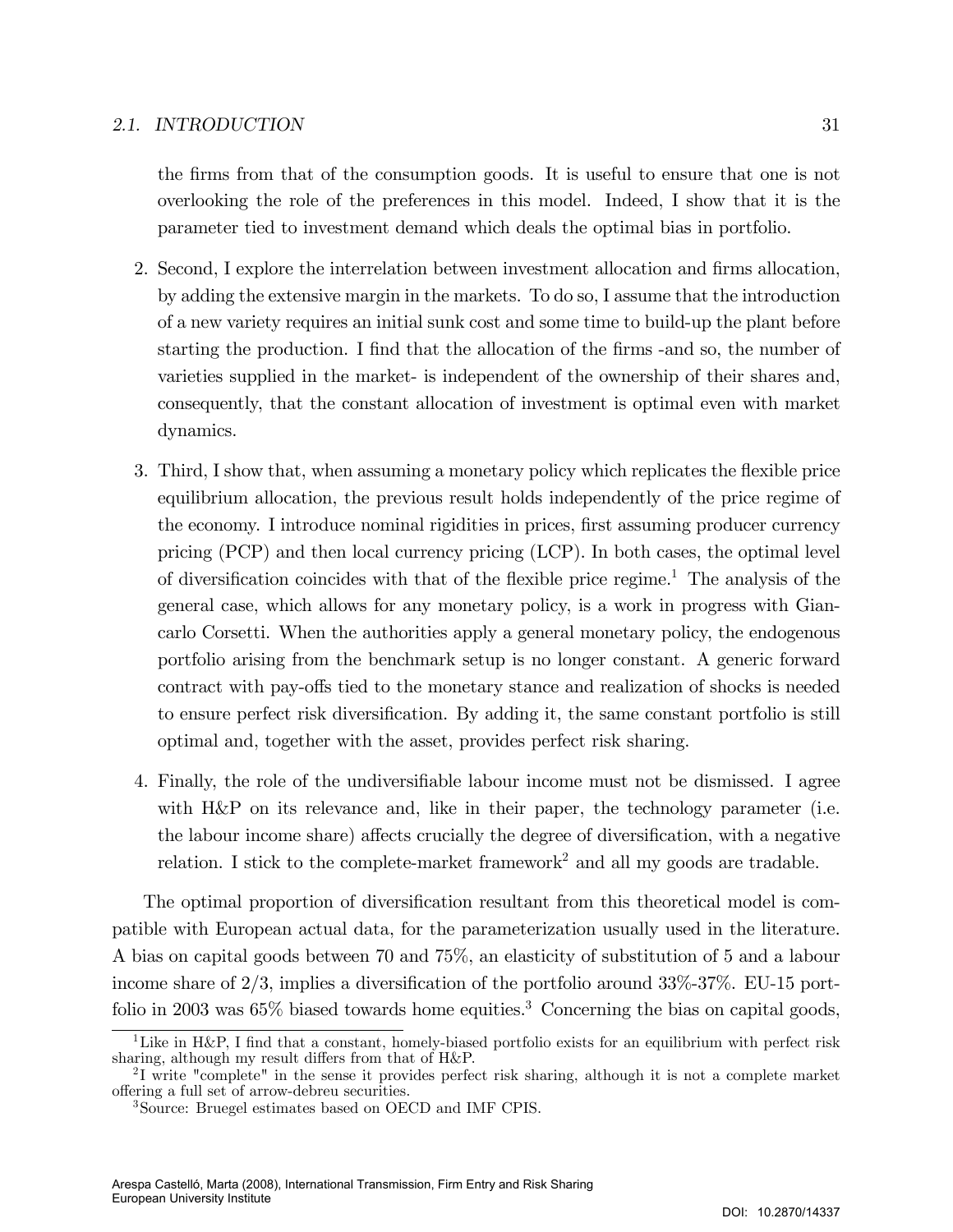the firms from that of the consumption goods. It is useful to ensure that one is not overlooking the role of the preferences in this model. Indeed, I show that it is the parameter tied to investment demand which deals the optimal bias in portfolio.

2. Second, I explore the interrelation between investment allocation and firms allocation, by adding the extensive margin in the markets. To do so, I assume that the introduction of a new variety requires an initial sunk cost and some time to build-up the plant before starting the production. I find that the allocation of the firms -and so, the number of varieties supplied in the market- is independent of the ownership of their shares and, consequently, that the constant allocation of investment is optimal even with market dynamics.

3. Third, I show that, when assuming a monetary policy which replicates the flexible price equilibrium allocation, the previous result holds independently of the price regime of the economy. I introduce nominal rigidities in prices, first assuming producer currency pricing (PCP) and then local currency pricing (LCP). In both cases, the optimal level of diversification coincides with that of the flexible price regime.[1] The analysis of the general case, which allows for any monetary policy, is a work in progress with Giancarlo Corsetti. When the authorities apply a general monetary policy, the endogenous portfolio arising from the benchmark setup is no longer constant. A generic forward contract with pay-offs tied to the monetary stance and realization of shocks is needed to ensure perfect risk diversification. By adding it, the same constant portfolio is still optimal and, together with the asset, provides perfect risk sharing.

4. Finally, the role of the undiversifiable labour income must not be dismissed. I agree with H&P on its relevance and, like in their paper, the technology parameter (i.e. the labour income share) affects crucially the degree of diversification, with a negative relation. I stick to the complete-market framework[2] and all my goods are tradable.

The optimal proportion of diversification resultant from this theoretical model is compatible with European actual data, for the parameterization usually used in the literature. A bias on capital goods between 70 and 75%, an elasticity of substitution of 5 and a labour income share of 2/3, implies a diversification of the portfolio around 33%-37%. EU-15 portfolio in 2003 was 65% biased towards home equities.[3] Concerning the bias on capital goods,

[1] Like in H&P, I find that a constant, homely-biased portfolio exists for an equilibrium with perfect risk sharing, although my result differs from that of H&P.

[2] I write "complete" in the sense it provides perfect risk sharing, although it is not a complete market offering a full set of arrow-debreu securities.

[3] Source: Bruegel estimates based on OECD and IMF CPIS.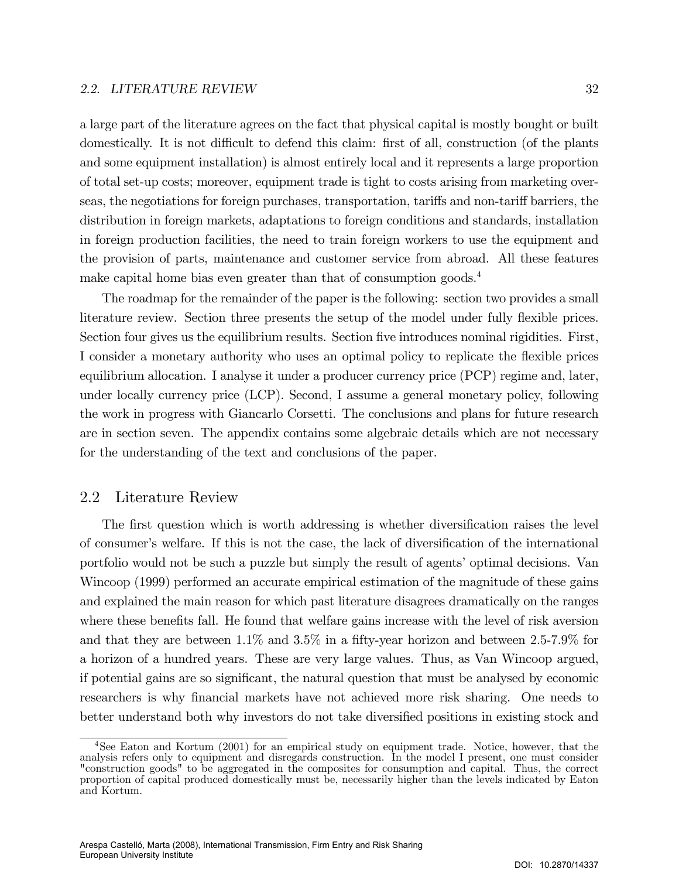a large part of the literature agrees on the fact that physical capital is mostly bought or built domestically. It is not difficult to defend this claim: first of all, construction (of the plants and some equipment installation) is almost entirely local and it represents a large proportion of total set-up costs; moreover, equipment trade is tight to costs arising from marketing overseas, the negotiations for foreign purchases, transportation, tariffs and non-tariff barriers, the distribution in foreign markets, adaptations to foreign conditions and standards, installation in foreign production facilities, the need to train foreign workers to use the equipment and the provision of parts, maintenance and customer service from abroad. All these features make capital home bias even greater than that of consumption goods.[4]

The roadmap for the remainder of the paper is the following: section two provides a small literature review. Section three presents the setup of the model under fully flexible prices. Section four gives us the equilibrium results. Section five introduces nominal rigidities. First, I consider a monetary authority who uses an optimal policy to replicate the flexible prices equilibrium allocation. I analyse it under a producer currency price (PCP) regime and, later, under locally currency price (LCP). Second, I assume a general monetary policy, following the work in progress with Giancarlo Corsetti. The conclusions and plans for future research are in section seven. The appendix contains some algebraic details which are not necessary for the understanding of the text and conclusions of the paper.

## 2.2 Literature Review

The first question which is worth addressing is whether diversification raises the level of consumer's welfare. If this is not the case, the lack of diversification of the international portfolio would not be such a puzzle but simply the result of agents' optimal decisions. Van Wincoop (1999) performed an accurate empirical estimation of the magnitude of these gains and explained the main reason for which past literature disagrees dramatically on the ranges where these benefits fall. He found that welfare gains increase with the level of risk aversion and that they are between 1.1% and 3.5% in a fifty-year horizon and between 2.5-7.9% for a horizon of a hundred years. These are very large values. Thus, as Van Wincoop argued, if potential gains are so significant, the natural question that must be analysed by economic researchers is why financial markets have not achieved more risk sharing. One needs to better understand both why investors do not take diversified positions in existing stock and

[4] See Eaton and Kortum (2001) for an empirical study on equipment trade. Notice, however, that the analysis refers only to equipment and disregards construction. In the model I present, one must consider "construction goods" to be aggregated in the composites for consumption and capital. Thus, the correct proportion of capital produced domestically must be, necessarily higher than the levels indicated by Eaton and Kortum.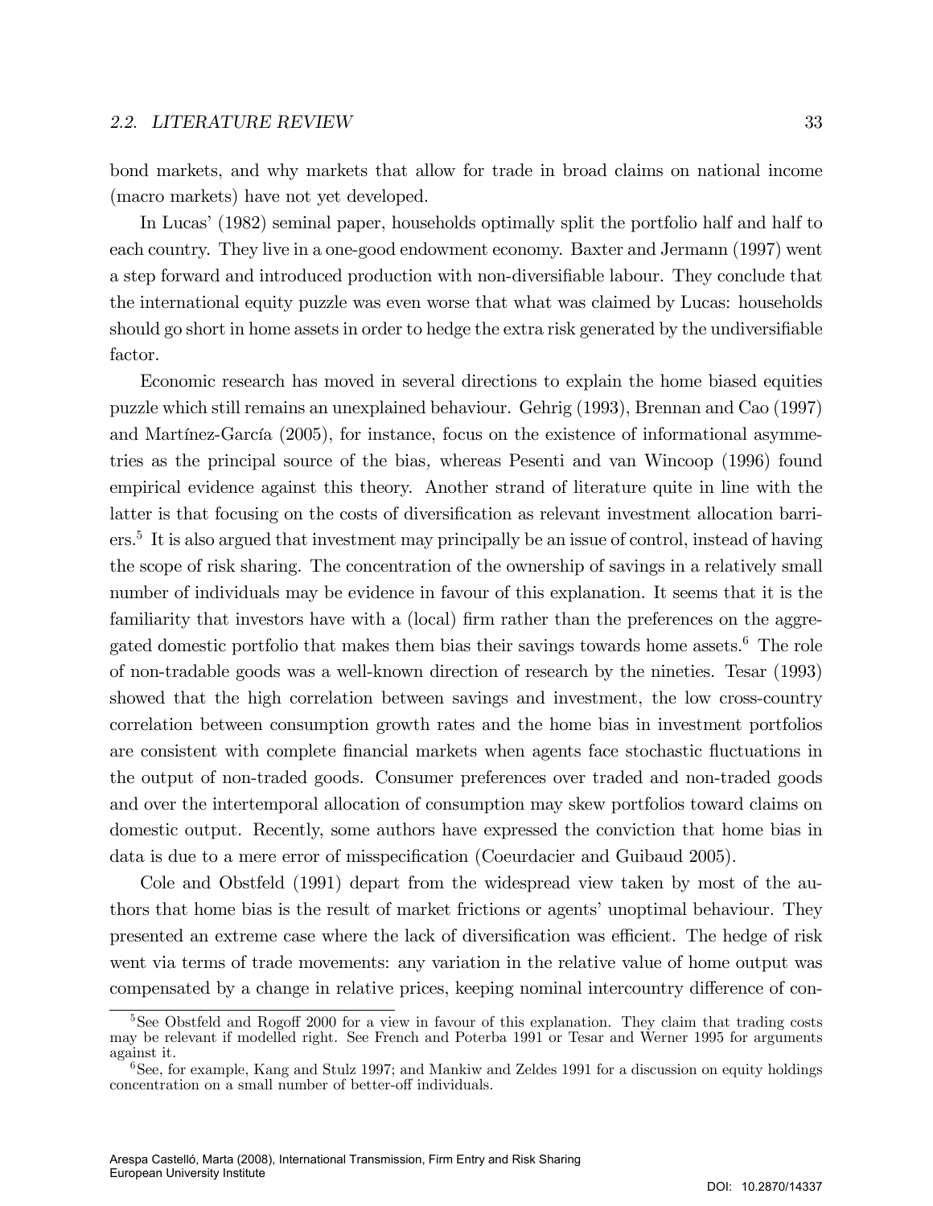bond markets, and why markets that allow for trade in broad claims on national income (macro markets) have not yet developed.

In Lucas' (1982) seminal paper, households optimally split the portfolio half and half to each country. They live in a one-good endowment economy. Baxter and Jermann (1997) went a step forward and introduced production with non-diversifiable labour. They conclude that the international equity puzzle was even worse that what was claimed by Lucas: households should go short in home assets in order to hedge the extra risk generated by the undiversifiable factor.

Economic research has moved in several directions to explain the home biased equities puzzle which still remains an unexplained behaviour. Gehrig (1993), Brennan and Cao (1997) and Martínez-García (2005), for instance, focus on the existence of informational asymmetries as the principal source of the bias, whereas Pesenti and van Wincoop (1996) found empirical evidence against this theory. Another strand of literature quite in line with the latter is that focusing on the costs of diversification as relevant investment allocation barriers.[5] It is also argued that investment may principally be an issue of control, instead of having the scope of risk sharing. The concentration of the ownership of savings in a relatively small number of individuals may be evidence in favour of this explanation. It seems that it is the familiarity that investors have with a (local) firm rather than the preferences on the aggregated domestic portfolio that makes them bias their savings towards home assets.[6] The role of non-tradable goods was a well-known direction of research by the nineties. Tesar (1993) showed that the high correlation between savings and investment, the low cross-country correlation between consumption growth rates and the home bias in investment portfolios are consistent with complete financial markets when agents face stochastic fluctuations in the output of non-traded goods. Consumer preferences over traded and non-traded goods and over the intertemporal allocation of consumption may skew portfolios toward claims on domestic output. Recently, some authors have expressed the conviction that home bias in data is due to a mere error of misspecification (Coeurdacier and Guibaud 2005).

Cole and Obstfeld (1991) depart from the widespread view taken by most of the authors that home bias is the result of market frictions or agents' unoptimal behaviour. They presented an extreme case where the lack of diversification was efficient. The hedge of risk went via terms of trade movements: any variation in the relative value of home output was compensated by a change in relative prices, keeping nominal intercountry difference of con-

[5] See Obstfeld and Rogoff 2000 for a view in favour of this explanation. They claim that trading costs may be relevant if modelled right. See French and Poterba 1991 or Tesar and Werner 1995 for arguments against it.

[6] See, for example, Kang and Stulz 1997; and Mankiw and Zeldes 1991 for a discussion on equity holdings concentration on a small number of better-off individuals.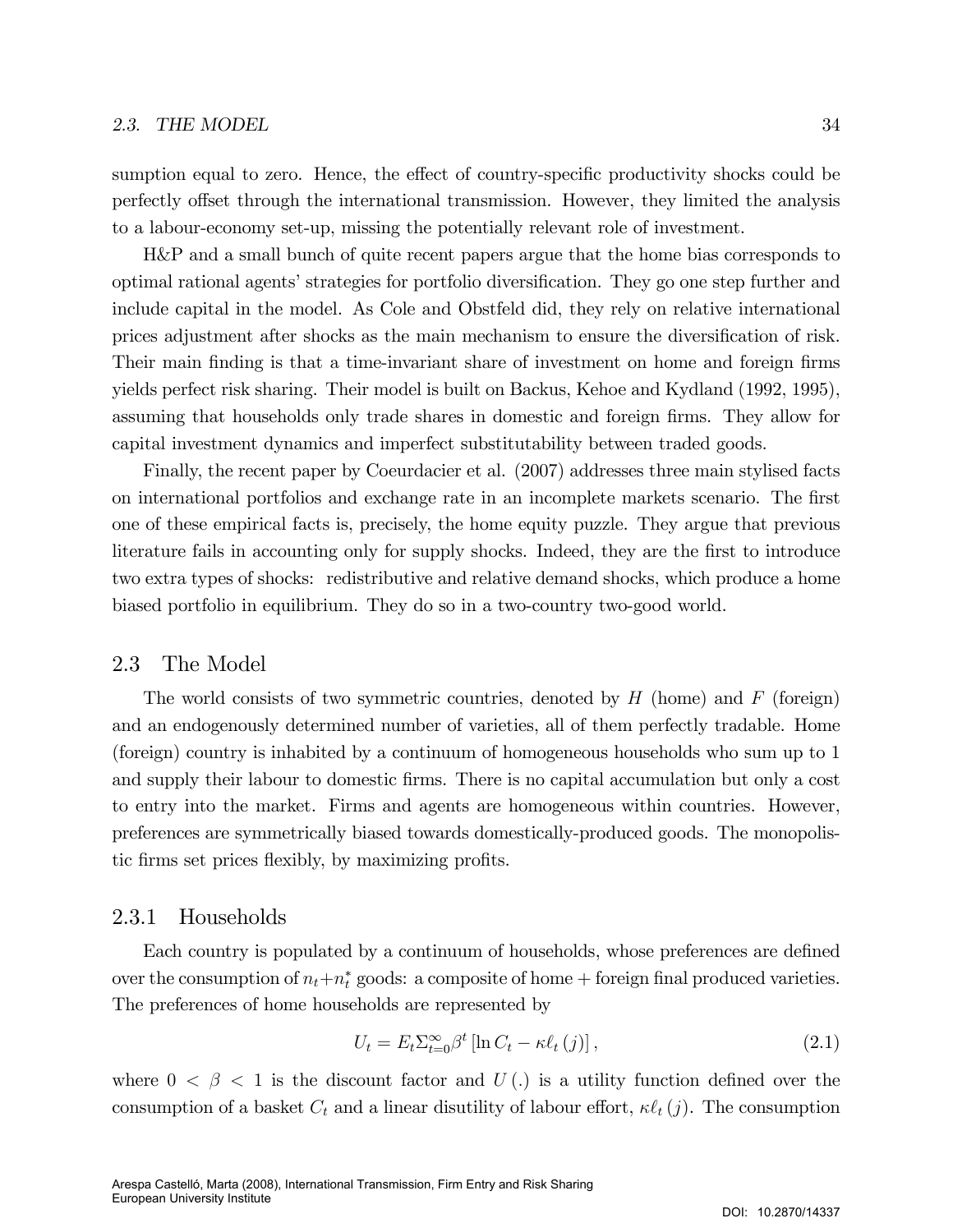sumption equal to zero. Hence, the effect of country-specific productivity shocks could be perfectly offset through the international transmission. However, they limited the analysis to a labour-economy set-up, missing the potentially relevant role of investment.

H&P and a small bunch of quite recent papers argue that the home bias corresponds to optimal rational agents' strategies for portfolio diversification. They go one step further and include capital in the model. As Cole and Obstfeld did, they rely on relative international prices adjustment after shocks as the main mechanism to ensure the diversification of risk. Their main finding is that a time-invariant share of investment on home and foreign firms yields perfect risk sharing. Their model is built on Backus, Kehoe and Kydland (1992, 1995), assuming that households only trade shares in domestic and foreign firms. They allow for capital investment dynamics and imperfect substitutability between traded goods.

Finally, the recent paper by Coeurdacier et al. (2007) addresses three main stylised facts on international portfolios and exchange rate in an incomplete markets scenario. The first one of these empirical facts is, precisely, the home equity puzzle. They argue that previous literature fails in accounting only for supply shocks. Indeed, they are the first to introduce two extra types of shocks: redistributive and relative demand shocks, which produce a home biased portfolio in equilibrium. They do so in a two-country two-good world.

## 2.3 The Model

The world consists of two symmetric countries, denoted by $H$ (home) and $F$ (foreign) and an endogenously determined number of varieties, all of them perfectly tradable. Home (foreign) country is inhabited by a continuum of homogeneous households who sum up to 1 and supply their labour to domestic firms. There is no capital accumulation but only a cost to entry into the market. Firms and agents are homogeneous within countries. However, preferences are symmetrically biased towards domestically-produced goods. The monopolistic firms set prices flexibly, by maximizing profits.

### 2.3.1 Households

Each country is populated by a continuum of households, whose preferences are defined over the consumption of $n_t+n_t^*$ goods: a composite of home + foreign final produced varieties. The preferences of home households are represented by

$$U_t = E_t\Sigma_{t=0}^{\infty}\beta^t \left[\ln C_t - \kappa \ell_t\left(j\right)\right], \tag{2.1}$$

where $0 < \beta < 1$ is the discount factor and $U\left(.\right)$ is a utility function defined over the consumption of a basket $C_t$ and a linear disutility of labour effort, $\kappa \ell_t\left(j\right)$. The consumption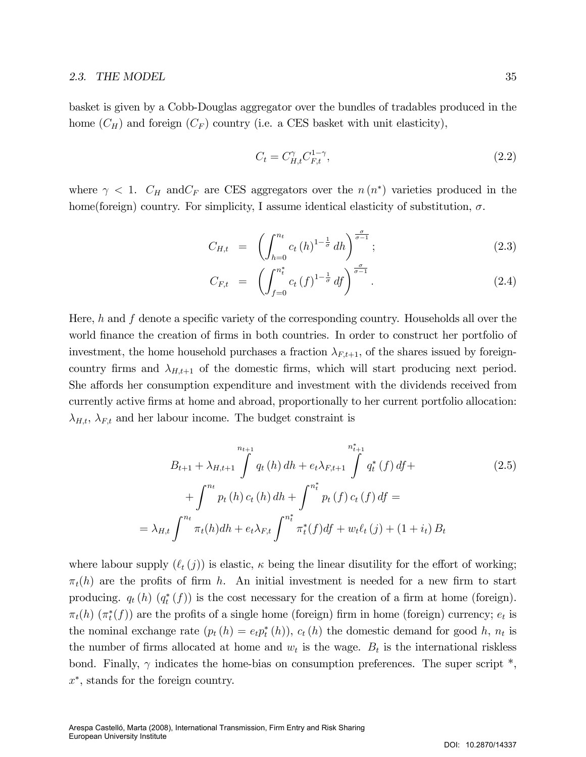basket is given by a Cobb-Douglas aggregator over the bundles of tradables produced in the home ($C_H$) and foreign ($C_F$) country (i.e. a CES basket with unit elasticity),

$$C_t = C_{H,t}^{\gamma} C_{F,t}^{1-\gamma}, \tag{2.2}$$

where $\gamma < 1$. $C_H$ and$C_F$ are CES aggregators over the $n\,(n^*)$ varieties produced in the home(foreign) country. For simplicity, I assume identical elasticity of substitution, $\sigma$.

$$C_{H,t} = \left( \int_{h=0}^{n_t} c_t\,(h)^{1-\frac{1}{\sigma}}\,dh \right)^{\frac{\sigma}{\sigma-1}}; \tag{2.3}$$

$$C_{F,t} = \left( \int_{f=0}^{n_t^*} c_t\,(f)^{1-\frac{1}{\sigma}}\,df \right)^{\frac{\sigma}{\sigma-1}}. \tag{2.4}$$

Here, $h$ and $f$ denote a specific variety of the corresponding country. Households all over the world finance the creation of firms in both countries. In order to construct her portfolio of investment, the home household purchases a fraction $\lambda_{F,t+1}$, of the shares issued by foreign-country firms and $\lambda_{H,t+1}$ of the domestic firms, which will start producing next period. She affords her consumption expenditure and investment with the dividends received from currently active firms at home and abroad, proportionally to her current portfolio allocation: $\lambda_{H,t}$, $\lambda_{F,t}$ and her labour income. The budget constraint is

$$\begin{aligned} B_{t+1} + \lambda_{H,t+1} \int^{n_{t+1}} q_t\,(h)\,dh + e_t \lambda_{F,t+1} \int^{n_{t+1}^*} q_t^*\,(f)\,df + \\ + \int^{n_t} p_t\,(h)\,c_t\,(h)\,dh + \int^{n_t^*} p_t\,(f)\,c_t\,(f)\,df = \\ = \lambda_{H,t} \int^{n_t} \pi_t(h)dh + e_t \lambda_{F,t} \int^{n_t^*} \pi_t^*(f)df + w_t \ell_t\,(j) + (1+i_t)\,B_t \end{aligned} \tag{2.5}$$

where labour supply ($\ell_t\,(j)$) is elastic, $\kappa$ being the linear disutility for the effort of working; $\pi_t(h)$ are the profits of firm $h$. An initial investment is needed for a new firm to start producing. $q_t\,(h)$ ($q_t^*\,(f)$) is the cost necessary for the creation of a firm at home (foreign). $\pi_t(h)$ ($\pi_t^*(f)$) are the profits of a single home (foreign) firm in home (foreign) currency; $e_t$ is the nominal exchange rate ($p_t\,(h) = e_t p_t^*\,(h)$), $c_t\,(h)$ the domestic demand for good $h$, $n_t$ is the number of firms allocated at home and $w_t$ is the wage. $B_t$ is the international riskless bond. Finally, $\gamma$ indicates the home-bias on consumption preferences. The super script \*, $x^*$, stands for the foreign country.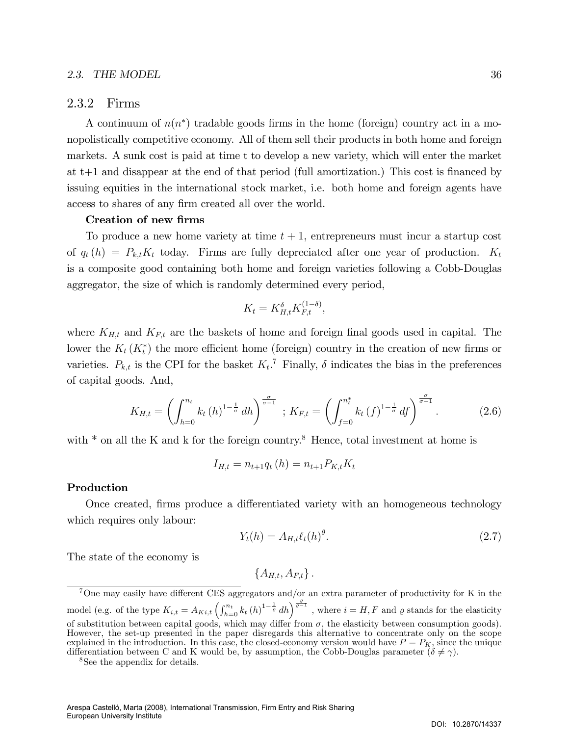### 2.3.2 Firms

A continuum of $n(n^*)$ tradable goods firms in the home (foreign) country act in a monopolistically competitive economy. All of them sell their products in both home and foreign markets. A sunk cost is paid at time t to develop a new variety, which will enter the market at t+1 and disappear at the end of that period (full amortization.) This cost is financed by issuing equities in the international stock market, i.e. both home and foreign agents have access to shares of any firm created all over the world.

**Creation of new firms**

To produce a new home variety at time $t+1$, entrepreneurs must incur a startup cost of $q_t(h) = P_{k,t}K_t$ today. Firms are fully depreciated after one year of production. $K_t$ is a composite good containing both home and foreign varieties following a Cobb-Douglas aggregator, the size of which is randomly determined every period,

$$K_t = K_{H,t}^{\delta} K_{F,t}^{(1-\delta)},$$

where $K_{H,t}$ and $K_{F,t}$ are the baskets of home and foreign final goods used in capital. The lower the $K_t\,(K_t^*)$ the more efficient home (foreign) country in the creation of new firms or varieties. $P_{k,t}$ is the CPI for the basket $K_t$.[7] Finally, $\delta$ indicates the bias in the preferences of capital goods. And,

$$K_{H,t} = \left( \int_{h=0}^{n_t} k_t(h)^{1-\frac{1}{\sigma}}\, dh \right)^{\frac{\sigma}{\sigma-1}} \;\; ; \; K_{F,t} = \left( \int_{f=0}^{n_t^*} k_t(f)^{1-\frac{1}{\sigma}}\, df \right)^{\frac{\sigma}{\sigma-1}}. \tag{2.6}$$

with * on all the K and k for the foreign country.[8] Hence, total investment at home is

$$I_{H,t} = n_{t+1} q_t(h) = n_{t+1} P_{K,t} K_t$$

**Production**

Once created, firms produce a differentiated variety with an homogeneous technology which requires only labour:

$$Y_t(h) = A_{H,t} \ell_t(h)^{\theta}. \tag{2.7}$$

The state of the economy is

$$\{A_{H,t}, A_{F,t}\}.$$

---

[7] One may easily have different CES aggregators and/or an extra parameter of productivity for K in the model (e.g. of the type $K_{i,t} = A_{Ki,t}\left(\int_{h=0}^{n_t} k_t(h)^{1-\frac{1}{\varrho}}\, dh\right)^{\frac{\varrho}{\varrho-1}}$, where $i = H, F$ and $\varrho$ stands for the elasticity of substitution between capital goods, which may differ from $\sigma$, the elasticity between consumption goods). However, the set-up presented in the paper disregards this alternative to concentrate only on the scope explained in the introduction. In this case, the closed-economy version would have $P = P_K$, since the unique differentiation between C and K would be, by assumption, the Cobb-Douglas parameter ($\delta \neq \gamma$).

[8] See the appendix for details.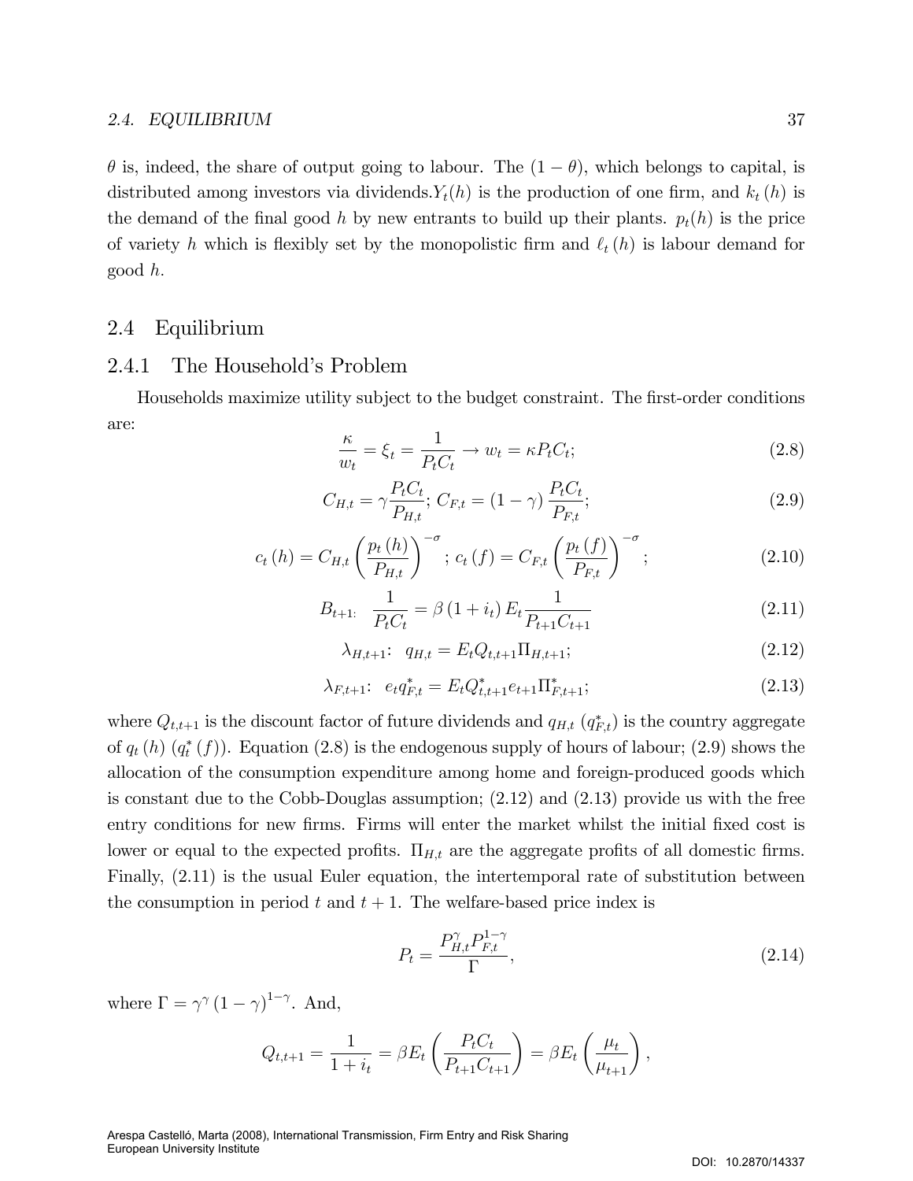$\theta$ is, indeed, the share of output going to labour. The $(1-\theta)$, which belongs to capital, is distributed among investors via dividends.$Y_t(h)$ is the production of one firm, and $k_t(h)$ is the demand of the final good $h$ by new entrants to build up their plants. $p_t(h)$ is the price of variety $h$ which is flexibly set by the monopolistic firm and $\ell_t(h)$ is labour demand for good $h$.

## 2.4 Equilibrium

### 2.4.1 The Household's Problem

Households maximize utility subject to the budget constraint. The first-order conditions are:

$$\frac{\kappa}{w_t} = \xi_t = \frac{1}{P_t C_t} \rightarrow w_t = \kappa P_t C_t; \tag{2.8}$$

$$C_{H,t} = \gamma \frac{P_t C_t}{P_{H,t}};\; C_{F,t} = (1-\gamma)\frac{P_t C_t}{P_{F,t}}; \tag{2.9}$$

$$c_t(h) = C_{H,t}\left(\frac{p_t(h)}{P_{H,t}}\right)^{-\sigma};\; c_t(f) = C_{F,t}\left(\frac{p_t(f)}{P_{F,t}}\right)^{-\sigma}; \tag{2.10}$$

$$B_{t+1:} \quad \frac{1}{P_t C_t} = \beta(1+i_t)E_t\frac{1}{P_{t+1}C_{t+1}} \tag{2.11}$$

$$\lambda_{H,t+1}: \quad q_{H,t} = E_t Q_{t,t+1}\Pi_{H,t+1}; \tag{2.12}$$

$$\lambda_{F,t+1}: \quad e_t q^*_{F,t} = E_t Q^*_{t,t+1} e_{t+1}\Pi^*_{F,t+1}; \tag{2.13}$$

where $Q_{t,t+1}$ is the discount factor of future dividends and $q_{H,t}$ $(q^*_{F,t})$ is the country aggregate of $q_t(h)$ $(q^*_t(f))$. Equation (2.8) is the endogenous supply of hours of labour; (2.9) shows the allocation of the consumption expenditure among home and foreign-produced goods which is constant due to the Cobb-Douglas assumption; (2.12) and (2.13) provide us with the free entry conditions for new firms. Firms will enter the market whilst the initial fixed cost is lower or equal to the expected profits. $\Pi_{H,t}$ are the aggregate profits of all domestic firms. Finally, (2.11) is the usual Euler equation, the intertemporal rate of substitution between the consumption in period $t$ and $t+1$. The welfare-based price index is

$$P_t = \frac{P_{H,t}^{\gamma} P_{F,t}^{1-\gamma}}{\Gamma}, \tag{2.14}$$

where $\Gamma = \gamma^{\gamma}(1-\gamma)^{1-\gamma}$. And,

$$Q_{t,t+1} = \frac{1}{1+i_t} = \beta E_t\left(\frac{P_t C_t}{P_{t+1}C_{t+1}}\right) = \beta E_t\left(\frac{\mu_t}{\mu_{t+1}}\right),$$

Arespa Castelló, Marta (2008), International Transmission, Firm Entry and Risk Sharing
European University Institute

DOI: 10.2870/14337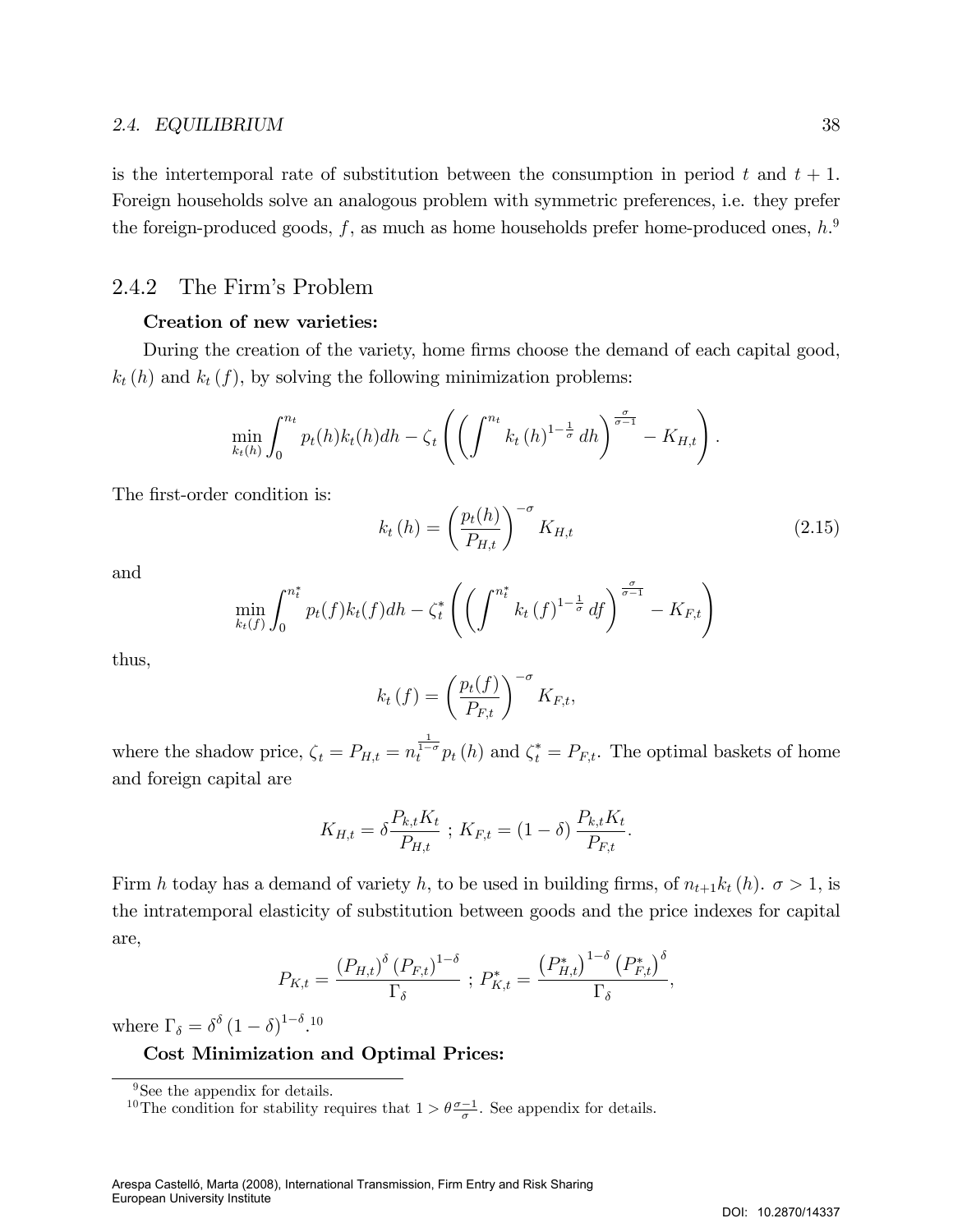is the intertemporal rate of substitution between the consumption in period $t$ and $t+1$. Foreign households solve an analogous problem with symmetric preferences, i.e. they prefer the foreign-produced goods, $f$, as much as home households prefer home-produced ones, $h$.[9]

### 2.4.2 The Firm's Problem

**Creation of new varieties:**

During the creation of the variety, home firms choose the demand of each capital good, $k_t(h)$ and $k_t(f)$, by solving the following minimization problems:

$$\min_{k_t(h)} \int_0^{n_t} p_t(h) k_t(h) dh - \zeta_t \left( \left( \int^{n_t} k_t(h)^{1-\frac{1}{\sigma}} dh \right)^{\frac{\sigma}{\sigma-1}} - K_{H,t} \right).$$

The first-order condition is:

$$k_t(h) = \left( \frac{p_t(h)}{P_{H,t}} \right)^{-\sigma} K_{H,t} \tag{2.15}$$

and

$$\min_{k_t(f)} \int_0^{n_t^*} p_t(f) k_t(f) dh - \zeta_t^* \left( \left( \int^{n_t^*} k_t(f)^{1-\frac{1}{\sigma}} df \right)^{\frac{\sigma}{\sigma-1}} - K_{F,t} \right)$$

thus,

$$k_t(f) = \left( \frac{p_t(f)}{P_{F,t}} \right)^{-\sigma} K_{F,t},$$

where the shadow price, $\zeta_t = P_{H,t} = n_t^{\frac{1}{1-\sigma}} p_t(h)$ and $\zeta_t^* = P_{F,t}$. The optimal baskets of home and foreign capital are

$$K_{H,t} = \delta \frac{P_{k,t} K_t}{P_{H,t}} \; ; \; K_{F,t} = (1-\delta) \frac{P_{k,t} K_t}{P_{F,t}}.$$

Firm $h$ today has a demand of variety $h$, to be used in building firms, of $n_{t+1} k_t(h)$. $\sigma > 1$, is the intratemporal elasticity of substitution between goods and the price indexes for capital are,

$$P_{K,t} = \frac{(P_{H,t})^{\delta} (P_{F,t})^{1-\delta}}{\Gamma_{\delta}} \; ; \; P_{K,t}^* = \frac{(P_{H,t}^*)^{1-\delta} (P_{F,t}^*)^{\delta}}{\Gamma_{\delta}},$$

where $\Gamma_{\delta} = \delta^{\delta} (1-\delta)^{1-\delta}$.[10]

**Cost Minimization and Optimal Prices:**

[9] See the appendix for details.

[10] The condition for stability requires that $1 > \theta \frac{\sigma-1}{\sigma}$. See appendix for details.

Arespa Castelló, Marta (2008), International Transmission, Firm Entry and Risk Sharing
European University Institute

DOI: 10.2870/14337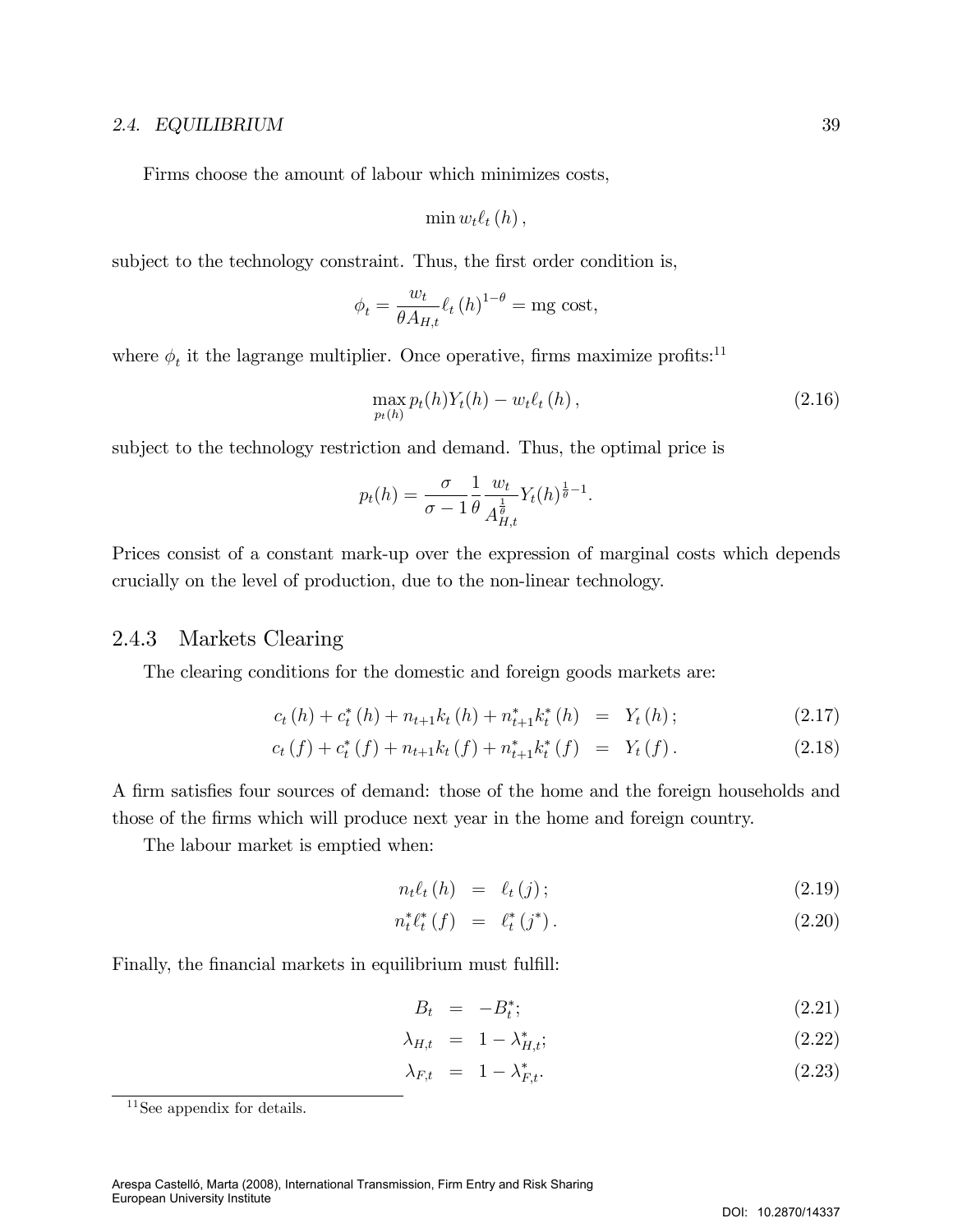Firms choose the amount of labour which minimizes costs,

$$\min w_t \ell_t(h),$$

subject to the technology constraint. Thus, the first order condition is,

$$\phi_t = \frac{w_t}{\theta A_{H,t}} \ell_t(h)^{1-\theta} = \text{mg cost},$$

where $\phi_t$ it the lagrange multiplier. Once operative, firms maximize profits:[11]

$$\max_{p_t(h)} p_t(h) Y_t(h) - w_t \ell_t(h), \tag{2.16}$$

subject to the technology restriction and demand. Thus, the optimal price is

$$p_t(h) = \frac{\sigma}{\sigma - 1} \frac{1}{\theta} \frac{w_t}{A_{H,t}^{\frac{1}{\theta}}} Y_t(h)^{\frac{1}{\theta}-1}.$$

Prices consist of a constant mark-up over the expression of marginal costs which depends crucially on the level of production, due to the non-linear technology.

### 2.4.3 Markets Clearing

The clearing conditions for the domestic and foreign goods markets are:

$$c_t(h) + c_t^*(h) + n_{t+1} k_t(h) + n_{t+1}^* k_t^*(h) = Y_t(h); \tag{2.17}$$

$$c_t(f) + c_t^*(f) + n_{t+1} k_t(f) + n_{t+1}^* k_t^*(f) = Y_t(f). \tag{2.18}$$

A firm satisfies four sources of demand: those of the home and the foreign households and those of the firms which will produce next year in the home and foreign country.

The labour market is emptied when:

$$n_t \ell_t(h) = \ell_t(j); \tag{2.19}$$

$$n_t^* \ell_t^*(f) = \ell_t^*(j^*). \tag{2.20}$$

Finally, the financial markets in equilibrium must fulfill:

$$B_t = -B_t^*; \tag{2.21}$$

$$\lambda_{H,t} = 1 - \lambda_{H,t}^*; \tag{2.22}$$

$$\lambda_{F,t} = 1 - \lambda_{F,t}^*. \tag{2.23}$$

[11] See appendix for details.

Arespa Castelló, Marta (2008), International Transmission, Firm Entry and Risk Sharing
European University Institute

DOI: 10.2870/14337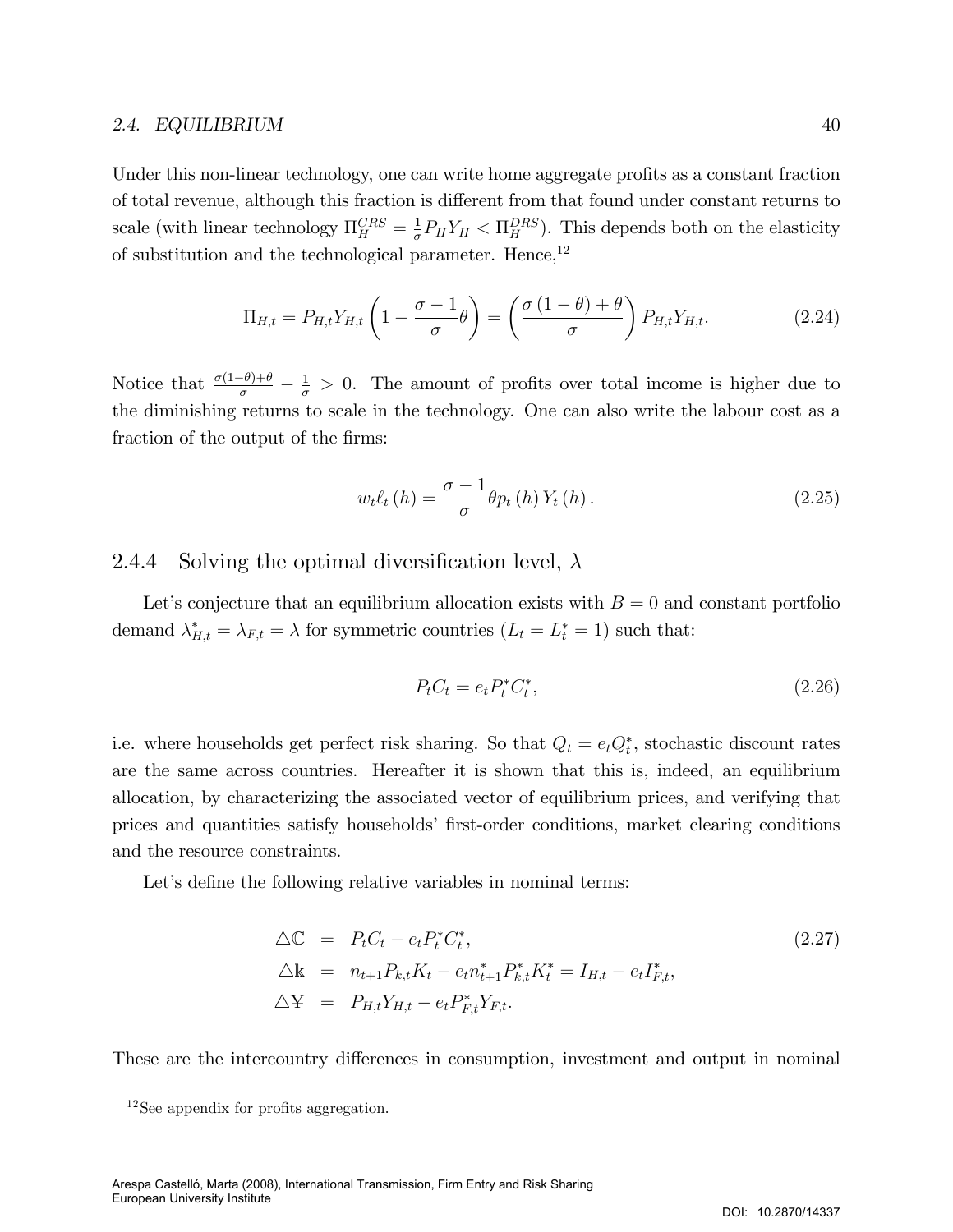Under this non-linear technology, one can write home aggregate profits as a constant fraction of total revenue, although this fraction is different from that found under constant returns to scale (with linear technology $\Pi_H^{CRS} = \frac{1}{\sigma} P_H Y_H < \Pi_H^{DRS}$). This depends both on the elasticity of substitution and the technological parameter. Hence,[12]

$$\Pi_{H,t} = P_{H,t} Y_{H,t} \left(1 - \frac{\sigma - 1}{\sigma}\theta\right) = \left(\frac{\sigma(1-\theta) + \theta}{\sigma}\right) P_{H,t} Y_{H,t}. \tag{2.24}$$

Notice that $\frac{\sigma(1-\theta)+\theta}{\sigma} - \frac{1}{\sigma} > 0$. The amount of profits over total income is higher due to the diminishing returns to scale in the technology. One can also write the labour cost as a fraction of the output of the firms:

$$w_t \ell_t(h) = \frac{\sigma - 1}{\sigma} \theta p_t(h) Y_t(h). \tag{2.25}$$

### 2.4.4 Solving the optimal diversification level, $\lambda$

Let's conjecture that an equilibrium allocation exists with $B = 0$ and constant portfolio demand $\lambda_{H,t}^* = \lambda_{F,t} = \lambda$ for symmetric countries ($L_t = L_t^* = 1$) such that:

$$P_t C_t = e_t P_t^* C_t^*, \tag{2.26}$$

i.e. where households get perfect risk sharing. So that $Q_t = e_t Q_t^*$, stochastic discount rates are the same across countries. Hereafter it is shown that this is, indeed, an equilibrium allocation, by characterizing the associated vector of equilibrium prices, and verifying that prices and quantities satisfy households' first-order conditions, market clearing conditions and the resource constraints.

Let's define the following relative variables in nominal terms:

$$\begin{aligned}
\triangle\mathbb{C} &= P_t C_t - e_t P_t^* C_t^*, \\
\triangle\mathbb{k} &= n_{t+1} P_{k,t} K_t - e_t n_{t+1}^* P_{k,t}^* K_t^* = I_{H,t} - e_t I_{F,t}^*, \\
\triangle\text{¥} &= P_{H,t} Y_{H,t} - e_t P_{F,t}^* Y_{F,t}.
\end{aligned} \tag{2.27}$$

These are the intercountry differences in consumption, investment and output in nominal

[12] See appendix for profits aggregation.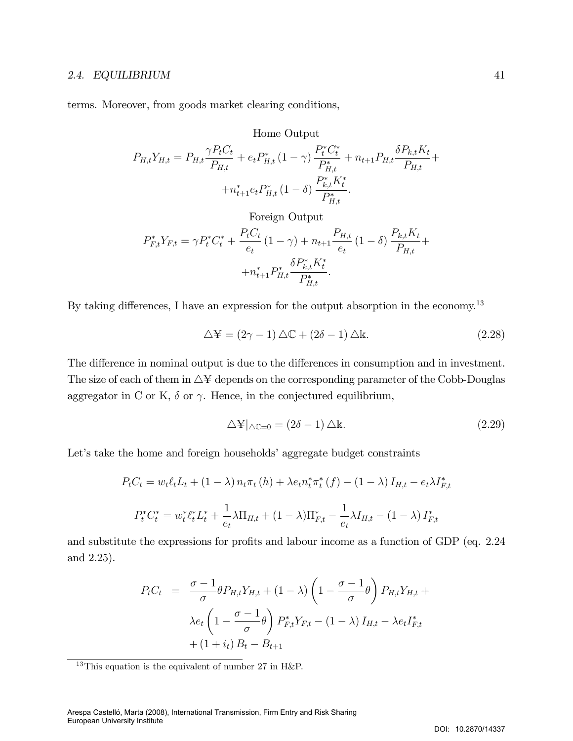terms. Moreover, from goods market clearing conditions,

Home Output

$$P_{H,t}Y_{H,t} = P_{H,t}\frac{\gamma P_t C_t}{P_{H,t}} + e_t P^*_{H,t}\left(1-\gamma\right)\frac{P^*_t C^*_t}{P^*_{H,t}} + n_{t+1}P_{H,t}\frac{\delta P_{k,t}K_t}{P_{H,t}} + $$
$$+ n^*_{t+1}e_t P^*_{H,t}\left(1-\delta\right)\frac{P^*_{k,t}K^*_t}{P^*_{H,t}}.$$

Foreign Output

$$P^*_{F,t}Y_{F,t} = \gamma P^*_t C^*_t + \frac{P_t C_t}{e_t}\left(1-\gamma\right) + n_{t+1}\frac{P_{H,t}}{e_t}\left(1-\delta\right)\frac{P_{k,t}K_t}{P_{H,t}} + $$
$$+ n^*_{t+1}P^*_{H,t}\frac{\delta P^*_{k,t}K^*_t}{P^*_{H,t}}.$$

By taking differences, I have an expression for the output absorption in the economy.[13]

$$\triangle \text{¥} = \left(2\gamma - 1\right)\triangle \mathbb{C} + \left(2\delta - 1\right)\triangle \mathbb{k}. \tag{2.28}$$

The difference in nominal output is due to the differences in consumption and in investment. The size of each of them in $\triangle$¥ depends on the corresponding parameter of the Cobb-Douglas aggregator in C or K, $\delta$ or $\gamma$. Hence, in the conjectured equilibrium,

$$\triangle \text{¥}|_{\triangle \mathbb{C}=0} = \left(2\delta - 1\right)\triangle \mathbb{k}. \tag{2.29}$$

Let's take the home and foreign households' aggregate budget constraints

$$P_t C_t = w_t \ell_t L_t + \left(1-\lambda\right) n_t \pi_t\left(h\right) + \lambda e_t n^*_t \pi^*_t\left(f\right) - \left(1-\lambda\right) I_{H,t} - e_t \lambda I^*_{F,t}$$

$$P^*_t C^*_t = w^*_t \ell^*_t L^*_t + \frac{1}{e_t}\lambda \Pi_{H,t} + (1-\lambda)\Pi^*_{F,t} - \frac{1}{e_t}\lambda I_{H,t} - \left(1-\lambda\right) I^*_{F,t}$$

and substitute the expressions for profits and labour income as a function of GDP (eq. 2.24 and 2.25).

$$\begin{aligned} P_t C_t &= \frac{\sigma - 1}{\sigma}\theta P_{H,t}Y_{H,t} + \left(1-\lambda\right)\left(1 - \frac{\sigma-1}{\sigma}\theta\right)P_{H,t}Y_{H,t} + \\ &\quad \lambda e_t\left(1 - \frac{\sigma-1}{\sigma}\theta\right)P^*_{F,t}Y_{F,t} - \left(1-\lambda\right) I_{H,t} - \lambda e_t I^*_{F,t} \\ &\quad + \left(1+i_t\right)B_t - B_{t+1} \end{aligned}$$

[13] This equation is the equivalent of number 27 in H&P.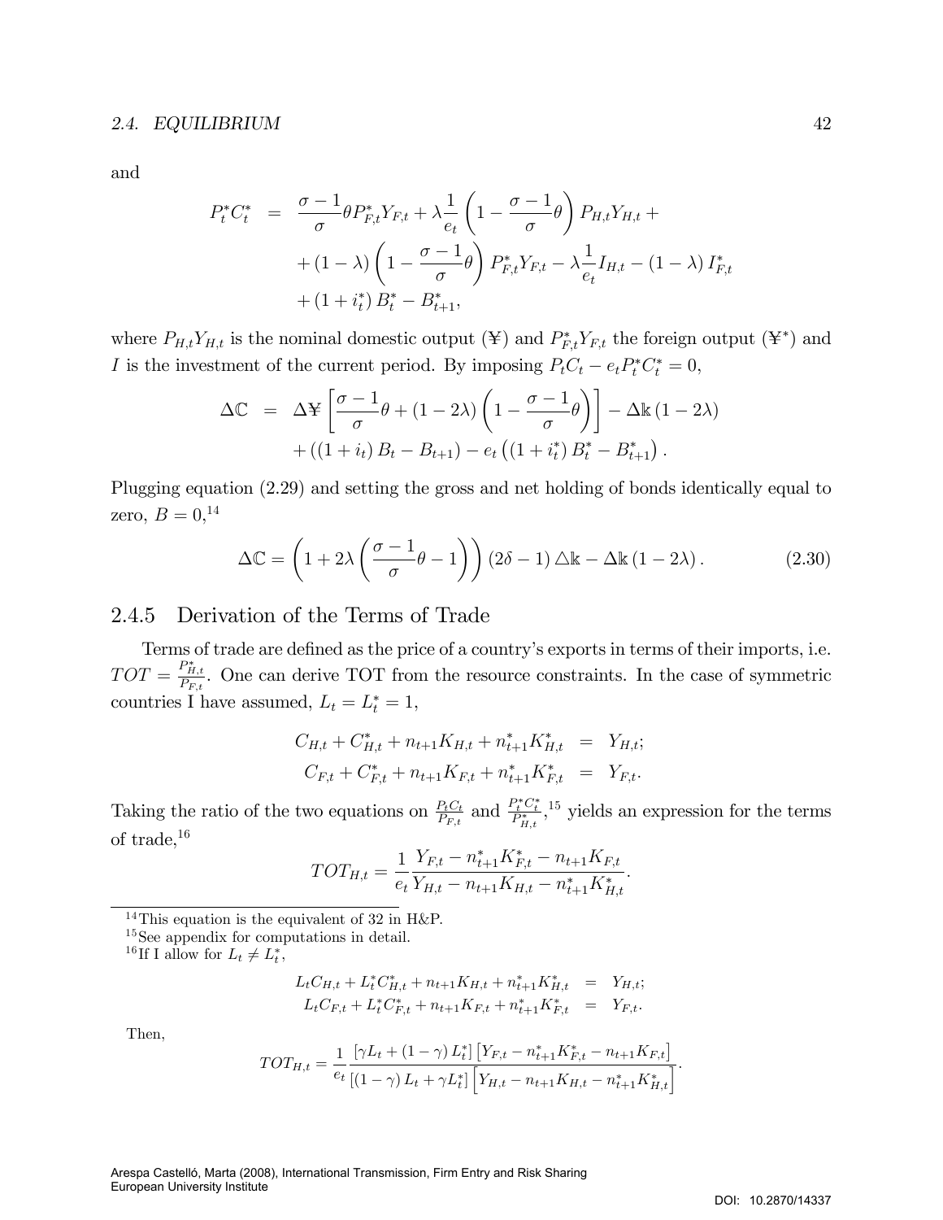and

$$
\begin{aligned}
P_t^* C_t^* &= \frac{\sigma-1}{\sigma}\theta P_{F,t}^* Y_{F,t} + \lambda \frac{1}{e_t}\left(1-\frac{\sigma-1}{\sigma}\theta\right) P_{H,t} Y_{H,t} + \\
&\quad + (1-\lambda)\left(1-\frac{\sigma-1}{\sigma}\theta\right) P_{F,t}^* Y_{F,t} - \lambda \frac{1}{e_t} I_{H,t} - (1-\lambda) I_{F,t}^* \\
&\quad + (1+i_t^*) B_t^* - B_{t+1}^*,
\end{aligned}
$$

where $P_{H,t}Y_{H,t}$ is the nominal domestic output (¥) and $P_{F,t}^* Y_{F,t}$ the foreign output (¥$^*$) and $I$ is the investment of the current period. By imposing $P_t C_t - e_t P_t^* C_t^* = 0$,

$$
\begin{aligned}
\Delta \mathbb{C} &= \Delta ¥ \left[\frac{\sigma-1}{\sigma}\theta + (1-2\lambda)\left(1-\frac{\sigma-1}{\sigma}\theta\right)\right] - \Delta \mathbb{k}\,(1-2\lambda) \\
&\quad + \left((1+i_t) B_t - B_{t+1}\right) - e_t\left((1+i_t^*) B_t^* - B_{t+1}^*\right).
\end{aligned}
$$

Plugging equation (2.29) and setting the gross and net holding of bonds identically equal to zero, $B = 0$,[14]

$$
\Delta \mathbb{C} = \left(1 + 2\lambda\left(\frac{\sigma-1}{\sigma}\theta - 1\right)\right)(2\delta - 1)\,\triangle \mathbb{k} - \Delta \mathbb{k}\,(1-2\lambda). \tag{2.30}
$$

### 2.4.5 Derivation of the Terms of Trade

Terms of trade are defined as the price of a country's exports in terms of their imports, i.e. $TOT = \frac{P_{H,t}^*}{P_{F,t}}$. One can derive TOT from the resource constraints. In the case of symmetric countries I have assumed, $L_t = L_t^* = 1$,

$$
\begin{aligned}
C_{H,t} + C_{H,t}^* + n_{t+1} K_{H,t} + n_{t+1}^* K_{H,t}^* &= Y_{H,t}; \\
C_{F,t} + C_{F,t}^* + n_{t+1} K_{F,t} + n_{t+1}^* K_{F,t}^* &= Y_{F,t}.
\end{aligned}
$$

Taking the ratio of the two equations on $\frac{P_t C_t}{P_{F,t}}$ and $\frac{P_t^* C_t^*}{P_{H,t}^*}$,[15] yields an expression for the terms of trade,[16]

$$
TOT_{H,t} = \frac{1}{e_t} \frac{Y_{F,t} - n_{t+1}^* K_{F,t}^* - n_{t+1} K_{F,t}}{Y_{H,t} - n_{t+1} K_{H,t} - n_{t+1}^* K_{H,t}^*}.
$$

---

[14] This equation is the equivalent of 32 in H&P.

[15] See appendix for computations in detail.

[16] If I allow for $L_t \neq L_t^*$,

$$
\begin{aligned}
L_t C_{H,t} + L_t^* C_{H,t}^* + n_{t+1} K_{H,t} + n_{t+1}^* K_{H,t}^* &= Y_{H,t}; \\
L_t C_{F,t} + L_t^* C_{F,t}^* + n_{t+1} K_{F,t} + n_{t+1}^* K_{F,t}^* &= Y_{F,t}.
\end{aligned}
$$

Then,

$$
TOT_{H,t} = \frac{1}{e_t} \frac{\left[\gamma L_t + (1-\gamma) L_t^*\right]\left[Y_{F,t} - n_{t+1}^* K_{F,t}^* - n_{t+1} K_{F,t}\right]}{\left[(1-\gamma) L_t + \gamma L_t^*\right]\left[Y_{H,t} - n_{t+1} K_{H,t} - n_{t+1}^* K_{H,t}^*\right]}.
$$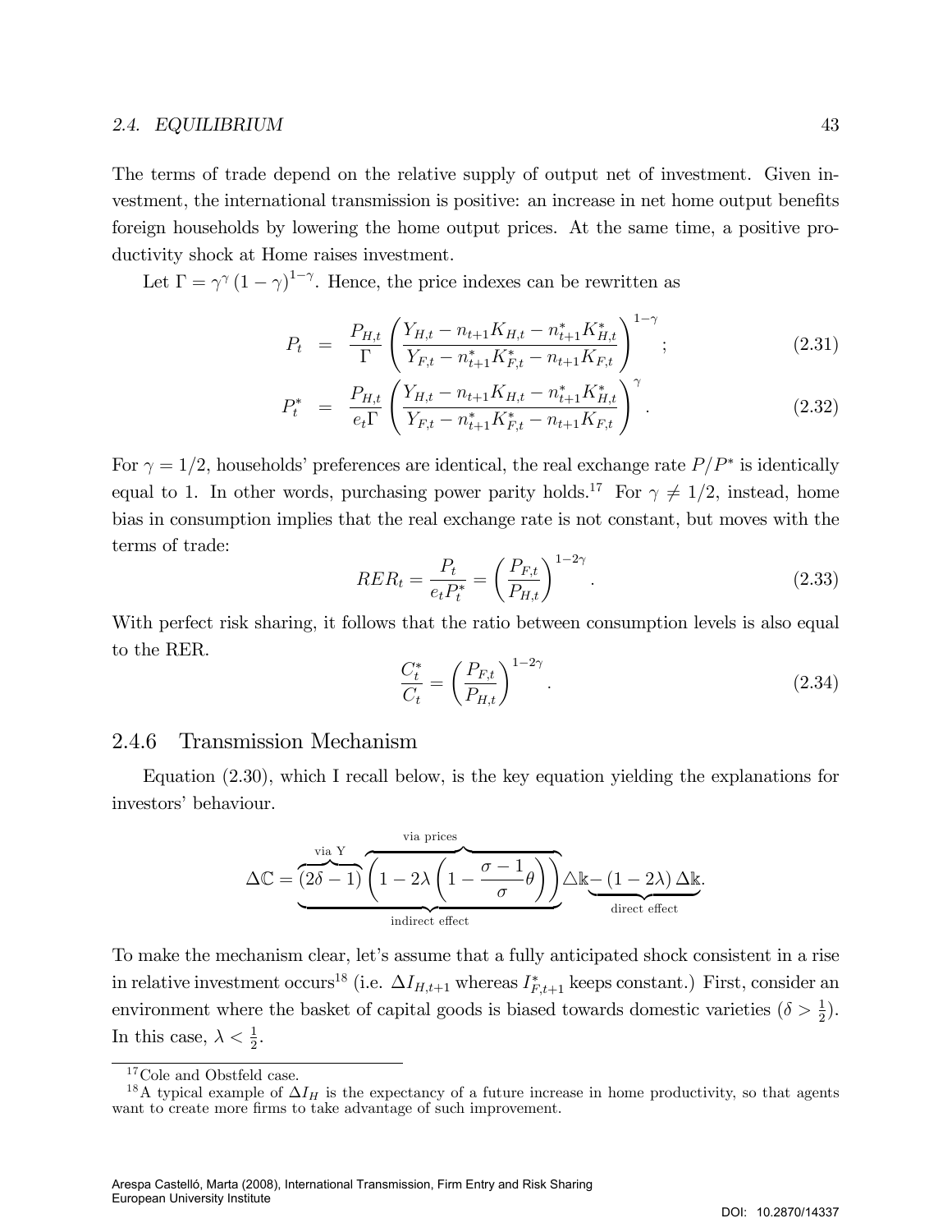The terms of trade depend on the relative supply of output net of investment. Given investment, the international transmission is positive: an increase in net home output benefits foreign households by lowering the home output prices. At the same time, a positive productivity shock at Home raises investment.

Let $\Gamma = \gamma^{\gamma}(1-\gamma)^{1-\gamma}$. Hence, the price indexes can be rewritten as

$$P_t = \frac{P_{H,t}}{\Gamma}\left(\frac{Y_{H,t} - n_{t+1}K_{H,t} - n^*_{t+1}K^*_{H,t}}{Y_{F,t} - n^*_{t+1}K^*_{F,t} - n_{t+1}K_{F,t}}\right)^{1-\gamma}; \tag{2.31}$$

$$P^*_t = \frac{P_{H,t}}{e_t\Gamma}\left(\frac{Y_{H,t} - n_{t+1}K_{H,t} - n^*_{t+1}K^*_{H,t}}{Y_{F,t} - n^*_{t+1}K^*_{F,t} - n_{t+1}K_{F,t}}\right)^{\gamma}. \tag{2.32}$$

For $\gamma = 1/2$, households' preferences are identical, the real exchange rate $P/P^*$ is identically equal to 1. In other words, purchasing power parity holds.[17] For $\gamma \neq 1/2$, instead, home bias in consumption implies that the real exchange rate is not constant, but moves with the terms of trade:

$$RER_t = \frac{P_t}{e_t P^*_t} = \left(\frac{P_{F,t}}{P_{H,t}}\right)^{1-2\gamma}. \tag{2.33}$$

With perfect risk sharing, it follows that the ratio between consumption levels is also equal to the RER.

$$\frac{C^*_t}{C_t} = \left(\frac{P_{F,t}}{P_{H,t}}\right)^{1-2\gamma}. \tag{2.34}$$

### 2.4.6 Transmission Mechanism

Equation (2.30), which I recall below, is the key equation yielding the explanations for investors' behaviour.

$$\Delta\mathbb{C} = \underbrace{\overbrace{(2\delta - 1)}^{\text{via Y}}\overbrace{\left(1 - 2\lambda\left(1 - \frac{\sigma - 1}{\sigma}\theta\right)\right)}^{\text{via prices}}}_{\text{indirect effect}}\triangle\mathbb{k} \underbrace{- (1 - 2\lambda)\,\Delta\mathbb{k}}_{\text{direct effect}}.$$

To make the mechanism clear, let's assume that a fully anticipated shock consistent in a rise in relative investment occurs[18] (i.e. $\Delta I_{H,t+1}$ whereas $I^*_{F,t+1}$ keeps constant.) First, consider an environment where the basket of capital goods is biased towards domestic varieties ($\delta > \frac{1}{2}$). In this case, $\lambda < \frac{1}{2}$.

---

[17] Cole and Obstfeld case.

[18] A typical example of $\Delta I_H$ is the expectancy of a future increase in home productivity, so that agents want to create more firms to take advantage of such improvement.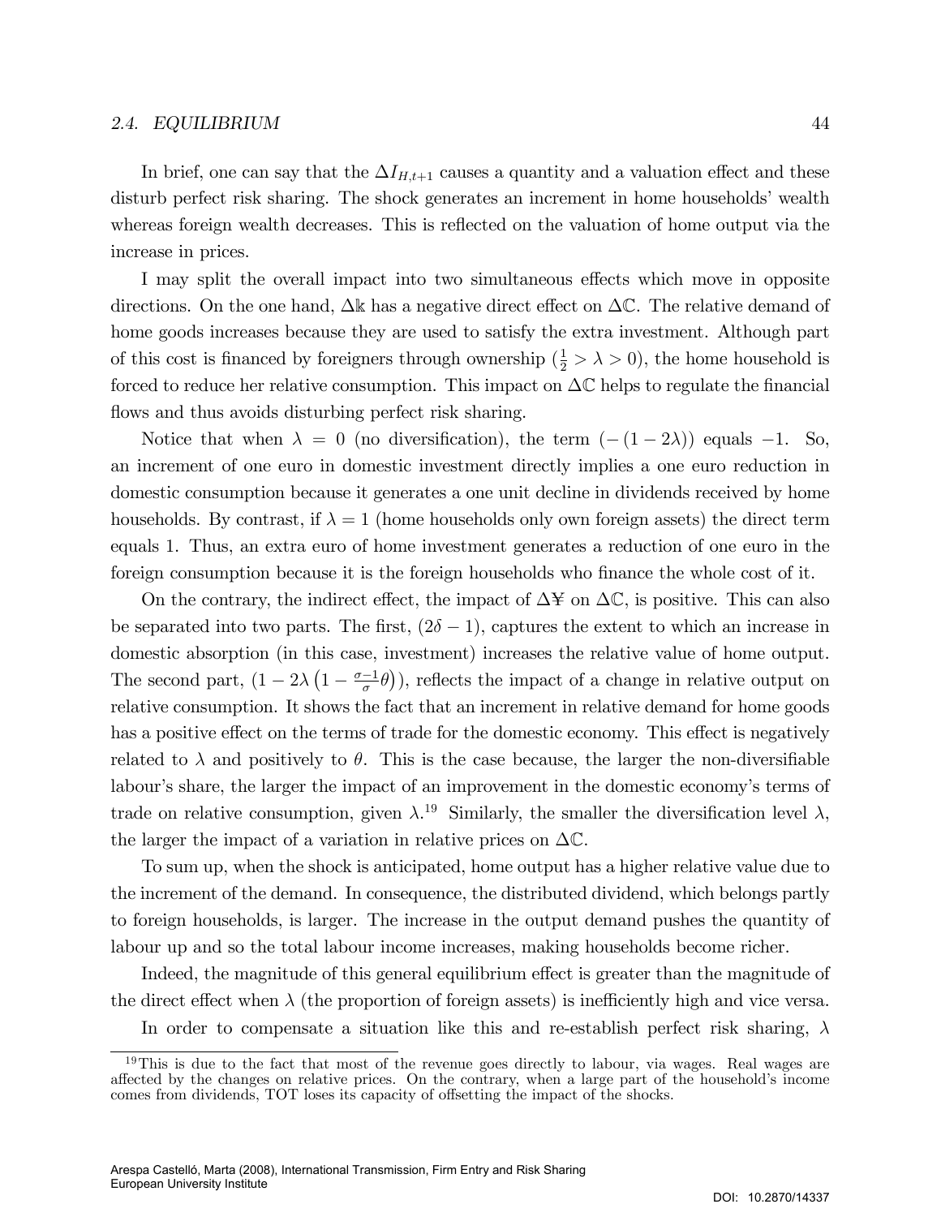In brief, one can say that the $\Delta I_{H,t+1}$ causes a quantity and a valuation effect and these disturb perfect risk sharing. The shock generates an increment in home households' wealth whereas foreign wealth decreases. This is reflected on the valuation of home output via the increase in prices.

I may split the overall impact into two simultaneous effects which move in opposite directions. On the one hand, $\Delta\mathbb{k}$ has a negative direct effect on $\Delta\mathbb{C}$. The relative demand of home goods increases because they are used to satisfy the extra investment. Although part of this cost is financed by foreigners through ownership ($\frac{1}{2} > \lambda > 0$), the home household is forced to reduce her relative consumption. This impact on $\Delta\mathbb{C}$ helps to regulate the financial flows and thus avoids disturbing perfect risk sharing.

Notice that when $\lambda = 0$ (no diversification), the term $(-(1-2\lambda))$ equals $-1$. So, an increment of one euro in domestic investment directly implies a one euro reduction in domestic consumption because it generates a one unit decline in dividends received by home households. By contrast, if $\lambda = 1$ (home households only own foreign assets) the direct term equals 1. Thus, an extra euro of home investment generates a reduction of one euro in the foreign consumption because it is the foreign households who finance the whole cost of it.

On the contrary, the indirect effect, the impact of $\Delta¥$ on $\Delta\mathbb{C}$, is positive. This can also be separated into two parts. The first, $(2\delta - 1)$, captures the extent to which an increase in domestic absorption (in this case, investment) increases the relative value of home output. The second part, $\left(1 - 2\lambda\left(1 - \frac{\sigma-1}{\sigma}\theta\right)\right)$, reflects the impact of a change in relative output on relative consumption. It shows the fact that an increment in relative demand for home goods has a positive effect on the terms of trade for the domestic economy. This effect is negatively related to $\lambda$ and positively to $\theta$. This is the case because, the larger the non-diversifiable labour's share, the larger the impact of an improvement in the domestic economy's terms of trade on relative consumption, given $\lambda$.[19] Similarly, the smaller the diversification level $\lambda$, the larger the impact of a variation in relative prices on $\Delta\mathbb{C}$.

To sum up, when the shock is anticipated, home output has a higher relative value due to the increment of the demand. In consequence, the distributed dividend, which belongs partly to foreign households, is larger. The increase in the output demand pushes the quantity of labour up and so the total labour income increases, making households become richer.

Indeed, the magnitude of this general equilibrium effect is greater than the magnitude of the direct effect when $\lambda$ (the proportion of foreign assets) is inefficiently high and vice versa.

In order to compensate a situation like this and re-establish perfect risk sharing, $\lambda$

[19] This is due to the fact that most of the revenue goes directly to labour, via wages. Real wages are affected by the changes on relative prices. On the contrary, when a large part of the household's income comes from dividends, TOT loses its capacity of offsetting the impact of the shocks.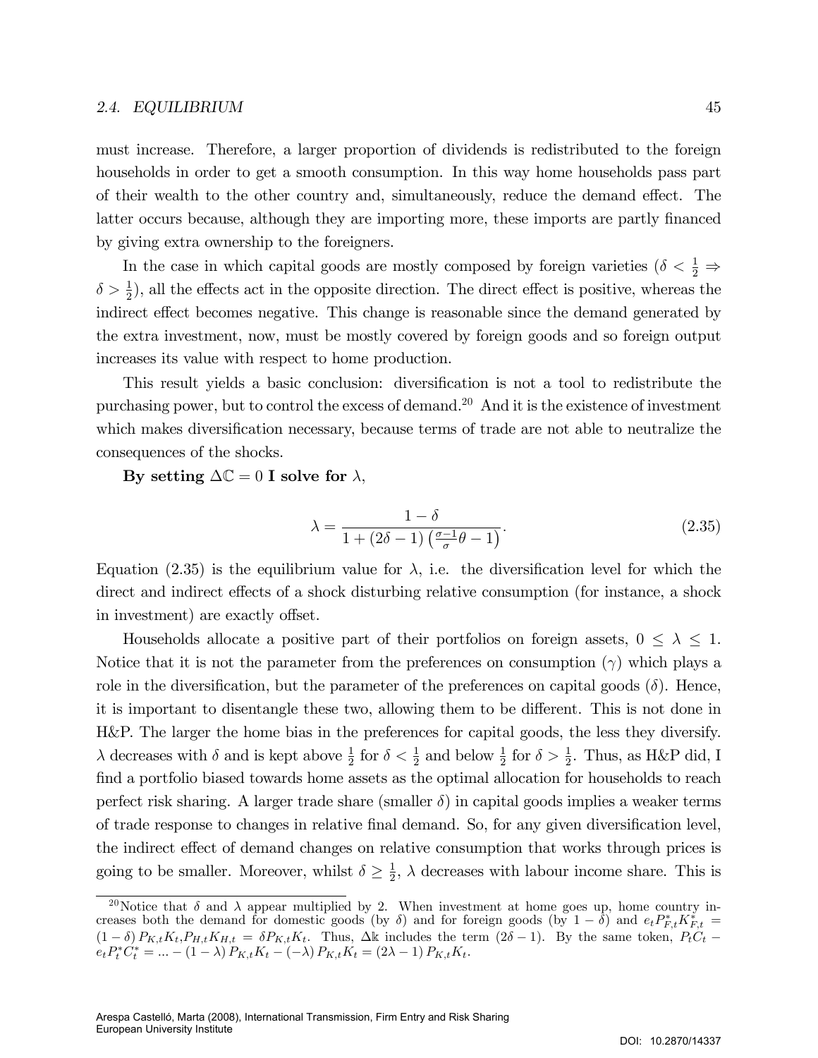must increase. Therefore, a larger proportion of dividends is redistributed to the foreign households in order to get a smooth consumption. In this way home households pass part of their wealth to the other country and, simultaneously, reduce the demand effect. The latter occurs because, although they are importing more, these imports are partly financed by giving extra ownership to the foreigners.

In the case in which capital goods are mostly composed by foreign varieties ($\delta < \frac{1}{2} \Rightarrow \delta > \frac{1}{2}$), all the effects act in the opposite direction. The direct effect is positive, whereas the indirect effect becomes negative. This change is reasonable since the demand generated by the extra investment, now, must be mostly covered by foreign goods and so foreign output increases its value with respect to home production.

This result yields a basic conclusion: diversification is not a tool to redistribute the purchasing power, but to control the excess of demand.[20] And it is the existence of investment which makes diversification necessary, because terms of trade are not able to neutralize the consequences of the shocks.

**By setting $\Delta\mathbb{C} = 0$ I solve for $\lambda$,**

$$\lambda = \frac{1-\delta}{1 + (2\delta - 1)\left(\frac{\sigma-1}{\sigma}\theta - 1\right)}. \tag{2.35}$$

Equation (2.35) is the equilibrium value for $\lambda$, i.e. the diversification level for which the direct and indirect effects of a shock disturbing relative consumption (for instance, a shock in investment) are exactly offset.

Households allocate a positive part of their portfolios on foreign assets, $0 \leq \lambda \leq 1$. Notice that it is not the parameter from the preferences on consumption ($\gamma$) which plays a role in the diversification, but the parameter of the preferences on capital goods ($\delta$). Hence, it is important to disentangle these two, allowing them to be different. This is not done in H&P. The larger the home bias in the preferences for capital goods, the less they diversify. $\lambda$ decreases with $\delta$ and is kept above $\frac{1}{2}$ for $\delta < \frac{1}{2}$ and below $\frac{1}{2}$ for $\delta > \frac{1}{2}$. Thus, as H&P did, I find a portfolio biased towards home assets as the optimal allocation for households to reach perfect risk sharing. A larger trade share (smaller $\delta$) in capital goods implies a weaker terms of trade response to changes in relative final demand. So, for any given diversification level, the indirect effect of demand changes on relative consumption that works through prices is going to be smaller. Moreover, whilst $\delta \geq \frac{1}{2}$, $\lambda$ decreases with labour income share. This is

---

[20] Notice that $\delta$ and $\lambda$ appear multiplied by 2. When investment at home goes up, home country increases both the demand for domestic goods (by $\delta$) and for foreign goods (by $1-\delta$) and $e_t P^*_{F,t} K^*_{F,t} = (1-\delta) P_{K,t} K_t$, $P_{H,t} K_{H,t} = \delta P_{K,t} K_t$. Thus, $\Delta\mathbb{k}$ includes the term $(2\delta - 1)$. By the same token, $P_t C_t - e_t P^*_t C^*_t = ... - (1-\lambda) P_{K,t} K_t - (-\lambda) P_{K,t} K_t = (2\lambda - 1) P_{K,t} K_t$.

Arespa Castelló, Marta (2008), International Transmission, Firm Entry and Risk Sharing
European University Institute

DOI: 10.2870/14337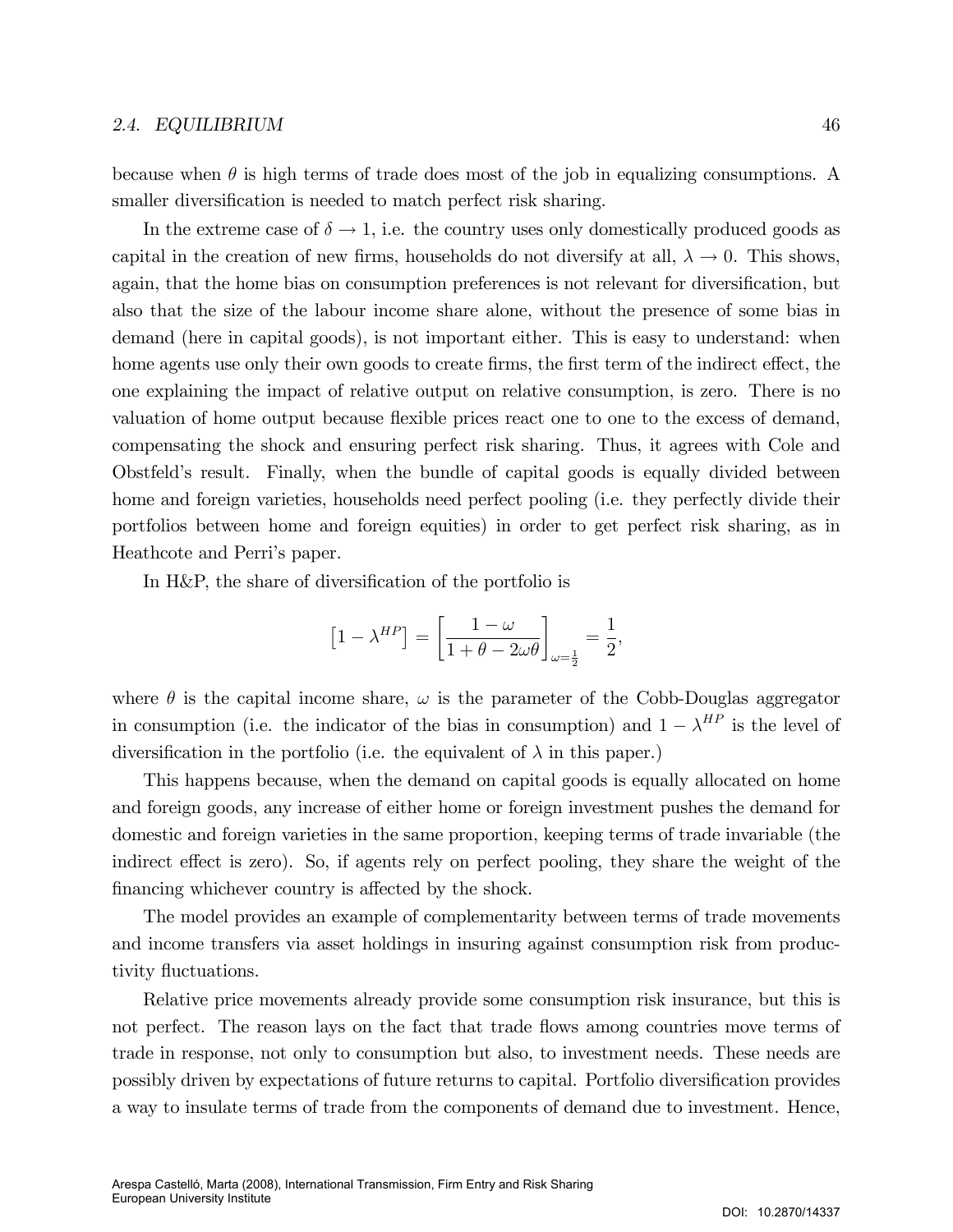because when $\theta$ is high terms of trade does most of the job in equalizing consumptions. A smaller diversification is needed to match perfect risk sharing.

In the extreme case of $\delta \to 1$, i.e. the country uses only domestically produced goods as capital in the creation of new firms, households do not diversify at all, $\lambda \to 0$. This shows, again, that the home bias on consumption preferences is not relevant for diversification, but also that the size of the labour income share alone, without the presence of some bias in demand (here in capital goods), is not important either. This is easy to understand: when home agents use only their own goods to create firms, the first term of the indirect effect, the one explaining the impact of relative output on relative consumption, is zero. There is no valuation of home output because flexible prices react one to one to the excess of demand, compensating the shock and ensuring perfect risk sharing. Thus, it agrees with Cole and Obstfeld's result. Finally, when the bundle of capital goods is equally divided between home and foreign varieties, households need perfect pooling (i.e. they perfectly divide their portfolios between home and foreign equities) in order to get perfect risk sharing, as in Heathcote and Perri's paper.

In H&P, the share of diversification of the portfolio is

$$\left[1 - \lambda^{HP}\right] = \left[\frac{1-\omega}{1+\theta-2\omega\theta}\right]_{\omega=\frac{1}{2}} = \frac{1}{2},$$

where $\theta$ is the capital income share, $\omega$ is the parameter of the Cobb-Douglas aggregator in consumption (i.e. the indicator of the bias in consumption) and $1 - \lambda^{HP}$ is the level of diversification in the portfolio (i.e. the equivalent of $\lambda$ in this paper.)

This happens because, when the demand on capital goods is equally allocated on home and foreign goods, any increase of either home or foreign investment pushes the demand for domestic and foreign varieties in the same proportion, keeping terms of trade invariable (the indirect effect is zero). So, if agents rely on perfect pooling, they share the weight of the financing whichever country is affected by the shock.

The model provides an example of complementarity between terms of trade movements and income transfers via asset holdings in insuring against consumption risk from productivity fluctuations.

Relative price movements already provide some consumption risk insurance, but this is not perfect. The reason lays on the fact that trade flows among countries move terms of trade in response, not only to consumption but also, to investment needs. These needs are possibly driven by expectations of future returns to capital. Portfolio diversification provides a way to insulate terms of trade from the components of demand due to investment. Hence,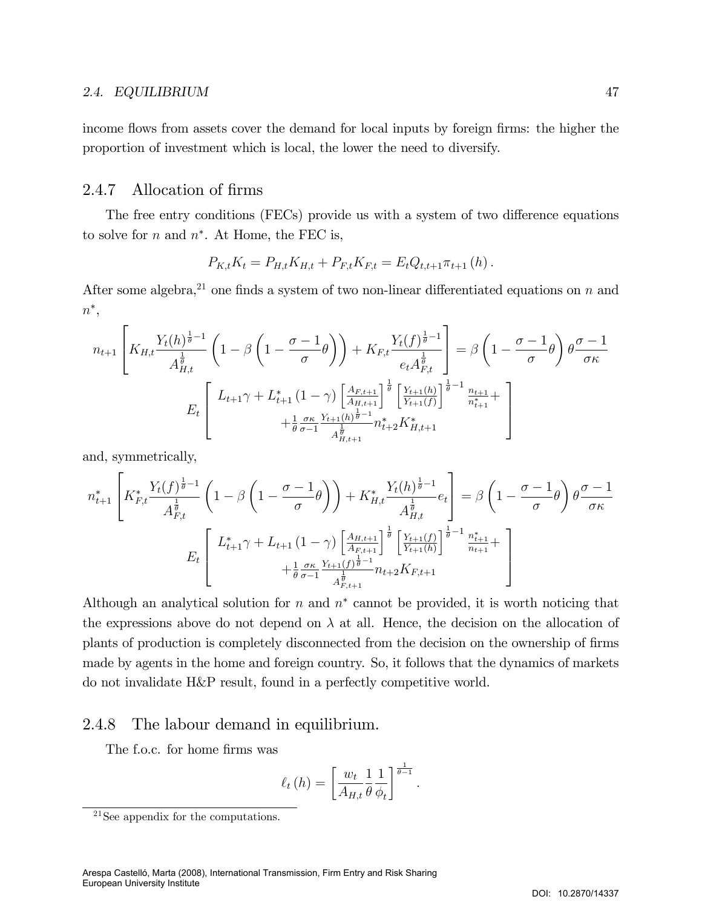income flows from assets cover the demand for local inputs by foreign firms: the higher the proportion of investment which is local, the lower the need to diversify.

### 2.4.7 Allocation of firms

The free entry conditions (FECs) provide us with a system of two difference equations to solve for $n$ and $n^*$. At Home, the FEC is,

$$P_{K,t}K_t = P_{H,t}K_{H,t} + P_{F,t}K_{F,t} = E_t Q_{t,t+1}\pi_{t+1}(h).$$

After some algebra,[21] one finds a system of two non-linear differentiated equations on $n$ and $n^*$,

$$n_{t+1}\left[K_{H,t}\frac{Y_t(h)^{\frac{1}{\theta}-1}}{A_{H,t}^{\frac{1}{\theta}}}\left(1-\beta\left(1-\frac{\sigma-1}{\sigma}\theta\right)\right)+K_{F,t}\frac{Y_t(f)^{\frac{1}{\theta}-1}}{e_t A_{F,t}^{\frac{1}{\theta}}}\right]=\beta\left(1-\frac{\sigma-1}{\sigma}\theta\right)\theta\frac{\sigma-1}{\sigma\kappa}$$

$$E_t\left[\begin{array}{c} L_{t+1}\gamma + L_{t+1}^*(1-\gamma)\left[\frac{A_{F,t+1}}{A_{H,t+1}}\right]^{\frac{1}{\theta}}\left[\frac{Y_{t+1}(h)}{Y_{t+1}(f)}\right]^{\frac{1}{\theta}-1}\frac{n_{t+1}}{n_{t+1}^*}+ \\ +\frac{1}{\theta}\frac{\sigma\kappa}{\sigma-1}\frac{Y_{t+1}(h)^{\frac{1}{\theta}-1}}{A_{H,t+1}^{\frac{1}{\theta}}}n_{t+2}^*K_{H,t+1}^* \end{array}\right]$$

and, symmetrically,

$$n_{t+1}^*\left[K_{F,t}^*\frac{Y_t(f)^{\frac{1}{\theta}-1}}{A_{F,t}^{\frac{1}{\theta}}}\left(1-\beta\left(1-\frac{\sigma-1}{\sigma}\theta\right)\right)+K_{H,t}^*\frac{Y_t(h)^{\frac{1}{\theta}-1}}{A_{H,t}^{\frac{1}{\theta}}}e_t\right]=\beta\left(1-\frac{\sigma-1}{\sigma}\theta\right)\theta\frac{\sigma-1}{\sigma\kappa}$$

$$E_t\left[\begin{array}{c} L_{t+1}^*\gamma + L_{t+1}(1-\gamma)\left[\frac{A_{H,t+1}}{A_{F,t+1}}\right]^{\frac{1}{\theta}}\left[\frac{Y_{t+1}(f)}{Y_{t+1}(h)}\right]^{\frac{1}{\theta}-1}\frac{n_{t+1}^*}{n_{t+1}}+ \\ +\frac{1}{\theta}\frac{\sigma\kappa}{\sigma-1}\frac{Y_{t+1}(f)^{\frac{1}{\theta}-1}}{A_{F,t+1}^{\frac{1}{\theta}}}n_{t+2}K_{F,t+1} \end{array}\right]$$

Although an analytical solution for $n$ and $n^*$ cannot be provided, it is worth noticing that the expressions above do not depend on $\lambda$ at all. Hence, the decision on the allocation of plants of production is completely disconnected from the decision on the ownership of firms made by agents in the home and foreign country. So, it follows that the dynamics of markets do not invalidate H&P result, found in a perfectly competitive world.

### 2.4.8 The labour demand in equilibrium.

The f.o.c. for home firms was

$$\ell_t(h)=\left[\frac{w_t}{A_{H,t}}\frac{1}{\theta}\frac{1}{\phi_t}\right]^{\frac{1}{\theta-1}}.$$

[21] See appendix for the computations.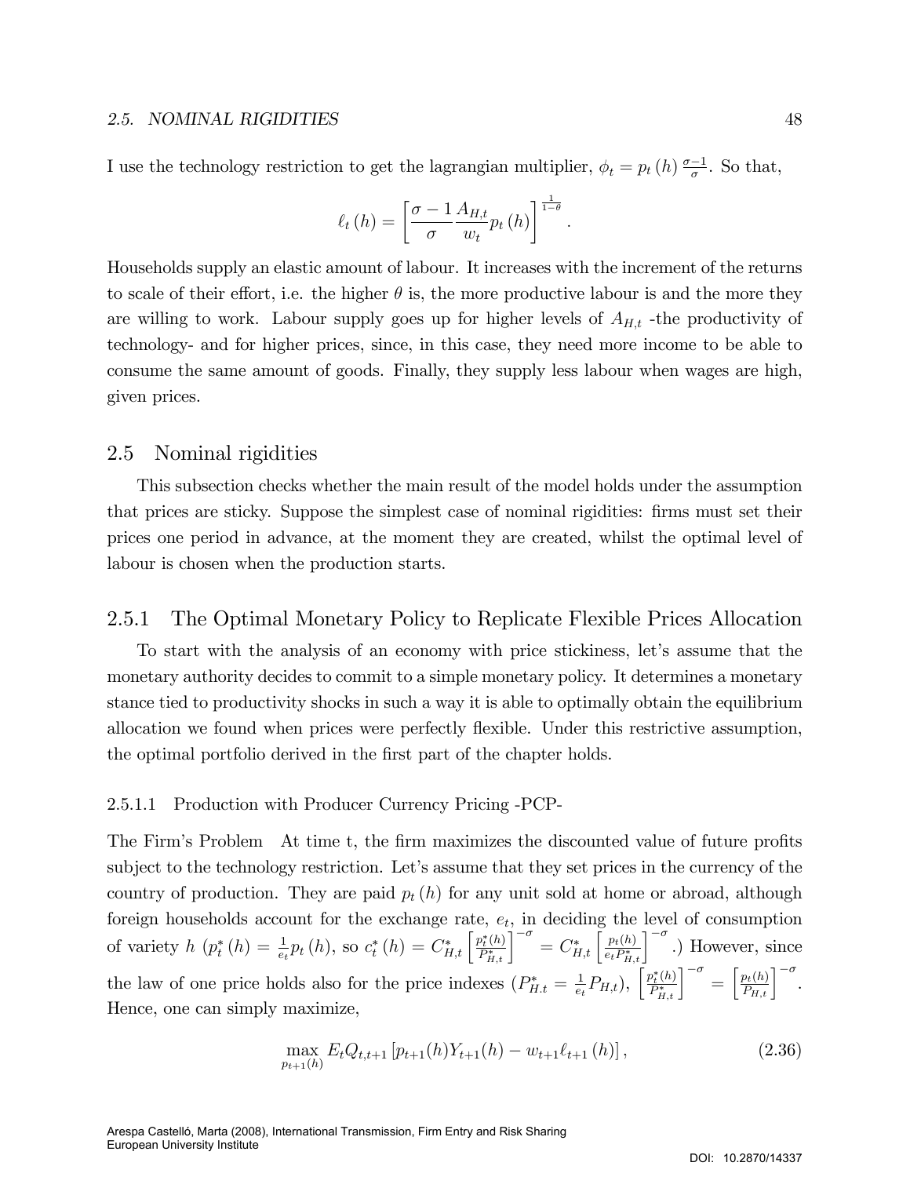I use the technology restriction to get the lagrangian multiplier, $\phi_t = p_t(h)\frac{\sigma-1}{\sigma}$. So that,

$$\ell_t(h) = \left[\frac{\sigma-1}{\sigma}\frac{A_{H,t}}{w_t}p_t(h)\right]^{\frac{1}{1-\theta}}.$$

Households supply an elastic amount of labour. It increases with the increment of the returns to scale of their effort, i.e. the higher $\theta$ is, the more productive labour is and the more they are willing to work. Labour supply goes up for higher levels of $A_{H,t}$ -the productivity of technology- and for higher prices, since, in this case, they need more income to be able to consume the same amount of goods. Finally, they supply less labour when wages are high, given prices.

## 2.5 Nominal rigidities

This subsection checks whether the main result of the model holds under the assumption that prices are sticky. Suppose the simplest case of nominal rigidities: firms must set their prices one period in advance, at the moment they are created, whilst the optimal level of labour is chosen when the production starts.

### 2.5.1 The Optimal Monetary Policy to Replicate Flexible Prices Allocation

To start with the analysis of an economy with price stickiness, let's assume that the monetary authority decides to commit to a simple monetary policy. It determines a monetary stance tied to productivity shocks in such a way it is able to optimally obtain the equilibrium allocation we found when prices were perfectly flexible. Under this restrictive assumption, the optimal portfolio derived in the first part of the chapter holds.

#### 2.5.1.1 Production with Producer Currency Pricing -PCP-

**The Firm's Problem** At time t, the firm maximizes the discounted value of future profits subject to the technology restriction. Let's assume that they set prices in the currency of the country of production. They are paid $p_t(h)$ for any unit sold at home or abroad, although foreign households account for the exchange rate, $e_t$, in deciding the level of consumption of variety $h$ ($p_t^*(h) = \frac{1}{e_t}p_t(h)$, so $c_t^*(h) = C_{H,t}^*\left[\frac{p_t^*(h)}{P_{H,t}^*}\right]^{-\sigma} = C_{H,t}^*\left[\frac{p_t(h)}{e_t P_{H,t}^*}\right]^{-\sigma}$.) However, since the law of one price holds also for the price indexes ($P_{H.t}^* = \frac{1}{e_t}P_{H,t}$), $\left[\frac{p_t^*(h)}{P_{H,t}^*}\right]^{-\sigma} = \left[\frac{p_t(h)}{P_{H,t}}\right]^{-\sigma}$. Hence, one can simply maximize,

$$\max_{p_{t+1}(h)} E_t Q_{t,t+1}\left[p_{t+1}(h)Y_{t+1}(h) - w_{t+1}\ell_{t+1}(h)\right], \tag{2.36}$$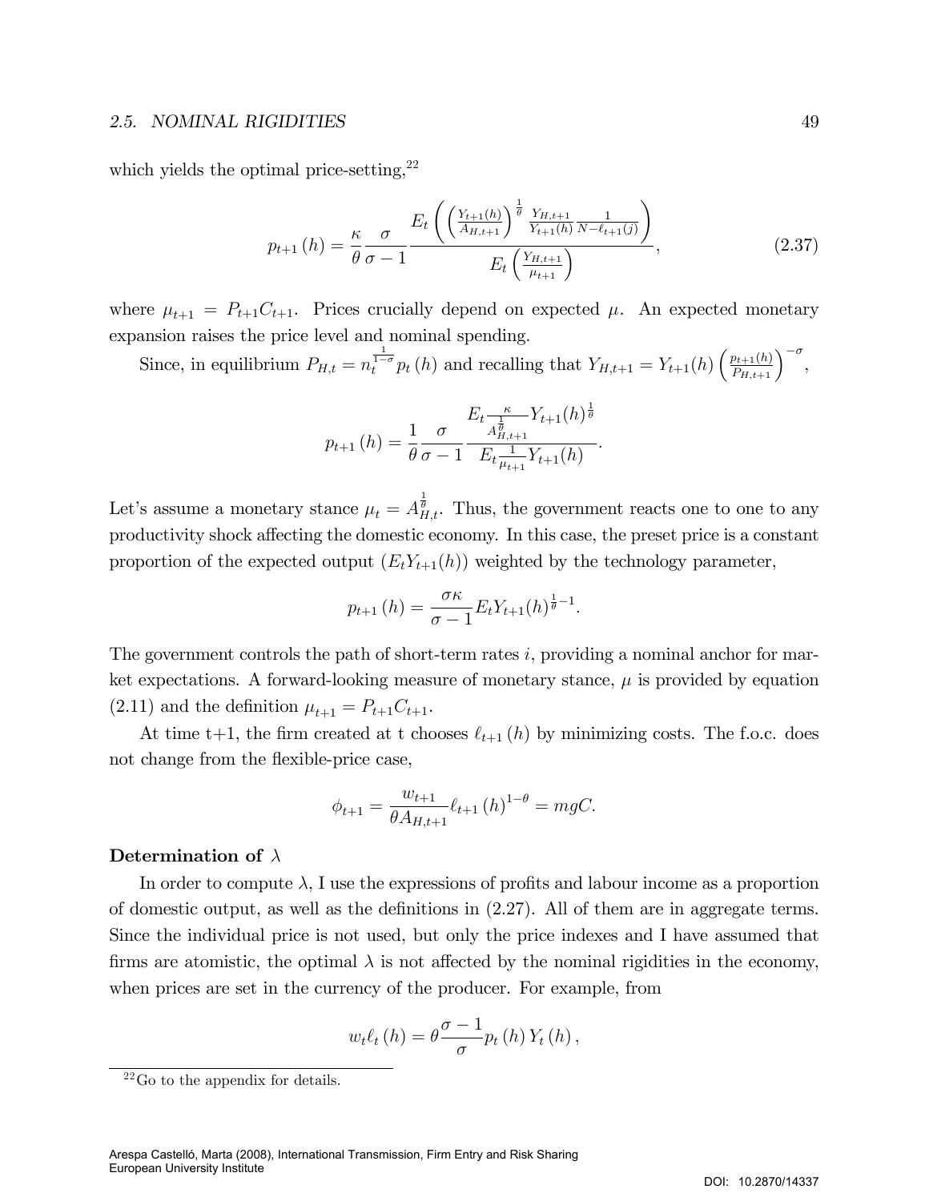which yields the optimal price-setting,[22]

$$p_{t+1}(h) = \frac{\kappa}{\theta} \frac{\sigma}{\sigma - 1} \frac{E_t \left( \left( \frac{Y_{t+1}(h)}{A_{H,t+1}} \right)^{\frac{1}{\theta}} \frac{Y_{H,t+1}}{Y_{t+1}(h)} \frac{1}{N - \ell_{t+1}(j)} \right)}{E_t \left( \frac{Y_{H,t+1}}{\mu_{t+1}} \right)}, \tag{2.37}$$

where $\mu_{t+1} = P_{t+1}C_{t+1}$. Prices crucially depend on expected $\mu$. An expected monetary expansion raises the price level and nominal spending.

Since, in equilibrium $P_{H,t} = n_t^{\frac{1}{1-\sigma}} p_t(h)$ and recalling that $Y_{H,t+1} = Y_{t+1}(h) \left( \frac{p_{t+1}(h)}{P_{H,t+1}} \right)^{-\sigma}$,

$$p_{t+1}(h) = \frac{1}{\theta} \frac{\sigma}{\sigma - 1} \frac{E_t \frac{\kappa}{A_{H,t+1}^{\frac{1}{\theta}}} Y_{t+1}(h)^{\frac{1}{\theta}}}{E_t \frac{1}{\mu_{t+1}} Y_{t+1}(h)}.$$

Let's assume a monetary stance $\mu_t = A_{H,t}^{\frac{1}{\theta}}$. Thus, the government reacts one to one to any productivity shock affecting the domestic economy. In this case, the preset price is a constant proportion of the expected output $(E_t Y_{t+1}(h))$ weighted by the technology parameter,

$$p_{t+1}(h) = \frac{\sigma \kappa}{\sigma - 1} E_t Y_{t+1}(h)^{\frac{1}{\theta} - 1}.$$

The government controls the path of short-term rates $i$, providing a nominal anchor for market expectations. A forward-looking measure of monetary stance, $\mu$ is provided by equation (2.11) and the definition $\mu_{t+1} = P_{t+1}C_{t+1}$.

At time t+1, the firm created at t chooses $\ell_{t+1}(h)$ by minimizing costs. The f.o.c. does not change from the flexible-price case,

$$\phi_{t+1} = \frac{w_{t+1}}{\theta A_{H,t+1}} \ell_{t+1}(h)^{1-\theta} = mgC.$$

**Determination of $\lambda$**

In order to compute $\lambda$, I use the expressions of profits and labour income as a proportion of domestic output, as well as the definitions in (2.27). All of them are in aggregate terms. Since the individual price is not used, but only the price indexes and I have assumed that firms are atomistic, the optimal $\lambda$ is not affected by the nominal rigidities in the economy, when prices are set in the currency of the producer. For example, from

$$w_t \ell_t(h) = \theta \frac{\sigma - 1}{\sigma} p_t(h) Y_t(h),$$

[22] Go to the appendix for details.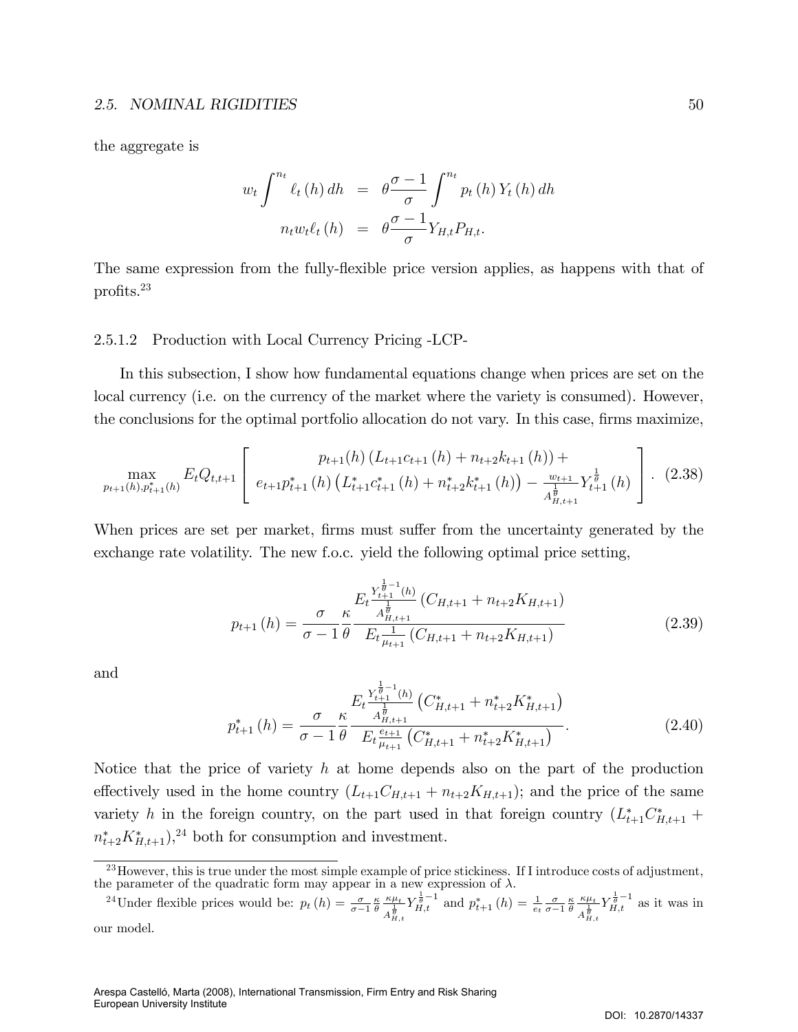the aggregate is

$$
\begin{aligned}
w_t \int^{n_t} \ell_t(h)\, dh &= \theta \frac{\sigma-1}{\sigma} \int^{n_t} p_t(h)\, Y_t(h)\, dh \\
n_t w_t \ell_t(h) &= \theta \frac{\sigma-1}{\sigma} Y_{H,t} P_{H,t}.
\end{aligned}
$$

The same expression from the fully-flexible price version applies, as happens with that of profits.[23]

#### 2.5.1.2 Production with Local Currency Pricing -LCP-

In this subsection, I show how fundamental equations change when prices are set on the local currency (i.e. on the currency of the market where the variety is consumed). However, the conclusions for the optimal portfolio allocation do not vary. In this case, firms maximize,

$$
\max_{p_{t+1}(h), p^*_{t+1}(h)} E_t Q_{t,t+1} \left[ \begin{array}{c} p_{t+1}(h) \left( L_{t+1} c_{t+1}(h) + n_{t+2} k_{t+1}(h) \right) + \\ e_{t+1} p^*_{t+1}(h) \left( L^*_{t+1} c^*_{t+1}(h) + n^*_{t+2} k^*_{t+1}(h) \right) - \frac{w_{t+1}}{A^{\frac{1}{\theta}}_{H,t+1}} Y^{\frac{1}{\theta}}_{t+1}(h) \end{array} \right]. \quad (2.38)
$$

When prices are set per market, firms must suffer from the uncertainty generated by the exchange rate volatility. The new f.o.c. yield the following optimal price setting,

$$
p_{t+1}(h) = \frac{\sigma}{\sigma-1} \frac{\kappa}{\theta} \frac{E_t \frac{Y^{\frac{1}{\theta}-1}_{t+1}(h)}{A^{\frac{1}{\theta}}_{H,t+1}} \left( C_{H,t+1} + n_{t+2} K_{H,t+1} \right)}{E_t \frac{1}{\mu_{t+1}} \left( C_{H,t+1} + n_{t+2} K_{H,t+1} \right)} \quad (2.39)
$$

and

$$
p^*_{t+1}(h) = \frac{\sigma}{\sigma-1} \frac{\kappa}{\theta} \frac{E_t \frac{Y^{\frac{1}{\theta}-1}_{t+1}(h)}{A^{\frac{1}{\theta}}_{H,t+1}} \left( C^*_{H,t+1} + n^*_{t+2} K^*_{H,t+1} \right)}{E_t \frac{e_{t+1}}{\mu_{t+1}} \left( C^*_{H,t+1} + n^*_{t+2} K^*_{H,t+1} \right)}. \quad (2.40)
$$

Notice that the price of variety $h$ at home depends also on the part of the production effectively used in the home country ($L_{t+1} C_{H,t+1} + n_{t+2} K_{H,t+1}$); and the price of the same variety $h$ in the foreign country, on the part used in that foreign country ($L^*_{t+1} C^*_{H,t+1} + n^*_{t+2} K^*_{H,t+1}$),[24] both for consumption and investment.

---

[23] However, this is true under the most simple example of price stickiness. If I introduce costs of adjustment, the parameter of the quadratic form may appear in a new expression of $\lambda$.

[24] Under flexible prices would be: $p_t(h) = \frac{\sigma}{\sigma-1} \frac{\kappa}{\theta} \frac{\kappa \mu_t}{A^{\frac{1}{\theta}}_{H,t}} Y^{\frac{1}{\theta}-1}_{H,t}$ and $p^*_{t+1}(h) = \frac{1}{e_t} \frac{\sigma}{\sigma-1} \frac{\kappa}{\theta} \frac{\kappa \mu_t}{A^{\frac{1}{\theta}}_{H,t}} Y^{\frac{1}{\theta}-1}_{H,t}$ as it was in our model.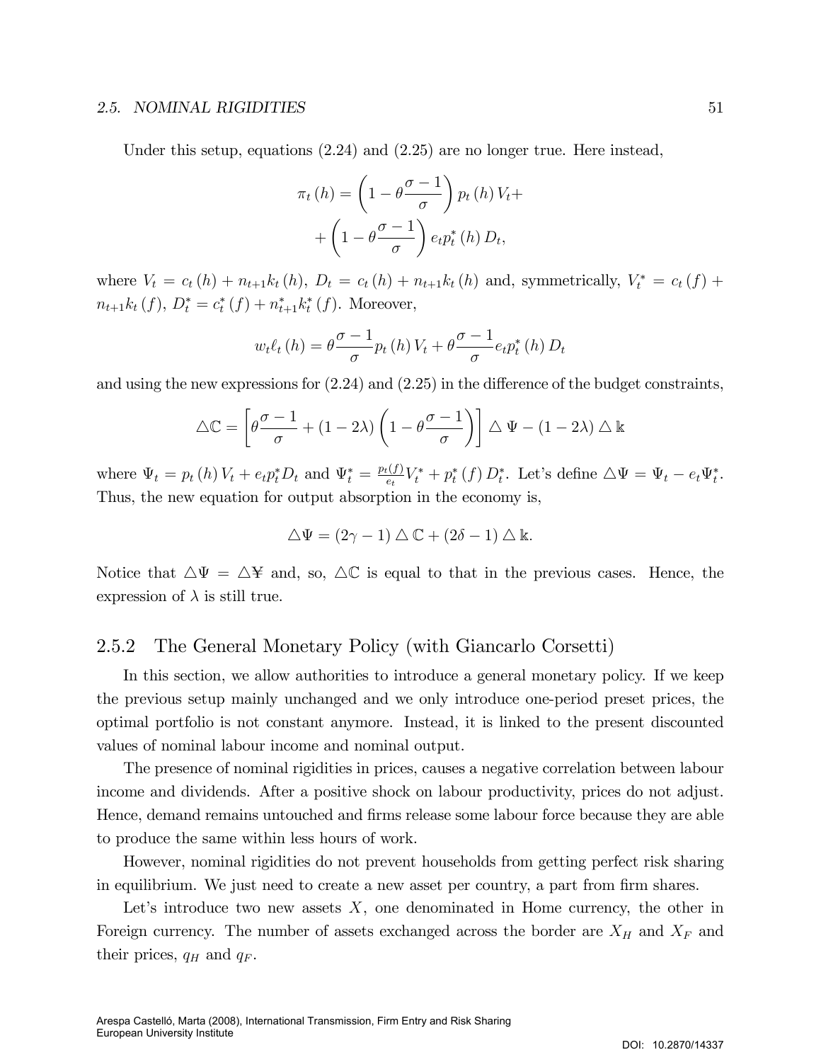Under this setup, equations (2.24) and (2.25) are no longer true. Here instead,

$$\pi_t(h) = \left(1 - \theta\frac{\sigma - 1}{\sigma}\right) p_t(h) V_t + \\ + \left(1 - \theta\frac{\sigma - 1}{\sigma}\right) e_t p_t^*(h) D_t,$$

where $V_t = c_t(h) + n_{t+1}k_t(h)$, $D_t = c_t(h) + n_{t+1}k_t(h)$ and, symmetrically, $V_t^* = c_t(f) + n_{t+1}k_t(f)$, $D_t^* = c_t^*(f) + n_{t+1}^*k_t^*(f)$. Moreover,

$$w_t \ell_t(h) = \theta\frac{\sigma - 1}{\sigma} p_t(h) V_t + \theta\frac{\sigma - 1}{\sigma} e_t p_t^*(h) D_t$$

and using the new expressions for (2.24) and (2.25) in the difference of the budget constraints,

$$\triangle\mathbb{C} = \left[\theta\frac{\sigma - 1}{\sigma} + (1 - 2\lambda)\left(1 - \theta\frac{\sigma - 1}{\sigma}\right)\right] \triangle \Psi - (1 - 2\lambda) \triangle \Bbbk$$

where $\Psi_t = p_t(h) V_t + e_t p_t^* D_t$ and $\Psi_t^* = \frac{p_t(f)}{e_t} V_t^* + p_t^*(f) D_t^*$. Let's define $\triangle\Psi = \Psi_t - e_t \Psi_t^*$. Thus, the new equation for output absorption in the economy is,

$$\triangle\Psi = (2\gamma - 1) \triangle \mathbb{C} + (2\delta - 1) \triangle \Bbbk.$$

Notice that $\triangle\Psi = \triangle¥$ and, so, $\triangle\mathbb{C}$ is equal to that in the previous cases. Hence, the expression of $\lambda$ is still true.

### 2.5.2 The General Monetary Policy (with Giancarlo Corsetti)

In this section, we allow authorities to introduce a general monetary policy. If we keep the previous setup mainly unchanged and we only introduce one-period preset prices, the optimal portfolio is not constant anymore. Instead, it is linked to the present discounted values of nominal labour income and nominal output.

The presence of nominal rigidities in prices, causes a negative correlation between labour income and dividends. After a positive shock on labour productivity, prices do not adjust. Hence, demand remains untouched and firms release some labour force because they are able to produce the same within less hours of work.

However, nominal rigidities do not prevent households from getting perfect risk sharing in equilibrium. We just need to create a new asset per country, a part from firm shares.

Let's introduce two new assets $X$, one denominated in Home currency, the other in Foreign currency. The number of assets exchanged across the border are $X_H$ and $X_F$ and their prices, $q_H$ and $q_F$.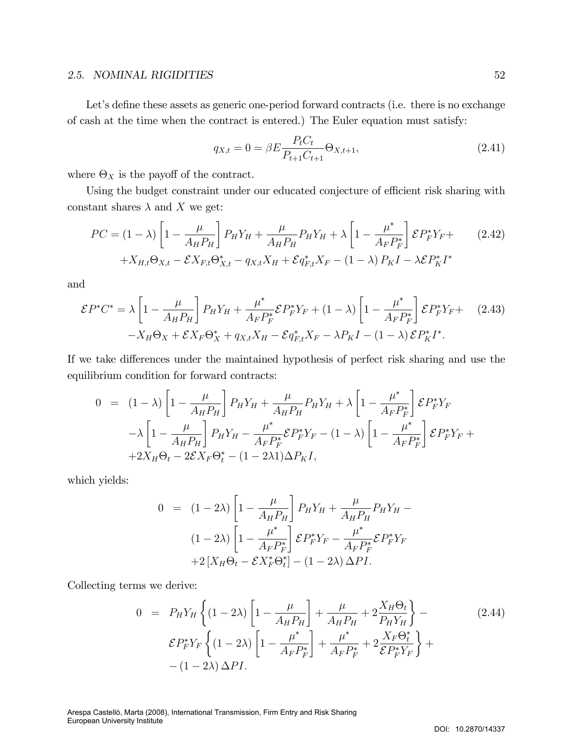Let's define these assets as generic one-period forward contracts (i.e. there is no exchange of cash at the time when the contract is entered.) The Euler equation must satisfy:

$$q_{X,t} = 0 = \beta E \frac{P_t C_t}{P_{t+1} C_{t+1}} \Theta_{X,t+1}, \tag{2.41}$$

where $\Theta_X$ is the payoff of the contract.

Using the budget constraint under our educated conjecture of efficient risk sharing with constant shares $\lambda$ and $X$ we get:

$$\begin{aligned} PC = (1-\lambda)\left[1-\frac{\mu}{A_H P_H}\right] P_H Y_H + \frac{\mu}{A_H P_H} P_H Y_H + \lambda \left[1 - \frac{\mu^*}{A_F P_F^*}\right] \mathcal{E} P_F^* Y_F + \\ + X_{H,t}\Theta_{X,t} - \mathcal{E} X_{F,t} \Theta^*_{X,t} - q_{X,t} X_H + \mathcal{E} q^*_{F,t} X_F - (1-\lambda) P_K I - \lambda \mathcal{E} P_K^* I^* \end{aligned} \tag{2.42}$$

and

$$\begin{aligned} \mathcal{E} P^* C^* = \lambda \left[1-\frac{\mu}{A_H P_H}\right] P_H Y_H + \frac{\mu^*}{A_F P_F^*} \mathcal{E} P_F^* Y_F + (1-\lambda)\left[1 - \frac{\mu^*}{A_F P_F^*}\right] \mathcal{E} P_F^* Y_F + \\ - X_H \Theta_X + \mathcal{E} X_F \Theta_X^* + q_{X,t} X_H - \mathcal{E} q^*_{F,t} X_F - \lambda P_K I - (1-\lambda) \mathcal{E} P_K^* I^*. \end{aligned} \tag{2.43}$$

If we take differences under the maintained hypothesis of perfect risk sharing and use the equilibrium condition for forward contracts:

$$\begin{aligned} 0 &= (1-\lambda)\left[1-\frac{\mu}{A_H P_H}\right] P_H Y_H + \frac{\mu}{A_H P_H} P_H Y_H + \lambda\left[1-\frac{\mu^*}{A_F P_F^*}\right] \mathcal{E} P_F^* Y_F \\ &\quad -\lambda \left[1-\frac{\mu}{A_H P_H}\right] P_H Y_H - \frac{\mu^*}{A_F P_F^*} \mathcal{E} P_F^* Y_F - (1-\lambda)\left[1-\frac{\mu^*}{A_F P_F^*}\right] \mathcal{E} P_F^* Y_F + \\ &\quad + 2 X_H \Theta_t - 2 \mathcal{E} X_F \Theta_t^* - (1-2\lambda 1) \Delta P_K I, \end{aligned}$$

which yields:

$$\begin{aligned} 0 &= (1-2\lambda)\left[1-\frac{\mu}{A_H P_H}\right] P_H Y_H + \frac{\mu}{A_H P_H} P_H Y_H - \\ &\quad (1-2\lambda)\left[1-\frac{\mu^*}{A_F P_F^*}\right] \mathcal{E} P_F^* Y_F - \frac{\mu^*}{A_F P_F^*} \mathcal{E} P_F^* Y_F \\ &\quad + 2\left[X_H \Theta_t - \mathcal{E} X_F^* \Theta_t^*\right] - (1-2\lambda)\Delta P I. \end{aligned}$$

Collecting terms we derive:

$$\begin{aligned} 0 &= P_H Y_H \left\{ (1-2\lambda)\left[1-\frac{\mu}{A_H P_H}\right] + \frac{\mu}{A_H P_H} + 2\frac{X_H \Theta_t}{P_H Y_H} \right\} - \\ &\quad \mathcal{E} P_F^* Y_F \left\{ (1-2\lambda)\left[1-\frac{\mu^*}{A_F P_F^*}\right] + \frac{\mu^*}{A_F P_F^*} + 2\frac{X_F \Theta_t^*}{\mathcal{E} P_F^* Y_F} \right\} + \\ &\quad - (1-2\lambda)\Delta P I. \end{aligned} \tag{2.44}$$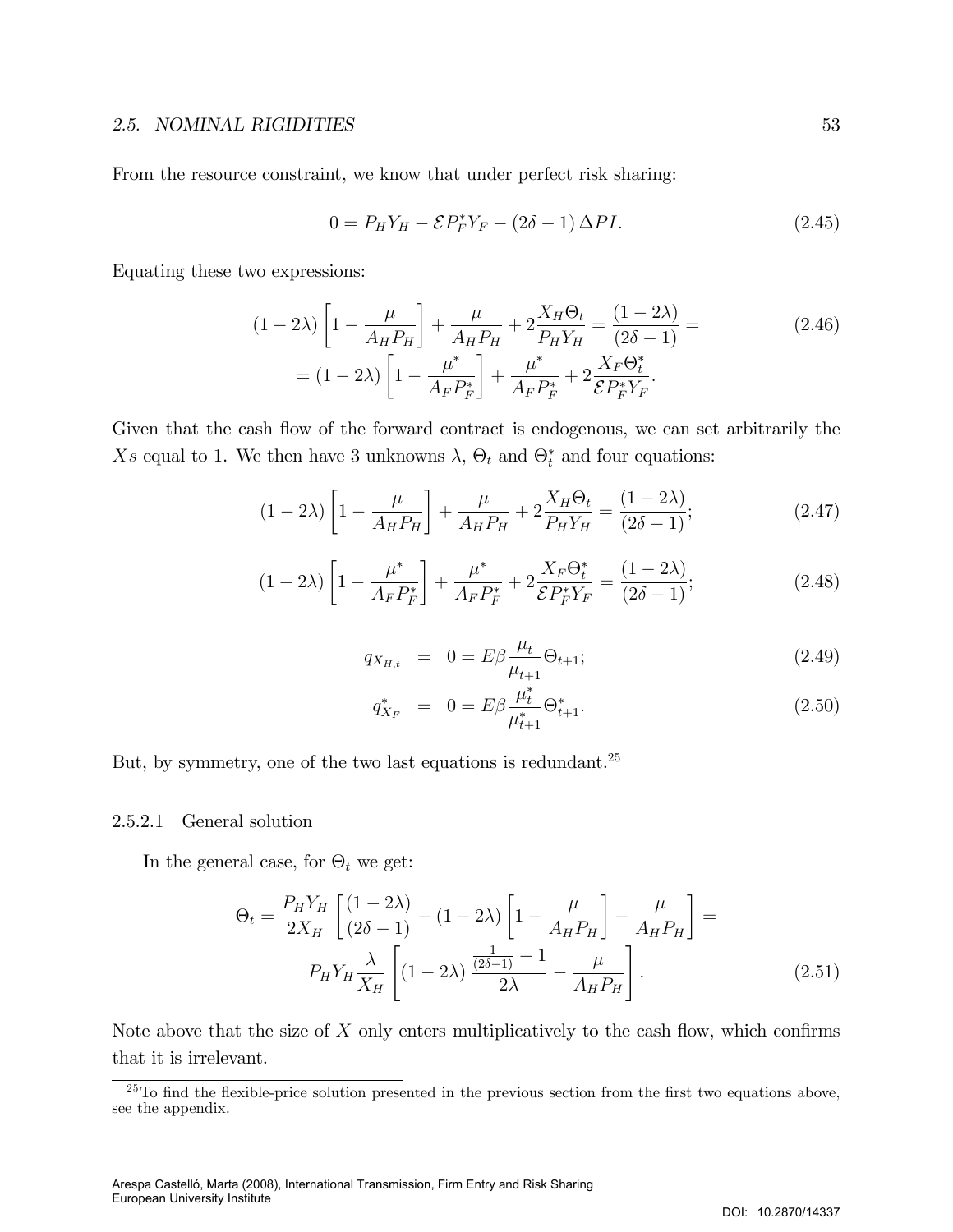From the resource constraint, we know that under perfect risk sharing:

$$0 = P_H Y_H - \mathcal{E} P_F^* Y_F - (2\delta - 1) \Delta PI. \tag{2.45}$$

Equating these two expressions:

$$\begin{aligned}(1-2\lambda)\left[1 - \frac{\mu}{A_H P_H}\right] + \frac{\mu}{A_H P_H} + 2\frac{X_H \Theta_t}{P_H Y_H} = \frac{(1-2\lambda)}{(2\delta-1)} = \\ = (1-2\lambda)\left[1 - \frac{\mu^*}{A_F P_F^*}\right] + \frac{\mu^*}{A_F P_F^*} + 2\frac{X_F \Theta_t^*}{\mathcal{E} P_F^* Y_F}.\end{aligned} \tag{2.46}$$

Given that the cash flow of the forward contract is endogenous, we can set arbitrarily the $Xs$ equal to 1. We then have 3 unknowns $\lambda$, $\Theta_t$ and $\Theta_t^*$ and four equations:

$$(1-2\lambda)\left[1 - \frac{\mu}{A_H P_H}\right] + \frac{\mu}{A_H P_H} + 2\frac{X_H \Theta_t}{P_H Y_H} = \frac{(1-2\lambda)}{(2\delta-1)}; \tag{2.47}$$

$$(1-2\lambda)\left[1 - \frac{\mu^*}{A_F P_F^*}\right] + \frac{\mu^*}{A_F P_F^*} + 2\frac{X_F \Theta_t^*}{\mathcal{E} P_F^* Y_F} = \frac{(1-2\lambda)}{(2\delta-1)}; \tag{2.48}$$

$$q_{X_{H,t}} = 0 = E\beta \frac{\mu_t}{\mu_{t+1}} \Theta_{t+1}; \tag{2.49}$$

$$q_{X_F}^* = 0 = E\beta \frac{\mu_t^*}{\mu_{t+1}^*} \Theta_{t+1}^*. \tag{2.50}$$

But, by symmetry, one of the two last equations is redundant.[25]

#### 2.5.2.1 General solution

In the general case, for $\Theta_t$ we get:

$$\begin{aligned}\Theta_t = \frac{P_H Y_H}{2X_H}\left[\frac{(1-2\lambda)}{(2\delta-1)} - (1-2\lambda)\left[1 - \frac{\mu}{A_H P_H}\right] - \frac{\mu}{A_H P_H}\right] = \\ P_H Y_H \frac{\lambda}{X_H}\left[(1-2\lambda)\frac{\frac{1}{(2\delta-1)} - 1}{2\lambda} - \frac{\mu}{A_H P_H}\right].\end{aligned} \tag{2.51}$$

Note above that the size of $X$ only enters multiplicatively to the cash flow, which confirms that it is irrelevant.

[25] To find the flexible-price solution presented in the previous section from the first two equations above, see the appendix.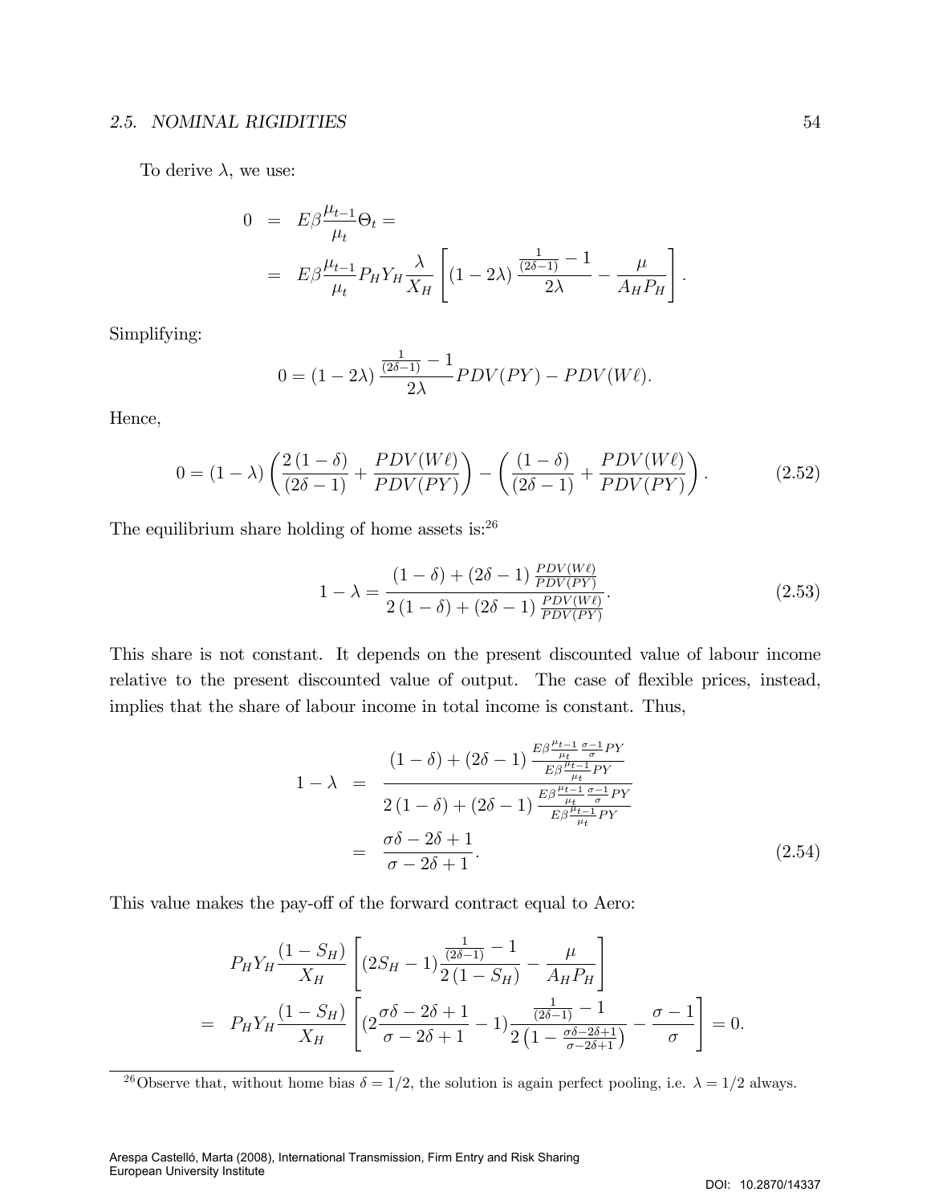To derive $\lambda$, we use:

$$
\begin{aligned}
0 &= E\beta \frac{\mu_{t-1}}{\mu_t} \Theta_t = \\
&= E\beta \frac{\mu_{t-1}}{\mu_t} P_H Y_H \frac{\lambda}{X_H} \left[ (1-2\lambda) \frac{\frac{1}{(2\delta-1)} - 1}{2\lambda} - \frac{\mu}{A_H P_H} \right].
\end{aligned}
$$

Simplifying:

$$
0 = (1-2\lambda) \frac{\frac{1}{(2\delta-1)} - 1}{2\lambda} PDV(PY) - PDV(W\ell).
$$

Hence,

$$
0 = (1-\lambda) \left( \frac{2(1-\delta)}{(2\delta-1)} + \frac{PDV(W\ell)}{PDV(PY)} \right) - \left( \frac{(1-\delta)}{(2\delta-1)} + \frac{PDV(W\ell)}{PDV(PY)} \right). \tag{2.52}
$$

The equilibrium share holding of home assets is:[26]

$$
1-\lambda = \frac{(1-\delta) + (2\delta-1) \frac{PDV(W\ell)}{PDV(PY)}}{2(1-\delta) + (2\delta-1) \frac{PDV(W\ell)}{PDV(PY)}}. \tag{2.53}
$$

This share is not constant. It depends on the present discounted value of labour income relative to the present discounted value of output. The case of flexible prices, instead, implies that the share of labour income in total income is constant. Thus,

$$
\begin{aligned}
1-\lambda &= \frac{(1-\delta) + (2\delta-1) \frac{E\beta \frac{\mu_{t-1}}{\mu_t} \frac{\sigma-1}{\sigma} PY}{E\beta \frac{\mu_{t-1}}{\mu_t} PY}}{2(1-\delta) + (2\delta-1) \frac{E\beta \frac{\mu_{t-1}}{\mu_t} \frac{\sigma-1}{\sigma} PY}{E\beta \frac{\mu_{t-1}}{\mu_t} PY}} \\
&= \frac{\sigma\delta - 2\delta + 1}{\sigma - 2\delta + 1}.
\end{aligned} \tag{2.54}
$$

This value makes the pay-off of the forward contract equal to Aero:

$$
\begin{aligned}
& P_H Y_H \frac{(1-S_H)}{X_H} \left[ (2S_H - 1) \frac{\frac{1}{(2\delta-1)} - 1}{2(1-S_H)} - \frac{\mu}{A_H P_H} \right] \\
= \; & P_H Y_H \frac{(1-S_H)}{X_H} \left[ (2\frac{\sigma\delta - 2\delta + 1}{\sigma - 2\delta + 1} - 1) \frac{\frac{1}{(2\delta-1)} - 1}{2\left(1 - \frac{\sigma\delta - 2\delta + 1}{\sigma - 2\delta + 1}\right)} - \frac{\sigma - 1}{\sigma} \right] = 0.
\end{aligned}
$$

[26] Observe that, without home bias $\delta = 1/2$, the solution is again perfect pooling, i.e. $\lambda = 1/2$ always.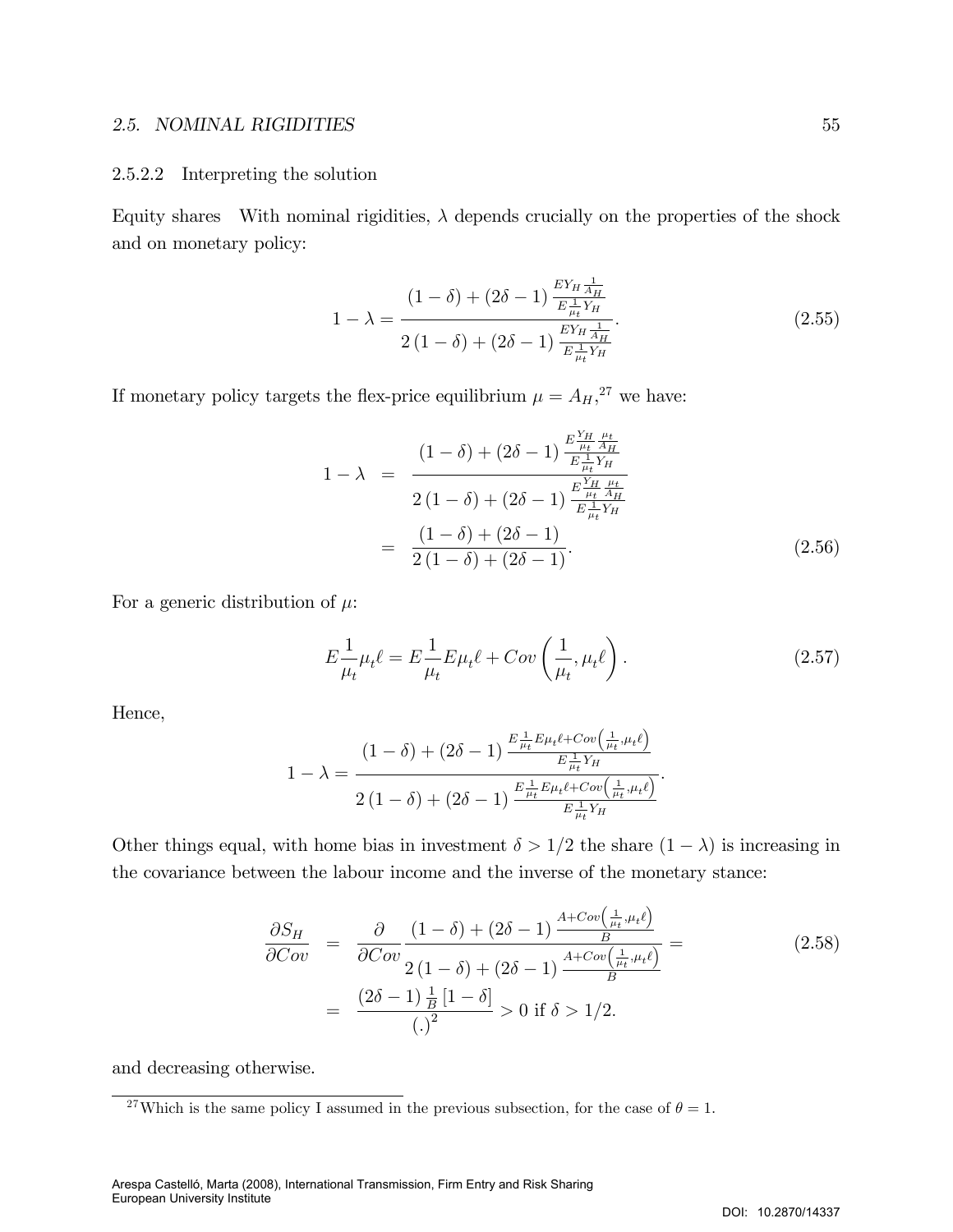#### 2.5.2.2 Interpreting the solution

**Equity shares** With nominal rigidities, $\lambda$ depends crucially on the properties of the shock and on monetary policy:

$$1-\lambda=\frac{(1-\delta)+(2\delta-1)\frac{EY_H\frac{1}{A_H}}{E\frac{1}{\mu_t}Y_H}}{2(1-\delta)+(2\delta-1)\frac{EY_H\frac{1}{A_H}}{E\frac{1}{\mu_t}Y_H}}. \tag{2.55}$$

If monetary policy targets the flex-price equilibrium $\mu=A_H$,[27] we have:

$$\begin{aligned}
1-\lambda &= \frac{(1-\delta)+(2\delta-1)\frac{E\frac{Y_H}{\mu_t}\frac{\mu_t}{A_H}}{E\frac{1}{\mu_t}Y_H}}{2(1-\delta)+(2\delta-1)\frac{E\frac{Y_H}{\mu_t}\frac{\mu_t}{A_H}}{E\frac{1}{\mu_t}Y_H}} \\
&= \frac{(1-\delta)+(2\delta-1)}{2(1-\delta)+(2\delta-1)}.
\end{aligned} \tag{2.56}$$

For a generic distribution of $\mu$:

$$E\frac{1}{\mu_t}\mu_t\ell=E\frac{1}{\mu_t}E\mu_t\ell+Cov\left(\frac{1}{\mu_t},\mu_t\ell\right). \tag{2.57}$$

Hence,

$$1-\lambda=\frac{(1-\delta)+(2\delta-1)\frac{E\frac{1}{\mu_t}E\mu_t\ell+Cov\left(\frac{1}{\mu_t},\mu_t\ell\right)}{E\frac{1}{\mu_t}Y_H}}{2(1-\delta)+(2\delta-1)\frac{E\frac{1}{\mu_t}E\mu_t\ell+Cov\left(\frac{1}{\mu_t},\mu_t\ell\right)}{E\frac{1}{\mu_t}Y_H}}.$$

Other things equal, with home bias in investment $\delta>1/2$ the share $(1-\lambda)$ is increasing in the covariance between the labour income and the inverse of the monetary stance:

$$\begin{aligned}
\frac{\partial S_H}{\partial Cov} &= \frac{\partial}{\partial Cov}\frac{(1-\delta)+(2\delta-1)\frac{A+Cov\left(\frac{1}{\mu_t},\mu_t\ell\right)}{B}}{2(1-\delta)+(2\delta-1)\frac{A+Cov\left(\frac{1}{\mu_t},\mu_t\ell\right)}{B}}= \\
&= \frac{(2\delta-1)\frac{1}{B}[1-\delta]}{(.)^2}>0 \text{ if } \delta>1/2.
\end{aligned} \tag{2.58}$$

and decreasing otherwise.

---

[27] Which is the same policy I assumed in the previous subsection, for the case of $\theta=1$.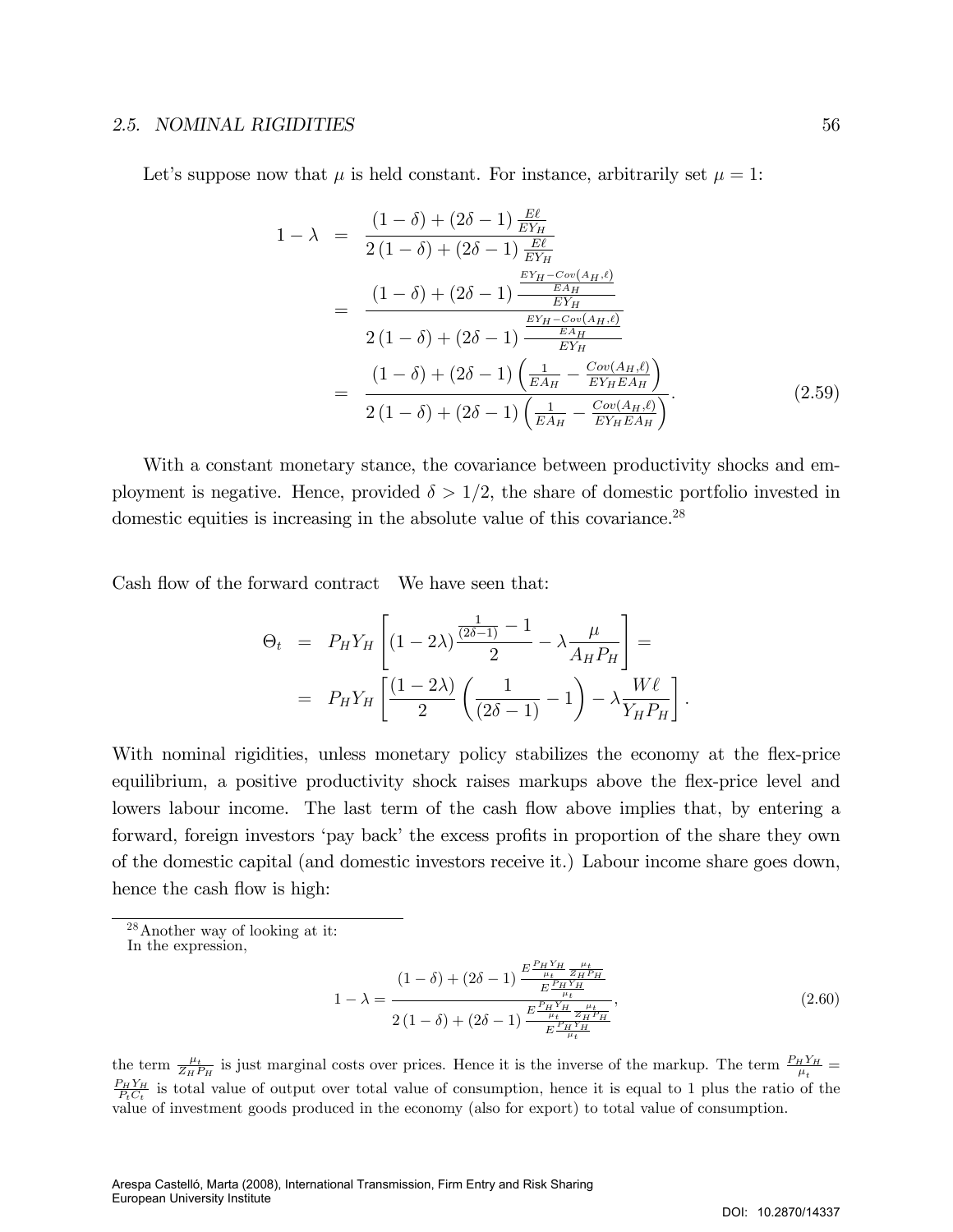Let's suppose now that $\mu$ is held constant. For instance, arbitrarily set $\mu = 1$:

$$
\begin{aligned}
1-\lambda &= \frac{(1-\delta)+(2\delta-1)\frac{E\ell}{EY_H}}{2(1-\delta)+(2\delta-1)\frac{E\ell}{EY_H}} \\
&= \frac{(1-\delta)+(2\delta-1)\frac{\frac{EY_H - Cov(A_H,\ell)}{EA_H}}{EY_H}}{2(1-\delta)+(2\delta-1)\frac{\frac{EY_H - Cov(A_H,\ell)}{EA_H}}{EY_H}} \\
&= \frac{(1-\delta)+(2\delta-1)\left(\frac{1}{EA_H}-\frac{Cov(A_H,\ell)}{EY_H EA_H}\right)}{2(1-\delta)+(2\delta-1)\left(\frac{1}{EA_H}-\frac{Cov(A_H,\ell)}{EY_H EA_H}\right)}.
\end{aligned}
\tag{2.59}
$$

With a constant monetary stance, the covariance between productivity shocks and employment is negative. Hence, provided $\delta > 1/2$, the share of domestic portfolio invested in domestic equities is increasing in the absolute value of this covariance.[28]

Cash flow of the forward contract   We have seen that:

$$
\begin{aligned}
\Theta_t &= P_H Y_H \left[(1-2\lambda)\frac{\frac{1}{(2\delta-1)}-1}{2} - \lambda\frac{\mu}{A_H P_H}\right] = \\
&= P_H Y_H \left[\frac{(1-2\lambda)}{2}\left(\frac{1}{(2\delta-1)}-1\right) - \lambda\frac{W\ell}{Y_H P_H}\right].
\end{aligned}
$$

With nominal rigidities, unless monetary policy stabilizes the economy at the flex-price equilibrium, a positive productivity shock raises markups above the flex-price level and lowers labour income. The last term of the cash flow above implies that, by entering a forward, foreign investors 'pay back' the excess profits in proportion of the share they own of the domestic capital (and domestic investors receive it.) Labour income share goes down, hence the cash flow is high:

[28] Another way of looking at it:
In the expression,

$$
1-\lambda = \frac{(1-\delta)+(2\delta-1)\frac{E\frac{P_H Y_H}{\mu_t}\frac{\mu_t}{Z_H P_H}}{E\frac{P_H Y_H}{\mu_t}}}{2(1-\delta)+(2\delta-1)\frac{E\frac{P_H Y_H}{\mu_t}\frac{\mu_t}{Z_H P_H}}{E\frac{P_H Y_H}{\mu_t}}},
\tag{2.60}
$$

the term $\frac{\mu_t}{Z_H P_H}$ is just marginal costs over prices. Hence it is the inverse of the markup. The term $\frac{P_H Y_H}{\mu_t} = \frac{P_H Y_H}{P_t C_t}$ is total value of output over total value of consumption, hence it is equal to 1 plus the ratio of the value of investment goods produced in the economy (also for export) to total value of consumption.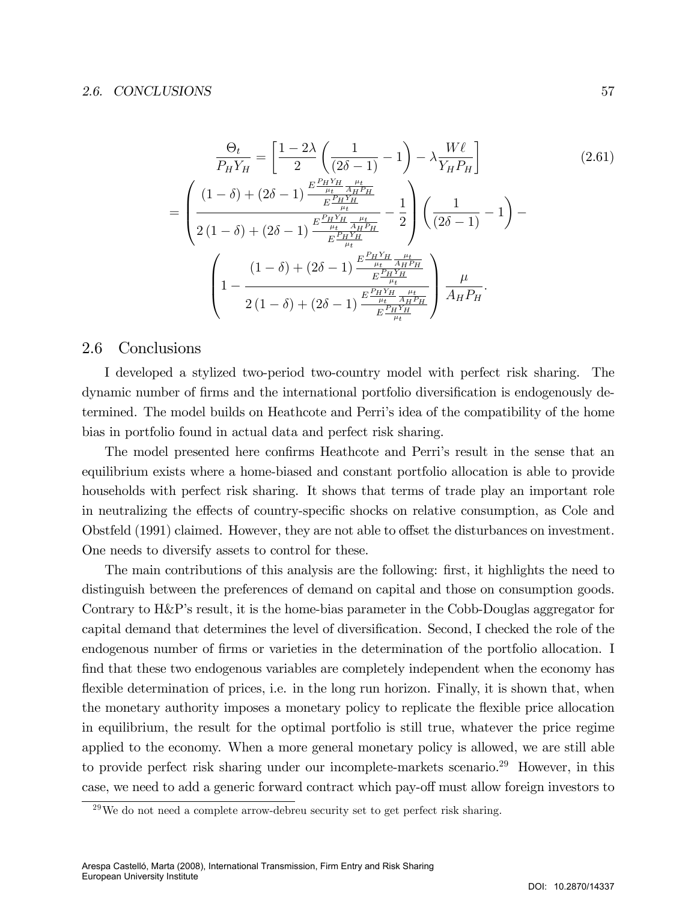$$
\frac{\Theta_t}{P_H Y_H} = \left[ \frac{1-2\lambda}{2} \left( \frac{1}{(2\delta - 1)} - 1 \right) - \lambda \frac{W\ell}{Y_H P_H} \right] \tag{2.61}
$$

$$
= \left( \frac{(1-\delta) + (2\delta - 1) \frac{E \frac{P_H Y_H}{\mu_t} \frac{\mu_t}{A_H P_H}}{E \frac{P_H Y_H}{\mu_t}}}{2(1-\delta) + (2\delta - 1) \frac{E \frac{P_H Y_H}{\mu_t} \frac{\mu_t}{A_H P_H}}{E \frac{P_H Y_H}{\mu_t}}} - \frac{1}{2} \right) \left( \frac{1}{(2\delta - 1)} - 1 \right) -
$$

$$
\left( 1 - \frac{(1-\delta) + (2\delta - 1) \frac{E \frac{P_H Y_H}{\mu_t} \frac{\mu_t}{A_H P_H}}{E \frac{P_H Y_H}{\mu_t}}}{2(1-\delta) + (2\delta - 1) \frac{E \frac{P_H Y_H}{\mu_t} \frac{\mu_t}{A_H P_H}}{E \frac{P_H Y_H}{\mu_t}}} \right) \frac{\mu}{A_H P_H}.
$$

## 2.6 Conclusions

I developed a stylized two-period two-country model with perfect risk sharing. The dynamic number of firms and the international portfolio diversification is endogenously determined. The model builds on Heathcote and Perri's idea of the compatibility of the home bias in portfolio found in actual data and perfect risk sharing.

The model presented here confirms Heathcote and Perri's result in the sense that an equilibrium exists where a home-biased and constant portfolio allocation is able to provide households with perfect risk sharing. It shows that terms of trade play an important role in neutralizing the effects of country-specific shocks on relative consumption, as Cole and Obstfeld (1991) claimed. However, they are not able to offset the disturbances on investment. One needs to diversify assets to control for these.

The main contributions of this analysis are the following: first, it highlights the need to distinguish between the preferences of demand on capital and those on consumption goods. Contrary to H&P's result, it is the home-bias parameter in the Cobb-Douglas aggregator for capital demand that determines the level of diversification. Second, I checked the role of the endogenous number of firms or varieties in the determination of the portfolio allocation. I find that these two endogenous variables are completely independent when the economy has flexible determination of prices, i.e. in the long run horizon. Finally, it is shown that, when the monetary authority imposes a monetary policy to replicate the flexible price allocation in equilibrium, the result for the optimal portfolio is still true, whatever the price regime applied to the economy. When a more general monetary policy is allowed, we are still able to provide perfect risk sharing under our incomplete-markets scenario.[29] However, in this case, we need to add a generic forward contract which pay-off must allow foreign investors to

[29] We do not need a complete arrow-debreu security set to get perfect risk sharing.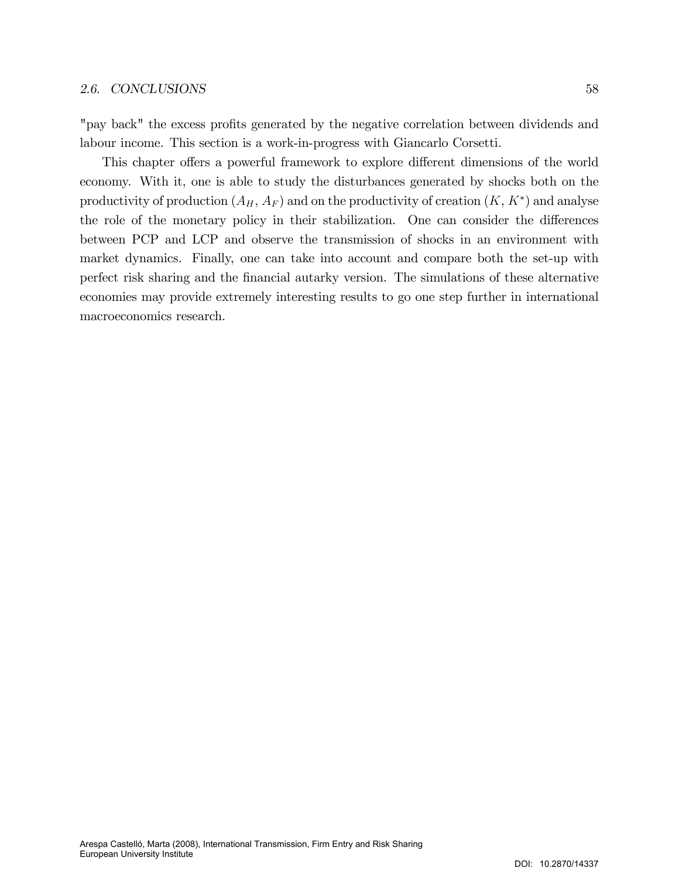"pay back" the excess profits generated by the negative correlation between dividends and labour income. This section is a work-in-progress with Giancarlo Corsetti.

This chapter offers a powerful framework to explore different dimensions of the world economy. With it, one is able to study the disturbances generated by shocks both on the productivity of production ($A_H$, $A_F$) and on the productivity of creation ($K$, $K^*$) and analyse the role of the monetary policy in their stabilization. One can consider the differences between PCP and LCP and observe the transmission of shocks in an environment with market dynamics. Finally, one can take into account and compare both the set-up with perfect risk sharing and the financial autarky version. The simulations of these alternative economies may provide extremely interesting results to go one step further in international macroeconomics research.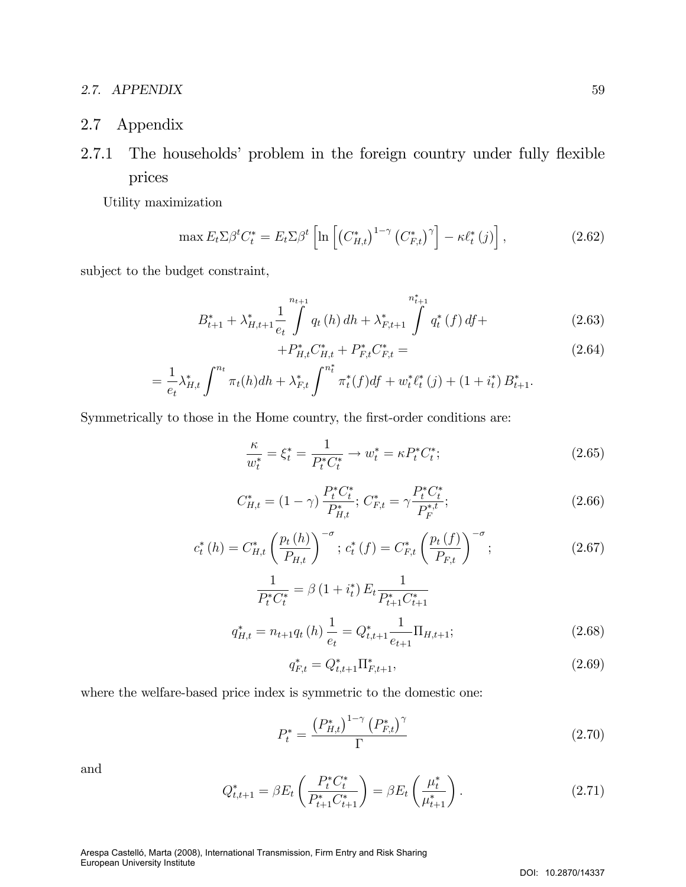## 2.7 Appendix

### 2.7.1 The households' problem in the foreign country under fully flexible prices

Utility maximization

$$\max E_t \Sigma \beta^t C_t^* = E_t \Sigma \beta^t \left[ \ln \left[ \left( C_{H,t}^* \right)^{1-\gamma} \left( C_{F,t}^* \right)^{\gamma} \right] - \kappa \ell_t^* (j) \right], \tag{2.62}$$

subject to the budget constraint,

$$B_{t+1}^* + \lambda_{H,t+1}^* \frac{1}{e_t} \int^{n_{t+1}} q_t(h)\, dh + \lambda_{F,t+1}^* \int^{n_{t+1}^*} q_t^*(f)\, df + \tag{2.63}$$

$$+ P_{H,t}^* C_{H,t}^* + P_{F,t}^* C_{F,t}^* = \tag{2.64}$$

$$= \frac{1}{e_t} \lambda_{H,t}^* \int^{n_t} \pi_t(h) dh + \lambda_{F,t}^* \int^{n_t^*} \pi_t^*(f) df + w_t^* \ell_t^* (j) + (1 + i_t^*) B_{t+1}^*.$$

Symmetrically to those in the Home country, the first-order conditions are:

$$\frac{\kappa}{w_t^*} = \xi_t^* = \frac{1}{P_t^* C_t^*} \to w_t^* = \kappa P_t^* C_t^*; \tag{2.65}$$

$$C_{H,t}^* = (1 - \gamma) \frac{P_t^* C_t^*}{P_{H,t}^*};\ C_{F,t}^* = \gamma \frac{P_t^* C_t^*}{P_F^{*,t}}; \tag{2.66}$$

$$c_t^*(h) = C_{H,t}^* \left( \frac{p_t(h)}{P_{H,t}} \right)^{-\sigma};\ c_t^*(f) = C_{F,t}^* \left( \frac{p_t(f)}{P_{F,t}} \right)^{-\sigma}; \tag{2.67}$$

$$\frac{1}{P_t^* C_t^*} = \beta (1 + i_t^*) E_t \frac{1}{P_{t+1}^* C_{t+1}^*}$$

$$q_{H,t}^* = n_{t+1} q_t(h) \frac{1}{e_t} = Q_{t,t+1}^* \frac{1}{e_{t+1}} \Pi_{H,t+1}; \tag{2.68}$$

$$q_{F,t}^* = Q_{t,t+1}^* \Pi_{F,t+1}^*, \tag{2.69}$$

where the welfare-based price index is symmetric to the domestic one:

$$P_t^* = \frac{\left( P_{H,t}^* \right)^{1-\gamma} \left( P_{F,t}^* \right)^{\gamma}}{\Gamma} \tag{2.70}$$

and

$$Q_{t,t+1}^* = \beta E_t \left( \frac{P_t^* C_t^*}{P_{t+1}^* C_{t+1}^*} \right) = \beta E_t \left( \frac{\mu_t^*}{\mu_{t+1}^*} \right). \tag{2.71}$$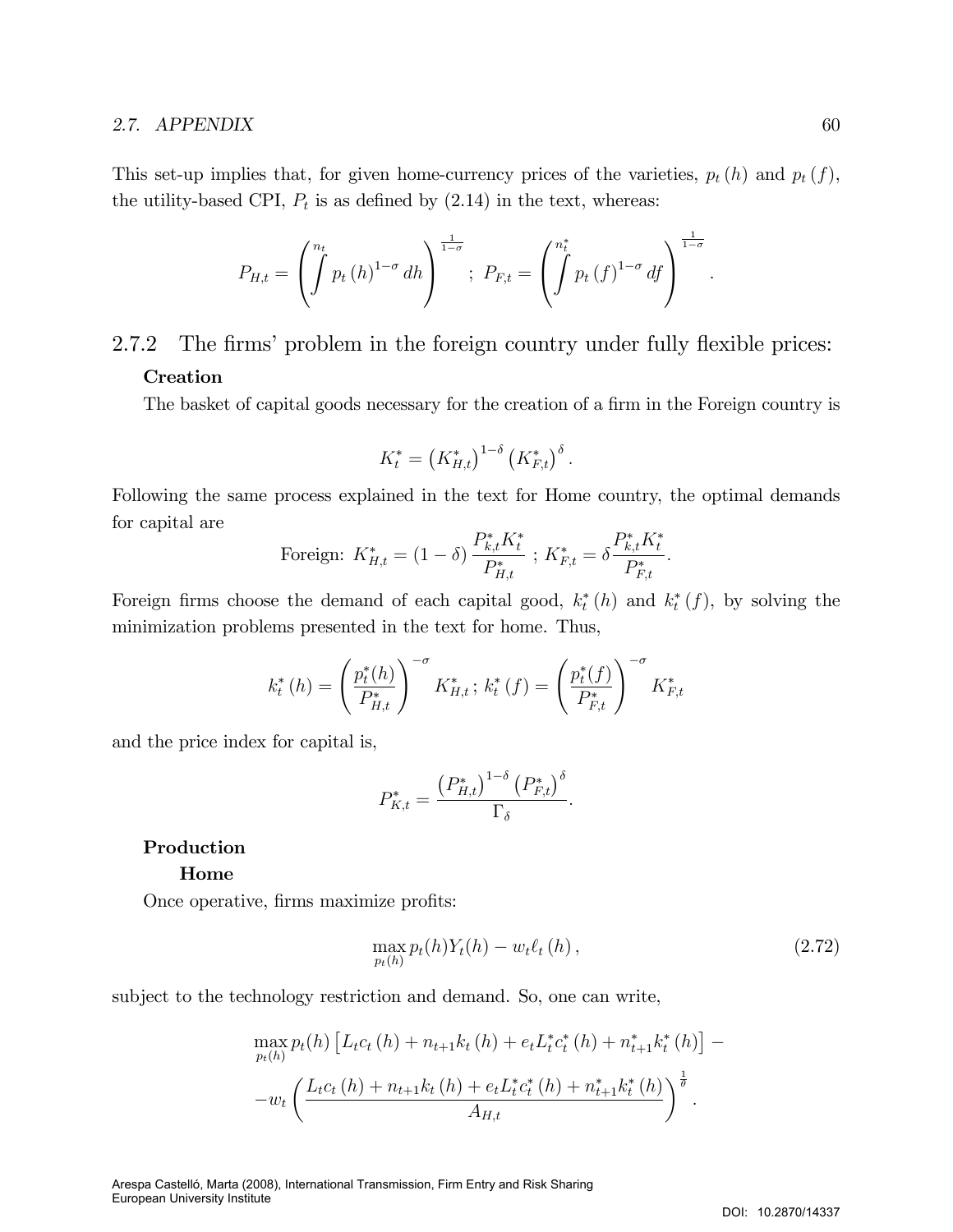This set-up implies that, for given home-currency prices of the varieties, $p_t(h)$ and $p_t(f)$, the utility-based CPI, $P_t$ is as defined by (2.14) in the text, whereas:

$$P_{H,t} = \left( \int^{n_t} p_t(h)^{1-\sigma} dh \right)^{\frac{1}{1-\sigma}} \; ; \; P_{F,t} = \left( \int^{n_t^*} p_t(f)^{1-\sigma} df \right)^{\frac{1}{1-\sigma}} .$$

### 2.7.2 The firms' problem in the foreign country under fully flexible prices:

**Creation**

The basket of capital goods necessary for the creation of a firm in the Foreign country is

$$K_t^* = \left(K_{H,t}^*\right)^{1-\delta} \left(K_{F,t}^*\right)^{\delta}.$$

Following the same process explained in the text for Home country, the optimal demands for capital are

$$\text{Foreign: } K_{H,t}^* = (1-\delta) \frac{P_{k,t}^* K_t^*}{P_{H,t}^*} \; ; \; K_{F,t}^* = \delta \frac{P_{k,t}^* K_t^*}{P_{F,t}^*}.$$

Foreign firms choose the demand of each capital good, $k_t^*(h)$ and $k_t^*(f)$, by solving the minimization problems presented in the text for home. Thus,

$$k_t^*(h) = \left( \frac{p_t^*(h)}{P_{H,t}^*} \right)^{-\sigma} K_{H,t}^* \; ; \; k_t^*(f) = \left( \frac{p_t^*(f)}{P_{F,t}^*} \right)^{-\sigma} K_{F,t}^*$$

and the price index for capital is,

$$P_{K,t}^* = \frac{\left(P_{H,t}^*\right)^{1-\delta} \left(P_{F,t}^*\right)^{\delta}}{\Gamma_\delta}.$$

**Production**

**Home**

Once operative, firms maximize profits:

$$\max_{p_t(h)} p_t(h) Y_t(h) - w_t \ell_t(h), \tag{2.72}$$

subject to the technology restriction and demand. So, one can write,

$$\max_{p_t(h)} p_t(h) \left[ L_t c_t(h) + n_{t+1} k_t(h) + e_t L_t^* c_t^*(h) + n_{t+1}^* k_t^*(h) \right] -$$
$$-w_t \left( \frac{L_t c_t(h) + n_{t+1} k_t(h) + e_t L_t^* c_t^*(h) + n_{t+1}^* k_t^*(h)}{A_{H,t}} \right)^{\frac{1}{\theta}}.$$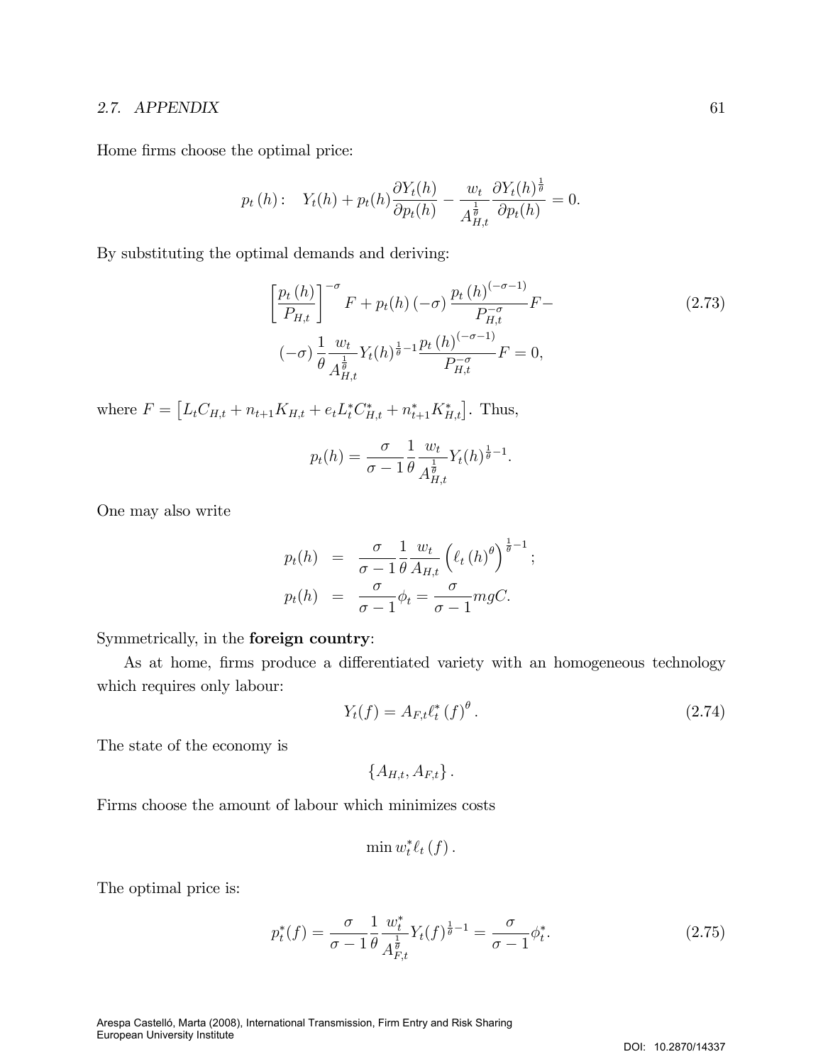Home firms choose the optimal price:

$$p_t(h): \quad Y_t(h) + p_t(h)\frac{\partial Y_t(h)}{\partial p_t(h)} - \frac{w_t}{A_{H,t}^{\frac{1}{\theta}}}\frac{\partial Y_t(h)^{\frac{1}{\theta}}}{\partial p_t(h)} = 0.$$

By substituting the optimal demands and deriving:

$$\begin{aligned}
&\left[\frac{p_t(h)}{P_{H,t}}\right]^{-\sigma} F + p_t(h)(-\sigma)\frac{p_t(h)^{(-\sigma-1)}}{P_{H,t}^{-\sigma}}F - \\
&(-\sigma)\frac{1}{\theta}\frac{w_t}{A_{H,t}^{\frac{1}{\theta}}}Y_t(h)^{\frac{1}{\theta}-1}\frac{p_t(h)^{(-\sigma-1)}}{P_{H,t}^{-\sigma}}F = 0,
\end{aligned} \tag{2.73}$$

where $F = \left[L_t C_{H,t} + n_{t+1}K_{H,t} + e_t L_t^* C_{H,t}^* + n_{t+1}^* K_{H,t}^*\right]$. Thus,

$$p_t(h) = \frac{\sigma}{\sigma-1}\frac{1}{\theta}\frac{w_t}{A_{H,t}^{\frac{1}{\theta}}}Y_t(h)^{\frac{1}{\theta}-1}.$$

One may also write

$$\begin{aligned}
p_t(h) &= \frac{\sigma}{\sigma-1}\frac{1}{\theta}\frac{w_t}{A_{H,t}}\left(\ell_t(h)^{\theta}\right)^{\frac{1}{\theta}-1}; \\
p_t(h) &= \frac{\sigma}{\sigma-1}\phi_t = \frac{\sigma}{\sigma-1}mgC.
\end{aligned}$$

Symmetrically, in the **foreign country**:

As at home, firms produce a differentiated variety with an homogeneous technology which requires only labour:

$$Y_t(f) = A_{F,t}\ell_t^*(f)^{\theta}. \tag{2.74}$$

The state of the economy is

$$\{A_{H,t}, A_{F,t}\}.$$

Firms choose the amount of labour which minimizes costs

$$\min w_t^* \ell_t(f).$$

The optimal price is:

$$p_t^*(f) = \frac{\sigma}{\sigma-1}\frac{1}{\theta}\frac{w_t^*}{A_{F,t}^{\frac{1}{\theta}}}Y_t(f)^{\frac{1}{\theta}-1} = \frac{\sigma}{\sigma-1}\phi_t^*. \tag{2.75}$$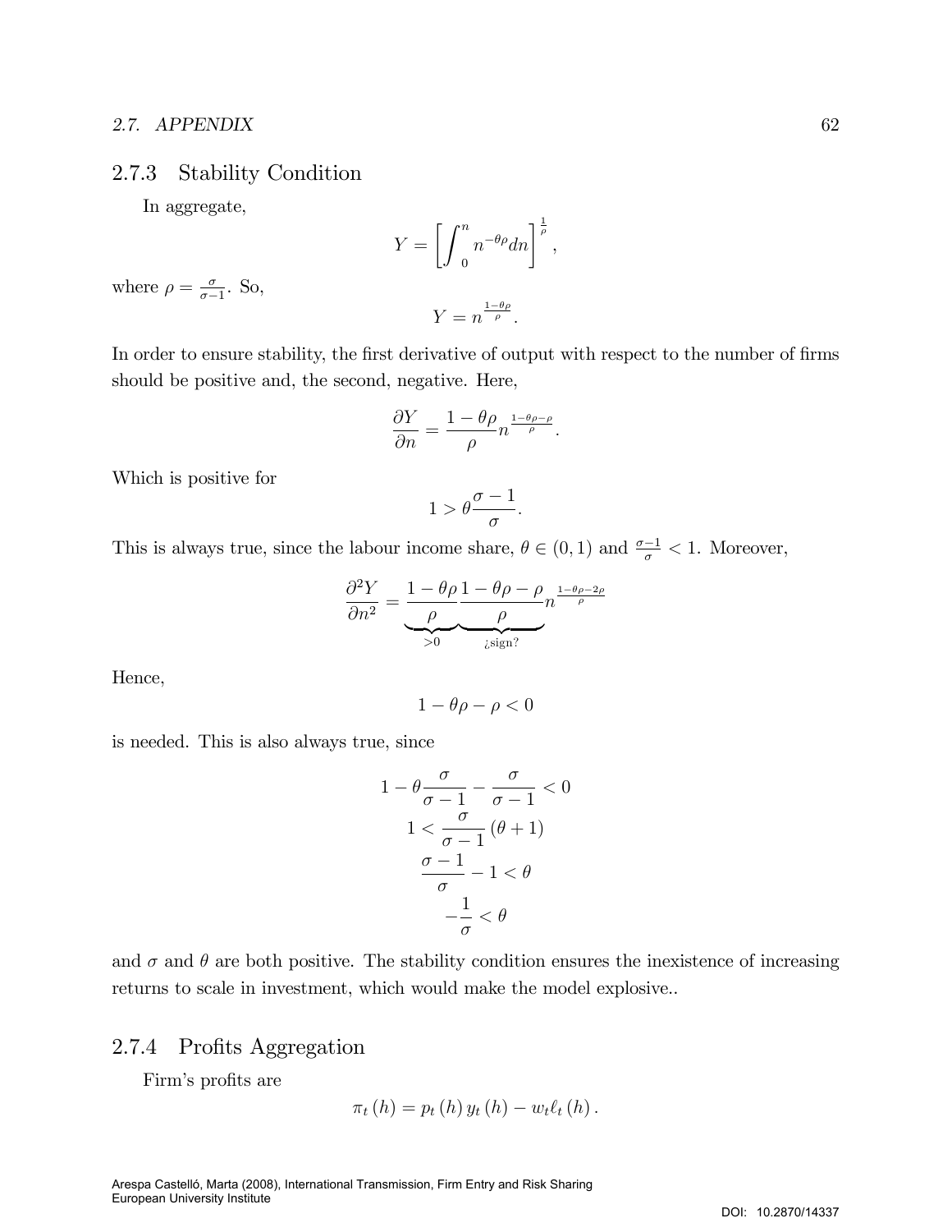### 2.7.3 Stability Condition

In aggregate,

$$Y = \left[ \int_0^n n^{-\theta\rho} dn \right]^{\frac{1}{\rho}},$$

where $\rho = \frac{\sigma}{\sigma-1}$. So,

$$Y = n^{\frac{1-\theta\rho}{\rho}}.$$

In order to ensure stability, the first derivative of output with respect to the number of firms should be positive and, the second, negative. Here,

$$\frac{\partial Y}{\partial n} = \frac{1-\theta\rho}{\rho} n^{\frac{1-\theta\rho-\rho}{\rho}}.$$

Which is positive for

$$1 > \theta \frac{\sigma-1}{\sigma}.$$

This is always true, since the labour income share, $\theta \in (0,1)$ and $\frac{\sigma-1}{\sigma} < 1$. Moreover,

$$\frac{\partial^2 Y}{\partial n^2} = \underbrace{\frac{1-\theta\rho}{\rho}}_{>0} \underbrace{\frac{1-\theta\rho-\rho}{\rho} n^{\frac{1-\theta\rho-2\rho}{\rho}}}_{¿\text{sign}?}$$

Hence,

$$1 - \theta\rho - \rho < 0$$

is needed. This is also always true, since

$$1 - \theta\frac{\sigma}{\sigma-1} - \frac{\sigma}{\sigma-1} < 0$$
$$1 < \frac{\sigma}{\sigma-1}(\theta+1)$$
$$\frac{\sigma-1}{\sigma} - 1 < \theta$$
$$-\frac{1}{\sigma} < \theta$$

and $\sigma$ and $\theta$ are both positive. The stability condition ensures the inexistence of increasing returns to scale in investment, which would make the model explosive..

### 2.7.4 Profits Aggregation

Firm's profits are

$$\pi_t(h) = p_t(h) y_t(h) - w_t \ell_t(h).$$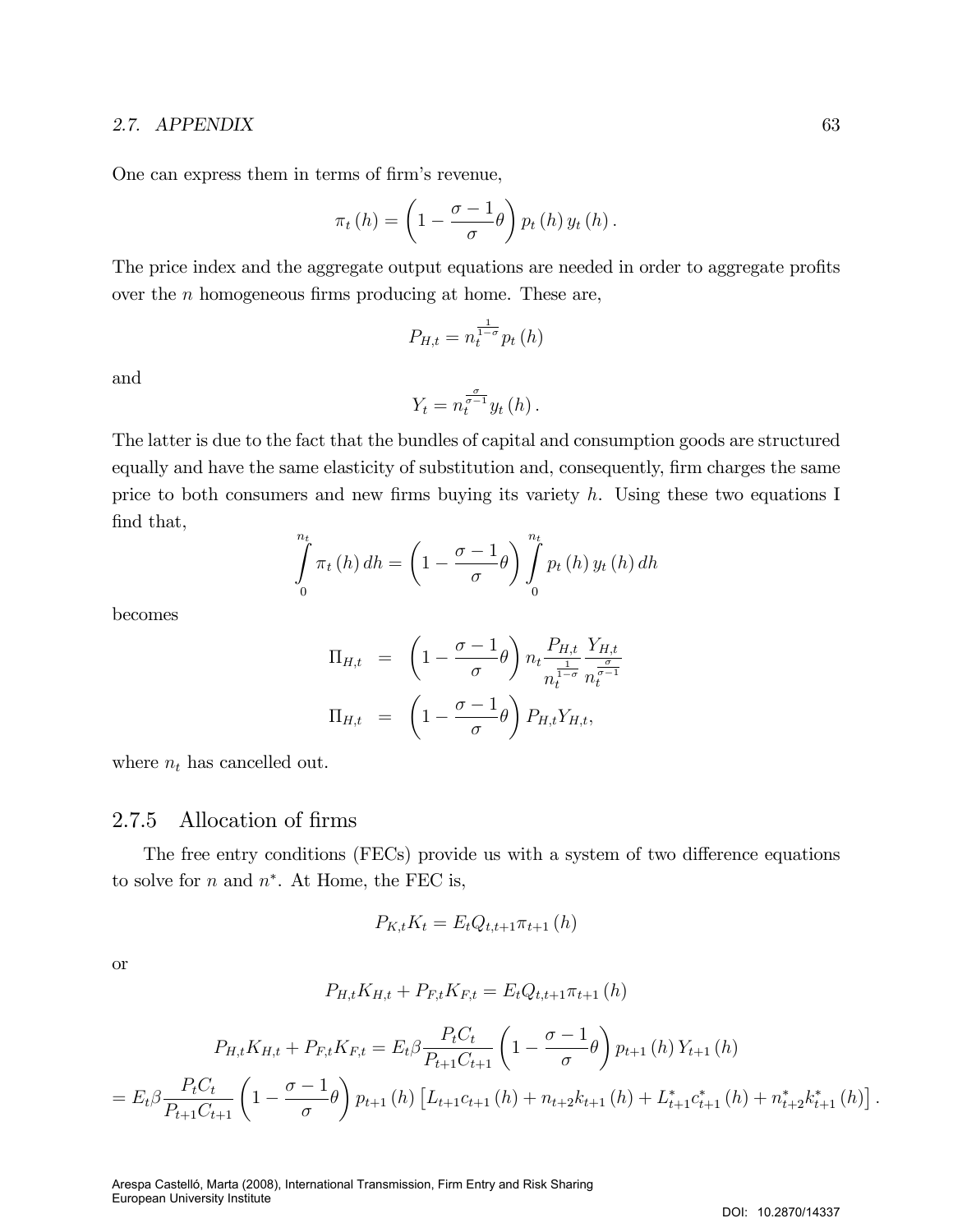One can express them in terms of firm's revenue,

$$\pi_t(h) = \left(1 - \frac{\sigma - 1}{\sigma}\theta\right) p_t(h)\, y_t(h).$$

The price index and the aggregate output equations are needed in order to aggregate profits over the $n$ homogeneous firms producing at home. These are,

$$P_{H,t} = n_t^{\frac{1}{1-\sigma}} p_t(h)$$

and

$$Y_t = n_t^{\frac{\sigma}{\sigma-1}} y_t(h).$$

The latter is due to the fact that the bundles of capital and consumption goods are structured equally and have the same elasticity of substitution and, consequently, firm charges the same price to both consumers and new firms buying its variety $h$. Using these two equations I find that,

$$\int_0^{n_t} \pi_t(h)\, dh = \left(1 - \frac{\sigma - 1}{\sigma}\theta\right) \int_0^{n_t} p_t(h)\, y_t(h)\, dh$$

becomes

$$\begin{aligned}
\Pi_{H,t} &= \left(1 - \frac{\sigma - 1}{\sigma}\theta\right) n_t \frac{P_{H,t}}{n_t^{\frac{1}{1-\sigma}}} \frac{Y_{H,t}}{n_t^{\frac{\sigma}{\sigma-1}}} \\
\Pi_{H,t} &= \left(1 - \frac{\sigma - 1}{\sigma}\theta\right) P_{H,t} Y_{H,t},
\end{aligned}$$

where $n_t$ has cancelled out.

### 2.7.5 Allocation of firms

The free entry conditions (FECs) provide us with a system of two difference equations to solve for $n$ and $n^*$. At Home, the FEC is,

$$P_{K,t} K_t = E_t Q_{t,t+1} \pi_{t+1}(h)$$

or

$$P_{H,t} K_{H,t} + P_{F,t} K_{F,t} = E_t Q_{t,t+1} \pi_{t+1}(h)$$

$$P_{H,t} K_{H,t} + P_{F,t} K_{F,t} = E_t \beta \frac{P_t C_t}{P_{t+1} C_{t+1}} \left(1 - \frac{\sigma - 1}{\sigma}\theta\right) p_{t+1}(h)\, Y_{t+1}(h)$$

$$= E_t \beta \frac{P_t C_t}{P_{t+1} C_{t+1}} \left(1 - \frac{\sigma - 1}{\sigma}\theta\right) p_{t+1}(h) \left[L_{t+1} c_{t+1}(h) + n_{t+2} k_{t+1}(h) + L_{t+1}^* c_{t+1}^*(h) + n_{t+2}^* k_{t+1}^*(h)\right].$$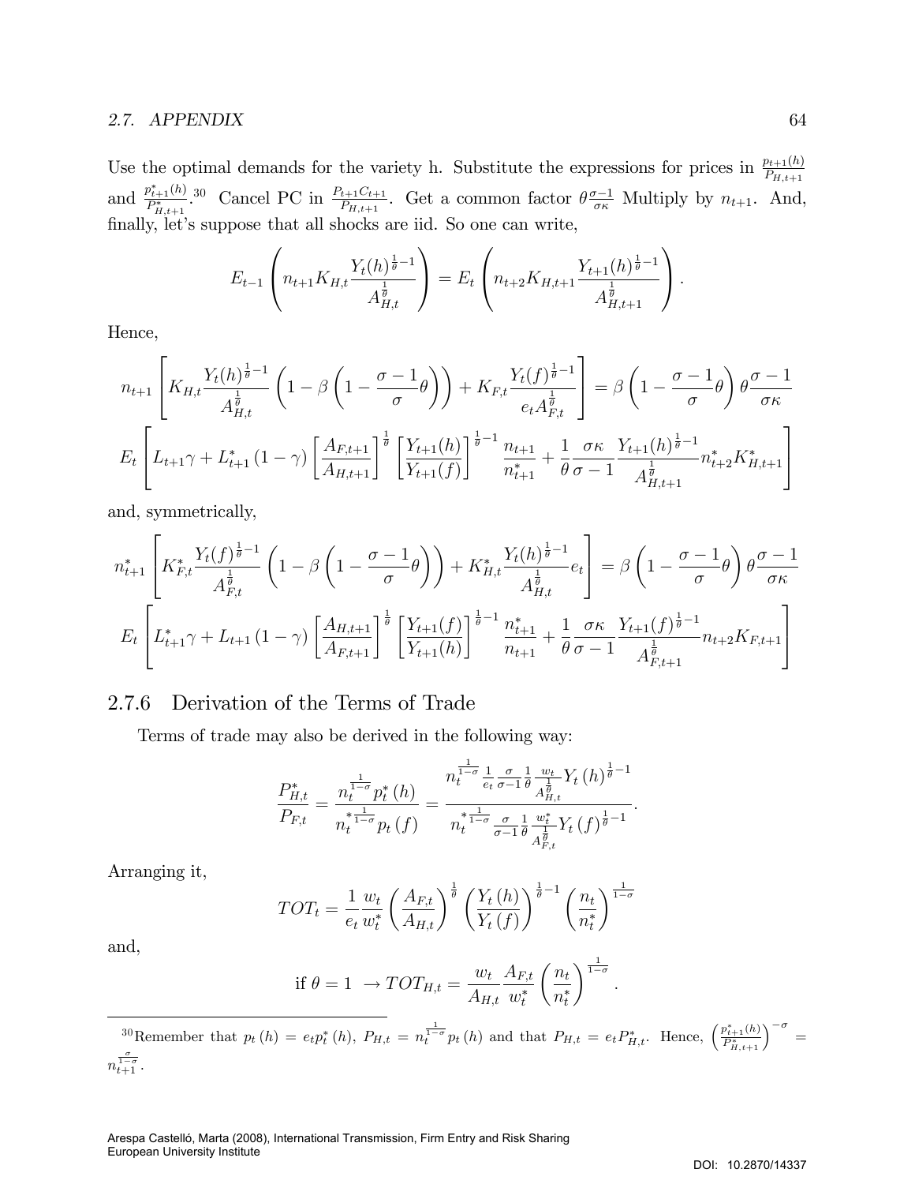Use the optimal demands for the variety h. Substitute the expressions for prices in $\frac{p_{t+1}(h)}{P_{H,t+1}}$ and $\frac{p^*_{t+1}(h)}{P^*_{H,t+1}}$.[30] Cancel PC in $\frac{P_{t+1}C_{t+1}}{P_{H,t+1}}$. Get a common factor $\theta\frac{\sigma-1}{\sigma\kappa}$ Multiply by $n_{t+1}$. And, finally, let's suppose that all shocks are iid. So one can write,

$$E_{t-1}\left(n_{t+1}K_{H,t}\frac{Y_t(h)^{\frac{1}{\theta}-1}}{A_{H,t}^{\frac{1}{\theta}}}\right)=E_t\left(n_{t+2}K_{H,t+1}\frac{Y_{t+1}(h)^{\frac{1}{\theta}-1}}{A_{H,t+1}^{\frac{1}{\theta}}}\right).$$

Hence,

$$n_{t+1}\left[K_{H,t}\frac{Y_t(h)^{\frac{1}{\theta}-1}}{A_{H,t}^{\frac{1}{\theta}}}\left(1-\beta\left(1-\frac{\sigma-1}{\sigma}\theta\right)\right)+K_{F,t}\frac{Y_t(f)^{\frac{1}{\theta}-1}}{e_tA_{F,t}^{\frac{1}{\theta}}}\right]=\beta\left(1-\frac{\sigma-1}{\sigma}\theta\right)\theta\frac{\sigma-1}{\sigma\kappa}$$

$$E_t\left[L_{t+1}\gamma+L^*_{t+1}\left(1-\gamma\right)\left[\frac{A_{F,t+1}}{A_{H,t+1}}\right]^{\frac{1}{\theta}}\left[\frac{Y_{t+1}(h)}{Y_{t+1}(f)}\right]^{\frac{1}{\theta}-1}\frac{n_{t+1}}{n^*_{t+1}}+\frac{1}{\theta}\frac{\sigma\kappa}{\sigma-1}\frac{Y_{t+1}(h)^{\frac{1}{\theta}-1}}{A_{H,t+1}^{\frac{1}{\theta}}}n^*_{t+2}K^*_{H,t+1}\right]$$

and, symmetrically,

$$n^*_{t+1}\left[K^*_{F,t}\frac{Y_t(f)^{\frac{1}{\theta}-1}}{A_{F,t}^{\frac{1}{\theta}}}\left(1-\beta\left(1-\frac{\sigma-1}{\sigma}\theta\right)\right)+K^*_{H,t}\frac{Y_t(h)^{\frac{1}{\theta}-1}}{A_{H,t}^{\frac{1}{\theta}}}e_t\right]=\beta\left(1-\frac{\sigma-1}{\sigma}\theta\right)\theta\frac{\sigma-1}{\sigma\kappa}$$

$$E_t\left[L^*_{t+1}\gamma+L_{t+1}\left(1-\gamma\right)\left[\frac{A_{H,t+1}}{A_{F,t+1}}\right]^{\frac{1}{\theta}}\left[\frac{Y_{t+1}(f)}{Y_{t+1}(h)}\right]^{\frac{1}{\theta}-1}\frac{n^*_{t+1}}{n_{t+1}}+\frac{1}{\theta}\frac{\sigma\kappa}{\sigma-1}\frac{Y_{t+1}(f)^{\frac{1}{\theta}-1}}{A_{F,t+1}^{\frac{1}{\theta}}}n_{t+2}K_{F,t+1}\right]$$

### 2.7.6 Derivation of the Terms of Trade

Terms of trade may also be derived in the following way:

$$\frac{P^*_{H,t}}{P_{F,t}}=\frac{n_t^{\frac{1}{1-\sigma}}p^*_t(h)}{n_t^{*\frac{1}{1-\sigma}}p_t(f)}=\frac{n_t^{\frac{1}{1-\sigma}}\frac{1}{e_t}\frac{\sigma}{\sigma-1}\frac{1}{\theta}\frac{w_t}{A_{H,t}^{\frac{1}{\theta}}}Y_t(h)^{\frac{1}{\theta}-1}}{n_t^{*\frac{1}{1-\sigma}}\frac{\sigma}{\sigma-1}\frac{1}{\theta}\frac{w^*_t}{A_{F,t}^{\frac{1}{\theta}}}Y_t(f)^{\frac{1}{\theta}-1}}.$$

Arranging it,

$$TOT_t=\frac{1}{e_t}\frac{w_t}{w^*_t}\left(\frac{A_{F,t}}{A_{H,t}}\right)^{\frac{1}{\theta}}\left(\frac{Y_t(h)}{Y_t(f)}\right)^{\frac{1}{\theta}-1}\left(\frac{n_t}{n^*_t}\right)^{\frac{1}{1-\sigma}}$$

and,

$$\text{if }\theta=1\ \rightarrow TOT_{H,t}=\frac{w_t}{A_{H,t}}\frac{A_{F,t}}{w^*_t}\left(\frac{n_t}{n^*_t}\right)^{\frac{1}{1-\sigma}}.$$

---

[30] Remember that $p_t(h)=e_tp^*_t(h)$, $P_{H,t}=n_t^{\frac{1}{1-\sigma}}p_t(h)$ and that $P_{H,t}=e_tP^*_{H,t}$. Hence, $\left(\frac{p^*_{t+1}(h)}{P^*_{H,t+1}}\right)^{-\sigma}=n_{t+1}^{\frac{\sigma}{1-\sigma}}$.

Arespa Castelló, Marta (2008), International Transmission, Firm Entry and Risk Sharing
European University Institute

DOI: 10.2870/14337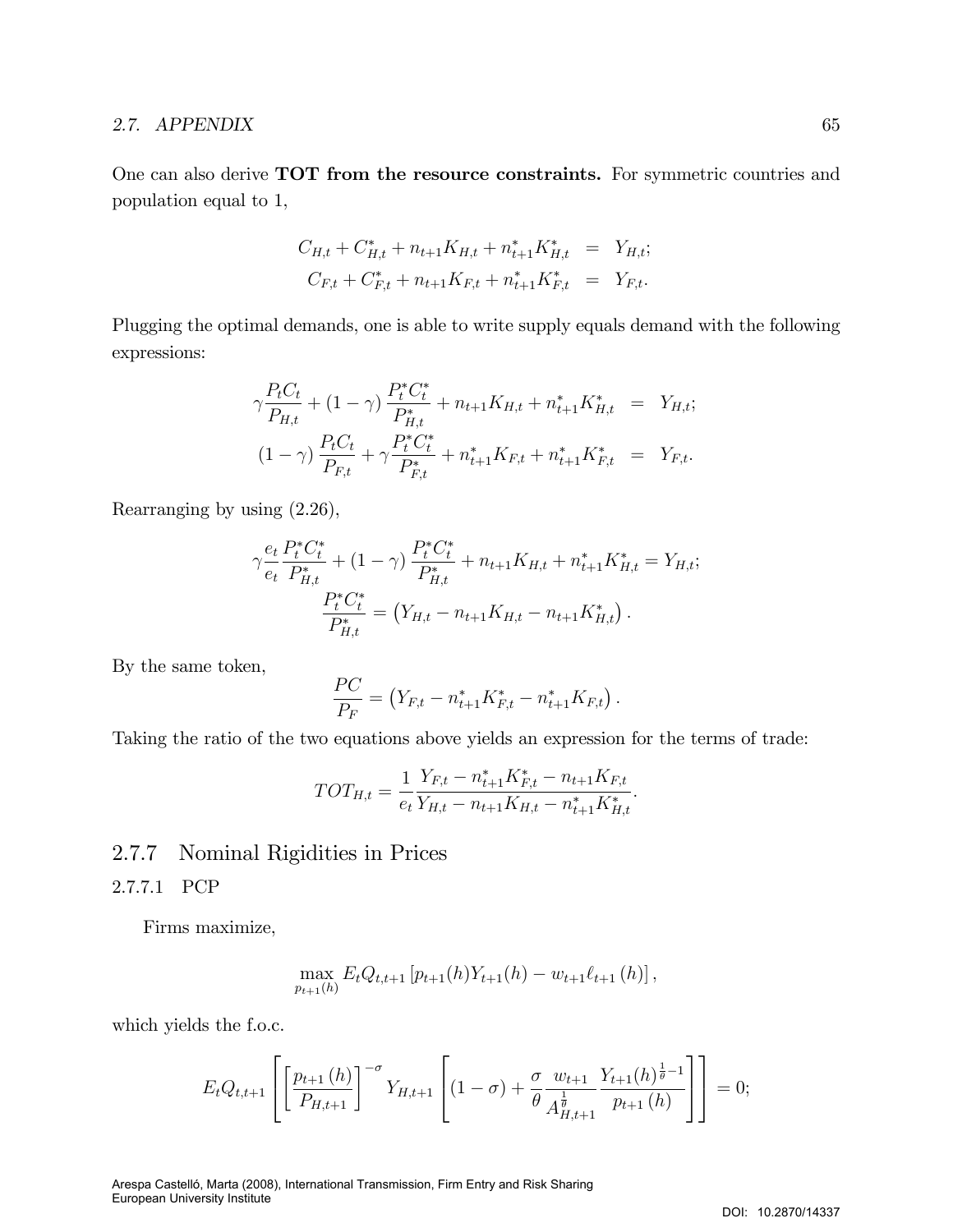One can also derive **TOT from the resource constraints.** For symmetric countries and population equal to 1,

$$
\begin{aligned}
C_{H,t} + C^*_{H,t} + n_{t+1}K_{H,t} + n^*_{t+1}K^*_{H,t} &= Y_{H,t}; \\
C_{F,t} + C^*_{F,t} + n_{t+1}K_{F,t} + n^*_{t+1}K^*_{F,t} &= Y_{F,t}.
\end{aligned}
$$

Plugging the optimal demands, one is able to write supply equals demand with the following expressions:

$$
\begin{aligned}
\gamma \frac{P_t C_t}{P_{H,t}} + (1-\gamma) \frac{P^*_t C^*_t}{P^*_{H,t}} + n_{t+1}K_{H,t} + n^*_{t+1}K^*_{H,t} &= Y_{H,t}; \\
(1-\gamma) \frac{P_t C_t}{P_{F,t}} + \gamma \frac{P^*_t C^*_t}{P^*_{F,t}} + n^*_{t+1}K_{F,t} + n^*_{t+1}K^*_{F,t} &= Y_{F,t}.
\end{aligned}
$$

Rearranging by using (2.26),

$$
\gamma \frac{e_t}{e_t} \frac{P^*_t C^*_t}{P^*_{H,t}} + (1-\gamma) \frac{P^*_t C^*_t}{P^*_{H,t}} + n_{t+1}K_{H,t} + n^*_{t+1}K^*_{H,t} = Y_{H,t};
$$

$$
\frac{P^*_t C^*_t}{P^*_{H,t}} = \left( Y_{H,t} - n_{t+1}K_{H,t} - n_{t+1}K^*_{H,t} \right).
$$

By the same token,

$$
\frac{PC}{P_F} = \left( Y_{F,t} - n^*_{t+1}K^*_{F,t} - n^*_{t+1}K_{F,t} \right).
$$

Taking the ratio of the two equations above yields an expression for the terms of trade:

$$
TOT_{H,t} = \frac{1}{e_t} \frac{Y_{F,t} - n^*_{t+1}K^*_{F,t} - n_{t+1}K_{F,t}}{Y_{H,t} - n_{t+1}K_{H,t} - n^*_{t+1}K^*_{H,t}}.
$$

## 2.7.7 Nominal Rigidities in Prices

### 2.7.7.1 PCP

Firms maximize,

$$
\max_{p_{t+1}(h)} E_t Q_{t,t+1} \left[ p_{t+1}(h) Y_{t+1}(h) - w_{t+1} \ell_{t+1}(h) \right],
$$

which yields the f.o.c.

$$
E_t Q_{t,t+1} \left[ \left[ \frac{p_{t+1}(h)}{P_{H,t+1}} \right]^{-\sigma} Y_{H,t+1} \left[ (1-\sigma) + \frac{\sigma}{\theta} \frac{w_{t+1}}{A^{\frac{1}{\theta}}_{H,t+1}} \frac{Y_{t+1}(h)^{\frac{1}{\theta}-1}}{p_{t+1}(h)} \right] \right] = 0;
$$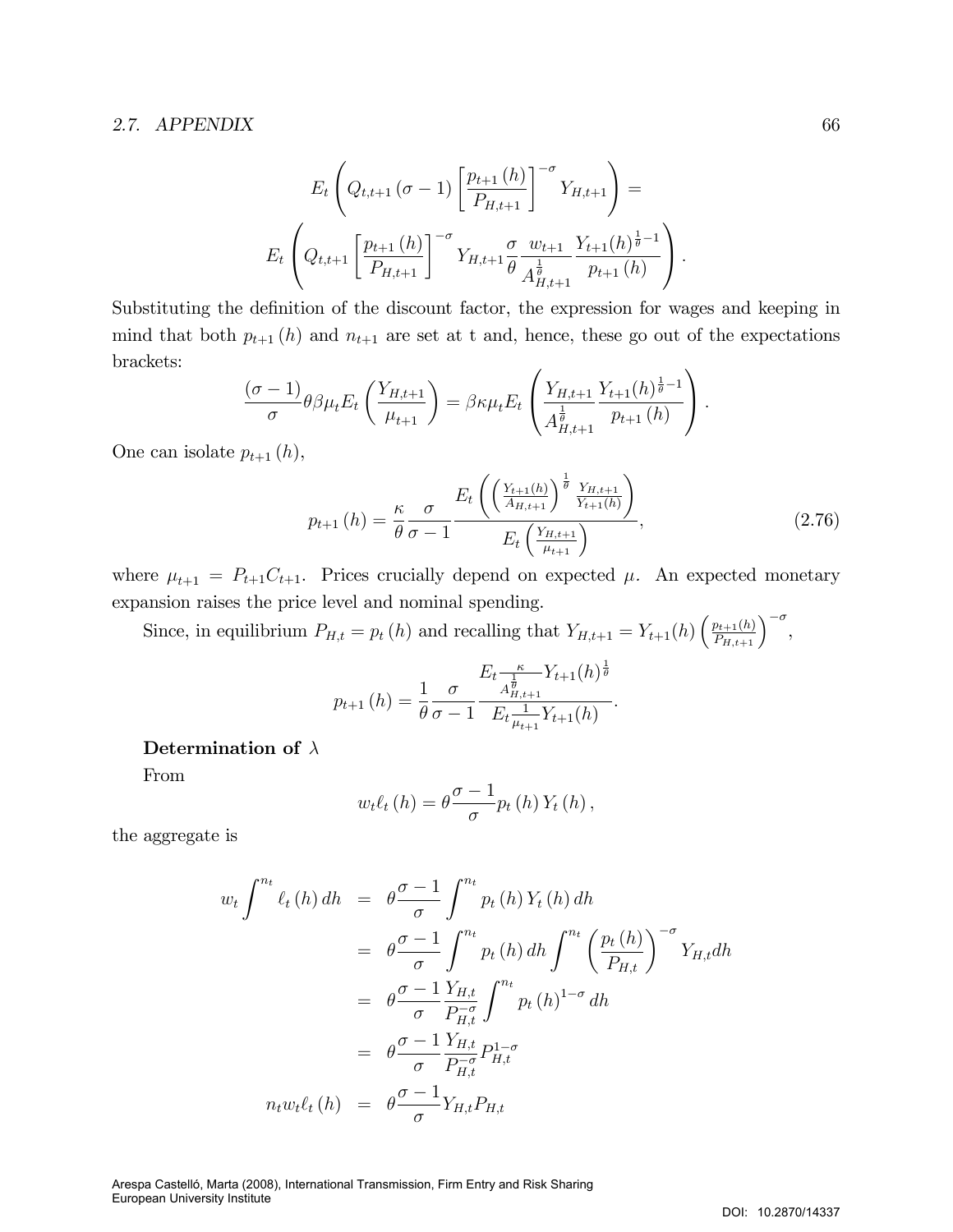$$E_t\left(Q_{t,t+1}\left(\sigma-1\right)\left[\frac{p_{t+1}\left(h\right)}{P_{H,t+1}}\right]^{-\sigma}Y_{H,t+1}\right)=$$

$$E_t\left(Q_{t,t+1}\left[\frac{p_{t+1}\left(h\right)}{P_{H,t+1}}\right]^{-\sigma}Y_{H,t+1}\frac{\sigma}{\theta}\frac{w_{t+1}}{A_{H,t+1}^{\frac{1}{\theta}}}\frac{Y_{t+1}(h)^{\frac{1}{\theta}-1}}{p_{t+1}\left(h\right)}\right).$$

Substituting the definition of the discount factor, the expression for wages and keeping in mind that both $p_{t+1}(h)$ and $n_{t+1}$ are set at t and, hence, these go out of the expectations brackets:

$$\frac{(\sigma-1)}{\sigma}\theta\beta\mu_t E_t\left(\frac{Y_{H,t+1}}{\mu_{t+1}}\right)=\beta\kappa\mu_t E_t\left(\frac{Y_{H,t+1}}{A_{H,t+1}^{\frac{1}{\theta}}}\frac{Y_{t+1}(h)^{\frac{1}{\theta}-1}}{p_{t+1}\left(h\right)}\right).$$

One can isolate $p_{t+1}(h)$,

$$p_{t+1}\left(h\right)=\frac{\kappa}{\theta}\frac{\sigma}{\sigma-1}\frac{E_t\left(\left(\frac{Y_{t+1}(h)}{A_{H,t+1}}\right)^{\frac{1}{\theta}}\frac{Y_{H,t+1}}{Y_{t+1}(h)}\right)}{E_t\left(\frac{Y_{H,t+1}}{\mu_{t+1}}\right)},\tag{2.76}$$

where $\mu_{t+1}=P_{t+1}C_{t+1}$. Prices crucially depend on expected $\mu$. An expected monetary expansion raises the price level and nominal spending.

Since, in equilibrium $P_{H,t}=p_t(h)$ and recalling that $Y_{H,t+1}=Y_{t+1}(h)\left(\frac{p_{t+1}(h)}{P_{H,t+1}}\right)^{-\sigma}$,

$$p_{t+1}\left(h\right)=\frac{1}{\theta}\frac{\sigma}{\sigma-1}\frac{E_t\frac{\kappa}{A_{H,t+1}^{\frac{1}{\theta}}}Y_{t+1}(h)^{\frac{1}{\theta}}}{E_t\frac{1}{\mu_{t+1}}Y_{t+1}(h)}.$$

**Determination of $\lambda$**

From

$$w_t\ell_t\left(h\right)=\theta\frac{\sigma-1}{\sigma}p_t\left(h\right)Y_t\left(h\right),$$

the aggregate is

$$\begin{aligned}
w_t\int^{n_t}\ell_t\left(h\right)dh &= \theta\frac{\sigma-1}{\sigma}\int^{n_t}p_t\left(h\right)Y_t\left(h\right)dh\\
&= \theta\frac{\sigma-1}{\sigma}\int^{n_t}p_t\left(h\right)dh\int^{n_t}\left(\frac{p_t\left(h\right)}{P_{H,t}}\right)^{-\sigma}Y_{H,t}dh\\
&= \theta\frac{\sigma-1}{\sigma}\frac{Y_{H,t}}{P_{H,t}^{-\sigma}}\int^{n_t}p_t\left(h\right)^{1-\sigma}dh\\
&= \theta\frac{\sigma-1}{\sigma}\frac{Y_{H,t}}{P_{H,t}^{-\sigma}}P_{H,t}^{1-\sigma}\\
n_t w_t\ell_t\left(h\right) &= \theta\frac{\sigma-1}{\sigma}Y_{H,t}P_{H,t}
\end{aligned}$$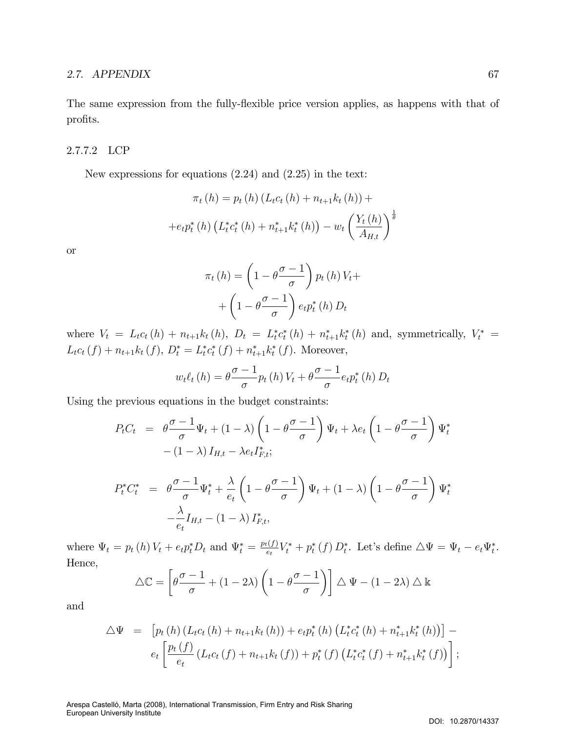The same expression from the fully-flexible price version applies, as happens with that of profits.

#### 2.7.7.2 LCP

New expressions for equations (2.24) and (2.25) in the text:

$$\pi_t(h) = p_t(h)\left(L_t c_t(h) + n_{t+1} k_t(h)\right) +$$

$$+ e_t p_t^*(h)\left(L_t^* c_t^*(h) + n_{t+1}^* k_t^*(h)\right) - w_t \left(\frac{Y_t(h)}{A_{H,t}}\right)^{\frac{1}{\theta}}$$

or

$$\pi_t(h) = \left(1 - \theta\frac{\sigma - 1}{\sigma}\right) p_t(h) V_t +$$

$$+ \left(1 - \theta\frac{\sigma - 1}{\sigma}\right) e_t p_t^*(h) D_t$$

where $V_t = L_t c_t(h) + n_{t+1} k_t(h)$, $D_t = L_t^* c_t^*(h) + n_{t+1}^* k_t^*(h)$ and, symmetrically, $V_t^* = L_t c_t(f) + n_{t+1} k_t(f)$, $D_t^* = L_t^* c_t^*(f) + n_{t+1}^* k_t^*(f)$. Moreover,

$$w_t \ell_t(h) = \theta\frac{\sigma - 1}{\sigma} p_t(h) V_t + \theta\frac{\sigma - 1}{\sigma} e_t p_t^*(h) D_t$$

Using the previous equations in the budget constraints:

$$\begin{aligned} P_t C_t &= \theta\frac{\sigma - 1}{\sigma}\Psi_t + (1 - \lambda)\left(1 - \theta\frac{\sigma - 1}{\sigma}\right)\Psi_t + \lambda e_t \left(1 - \theta\frac{\sigma - 1}{\sigma}\right)\Psi_t^* \\ &\quad - (1 - \lambda) I_{H,t} - \lambda e_t I_{F,t}^*; \end{aligned}$$

$$\begin{aligned} P_t^* C_t^* &= \theta\frac{\sigma - 1}{\sigma}\Psi_t^* + \frac{\lambda}{e_t}\left(1 - \theta\frac{\sigma - 1}{\sigma}\right)\Psi_t + (1 - \lambda)\left(1 - \theta\frac{\sigma - 1}{\sigma}\right)\Psi_t^* \\ &\quad - \frac{\lambda}{e_t} I_{H,t} - (1 - \lambda) I_{F,t}^*, \end{aligned}$$

where $\Psi_t = p_t(h) V_t + e_t p_t^* D_t$ and $\Psi_t^* = \frac{p_t(f)}{e_t} V_t^* + p_t^*(f) D_t^*$. Let's define $\triangle\Psi = \Psi_t - e_t\Psi_t^*$. Hence,

$$\triangle\mathbb{C} = \left[\theta\frac{\sigma - 1}{\sigma} + (1 - 2\lambda)\left(1 - \theta\frac{\sigma - 1}{\sigma}\right)\right] \triangle\Psi - (1 - 2\lambda) \triangle \mathbb{k}$$

and

$$\begin{aligned} \triangle\Psi &= \left[p_t(h)\left(L_t c_t(h) + n_{t+1} k_t(h)\right) + e_t p_t^*(h)\left(L_t^* c_t^*(h) + n_{t+1}^* k_t^*(h)\right)\right] - \\ &\quad e_t \left[\frac{p_t(f)}{e_t}\left(L_t c_t(f) + n_{t+1} k_t(f)\right) + p_t^*(f)\left(L_t^* c_t^*(f) + n_{t+1}^* k_t^*(f)\right)\right]; \end{aligned}$$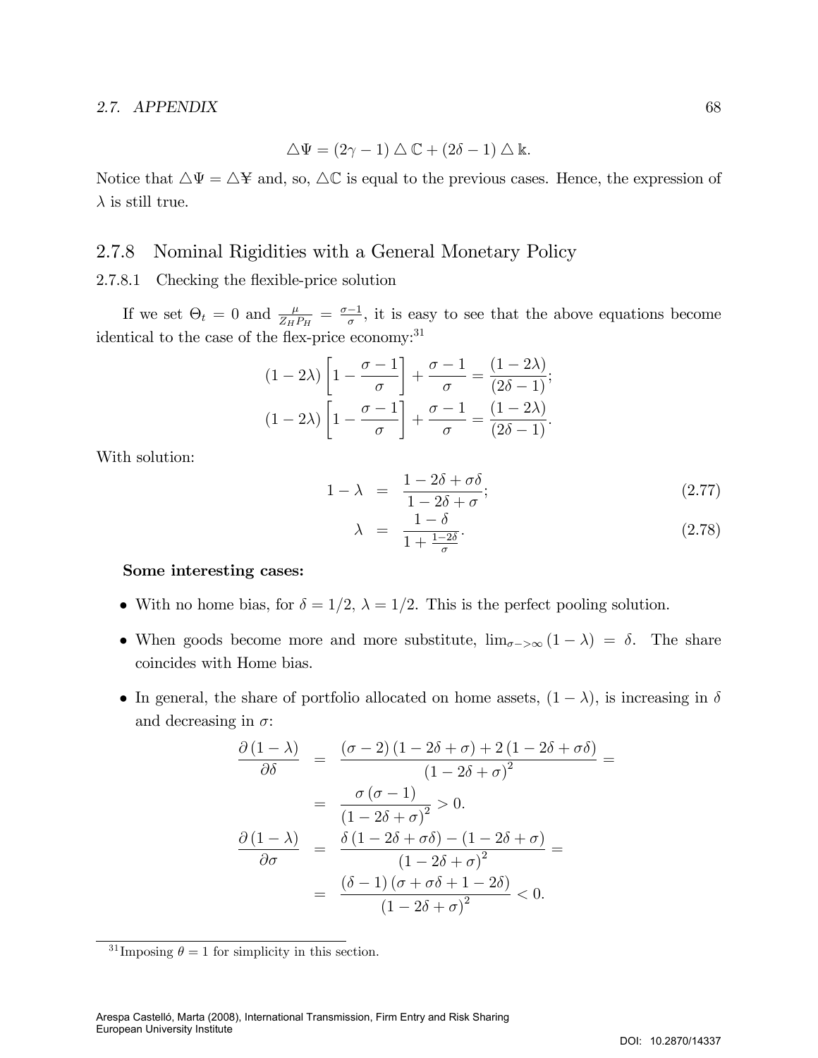$$\triangle \Psi = (2\gamma - 1) \triangle \mathbb{C} + (2\delta - 1) \triangle \Bbbk.$$

Notice that $\triangle \Psi = \triangle ¥$ and, so, $\triangle \mathbb{C}$ is equal to the previous cases. Hence, the expression of $\lambda$ is still true.

## 2.7.8 Nominal Rigidities with a General Monetary Policy

### 2.7.8.1 Checking the flexible-price solution

If we set $\Theta_t = 0$ and $\frac{\mu}{Z_H P_H} = \frac{\sigma - 1}{\sigma}$, it is easy to see that the above equations become identical to the case of the flex-price economy:[31]

$$(1 - 2\lambda) \left[ 1 - \frac{\sigma - 1}{\sigma} \right] + \frac{\sigma - 1}{\sigma} = \frac{(1 - 2\lambda)}{(2\delta - 1)};$$

$$(1 - 2\lambda) \left[ 1 - \frac{\sigma - 1}{\sigma} \right] + \frac{\sigma - 1}{\sigma} = \frac{(1 - 2\lambda)}{(2\delta - 1)}.$$

With solution:

$$1 - \lambda = \frac{1 - 2\delta + \sigma\delta}{1 - 2\delta + \sigma}; \tag{2.77}$$

$$\lambda = \frac{1 - \delta}{1 + \frac{1 - 2\delta}{\sigma}}. \tag{2.78}$$

**Some interesting cases:**

- With no home bias, for $\delta = 1/2$, $\lambda = 1/2$. This is the perfect pooling solution.
- When goods become more and more substitute, $\lim_{\sigma -> \infty} (1 - \lambda) = \delta$. The share coincides with Home bias.
- In general, the share of portfolio allocated on home assets, $(1 - \lambda)$, is increasing in $\delta$ and decreasing in $\sigma$:

$$\begin{aligned}
\frac{\partial (1 - \lambda)}{\partial \delta} &= \frac{(\sigma - 2)(1 - 2\delta + \sigma) + 2(1 - 2\delta + \sigma\delta)}{(1 - 2\delta + \sigma)^2} = \\
&= \frac{\sigma(\sigma - 1)}{(1 - 2\delta + \sigma)^2} > 0. \\
\frac{\partial (1 - \lambda)}{\partial \sigma} &= \frac{\delta(1 - 2\delta + \sigma\delta) - (1 - 2\delta + \sigma)}{(1 - 2\delta + \sigma)^2} = \\
&= \frac{(\delta - 1)(\sigma + \sigma\delta + 1 - 2\delta)}{(1 - 2\delta + \sigma)^2} < 0.
\end{aligned}$$

[31] Imposing $\theta = 1$ for simplicity in this section.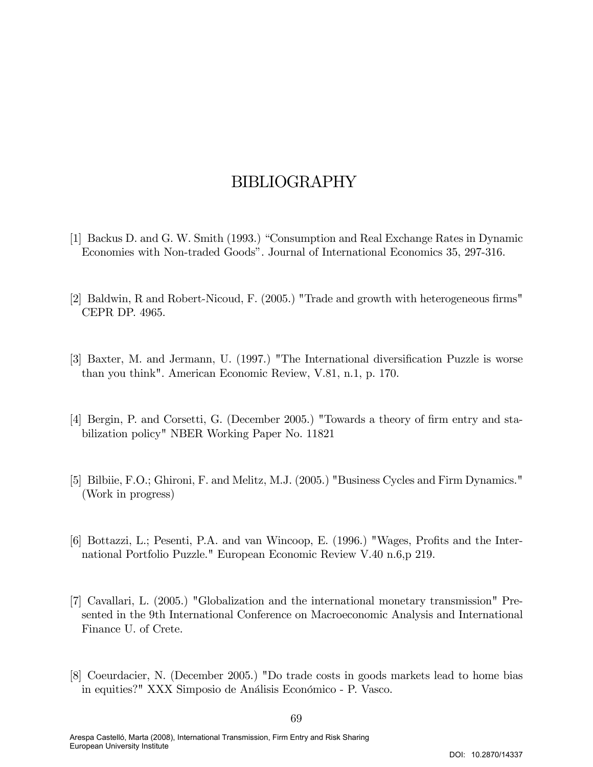# BIBLIOGRAPHY

[1] Backus D. and G. W. Smith (1993.) “Consumption and Real Exchange Rates in Dynamic Economies with Non-traded Goods”. Journal of International Economics 35, 297-316.

[2] Baldwin, R and Robert-Nicoud, F. (2005.) "Trade and growth with heterogeneous firms" CEPR DP. 4965.

[3] Baxter, M. and Jermann, U. (1997.) "The International diversification Puzzle is worse than you think". American Economic Review, V.81, n.1, p. 170.

[4] Bergin, P. and Corsetti, G. (December 2005.) "Towards a theory of firm entry and stabilization policy" NBER Working Paper No. 11821

[5] Bilbiie, F.O.; Ghironi, F. and Melitz, M.J. (2005.) "Business Cycles and Firm Dynamics." (Work in progress)

[6] Bottazzi, L.; Pesenti, P.A. and van Wincoop, E. (1996.) "Wages, Profits and the International Portfolio Puzzle." European Economic Review V.40 n.6,p 219.

[7] Cavallari, L. (2005.) "Globalization and the international monetary transmission" Presented in the 9th International Conference on Macroeconomic Analysis and International Finance U. of Crete.

[8] Coeurdacier, N. (December 2005.) "Do trade costs in goods markets lead to home bias in equities?" XXX Simposio de Análisis Económico - P. Vasco.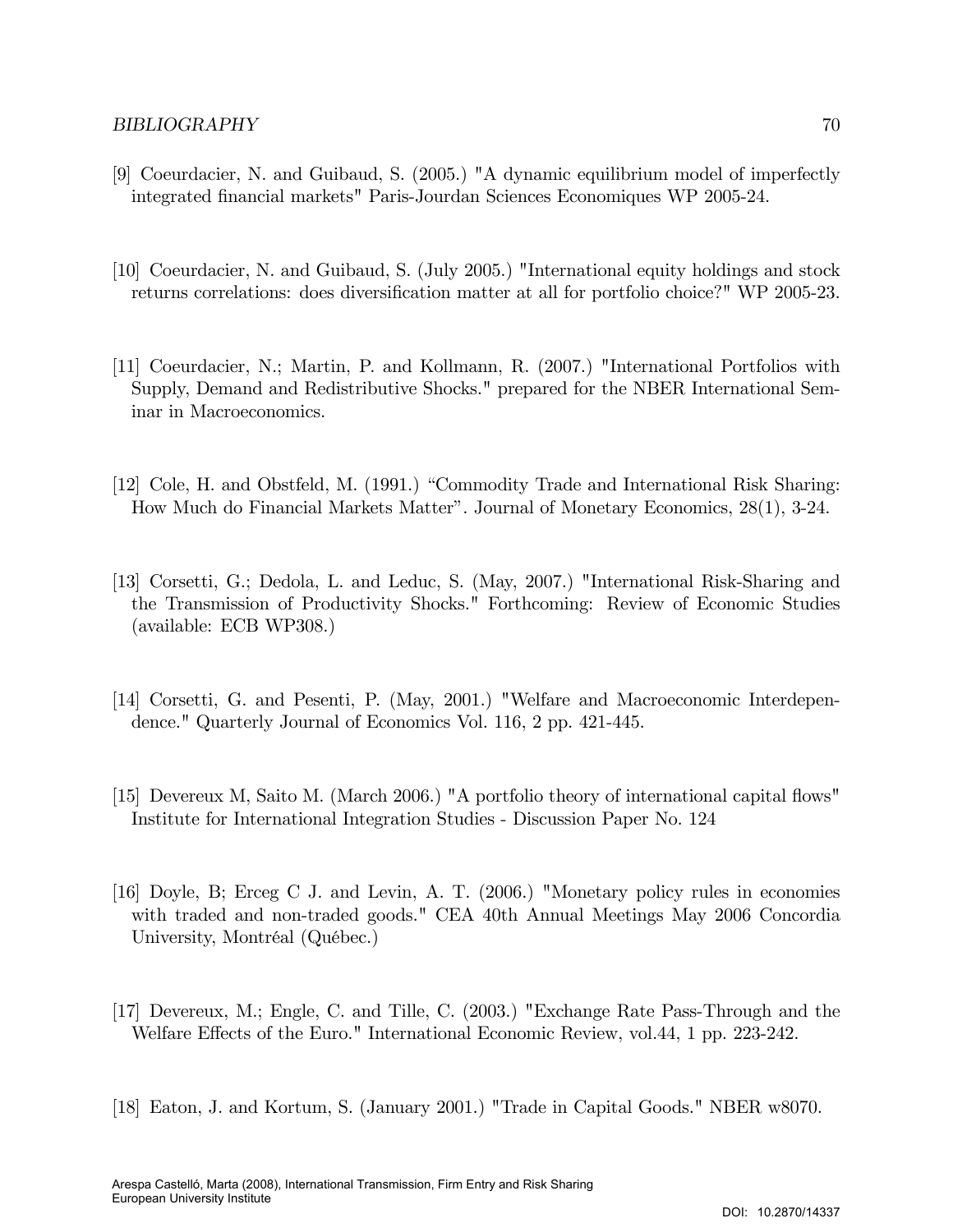[9] Coeurdacier, N. and Guibaud, S. (2005.) "A dynamic equilibrium model of imperfectly integrated financial markets" Paris-Jourdan Sciences Economiques WP 2005-24.

[10] Coeurdacier, N. and Guibaud, S. (July 2005.) "International equity holdings and stock returns correlations: does diversification matter at all for portfolio choice?" WP 2005-23.

[11] Coeurdacier, N.; Martin, P. and Kollmann, R. (2007.) "International Portfolios with Supply, Demand and Redistributive Shocks." prepared for the NBER International Seminar in Macroeconomics.

[12] Cole, H. and Obstfeld, M. (1991.) "Commodity Trade and International Risk Sharing: How Much do Financial Markets Matter". Journal of Monetary Economics, 28(1), 3-24.

[13] Corsetti, G.; Dedola, L. and Leduc, S. (May, 2007.) "International Risk-Sharing and the Transmission of Productivity Shocks." Forthcoming: Review of Economic Studies (available: ECB WP308.)

[14] Corsetti, G. and Pesenti, P. (May, 2001.) "Welfare and Macroeconomic Interdependence." Quarterly Journal of Economics Vol. 116, 2 pp. 421-445.

[15] Devereux M, Saito M. (March 2006.) "A portfolio theory of international capital flows" Institute for International Integration Studies - Discussion Paper No. 124

[16] Doyle, B; Erceg C J. and Levin, A. T. (2006.) "Monetary policy rules in economies with traded and non-traded goods." CEA 40th Annual Meetings May 2006 Concordia University, Montréal (Québec.)

[17] Devereux, M.; Engle, C. and Tille, C. (2003.) "Exchange Rate Pass-Through and the Welfare Effects of the Euro." International Economic Review, vol.44, 1 pp. 223-242.

[18] Eaton, J. and Kortum, S. (January 2001.) "Trade in Capital Goods." NBER w8070.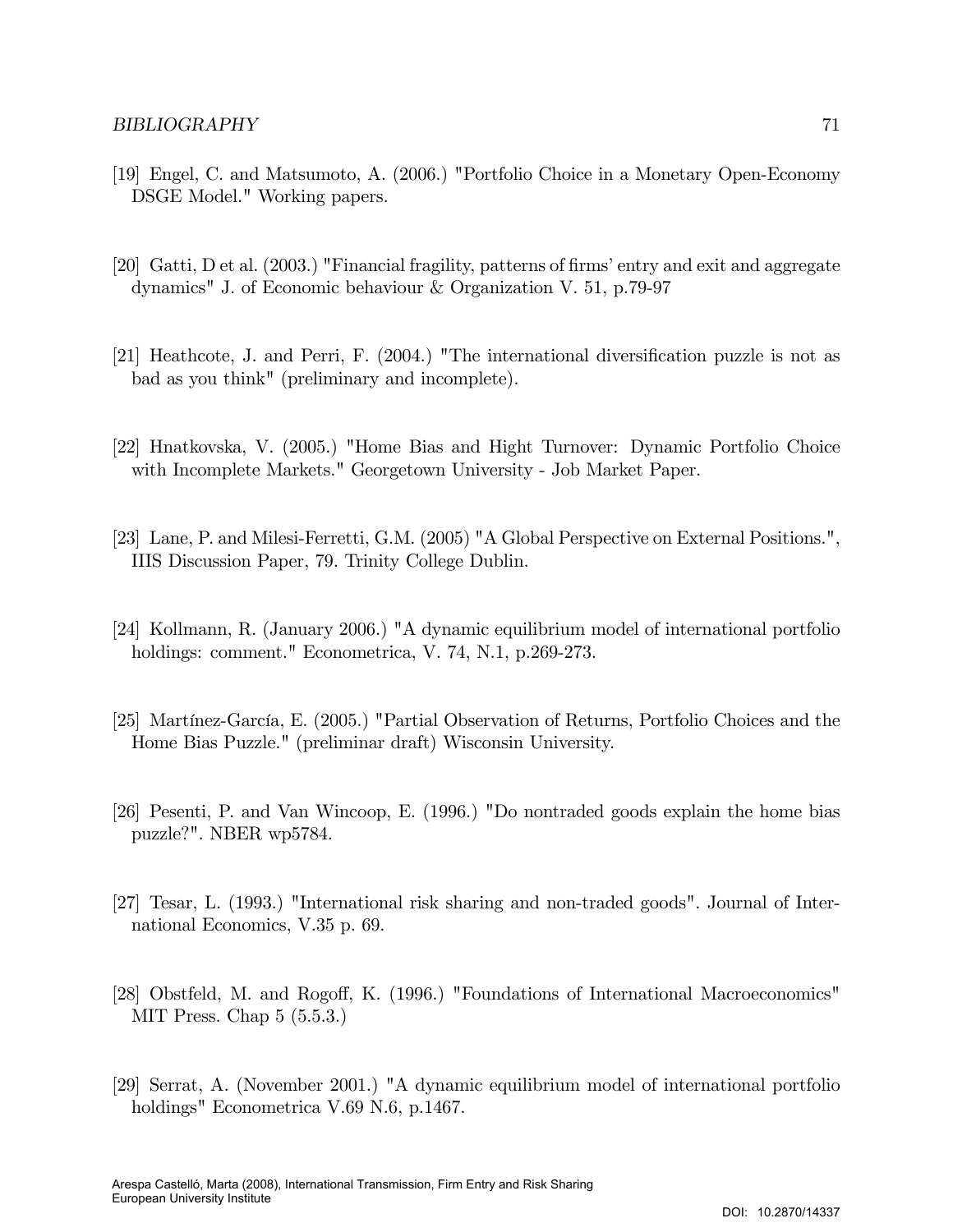[19] Engel, C. and Matsumoto, A. (2006.) "Portfolio Choice in a Monetary Open-Economy DSGE Model." Working papers.

[20] Gatti, D et al. (2003.) "Financial fragility, patterns of firms' entry and exit and aggregate dynamics" J. of Economic behaviour & Organization V. 51, p.79-97

[21] Heathcote, J. and Perri, F. (2004.) "The international diversification puzzle is not as bad as you think" (preliminary and incomplete).

[22] Hnatkovska, V. (2005.) "Home Bias and Hight Turnover: Dynamic Portfolio Choice with Incomplete Markets." Georgetown University - Job Market Paper.

[23] Lane, P. and Milesi-Ferretti, G.M. (2005) "A Global Perspective on External Positions.", IIIS Discussion Paper, 79. Trinity College Dublin.

[24] Kollmann, R. (January 2006.) "A dynamic equilibrium model of international portfolio holdings: comment." Econometrica, V. 74, N.1, p.269-273.

[25] Martínez-García, E. (2005.) "Partial Observation of Returns, Portfolio Choices and the Home Bias Puzzle." (preliminar draft) Wisconsin University.

[26] Pesenti, P. and Van Wincoop, E. (1996.) "Do nontraded goods explain the home bias puzzle?". NBER wp5784.

[27] Tesar, L. (1993.) "International risk sharing and non-traded goods". Journal of International Economics, V.35 p. 69.

[28] Obstfeld, M. and Rogoff, K. (1996.) "Foundations of International Macroeconomics" MIT Press. Chap 5 (5.5.3.)

[29] Serrat, A. (November 2001.) "A dynamic equilibrium model of international portfolio holdings" Econometrica V.69 N.6, p.1467.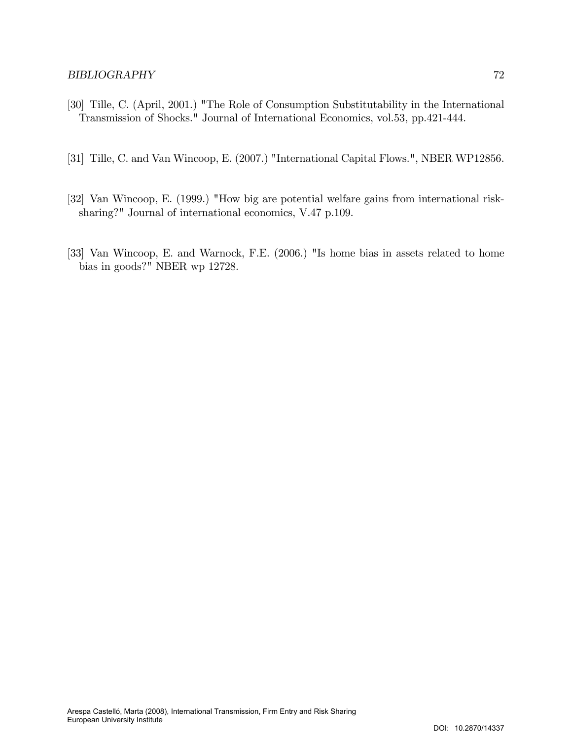[30] Tille, C. (April, 2001.) "The Role of Consumption Substitutability in the International Transmission of Shocks." Journal of International Economics, vol.53, pp.421-444.

[31] Tille, C. and Van Wincoop, E. (2007.) "International Capital Flows.", NBER WP12856.

[32] Van Wincoop, E. (1999.) "How big are potential welfare gains from international risk-sharing?" Journal of international economics, V.47 p.109.

[33] Van Wincoop, E. and Warnock, F.E. (2006.) "Is home bias in assets related to home bias in goods?" NBER wp 12728.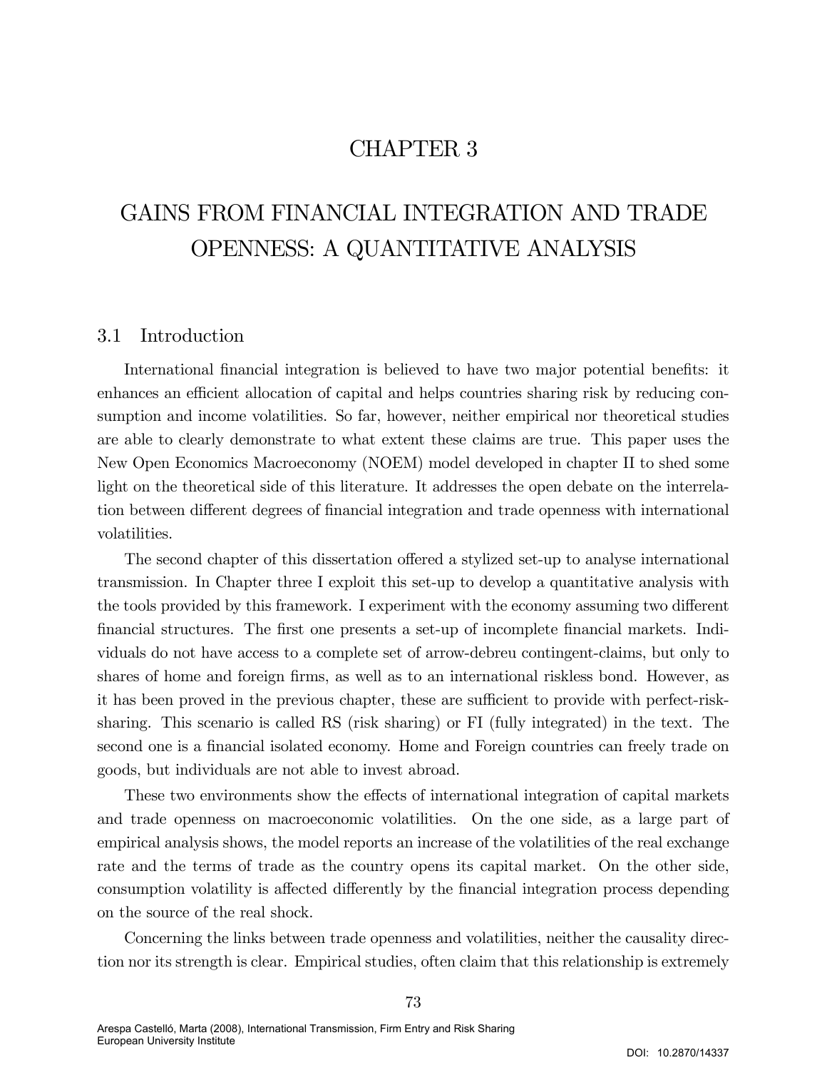# CHAPTER 3

# GAINS FROM FINANCIAL INTEGRATION AND TRADE OPENNESS: A QUANTITATIVE ANALYSIS

## 3.1 Introduction

International financial integration is believed to have two major potential benefits: it enhances an efficient allocation of capital and helps countries sharing risk by reducing consumption and income volatilities. So far, however, neither empirical nor theoretical studies are able to clearly demonstrate to what extent these claims are true. This paper uses the New Open Economics Macroeconomy (NOEM) model developed in chapter II to shed some light on the theoretical side of this literature. It addresses the open debate on the interrelation between different degrees of financial integration and trade openness with international volatilities.

The second chapter of this dissertation offered a stylized set-up to analyse international transmission. In Chapter three I exploit this set-up to develop a quantitative analysis with the tools provided by this framework. I experiment with the economy assuming two different financial structures. The first one presents a set-up of incomplete financial markets. Individuals do not have access to a complete set of arrow-debreu contingent-claims, but only to shares of home and foreign firms, as well as to an international riskless bond. However, as it has been proved in the previous chapter, these are sufficient to provide with perfect-risk-sharing. This scenario is called RS (risk sharing) or FI (fully integrated) in the text. The second one is a financial isolated economy. Home and Foreign countries can freely trade on goods, but individuals are not able to invest abroad.

These two environments show the effects of international integration of capital markets and trade openness on macroeconomic volatilities. On the one side, as a large part of empirical analysis shows, the model reports an increase of the volatilities of the real exchange rate and the terms of trade as the country opens its capital market. On the other side, consumption volatility is affected differently by the financial integration process depending on the source of the real shock.

Concerning the links between trade openness and volatilities, neither the causality direction nor its strength is clear. Empirical studies, often claim that this relationship is extremely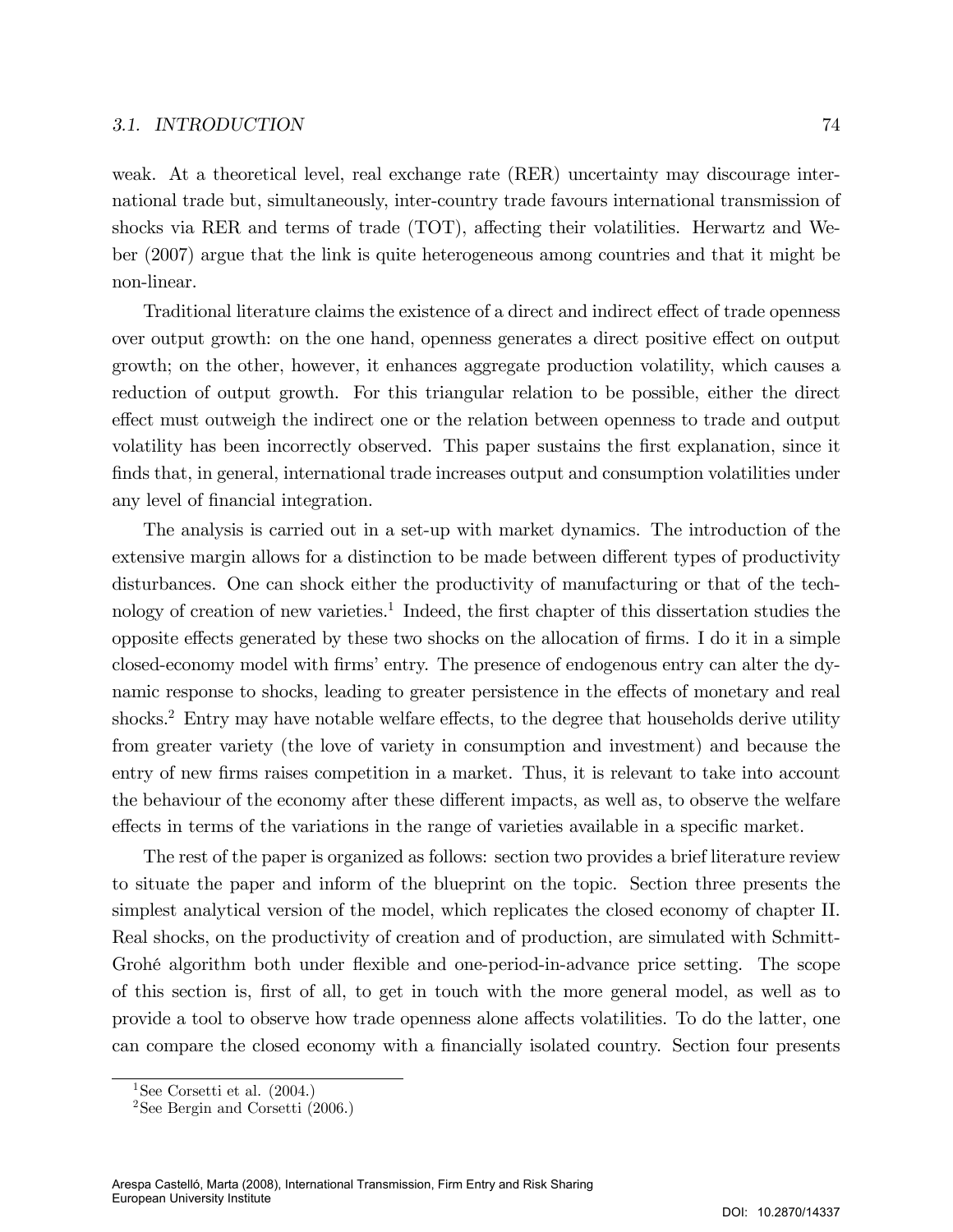weak. At a theoretical level, real exchange rate (RER) uncertainty may discourage international trade but, simultaneously, inter-country trade favours international transmission of shocks via RER and terms of trade (TOT), affecting their volatilities. Herwartz and Weber (2007) argue that the link is quite heterogeneous among countries and that it might be non-linear.

Traditional literature claims the existence of a direct and indirect effect of trade openness over output growth: on the one hand, openness generates a direct positive effect on output growth; on the other, however, it enhances aggregate production volatility, which causes a reduction of output growth. For this triangular relation to be possible, either the direct effect must outweigh the indirect one or the relation between openness to trade and output volatility has been incorrectly observed. This paper sustains the first explanation, since it finds that, in general, international trade increases output and consumption volatilities under any level of financial integration.

The analysis is carried out in a set-up with market dynamics. The introduction of the extensive margin allows for a distinction to be made between different types of productivity disturbances. One can shock either the productivity of manufacturing or that of the technology of creation of new varieties.[1] Indeed, the first chapter of this dissertation studies the opposite effects generated by these two shocks on the allocation of firms. I do it in a simple closed-economy model with firms' entry. The presence of endogenous entry can alter the dynamic response to shocks, leading to greater persistence in the effects of monetary and real shocks.[2] Entry may have notable welfare effects, to the degree that households derive utility from greater variety (the love of variety in consumption and investment) and because the entry of new firms raises competition in a market. Thus, it is relevant to take into account the behaviour of the economy after these different impacts, as well as, to observe the welfare effects in terms of the variations in the range of varieties available in a specific market.

The rest of the paper is organized as follows: section two provides a brief literature review to situate the paper and inform of the blueprint on the topic. Section three presents the simplest analytical version of the model, which replicates the closed economy of chapter II. Real shocks, on the productivity of creation and of production, are simulated with Schmitt-Grohé algorithm both under flexible and one-period-in-advance price setting. The scope of this section is, first of all, to get in touch with the more general model, as well as to provide a tool to observe how trade openness alone affects volatilities. To do the latter, one can compare the closed economy with a financially isolated country. Section four presents

[1] See Corsetti et al. (2004.)

[2] See Bergin and Corsetti (2006.)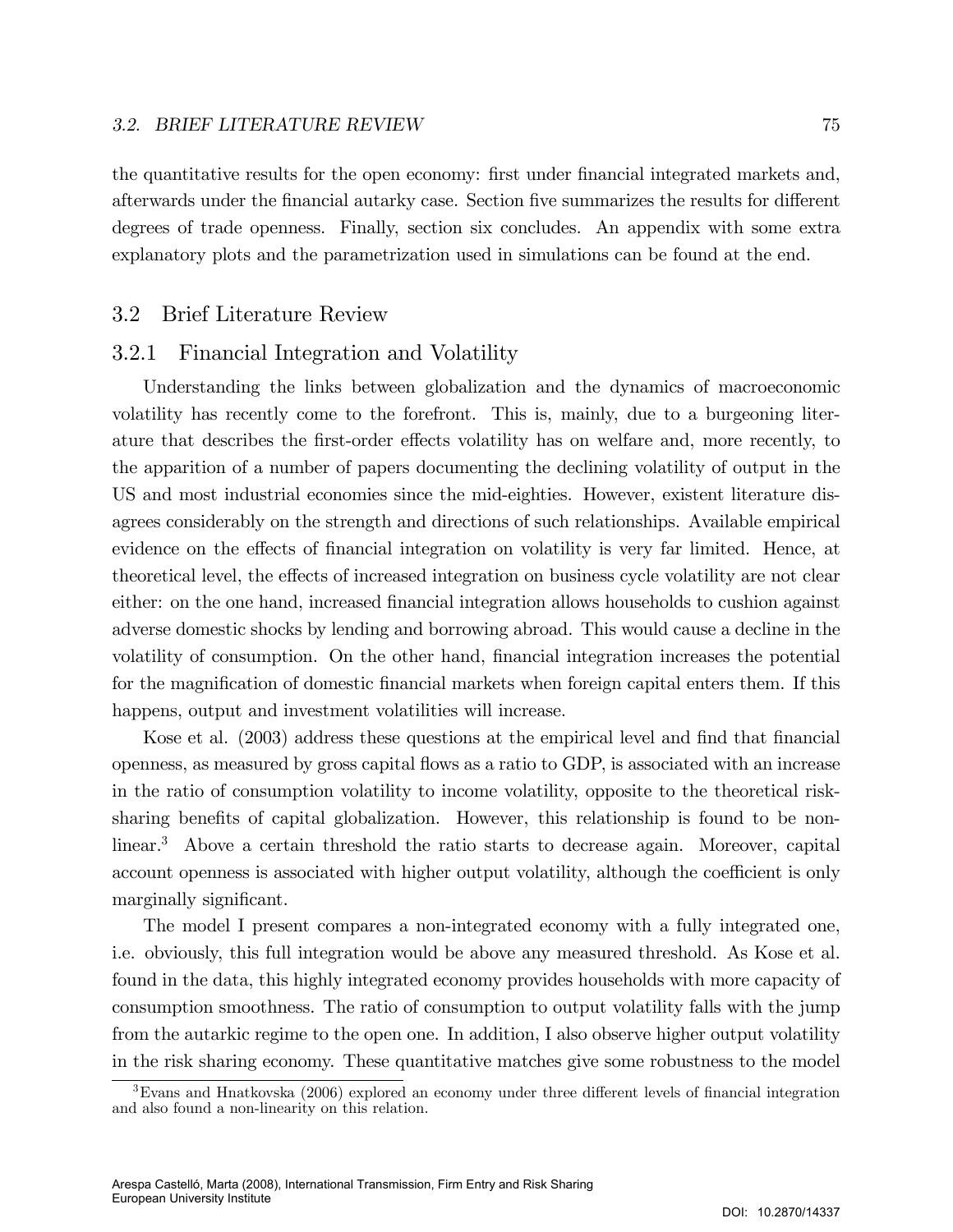the quantitative results for the open economy: first under financial integrated markets and, afterwards under the financial autarky case. Section five summarizes the results for different degrees of trade openness. Finally, section six concludes. An appendix with some extra explanatory plots and the parametrization used in simulations can be found at the end.

## 3.2 Brief Literature Review

### 3.2.1 Financial Integration and Volatility

Understanding the links between globalization and the dynamics of macroeconomic volatility has recently come to the forefront. This is, mainly, due to a burgeoning literature that describes the first-order effects volatility has on welfare and, more recently, to the apparition of a number of papers documenting the declining volatility of output in the US and most industrial economies since the mid-eighties. However, existent literature disagrees considerably on the strength and directions of such relationships. Available empirical evidence on the effects of financial integration on volatility is very far limited. Hence, at theoretical level, the effects of increased integration on business cycle volatility are not clear either: on the one hand, increased financial integration allows households to cushion against adverse domestic shocks by lending and borrowing abroad. This would cause a decline in the volatility of consumption. On the other hand, financial integration increases the potential for the magnification of domestic financial markets when foreign capital enters them. If this happens, output and investment volatilities will increase.

Kose et al. (2003) address these questions at the empirical level and find that financial openness, as measured by gross capital flows as a ratio to GDP, is associated with an increase in the ratio of consumption volatility to income volatility, opposite to the theoretical risk-sharing benefits of capital globalization. However, this relationship is found to be non-linear.[3] Above a certain threshold the ratio starts to decrease again. Moreover, capital account openness is associated with higher output volatility, although the coefficient is only marginally significant.

The model I present compares a non-integrated economy with a fully integrated one, i.e. obviously, this full integration would be above any measured threshold. As Kose et al. found in the data, this highly integrated economy provides households with more capacity of consumption smoothness. The ratio of consumption to output volatility falls with the jump from the autarkic regime to the open one. In addition, I also observe higher output volatility in the risk sharing economy. These quantitative matches give some robustness to the model

[3] Evans and Hnatkovska (2006) explored an economy under three different levels of financial integration and also found a non-linearity on this relation.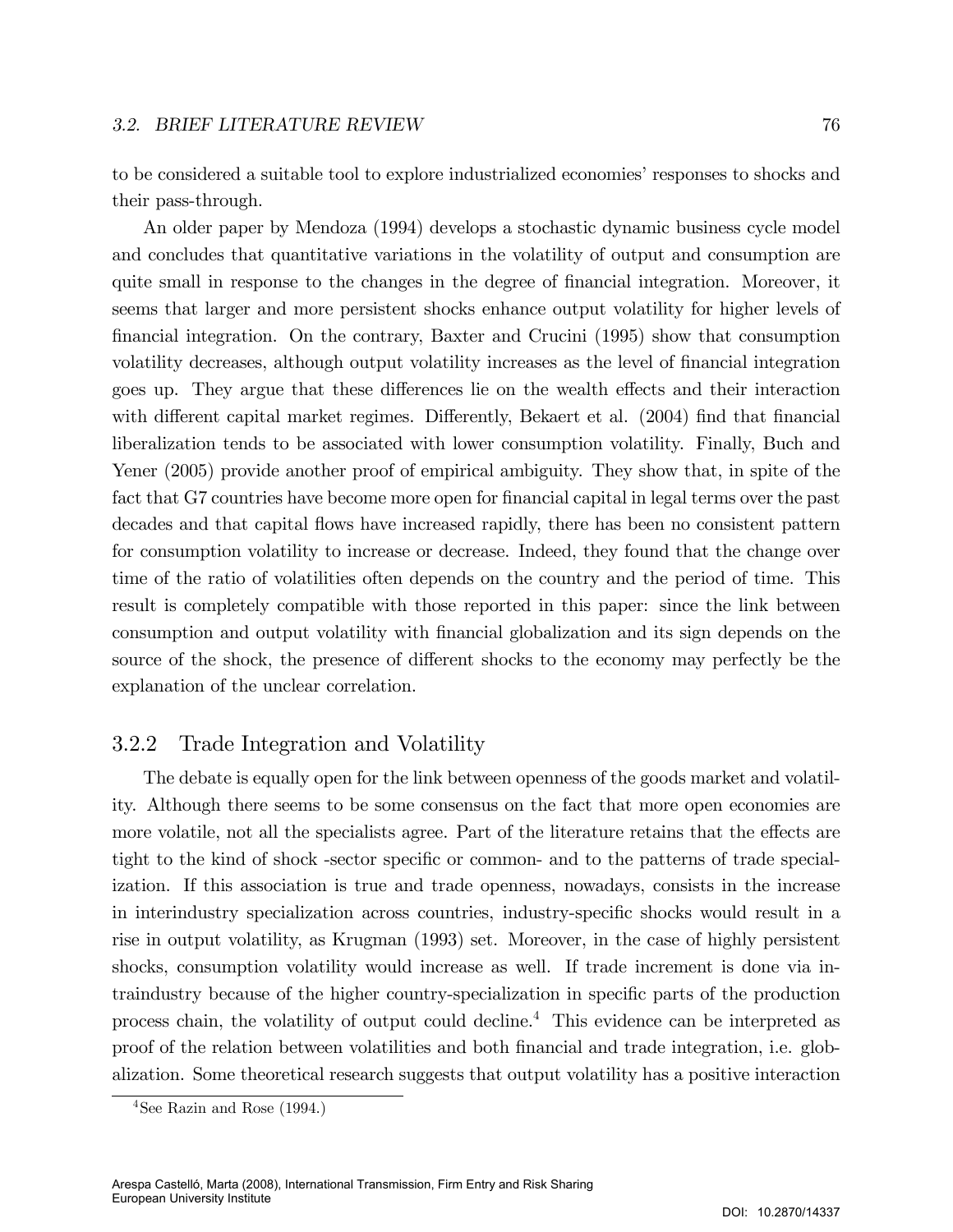to be considered a suitable tool to explore industrialized economies' responses to shocks and their pass-through.

An older paper by Mendoza (1994) develops a stochastic dynamic business cycle model and concludes that quantitative variations in the volatility of output and consumption are quite small in response to the changes in the degree of financial integration. Moreover, it seems that larger and more persistent shocks enhance output volatility for higher levels of financial integration. On the contrary, Baxter and Crucini (1995) show that consumption volatility decreases, although output volatility increases as the level of financial integration goes up. They argue that these differences lie on the wealth effects and their interaction with different capital market regimes. Differently, Bekaert et al. (2004) find that financial liberalization tends to be associated with lower consumption volatility. Finally, Buch and Yener (2005) provide another proof of empirical ambiguity. They show that, in spite of the fact that G7 countries have become more open for financial capital in legal terms over the past decades and that capital flows have increased rapidly, there has been no consistent pattern for consumption volatility to increase or decrease. Indeed, they found that the change over time of the ratio of volatilities often depends on the country and the period of time. This result is completely compatible with those reported in this paper: since the link between consumption and output volatility with financial globalization and its sign depends on the source of the shock, the presence of different shocks to the economy may perfectly be the explanation of the unclear correlation.

### 3.2.2 Trade Integration and Volatility

The debate is equally open for the link between openness of the goods market and volatility. Although there seems to be some consensus on the fact that more open economies are more volatile, not all the specialists agree. Part of the literature retains that the effects are tight to the kind of shock -sector specific or common- and to the patterns of trade specialization. If this association is true and trade openness, nowadays, consists in the increase in interindustry specialization across countries, industry-specific shocks would result in a rise in output volatility, as Krugman (1993) set. Moreover, in the case of highly persistent shocks, consumption volatility would increase as well. If trade increment is done via intraindustry because of the higher country-specialization in specific parts of the production process chain, the volatility of output could decline.[4] This evidence can be interpreted as proof of the relation between volatilities and both financial and trade integration, i.e. globalization. Some theoretical research suggests that output volatility has a positive interaction

[4] See Razin and Rose (1994.)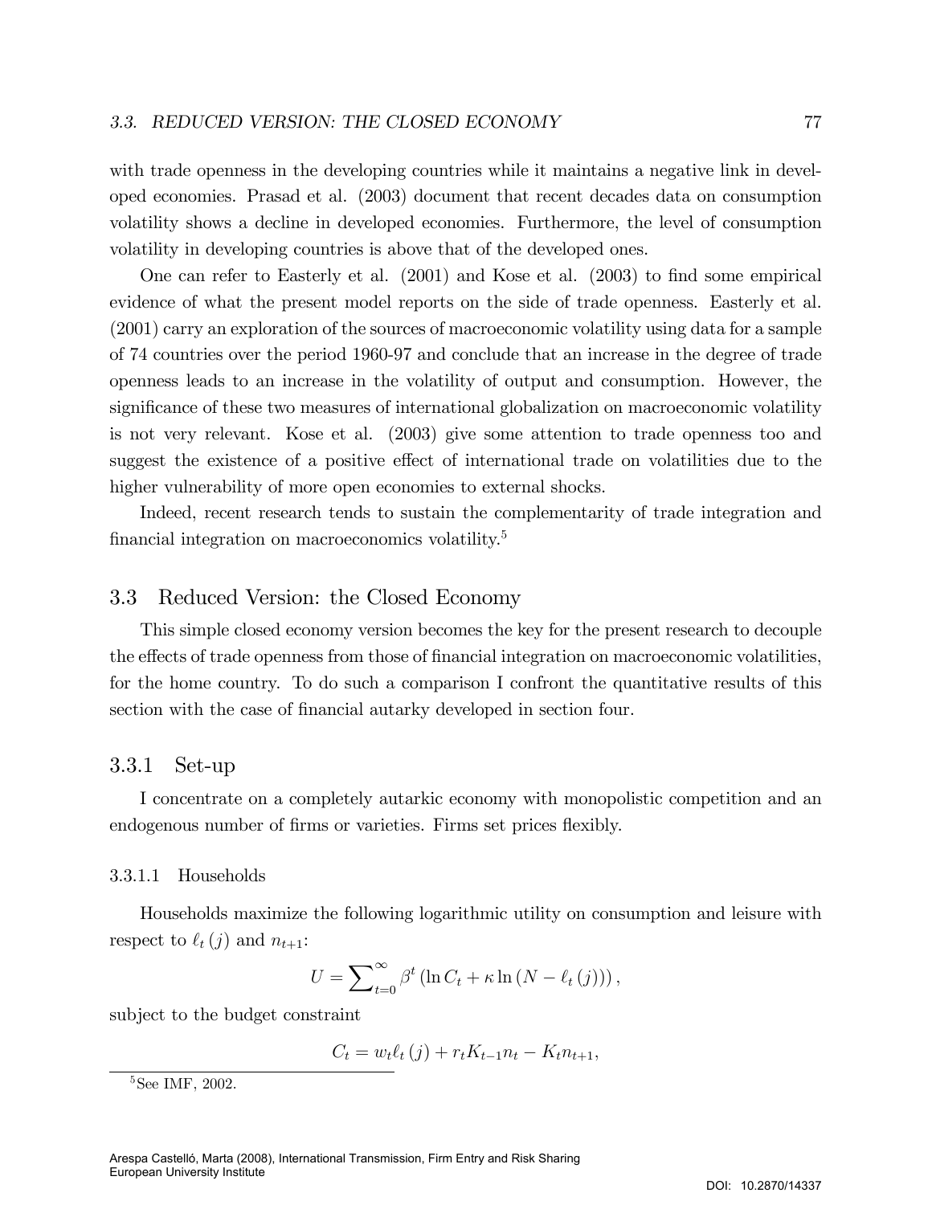with trade openness in the developing countries while it maintains a negative link in developed economies. Prasad et al. (2003) document that recent decades data on consumption volatility shows a decline in developed economies. Furthermore, the level of consumption volatility in developing countries is above that of the developed ones.

One can refer to Easterly et al. (2001) and Kose et al. (2003) to find some empirical evidence of what the present model reports on the side of trade openness. Easterly et al. (2001) carry an exploration of the sources of macroeconomic volatility using data for a sample of 74 countries over the period 1960-97 and conclude that an increase in the degree of trade openness leads to an increase in the volatility of output and consumption. However, the significance of these two measures of international globalization on macroeconomic volatility is not very relevant. Kose et al. (2003) give some attention to trade openness too and suggest the existence of a positive effect of international trade on volatilities due to the higher vulnerability of more open economies to external shocks.

Indeed, recent research tends to sustain the complementarity of trade integration and financial integration on macroeconomics volatility.[5]

## 3.3 Reduced Version: the Closed Economy

This simple closed economy version becomes the key for the present research to decouple the effects of trade openness from those of financial integration on macroeconomic volatilities, for the home country. To do such a comparison I confront the quantitative results of this section with the case of financial autarky developed in section four.

### 3.3.1 Set-up

I concentrate on a completely autarkic economy with monopolistic competition and an endogenous number of firms or varieties. Firms set prices flexibly.

#### 3.3.1.1 Households

Households maximize the following logarithmic utility on consumption and leisure with respect to $\ell_t(j)$ and $n_{t+1}$:

$$U = \sum_{t=0}^{\infty} \beta^t \left( \ln C_t + \kappa \ln \left( N - \ell_t(j) \right) \right),$$

subject to the budget constraint

$$C_t = w_t \ell_t(j) + r_t K_{t-1} n_t - K_t n_{t+1},$$

[5] See IMF, 2002.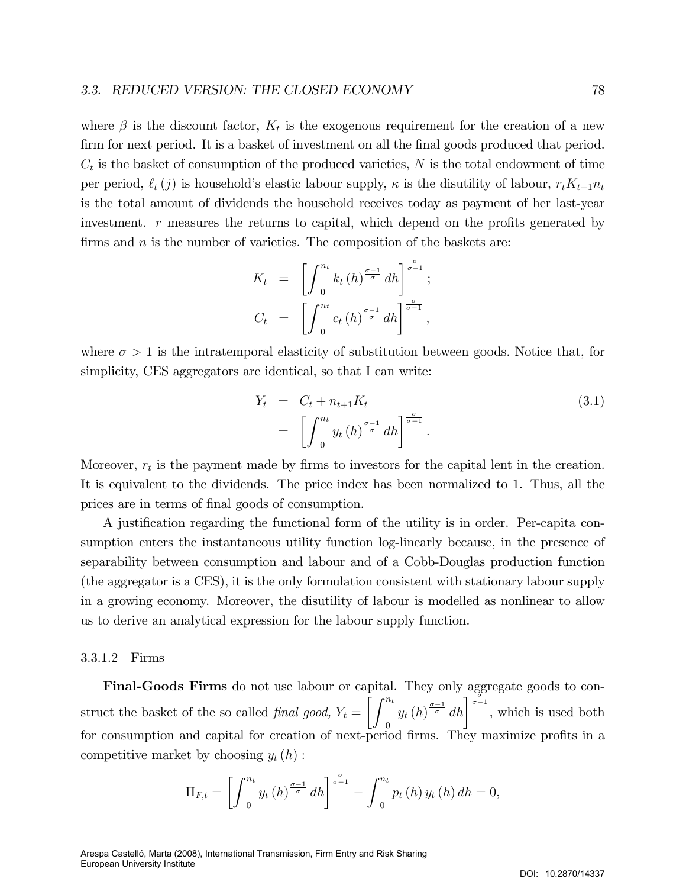where $\beta$ is the discount factor, $K_t$ is the exogenous requirement for the creation of a new firm for next period. It is a basket of investment on all the final goods produced that period. $C_t$ is the basket of consumption of the produced varieties, $N$ is the total endowment of time per period, $\ell_t(j)$ is household's elastic labour supply, $\kappa$ is the disutility of labour, $r_t K_{t-1} n_t$ is the total amount of dividends the household receives today as payment of her last-year investment. $r$ measures the returns to capital, which depend on the profits generated by firms and $n$ is the number of varieties. The composition of the baskets are:

$$
\begin{aligned}
K_t &= \left[\int_0^{n_t} k_t(h)^{\frac{\sigma-1}{\sigma}} dh\right]^{\frac{\sigma}{\sigma-1}}; \\
C_t &= \left[\int_0^{n_t} c_t(h)^{\frac{\sigma-1}{\sigma}} dh\right]^{\frac{\sigma}{\sigma-1}},
\end{aligned}
$$

where $\sigma > 1$ is the intratemporal elasticity of substitution between goods. Notice that, for simplicity, CES aggregators are identical, so that I can write:

$$
\begin{aligned}
Y_t &= C_t + n_{t+1} K_t \\
&= \left[\int_0^{n_t} y_t(h)^{\frac{\sigma-1}{\sigma}} dh\right]^{\frac{\sigma}{\sigma-1}}.
\end{aligned} \tag{3.1}
$$

Moreover, $r_t$ is the payment made by firms to investors for the capital lent in the creation. It is equivalent to the dividends. The price index has been normalized to 1. Thus, all the prices are in terms of final goods of consumption.

A justification regarding the functional form of the utility is in order. Per-capita consumption enters the instantaneous utility function log-linearly because, in the presence of separability between consumption and labour and of a Cobb-Douglas production function (the aggregator is a CES), it is the only formulation consistent with stationary labour supply in a growing economy. Moreover, the disutility of labour is modelled as nonlinear to allow us to derive an analytical expression for the labour supply function.

#### 3.3.1.2 Firms

**Final-Goods Firms** do not use labour or capital. They only aggregate goods to construct the basket of the so called *final good*, $Y_t = \left[\int_0^{n_t} y_t(h)^{\frac{\sigma-1}{\sigma}} dh\right]^{\frac{\sigma}{\sigma-1}}$, which is used both for consumption and capital for creation of next-period firms. They maximize profits in a competitive market by choosing $y_t(h)$ :

$$
\Pi_{F,t} = \left[\int_0^{n_t} y_t(h)^{\frac{\sigma-1}{\sigma}} dh\right]^{\frac{\sigma}{\sigma-1}} - \int_0^{n_t} p_t(h) y_t(h) dh = 0,
$$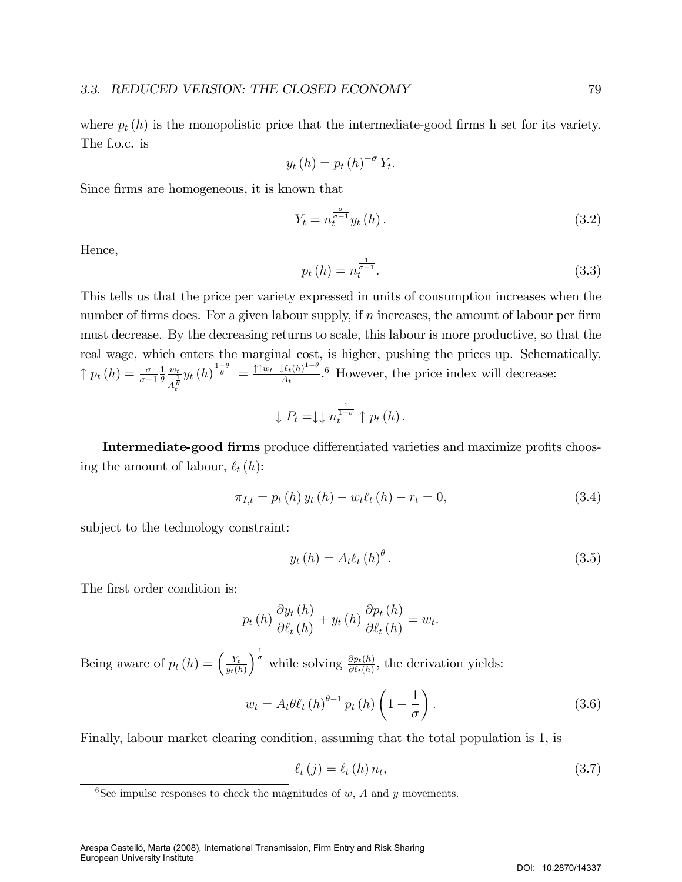where $p_t(h)$ is the monopolistic price that the intermediate-good firms h set for its variety. The f.o.c. is

$$y_t(h) = p_t(h)^{-\sigma} Y_t.$$

Since firms are homogeneous, it is known that

$$Y_t = n_t^{\frac{\sigma}{\sigma-1}} y_t(h). \tag{3.2}$$

Hence,

$$p_t(h) = n_t^{\frac{1}{\sigma-1}}. \tag{3.3}$$

This tells us that the price per variety expressed in units of consumption increases when the number of firms does. For a given labour supply, if $n$ increases, the amount of labour per firm must decrease. By the decreasing returns to scale, this labour is more productive, so that the real wage, which enters the marginal cost, is higher, pushing the prices up. Schematically, $\uparrow p_t(h) = \frac{\sigma}{\sigma-1}\frac{1}{\theta}\frac{w_t}{A_t^{\frac{1}{\theta}}} y_t(h)^{\frac{1-\theta}{\theta}} = \frac{\uparrow\uparrow w_t \ \downarrow \ell_t(h)^{1-\theta}}{A_t}$.[6] However, the price index will decrease:

$$\downarrow P_t = \downarrow\downarrow n_t^{\frac{1}{1-\sigma}} \uparrow p_t(h).$$

**Intermediate-good firms** produce differentiated varieties and maximize profits choosing the amount of labour, $\ell_t(h)$:

$$\pi_{I,t} = p_t(h) y_t(h) - w_t \ell_t(h) - r_t = 0, \tag{3.4}$$

subject to the technology constraint:

$$y_t(h) = A_t \ell_t(h)^{\theta}. \tag{3.5}$$

The first order condition is:

$$p_t(h)\frac{\partial y_t(h)}{\partial \ell_t(h)} + y_t(h)\frac{\partial p_t(h)}{\partial \ell_t(h)} = w_t.$$

Being aware of $p_t(h) = \left(\frac{Y_t}{y_t(h)}\right)^{\frac{1}{\sigma}}$ while solving $\frac{\partial p_t(h)}{\partial \ell_t(h)}$, the derivation yields:

$$w_t = A_t \theta \ell_t(h)^{\theta-1} p_t(h)\left(1 - \frac{1}{\sigma}\right). \tag{3.6}$$

Finally, labour market clearing condition, assuming that the total population is 1, is

$$\ell_t(j) = \ell_t(h) n_t, \tag{3.7}$$

[6] See impulse responses to check the magnitudes of $w$, $A$ and $y$ movements.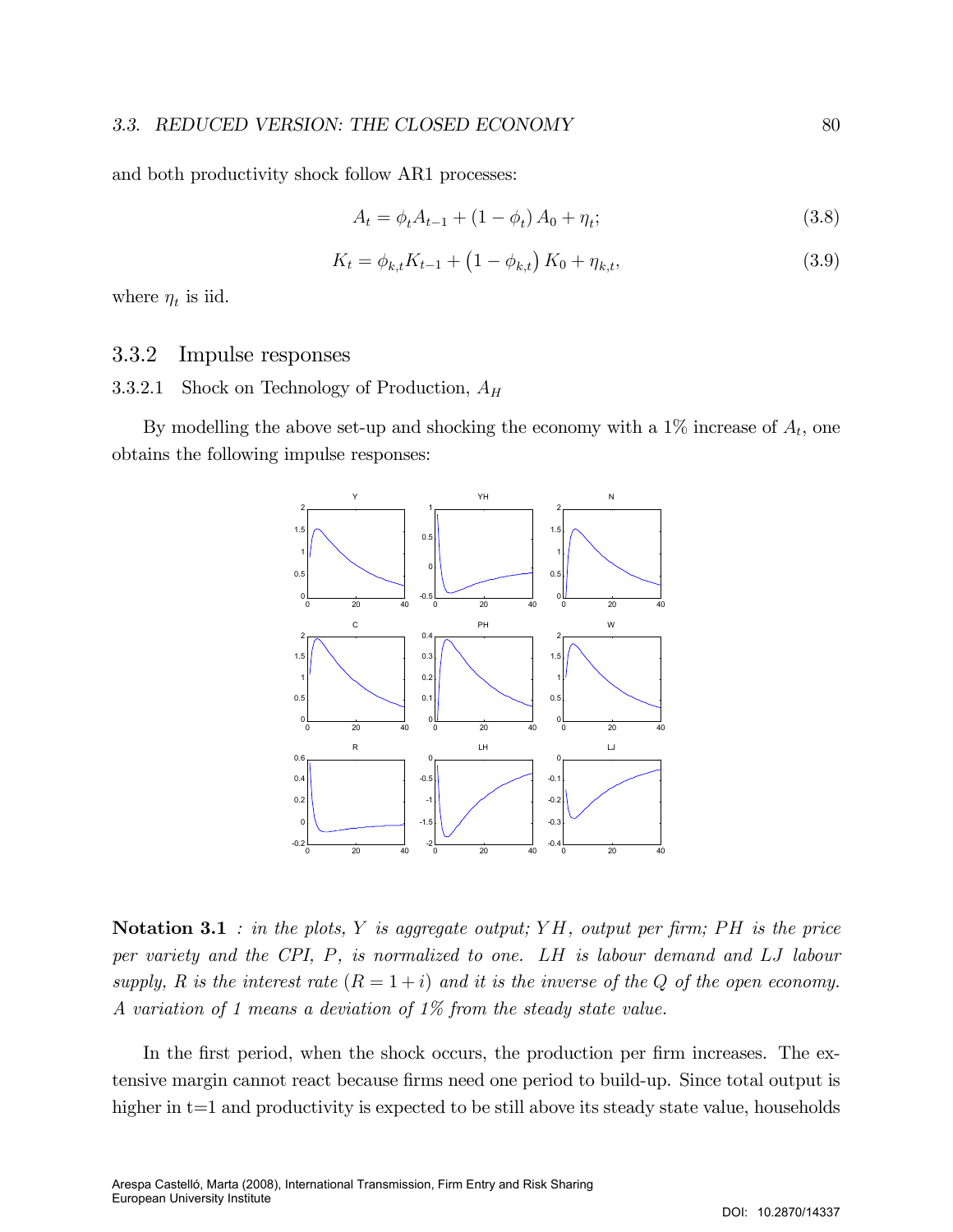and both productivity shock follow AR1 processes:

$$A_t = \phi_t A_{t-1} + (1 - \phi_t) A_0 + \eta_t; \tag{3.8}$$

$$K_t = \phi_{k,t} K_{t-1} + (1 - \phi_{k,t}) K_0 + \eta_{k,t}, \tag{3.9}$$

where $\eta_t$ is iid.

## 3.3.2 Impulse responses

### 3.3.2.1 Shock on Technology of Production, $A_H$

By modelling the above set-up and shocking the economy with a 1% increase of $A_t$, one obtains the following impulse responses:

**Notation 3.1** *: in the plots, $Y$ is aggregate output; $YH$, output per firm; $PH$ is the price per variety and the CPI, $P$, is normalized to one. $LH$ is labour demand and $LJ$ labour supply, $R$ is the interest rate ($R = 1 + i$) and it is the inverse of the $Q$ of the open economy. A variation of 1 means a deviation of 1% from the steady state value.*

In the first period, when the shock occurs, the production per firm increases. The extensive margin cannot react because firms need one period to build-up. Since total output is higher in t=1 and productivity is expected to be still above its steady state value, households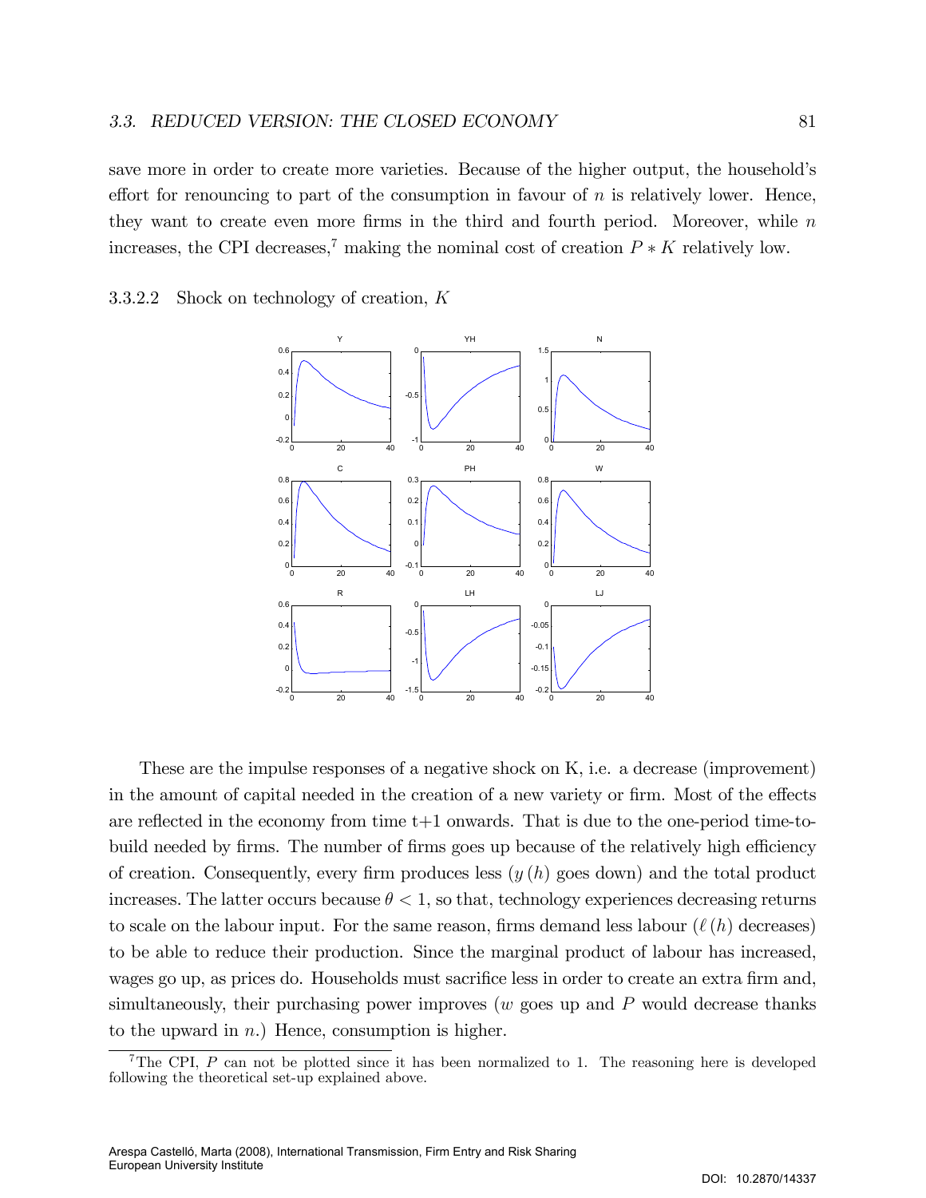save more in order to create more varieties. Because of the higher output, the household's effort for renouncing to part of the consumption in favour of $n$ is relatively lower. Hence, they want to create even more firms in the third and fourth period. Moreover, while $n$ increases, the CPI decreases,[7] making the nominal cost of creation $P * K$ relatively low.

#### 3.3.2.2 Shock on technology of creation, $K$

These are the impulse responses of a negative shock on K, i.e. a decrease (improvement) in the amount of capital needed in the creation of a new variety or firm. Most of the effects are reflected in the economy from time t+1 onwards. That is due to the one-period time-to-build needed by firms. The number of firms goes up because of the relatively high efficiency of creation. Consequently, every firm produces less ($y(h)$ goes down) and the total product increases. The latter occurs because $\theta < 1$, so that, technology experiences decreasing returns to scale on the labour input. For the same reason, firms demand less labour ($\ell(h)$ decreases) to be able to reduce their production. Since the marginal product of labour has increased, wages go up, as prices do. Households must sacrifice less in order to create an extra firm and, simultaneously, their purchasing power improves ($w$ goes up and $P$ would decrease thanks to the upward in $n$.) Hence, consumption is higher.

[7] The CPI, $P$ can not be plotted since it has been normalized to 1. The reasoning here is developed following the theoretical set-up explained above.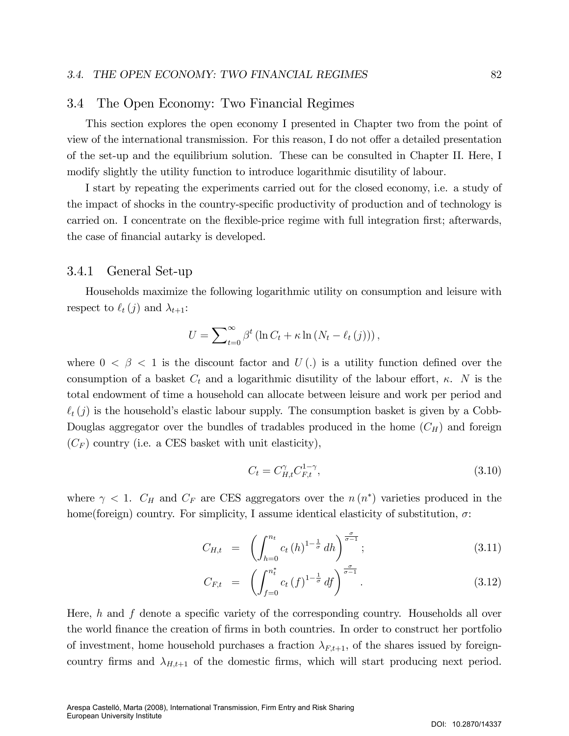## 3.4 The Open Economy: Two Financial Regimes

This section explores the open economy I presented in Chapter two from the point of view of the international transmission. For this reason, I do not offer a detailed presentation of the set-up and the equilibrium solution. These can be consulted in Chapter II. Here, I modify slightly the utility function to introduce logarithmic disutility of labour.

I start by repeating the experiments carried out for the closed economy, i.e. a study of the impact of shocks in the country-specific productivity of production and of technology is carried on. I concentrate on the flexible-price regime with full integration first; afterwards, the case of financial autarky is developed.

### 3.4.1 General Set-up

Households maximize the following logarithmic utility on consumption and leisure with respect to $\ell_t(j)$ and $\lambda_{t+1}$:

$$U = \sum_{t=0}^{\infty} \beta^t \left( \ln C_t + \kappa \ln \left( N_t - \ell_t(j) \right) \right),$$

where $0 < \beta < 1$ is the discount factor and $U(.)$ is a utility function defined over the consumption of a basket $C_t$ and a logarithmic disutility of the labour effort, $\kappa$. $N$ is the total endowment of time a household can allocate between leisure and work per period and $\ell_t(j)$ is the household's elastic labour supply. The consumption basket is given by a Cobb-Douglas aggregator over the bundles of tradables produced in the home ($C_H$) and foreign ($C_F$) country (i.e. a CES basket with unit elasticity),

$$C_t = C_{H,t}^{\gamma} C_{F,t}^{1-\gamma}, \tag{3.10}$$

where $\gamma < 1$. $C_H$ and $C_F$ are CES aggregators over the $n(n^*)$ varieties produced in the home(foreign) country. For simplicity, I assume identical elasticity of substitution, $\sigma$:

$$C_{H,t} = \left( \int_{h=0}^{n_t} c_t(h)^{1-\frac{1}{\sigma}} dh \right)^{\frac{\sigma}{\sigma-1}}; \tag{3.11}$$

$$C_{F,t} = \left( \int_{f=0}^{n_t^*} c_t(f)^{1-\frac{1}{\sigma}} df \right)^{\frac{\sigma}{\sigma-1}}. \tag{3.12}$$

Here, $h$ and $f$ denote a specific variety of the corresponding country. Households all over the world finance the creation of firms in both countries. In order to construct her portfolio of investment, home household purchases a fraction $\lambda_{F,t+1}$, of the shares issued by foreign-country firms and $\lambda_{H,t+1}$ of the domestic firms, which will start producing next period.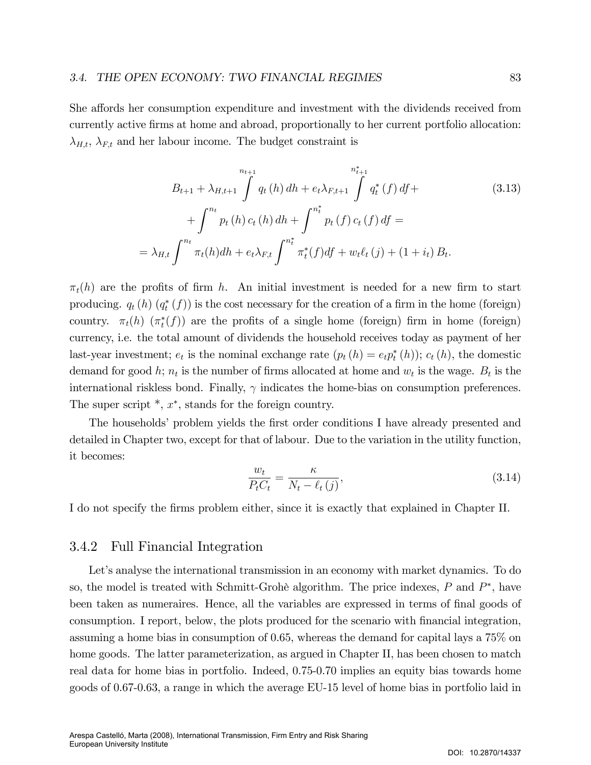She affords her consumption expenditure and investment with the dividends received from currently active firms at home and abroad, proportionally to her current portfolio allocation: $\lambda_{H,t}$, $\lambda_{F,t}$ and her labour income. The budget constraint is

$$
\begin{aligned}
B_{t+1} + \lambda_{H,t+1} \int^{n_{t+1}} q_t(h)\, dh + e_t \lambda_{F,t+1} \int^{n^*_{t+1}} q^*_t(f)\, df + \\
+ \int^{n_t} p_t(h)\, c_t(h)\, dh + \int^{n^*_t} p_t(f)\, c_t(f)\, df = \\
= \lambda_{H,t} \int^{n_t} \pi_t(h) dh + e_t \lambda_{F,t} \int^{n^*_t} \pi^*_t(f) df + w_t \ell_t(j) + (1 + i_t)\, B_t.
\end{aligned}
\tag{3.13}
$$

$\pi_t(h)$ are the profits of firm $h$. An initial investment is needed for a new firm to start producing. $q_t(h)$ $(q^*_t(f))$ is the cost necessary for the creation of a firm in the home (foreign) country. $\pi_t(h)$ $(\pi^*_t(f))$ are the profits of a single home (foreign) firm in home (foreign) currency, i.e. the total amount of dividends the household receives today as payment of her last-year investment; $e_t$ is the nominal exchange rate $(p_t(h) = e_t p^*_t(h))$; $c_t(h)$, the domestic demand for good $h$; $n_t$ is the number of firms allocated at home and $w_t$ is the wage. $B_t$ is the international riskless bond. Finally, $\gamma$ indicates the home-bias on consumption preferences. The super script $^*$, $x^*$, stands for the foreign country.

The households' problem yields the first order conditions I have already presented and detailed in Chapter two, except for that of labour. Due to the variation in the utility function, it becomes:

$$
\frac{w_t}{P_t C_t} = \frac{\kappa}{N_t - \ell_t(j)},
\tag{3.14}
$$

I do not specify the firms problem either, since it is exactly that explained in Chapter II.

### 3.4.2 Full Financial Integration

Let's analyse the international transmission in an economy with market dynamics. To do so, the model is treated with Schmitt-Grohè algorithm. The price indexes, $P$ and $P^*$, have been taken as numeraires. Hence, all the variables are expressed in terms of final goods of consumption. I report, below, the plots produced for the scenario with financial integration, assuming a home bias in consumption of 0.65, whereas the demand for capital lays a 75% on home goods. The latter parameterization, as argued in Chapter II, has been chosen to match real data for home bias in portfolio. Indeed, 0.75-0.70 implies an equity bias towards home goods of 0.67-0.63, a range in which the average EU-15 level of home bias in portfolio laid in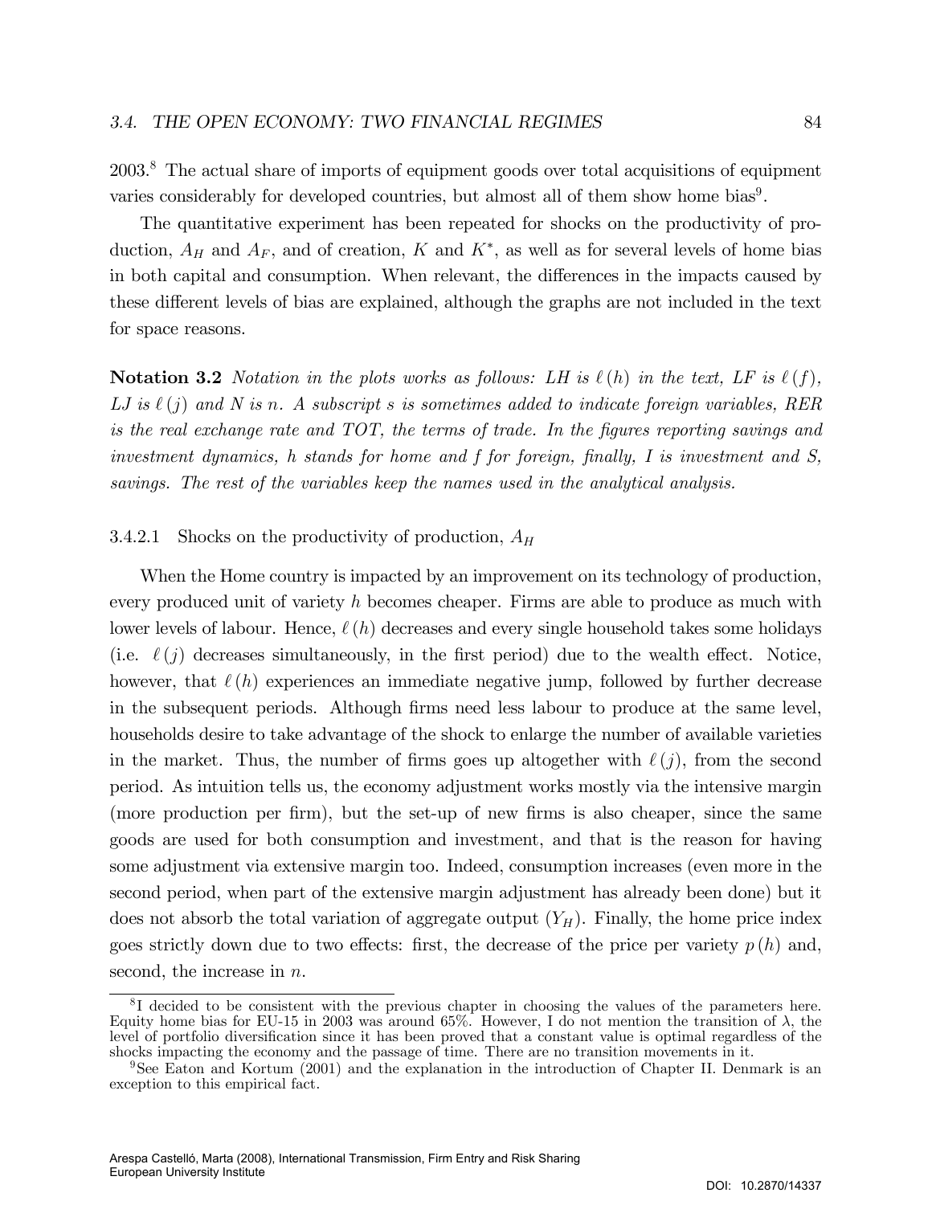2003.[8] The actual share of imports of equipment goods over total acquisitions of equipment varies considerably for developed countries, but almost all of them show home bias[9].

The quantitative experiment has been repeated for shocks on the productivity of production, $A_H$ and $A_F$, and of creation, $K$ and $K^*$, as well as for several levels of home bias in both capital and consumption. When relevant, the differences in the impacts caused by these different levels of bias are explained, although the graphs are not included in the text for space reasons.

**Notation 3.2** *Notation in the plots works as follows: LH is $\ell(h)$ in the text, LF is $\ell(f)$, LJ is $\ell(j)$ and N is $n$. A subscript s is sometimes added to indicate foreign variables, RER is the real exchange rate and TOT, the terms of trade. In the figures reporting savings and investment dynamics, h stands for home and f for foreign, finally, I is investment and S, savings. The rest of the variables keep the names used in the analytical analysis.*

#### 3.4.2.1 Shocks on the productivity of production, $A_H$

When the Home country is impacted by an improvement on its technology of production, every produced unit of variety $h$ becomes cheaper. Firms are able to produce as much with lower levels of labour. Hence, $\ell(h)$ decreases and every single household takes some holidays (i.e. $\ell(j)$ decreases simultaneously, in the first period) due to the wealth effect. Notice, however, that $\ell(h)$ experiences an immediate negative jump, followed by further decrease in the subsequent periods. Although firms need less labour to produce at the same level, households desire to take advantage of the shock to enlarge the number of available varieties in the market. Thus, the number of firms goes up altogether with $\ell(j)$, from the second period. As intuition tells us, the economy adjustment works mostly via the intensive margin (more production per firm), but the set-up of new firms is also cheaper, since the same goods are used for both consumption and investment, and that is the reason for having some adjustment via extensive margin too. Indeed, consumption increases (even more in the second period, when part of the extensive margin adjustment has already been done) but it does not absorb the total variation of aggregate output ($Y_H$). Finally, the home price index goes strictly down due to two effects: first, the decrease of the price per variety $p(h)$ and, second, the increase in $n$.

[8] I decided to be consistent with the previous chapter in choosing the values of the parameters here. Equity home bias for EU-15 in 2003 was around 65%. However, I do not mention the transition of $\lambda$, the level of portfolio diversification since it has been proved that a constant value is optimal regardless of the shocks impacting the economy and the passage of time. There are no transition movements in it.

[9] See Eaton and Kortum (2001) and the explanation in the introduction of Chapter II. Denmark is an exception to this empirical fact.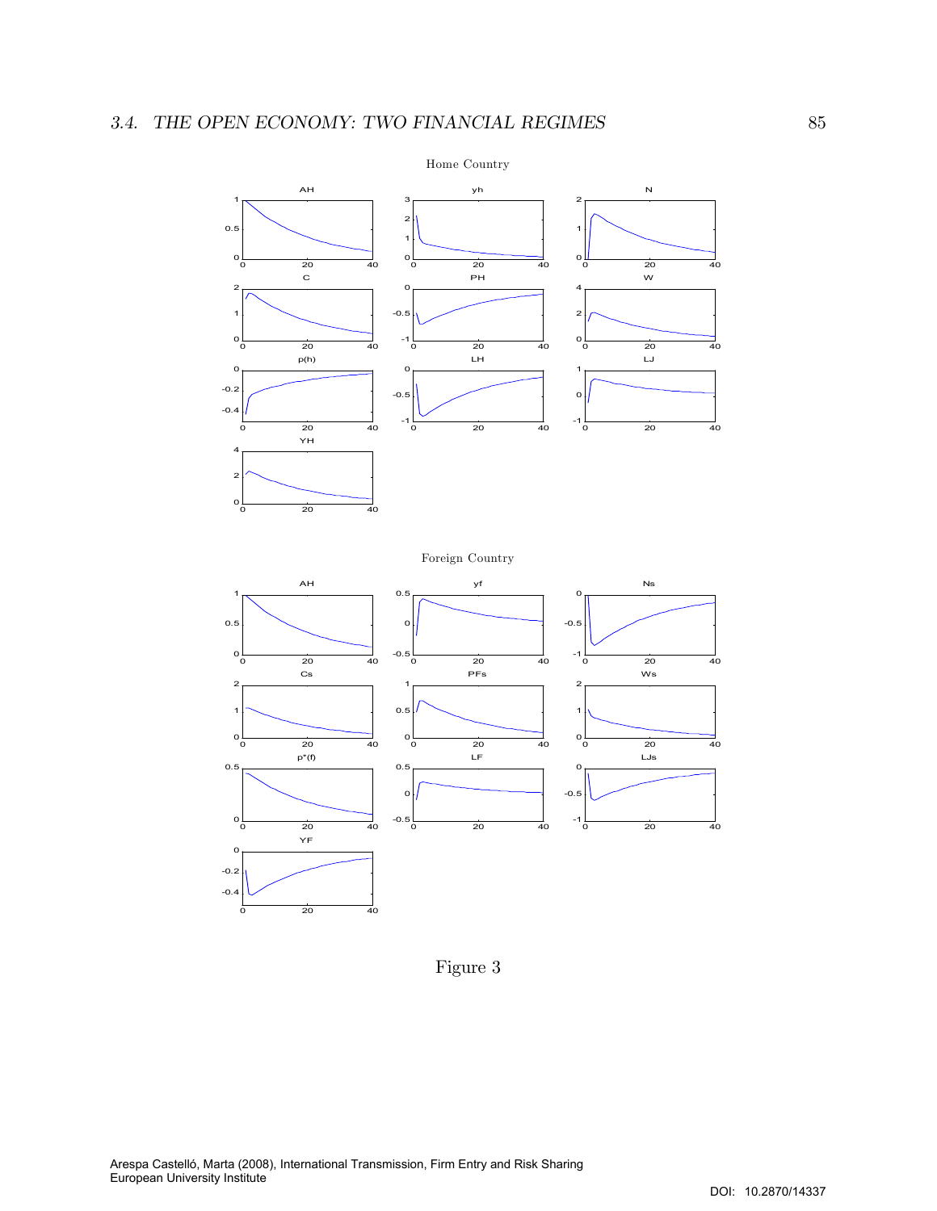Home Country

Foreign Country

Figure 3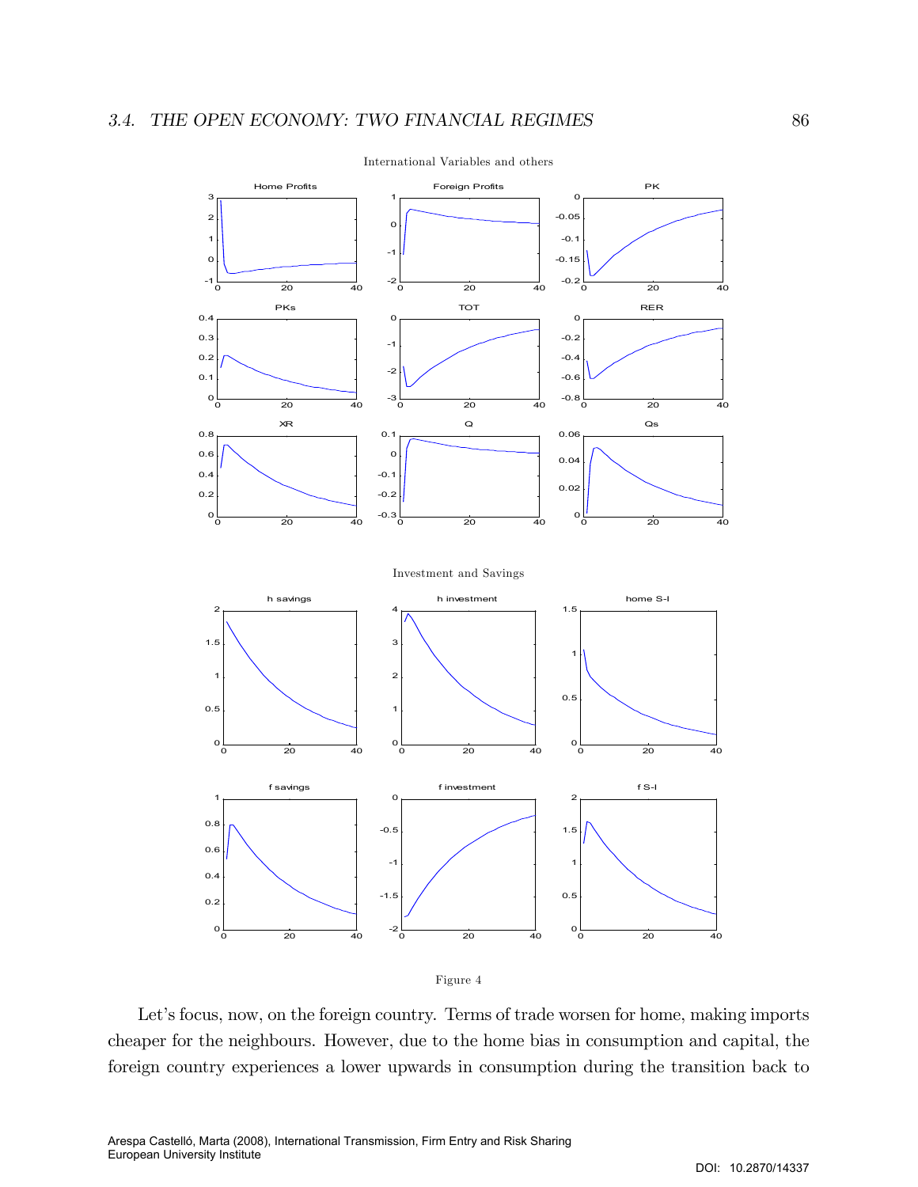International Variables and others

Investment and Savings

Figure 4

Let's focus, now, on the foreign country. Terms of trade worsen for home, making imports cheaper for the neighbours. However, due to the home bias in consumption and capital, the foreign country experiences a lower upwards in consumption during the transition back to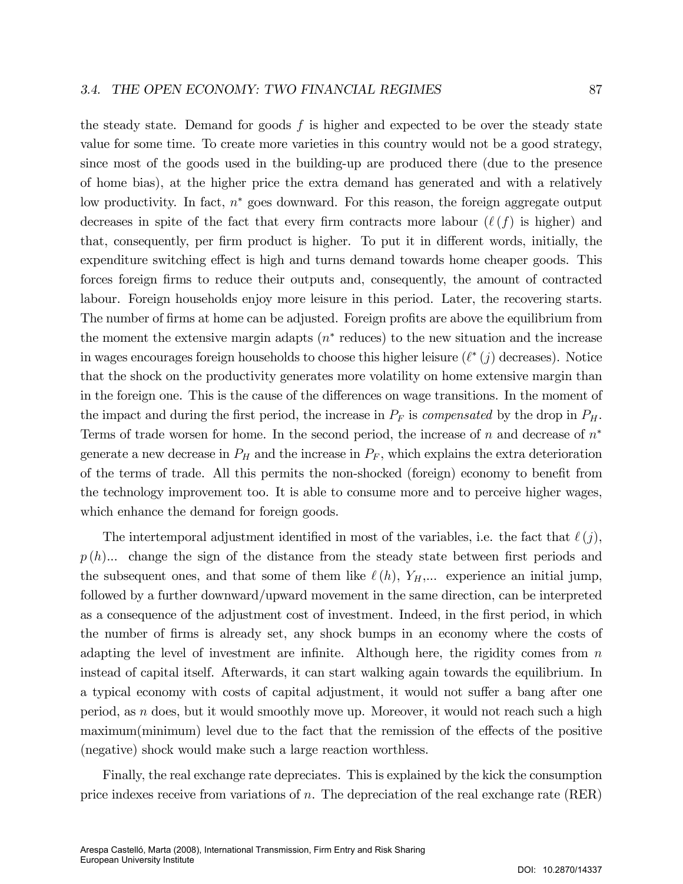the steady state. Demand for goods $f$ is higher and expected to be over the steady state value for some time. To create more varieties in this country would not be a good strategy, since most of the goods used in the building-up are produced there (due to the presence of home bias), at the higher price the extra demand has generated and with a relatively low productivity. In fact, $n^*$ goes downward. For this reason, the foreign aggregate output decreases in spite of the fact that every firm contracts more labour ($\ell(f)$ is higher) and that, consequently, per firm product is higher. To put it in different words, initially, the expenditure switching effect is high and turns demand towards home cheaper goods. This forces foreign firms to reduce their outputs and, consequently, the amount of contracted labour. Foreign households enjoy more leisure in this period. Later, the recovering starts. The number of firms at home can be adjusted. Foreign profits are above the equilibrium from the moment the extensive margin adapts ($n^*$ reduces) to the new situation and the increase in wages encourages foreign households to choose this higher leisure ($\ell^*(j)$ decreases). Notice that the shock on the productivity generates more volatility on home extensive margin than in the foreign one. This is the cause of the differences on wage transitions. In the moment of the impact and during the first period, the increase in $P_F$ is *compensated* by the drop in $P_H$. Terms of trade worsen for home. In the second period, the increase of $n$ and decrease of $n^*$ generate a new decrease in $P_H$ and the increase in $P_F$, which explains the extra deterioration of the terms of trade. All this permits the non-shocked (foreign) economy to benefit from the technology improvement too. It is able to consume more and to perceive higher wages, which enhance the demand for foreign goods.

The intertemporal adjustment identified in most of the variables, i.e. the fact that $\ell(j)$, $p(h)$... change the sign of the distance from the steady state between first periods and the subsequent ones, and that some of them like $\ell(h)$, $Y_H$,... experience an initial jump, followed by a further downward/upward movement in the same direction, can be interpreted as a consequence of the adjustment cost of investment. Indeed, in the first period, in which the number of firms is already set, any shock bumps in an economy where the costs of adapting the level of investment are infinite. Although here, the rigidity comes from $n$ instead of capital itself. Afterwards, it can start walking again towards the equilibrium. In a typical economy with costs of capital adjustment, it would not suffer a bang after one period, as $n$ does, but it would smoothly move up. Moreover, it would not reach such a high maximum(minimum) level due to the fact that the remission of the effects of the positive (negative) shock would make such a large reaction worthless.

Finally, the real exchange rate depreciates. This is explained by the kick the consumption price indexes receive from variations of $n$. The depreciation of the real exchange rate (RER)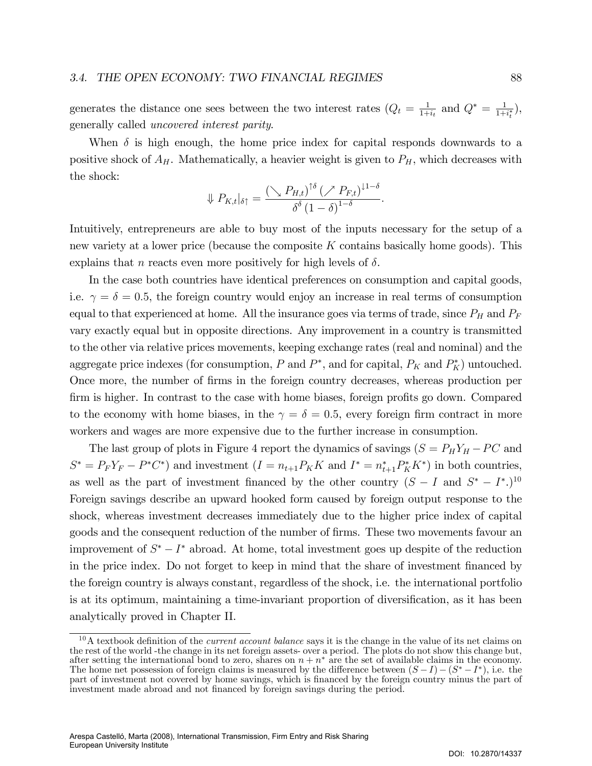generates the distance one sees between the two interest rates ($Q_t = \frac{1}{1+i_t}$ and $Q^* = \frac{1}{1+i_t^*}$), generally called *uncovered interest parity*.

When $\delta$ is high enough, the home price index for capital responds downwards to a positive shock of $A_H$. Mathematically, a heavier weight is given to $P_H$, which decreases with the shock:

$$\Downarrow P_{K,t}|_{\delta\uparrow} = \frac{\left(\searrow P_{H,t}\right)^{\uparrow\delta}\left(\nearrow P_{F,t}\right)^{\downarrow 1-\delta}}{\delta^{\delta}\left(1-\delta\right)^{1-\delta}}.$$

Intuitively, entrepreneurs are able to buy most of the inputs necessary for the setup of a new variety at a lower price (because the composite $K$ contains basically home goods). This explains that $n$ reacts even more positively for high levels of $\delta$.

In the case both countries have identical preferences on consumption and capital goods, i.e. $\gamma = \delta = 0.5$, the foreign country would enjoy an increase in real terms of consumption equal to that experienced at home. All the insurance goes via terms of trade, since $P_H$ and $P_F$ vary exactly equal but in opposite directions. Any improvement in a country is transmitted to the other via relative prices movements, keeping exchange rates (real and nominal) and the aggregate price indexes (for consumption, $P$ and $P^*$, and for capital, $P_K$ and $P_K^*$) untouched. Once more, the number of firms in the foreign country decreases, whereas production per firm is higher. In contrast to the case with home biases, foreign profits go down. Compared to the economy with home biases, in the $\gamma = \delta = 0.5$, every foreign firm contract in more workers and wages are more expensive due to the further increase in consumption.

The last group of plots in Figure 4 report the dynamics of savings ($S = P_H Y_H - PC$ and $S^* = P_F Y_F - P^* C^*$) and investment ($I = n_{t+1} P_K K$ and $I^* = n_{t+1}^* P_K^* K^*$) in both countries, as well as the part of investment financed by the other country ($S - I$ and $S^* - I^*$.)[10] Foreign savings describe an upward hooked form caused by foreign output response to the shock, whereas investment decreases immediately due to the higher price index of capital goods and the consequent reduction of the number of firms. These two movements favour an improvement of $S^* - I^*$ abroad. At home, total investment goes up despite of the reduction in the price index. Do not forget to keep in mind that the share of investment financed by the foreign country is always constant, regardless of the shock, i.e. the international portfolio is at its optimum, maintaining a time-invariant proportion of diversification, as it has been analytically proved in Chapter II.

[10] A textbook definition of the *current account balance* says it is the change in the value of its net claims on the rest of the world -the change in its net foreign assets- over a period. The plots do not show this change but, after setting the international bond to zero, shares on $n + n^*$ are the set of available claims in the economy. The home net possession of foreign claims is measured by the difference between $(S - I) - (S^* - I^*)$, i.e. the part of investment not covered by home savings, which is financed by the foreign country minus the part of investment made abroad and not financed by foreign savings during the period.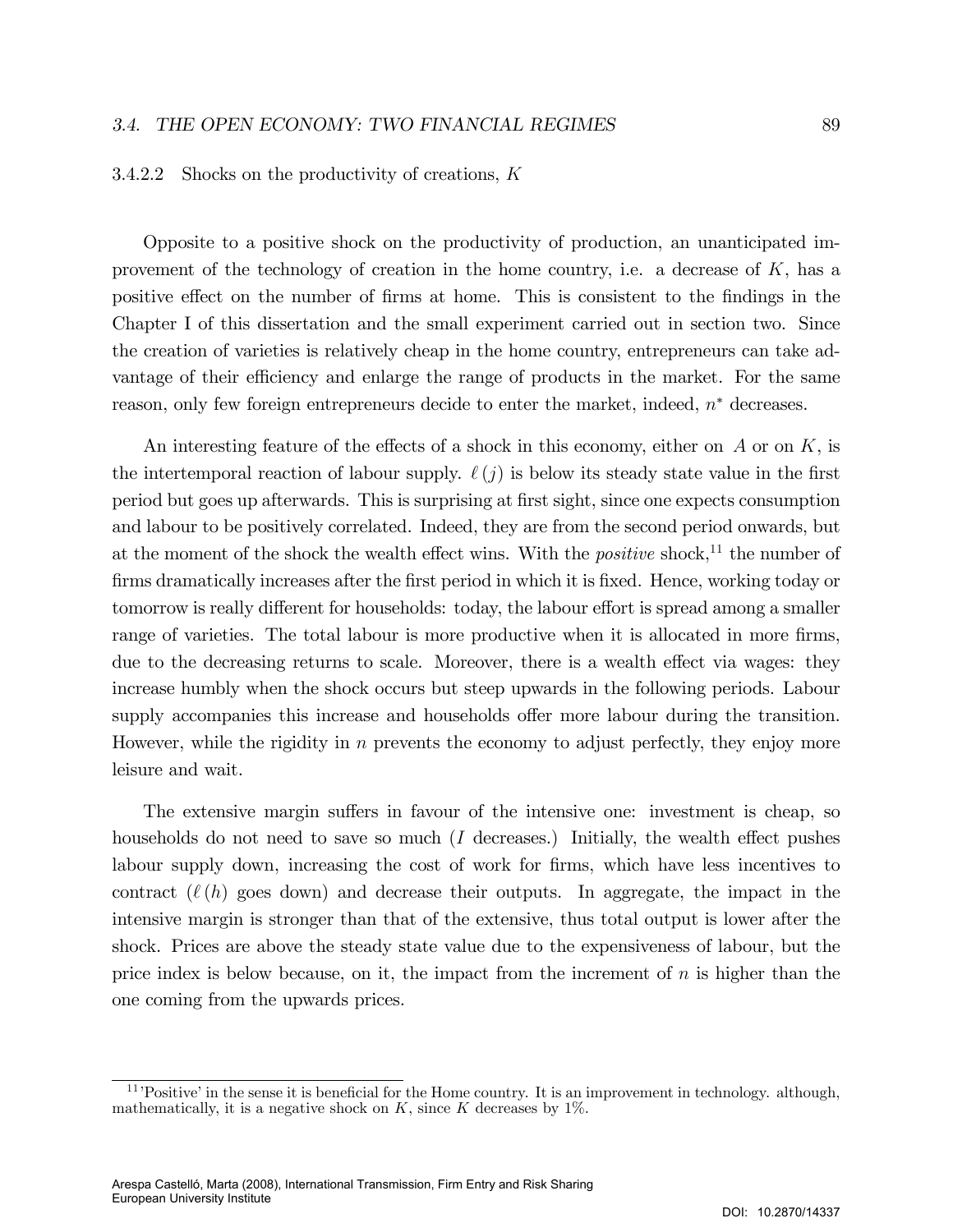#### 3.4.2.2 Shocks on the productivity of creations, $K$

Opposite to a positive shock on the productivity of production, an unanticipated improvement of the technology of creation in the home country, i.e. a decrease of $K$, has a positive effect on the number of firms at home. This is consistent to the findings in the Chapter I of this dissertation and the small experiment carried out in section two. Since the creation of varieties is relatively cheap in the home country, entrepreneurs can take advantage of their efficiency and enlarge the range of products in the market. For the same reason, only few foreign entrepreneurs decide to enter the market, indeed, $n^*$ decreases.

An interesting feature of the effects of a shock in this economy, either on $A$ or on $K$, is the intertemporal reaction of labour supply. $\ell(j)$ is below its steady state value in the first period but goes up afterwards. This is surprising at first sight, since one expects consumption and labour to be positively correlated. Indeed, they are from the second period onwards, but at the moment of the shock the wealth effect wins. With the *positive* shock,[11] the number of firms dramatically increases after the first period in which it is fixed. Hence, working today or tomorrow is really different for households: today, the labour effort is spread among a smaller range of varieties. The total labour is more productive when it is allocated in more firms, due to the decreasing returns to scale. Moreover, there is a wealth effect via wages: they increase humbly when the shock occurs but steep upwards in the following periods. Labour supply accompanies this increase and households offer more labour during the transition. However, while the rigidity in $n$ prevents the economy to adjust perfectly, they enjoy more leisure and wait.

The extensive margin suffers in favour of the intensive one: investment is cheap, so households do not need to save so much ($I$ decreases.) Initially, the wealth effect pushes labour supply down, increasing the cost of work for firms, which have less incentives to contract ($\ell(h)$ goes down) and decrease their outputs. In aggregate, the impact in the intensive margin is stronger than that of the extensive, thus total output is lower after the shock. Prices are above the steady state value due to the expensiveness of labour, but the price index is below because, on it, the impact from the increment of $n$ is higher than the one coming from the upwards prices.

[11] 'Positive' in the sense it is beneficial for the Home country. It is an improvement in technology. although, mathematically, it is a negative shock on $K$, since $K$ decreases by 1%.

Arespa Castelló, Marta (2008), International Transmission, Firm Entry and Risk Sharing
European University Institute

DOI: 10.2870/14337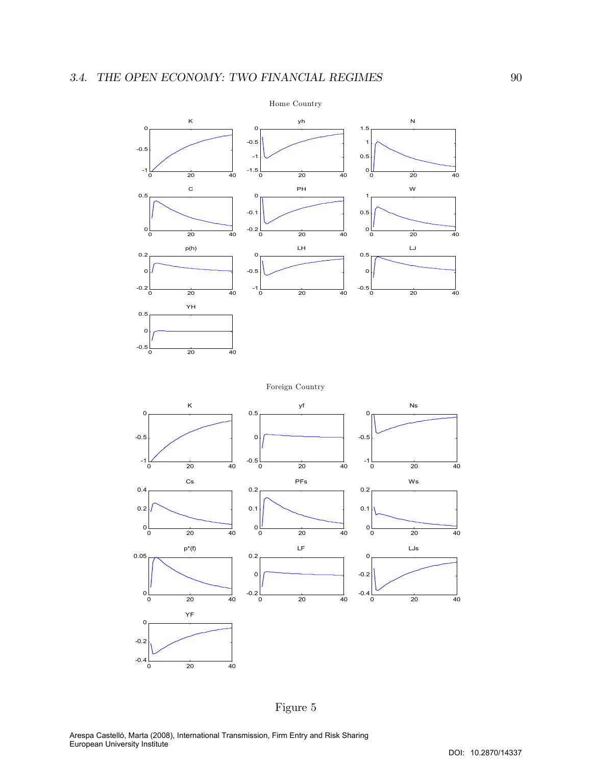Home Country

Foreign Country

Figure 5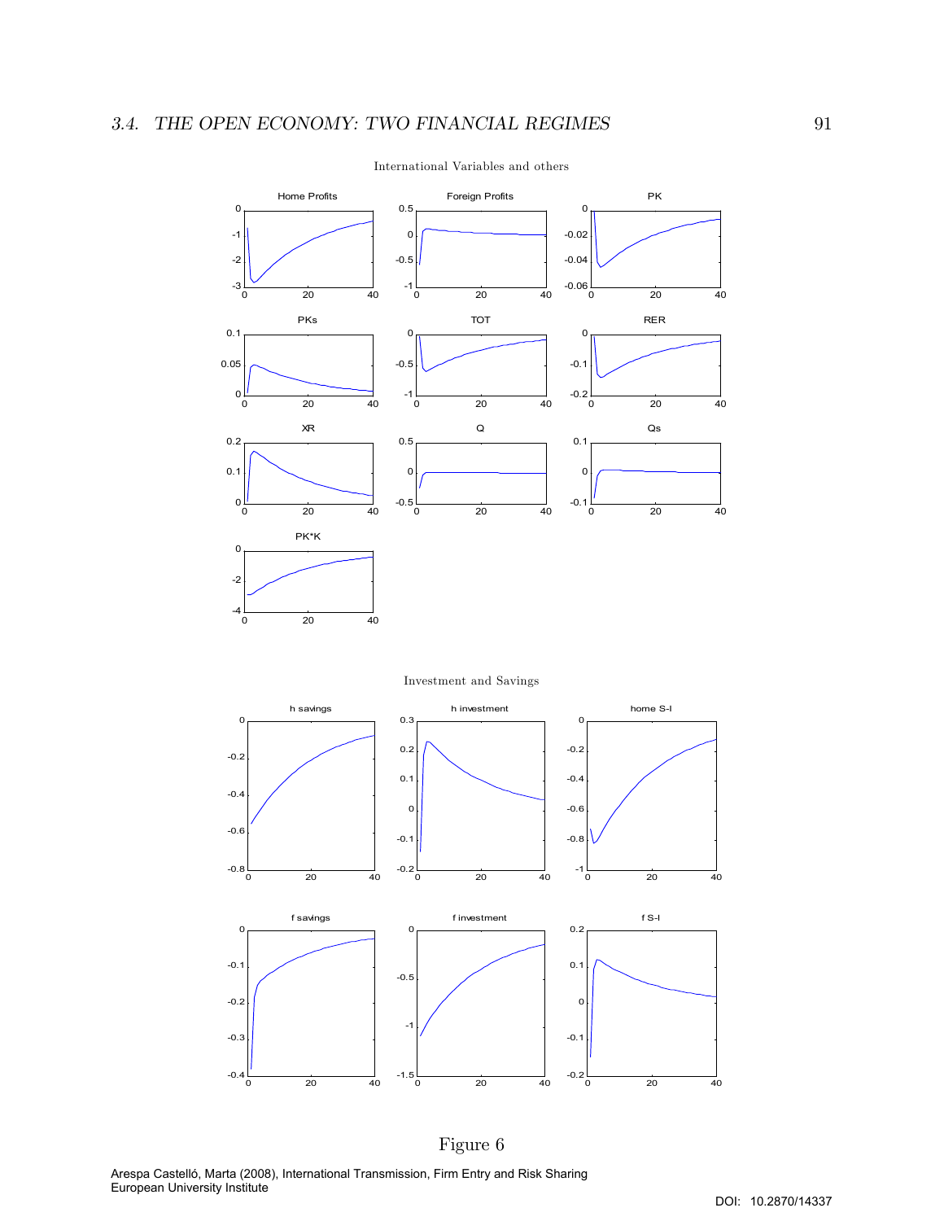International Variables and others

Investment and Savings

Figure 6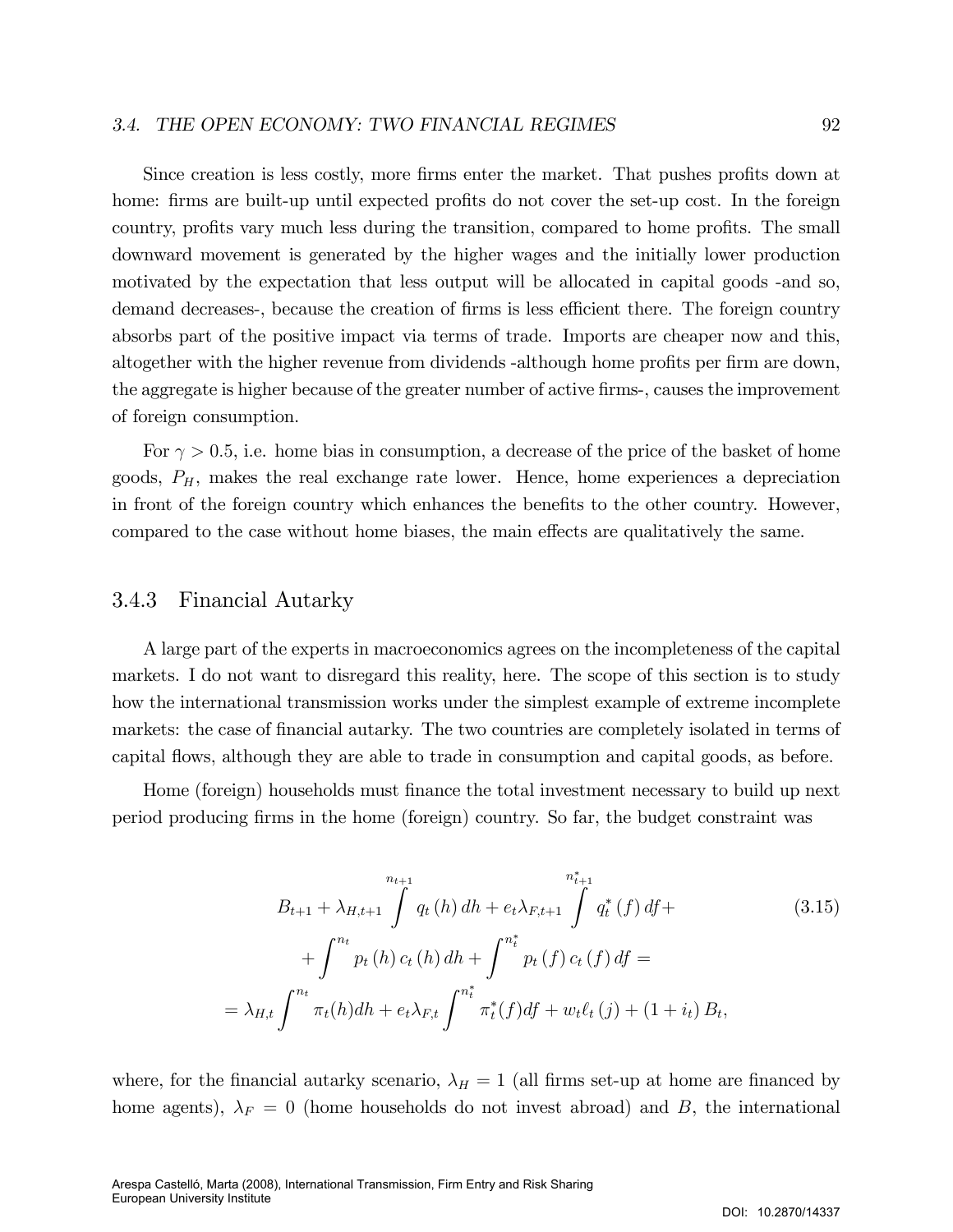Since creation is less costly, more firms enter the market. That pushes profits down at home: firms are built-up until expected profits do not cover the set-up cost. In the foreign country, profits vary much less during the transition, compared to home profits. The small downward movement is generated by the higher wages and the initially lower production motivated by the expectation that less output will be allocated in capital goods -and so, demand decreases-, because the creation of firms is less efficient there. The foreign country absorbs part of the positive impact via terms of trade. Imports are cheaper now and this, altogether with the higher revenue from dividends -although home profits per firm are down, the aggregate is higher because of the greater number of active firms-, causes the improvement of foreign consumption.

For $\gamma > 0.5$, i.e. home bias in consumption, a decrease of the price of the basket of home goods, $P_H$, makes the real exchange rate lower. Hence, home experiences a depreciation in front of the foreign country which enhances the benefits to the other country. However, compared to the case without home biases, the main effects are qualitatively the same.

### 3.4.3 Financial Autarky

A large part of the experts in macroeconomics agrees on the incompleteness of the capital markets. I do not want to disregard this reality, here. The scope of this section is to study how the international transmission works under the simplest example of extreme incomplete markets: the case of financial autarky. The two countries are completely isolated in terms of capital flows, although they are able to trade in consumption and capital goods, as before.

Home (foreign) households must finance the total investment necessary to build up next period producing firms in the home (foreign) country. So far, the budget constraint was

$$
\begin{aligned}
B_{t+1} + \lambda_{H,t+1} \int^{n_{t+1}} q_t(h)\, dh + e_t \lambda_{F,t+1} \int^{n_{t+1}^*} q_t^*(f)\, df + \\
+ \int^{n_t} p_t(h)\, c_t(h)\, dh + \int^{n_t^*} p_t(f)\, c_t(f)\, df = \\
= \lambda_{H,t} \int^{n_t} \pi_t(h) dh + e_t \lambda_{F,t} \int^{n_t^*} \pi_t^*(f) df + w_t \ell_t(j) + (1+i_t) B_t,
\end{aligned}
\tag{3.15}
$$

where, for the financial autarky scenario, $\lambda_H = 1$ (all firms set-up at home are financed by home agents), $\lambda_F = 0$ (home households do not invest abroad) and $B$, the international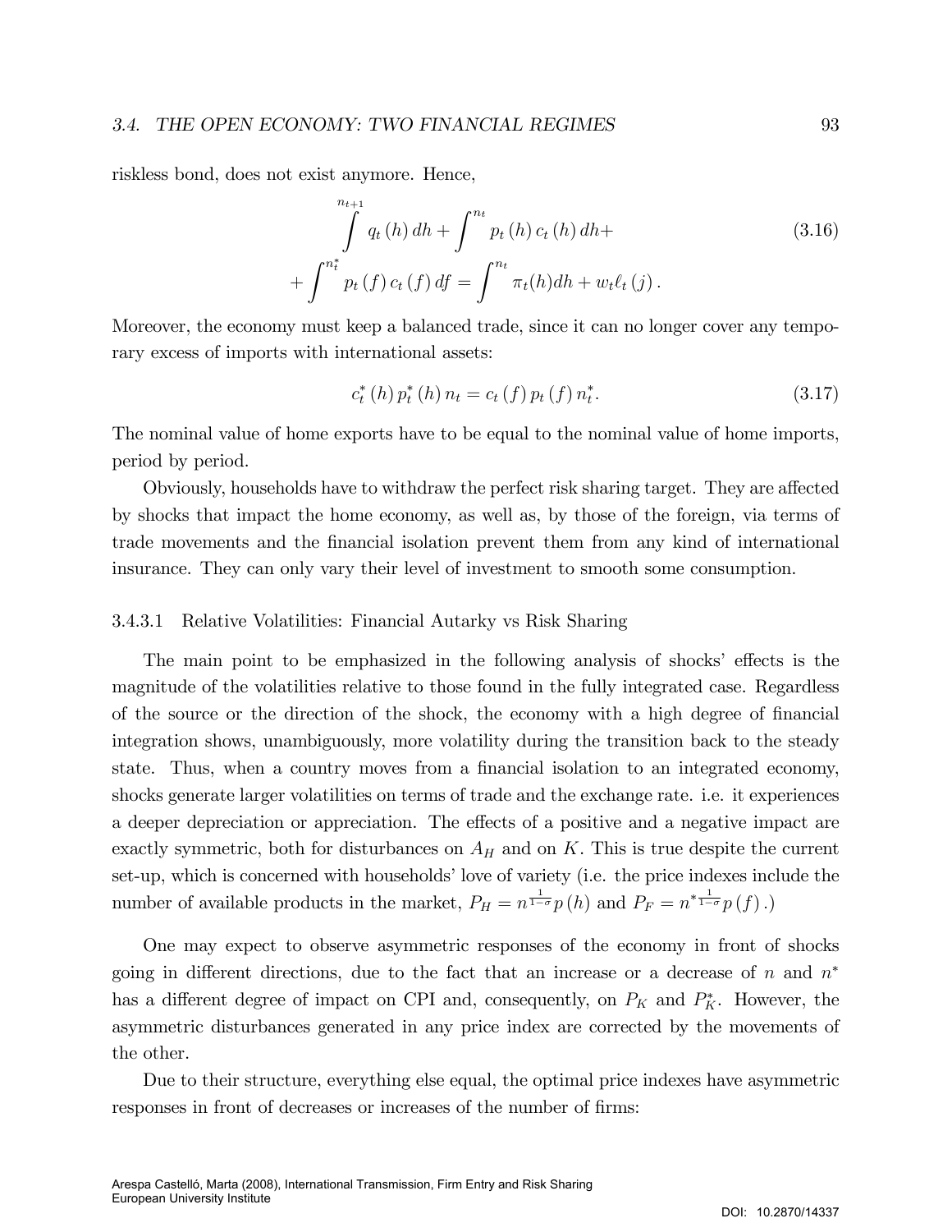riskless bond, does not exist anymore. Hence,

$$
\int^{n_{t+1}} q_t(h)\,dh + \int^{n_t} p_t(h)\,c_t(h)\,dh + \tag{3.16}
$$
$$
+\int^{n_t^*} p_t(f)\,c_t(f)\,df = \int^{n_t} \pi_t(h)dh + w_t \ell_t(j).
$$

Moreover, the economy must keep a balanced trade, since it can no longer cover any temporary excess of imports with international assets:

$$
c_t^*(h)\,p_t^*(h)\,n_t = c_t(f)\,p_t(f)\,n_t^*. \tag{3.17}
$$

The nominal value of home exports have to be equal to the nominal value of home imports, period by period.

Obviously, households have to withdraw the perfect risk sharing target. They are affected by shocks that impact the home economy, as well as, by those of the foreign, via terms of trade movements and the financial isolation prevent them from any kind of international insurance. They can only vary their level of investment to smooth some consumption.

#### 3.4.3.1 Relative Volatilities: Financial Autarky vs Risk Sharing

The main point to be emphasized in the following analysis of shocks' effects is the magnitude of the volatilities relative to those found in the fully integrated case. Regardless of the source or the direction of the shock, the economy with a high degree of financial integration shows, unambiguously, more volatility during the transition back to the steady state. Thus, when a country moves from a financial isolation to an integrated economy, shocks generate larger volatilities on terms of trade and the exchange rate. i.e. it experiences a deeper depreciation or appreciation. The effects of a positive and a negative impact are exactly symmetric, both for disturbances on $A_H$ and on $K$. This is true despite the current set-up, which is concerned with households' love of variety (i.e. the price indexes include the number of available products in the market, $P_H = n^{\frac{1}{1-\sigma}} p(h)$ and $P_F = n^{*\frac{1}{1-\sigma}} p(f)$.)

One may expect to observe asymmetric responses of the economy in front of shocks going in different directions, due to the fact that an increase or a decrease of $n$ and $n^*$ has a different degree of impact on CPI and, consequently, on $P_K$ and $P_K^*$. However, the asymmetric disturbances generated in any price index are corrected by the movements of the other.

Due to their structure, everything else equal, the optimal price indexes have asymmetric responses in front of decreases or increases of the number of firms: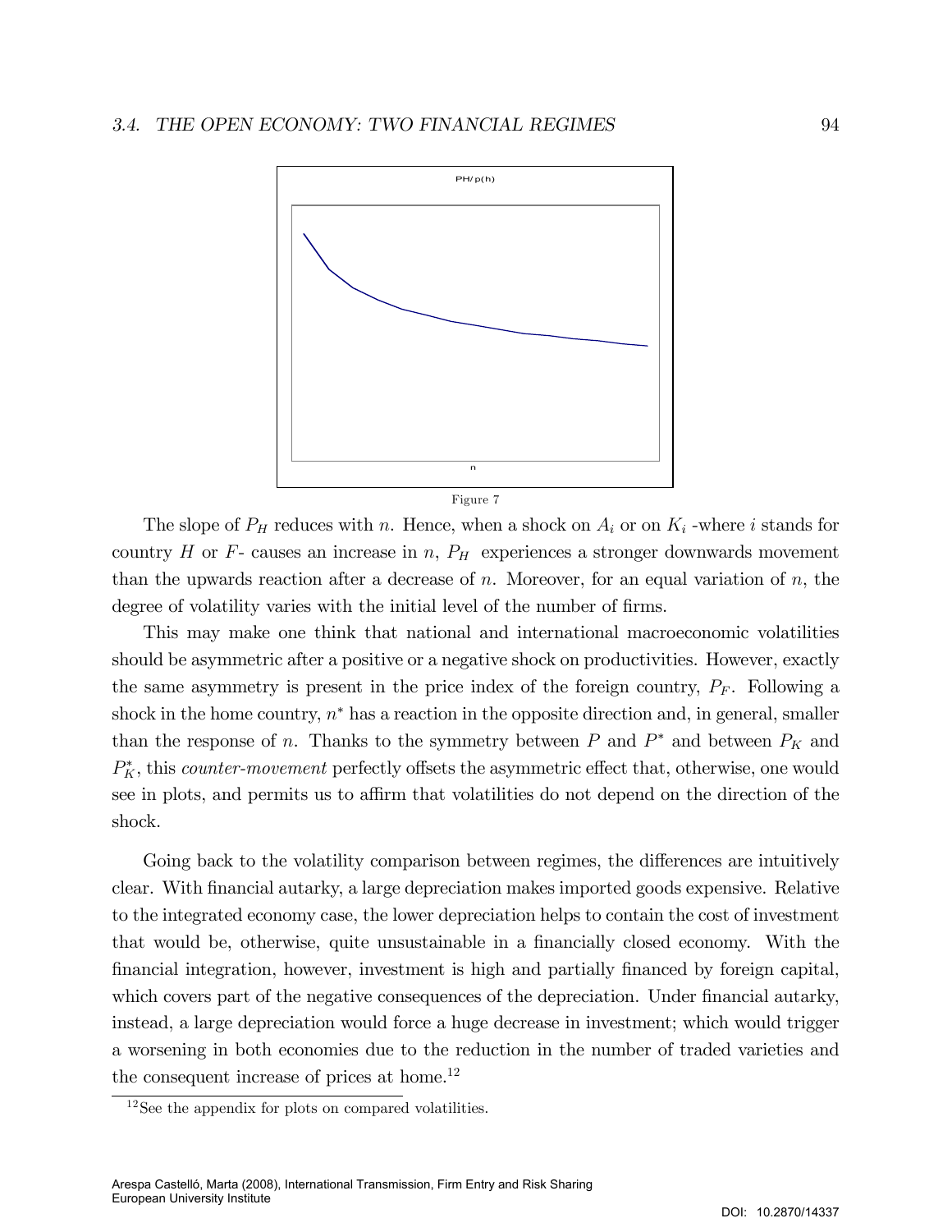PH/p(h)

n

Figure 7

The slope of $P_H$ reduces with $n$. Hence, when a shock on $A_i$ or on $K_i$ -where $i$ stands for country $H$ or $F$- causes an increase in $n$, $P_H$ experiences a stronger downwards movement than the upwards reaction after a decrease of $n$. Moreover, for an equal variation of $n$, the degree of volatility varies with the initial level of the number of firms.

This may make one think that national and international macroeconomic volatilities should be asymmetric after a positive or a negative shock on productivities. However, exactly the same asymmetry is present in the price index of the foreign country, $P_F$. Following a shock in the home country, $n^*$ has a reaction in the opposite direction and, in general, smaller than the response of $n$. Thanks to the symmetry between $P$ and $P^*$ and between $P_K$ and $P_K^*$, this *counter-movement* perfectly offsets the asymmetric effect that, otherwise, one would see in plots, and permits us to affirm that volatilities do not depend on the direction of the shock.

Going back to the volatility comparison between regimes, the differences are intuitively clear. With financial autarky, a large depreciation makes imported goods expensive. Relative to the integrated economy case, the lower depreciation helps to contain the cost of investment that would be, otherwise, quite unsustainable in a financially closed economy. With the financial integration, however, investment is high and partially financed by foreign capital, which covers part of the negative consequences of the depreciation. Under financial autarky, instead, a large depreciation would force a huge decrease in investment; which would trigger a worsening in both economies due to the reduction in the number of traded varieties and the consequent increase of prices at home.[12]

[12] See the appendix for plots on compared volatilities.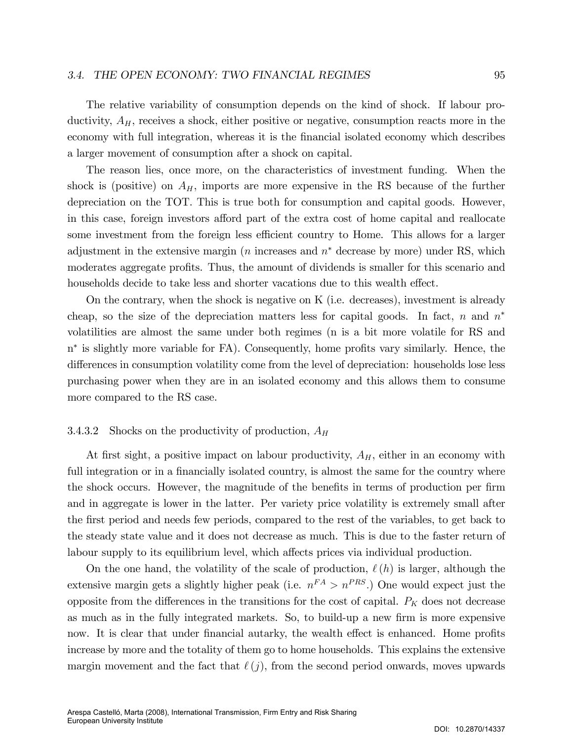The relative variability of consumption depends on the kind of shock. If labour productivity, $A_H$, receives a shock, either positive or negative, consumption reacts more in the economy with full integration, whereas it is the financial isolated economy which describes a larger movement of consumption after a shock on capital.

The reason lies, once more, on the characteristics of investment funding. When the shock is (positive) on $A_H$, imports are more expensive in the RS because of the further depreciation on the TOT. This is true both for consumption and capital goods. However, in this case, foreign investors afford part of the extra cost of home capital and reallocate some investment from the foreign less efficient country to Home. This allows for a larger adjustment in the extensive margin ($n$ increases and $n^*$ decrease by more) under RS, which moderates aggregate profits. Thus, the amount of dividends is smaller for this scenario and households decide to take less and shorter vacations due to this wealth effect.

On the contrary, when the shock is negative on K (i.e. decreases), investment is already cheap, so the size of the depreciation matters less for capital goods. In fact, $n$ and $n^*$ volatilities are almost the same under both regimes (n is a bit more volatile for RS and $n^*$ is slightly more variable for FA). Consequently, home profits vary similarly. Hence, the differences in consumption volatility come from the level of depreciation: households lose less purchasing power when they are in an isolated economy and this allows them to consume more compared to the RS case.

#### 3.4.3.2 Shocks on the productivity of production, $A_H$

At first sight, a positive impact on labour productivity, $A_H$, either in an economy with full integration or in a financially isolated country, is almost the same for the country where the shock occurs. However, the magnitude of the benefits in terms of production per firm and in aggregate is lower in the latter. Per variety price volatility is extremely small after the first period and needs few periods, compared to the rest of the variables, to get back to the steady state value and it does not decrease as much. This is due to the faster return of labour supply to its equilibrium level, which affects prices via individual production.

On the one hand, the volatility of the scale of production, $\ell(h)$ is larger, although the extensive margin gets a slightly higher peak (i.e. $n^{FA} > n^{PRS}$.) One would expect just the opposite from the differences in the transitions for the cost of capital. $P_K$ does not decrease as much as in the fully integrated markets. So, to build-up a new firm is more expensive now. It is clear that under financial autarky, the wealth effect is enhanced. Home profits increase by more and the totality of them go to home households. This explains the extensive margin movement and the fact that $\ell(j)$, from the second period onwards, moves upwards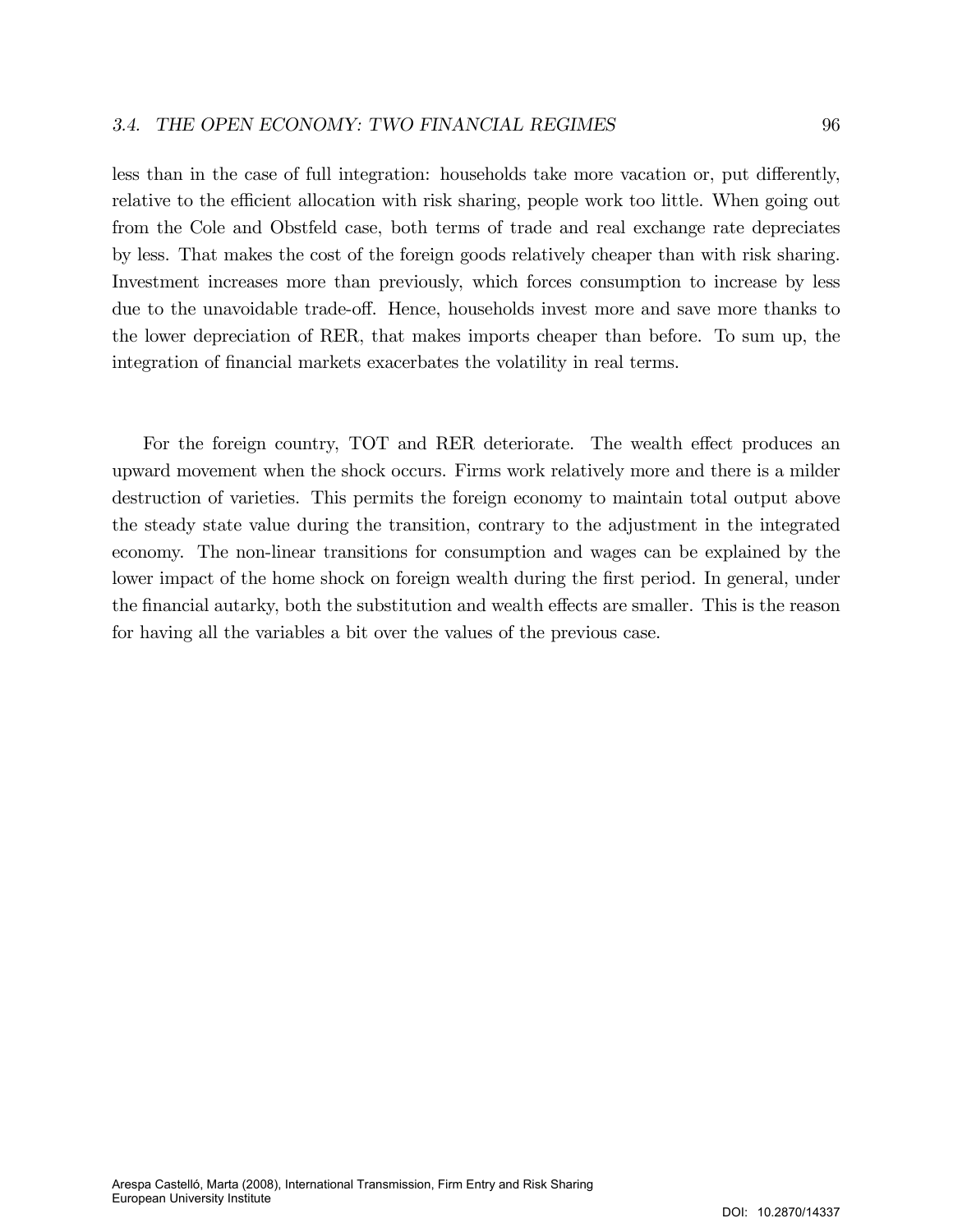less than in the case of full integration: households take more vacation or, put differently, relative to the efficient allocation with risk sharing, people work too little. When going out from the Cole and Obstfeld case, both terms of trade and real exchange rate depreciates by less. That makes the cost of the foreign goods relatively cheaper than with risk sharing. Investment increases more than previously, which forces consumption to increase by less due to the unavoidable trade-off. Hence, households invest more and save more thanks to the lower depreciation of RER, that makes imports cheaper than before. To sum up, the integration of financial markets exacerbates the volatility in real terms.

For the foreign country, TOT and RER deteriorate. The wealth effect produces an upward movement when the shock occurs. Firms work relatively more and there is a milder destruction of varieties. This permits the foreign economy to maintain total output above the steady state value during the transition, contrary to the adjustment in the integrated economy. The non-linear transitions for consumption and wages can be explained by the lower impact of the home shock on foreign wealth during the first period. In general, under the financial autarky, both the substitution and wealth effects are smaller. This is the reason for having all the variables a bit over the values of the previous case.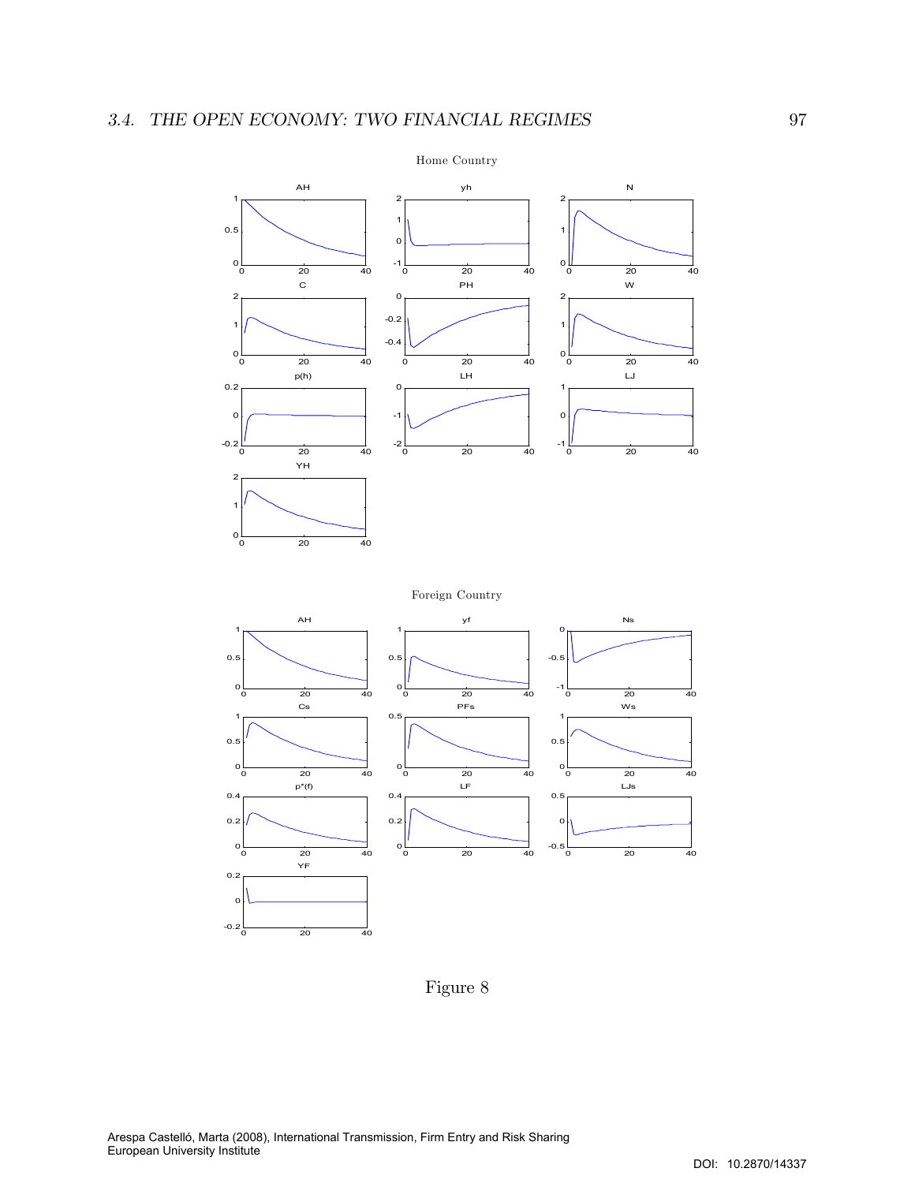Home Country

Foreign Country

Figure 8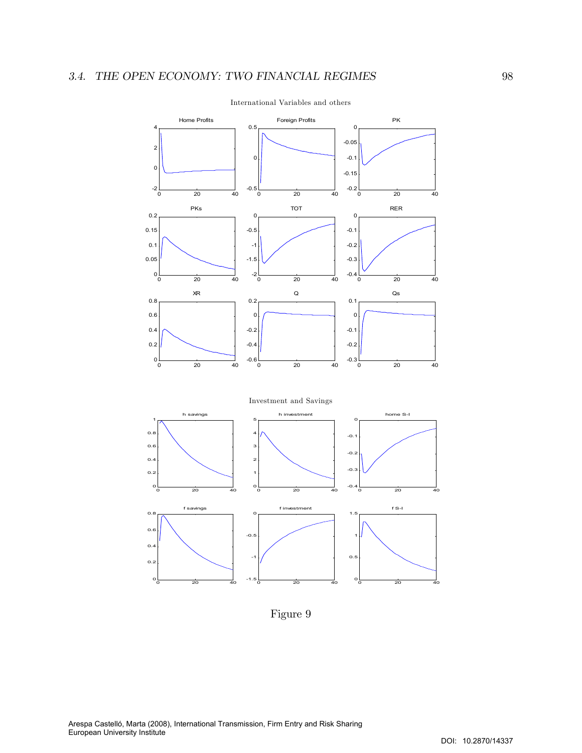International Variables and others

Investment and Savings

Figure 9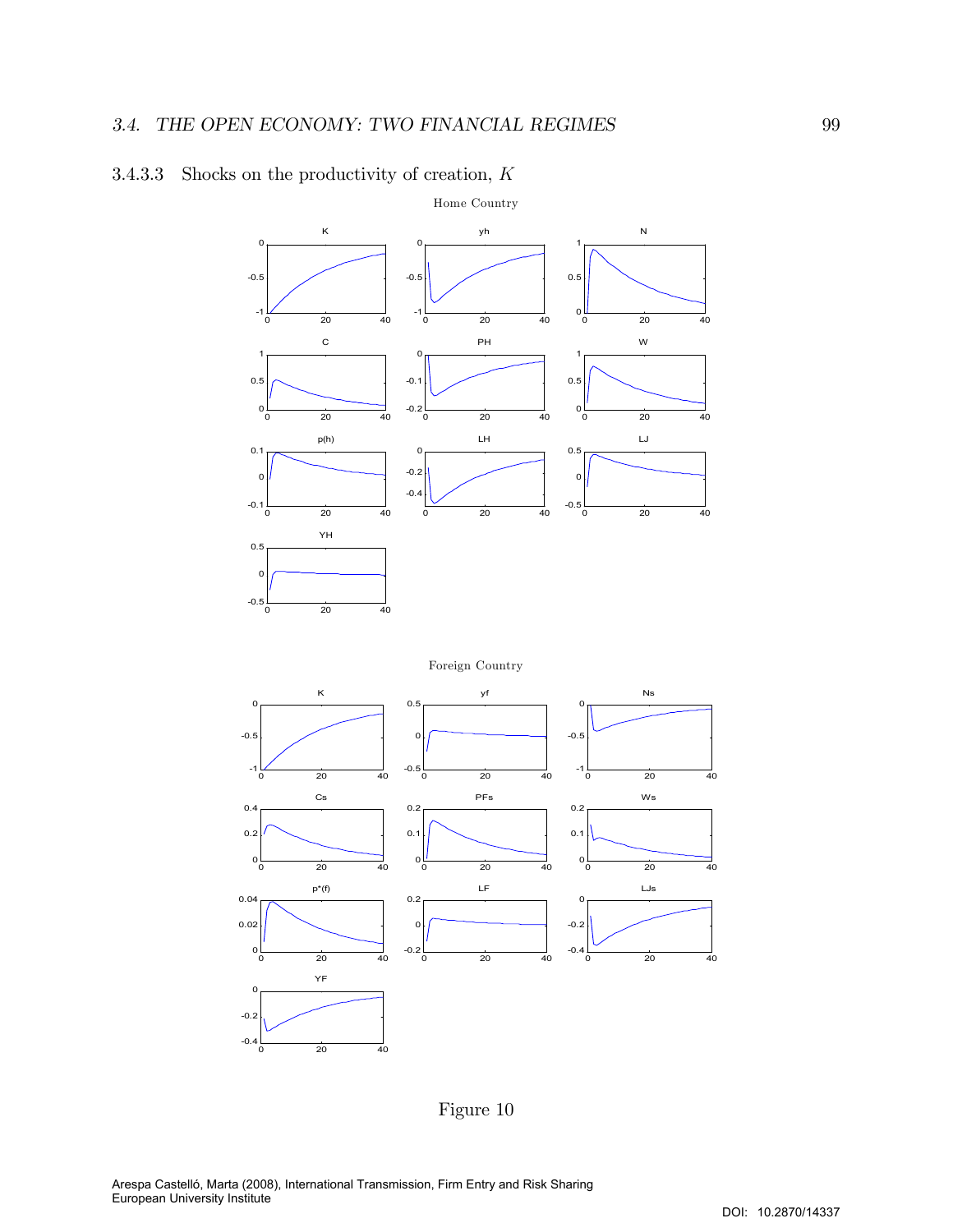#### 3.4.3.3 Shocks on the productivity of creation, $K$

Home Country

Foreign Country

Figure 10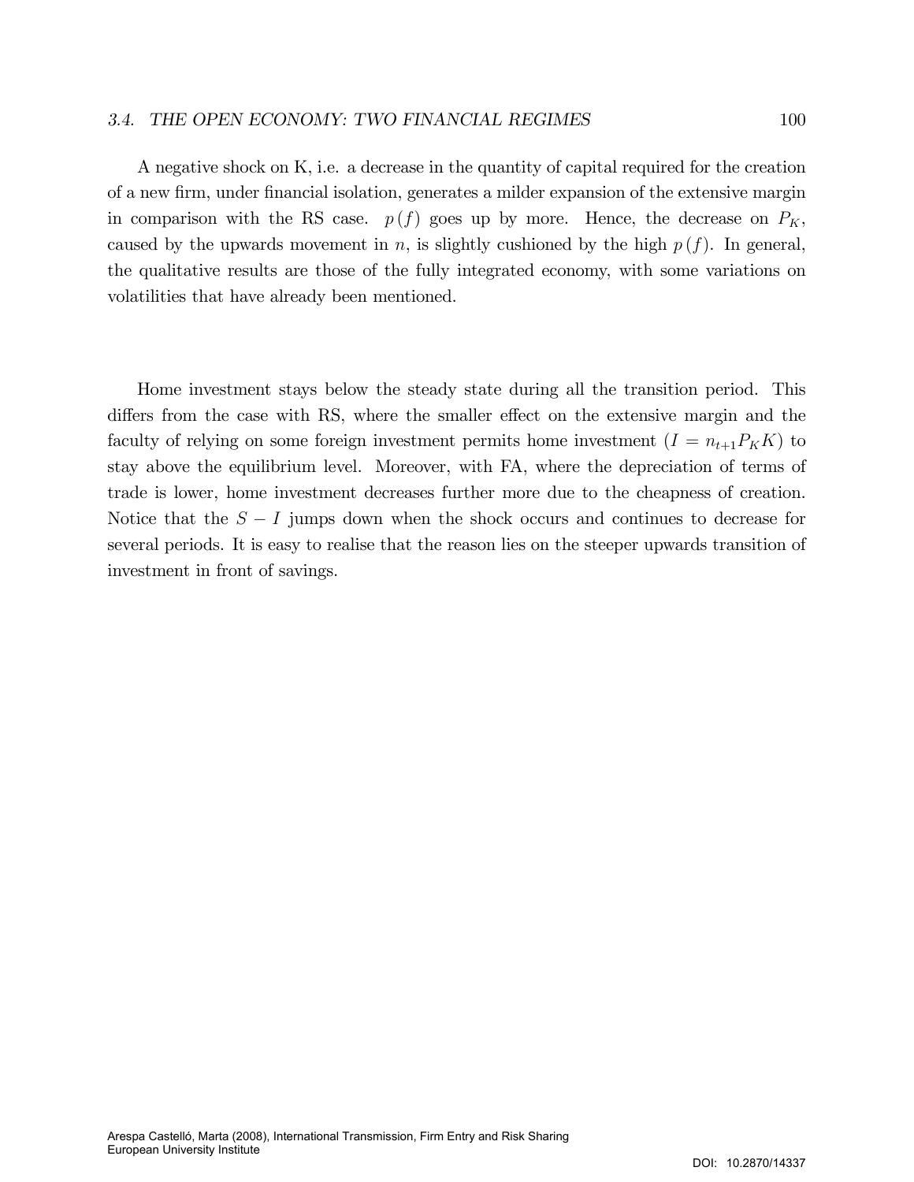A negative shock on K, i.e. a decrease in the quantity of capital required for the creation of a new firm, under financial isolation, generates a milder expansion of the extensive margin in comparison with the RS case. $p(f)$ goes up by more. Hence, the decrease on $P_K$, caused by the upwards movement in $n$, is slightly cushioned by the high $p(f)$. In general, the qualitative results are those of the fully integrated economy, with some variations on volatilities that have already been mentioned.

Home investment stays below the steady state during all the transition period. This differs from the case with RS, where the smaller effect on the extensive margin and the faculty of relying on some foreign investment permits home investment ($I = n_{t+1}P_K K$) to stay above the equilibrium level. Moreover, with FA, where the depreciation of terms of trade is lower, home investment decreases further more due to the cheapness of creation. Notice that the $S - I$ jumps down when the shock occurs and continues to decrease for several periods. It is easy to realise that the reason lies on the steeper upwards transition of investment in front of savings.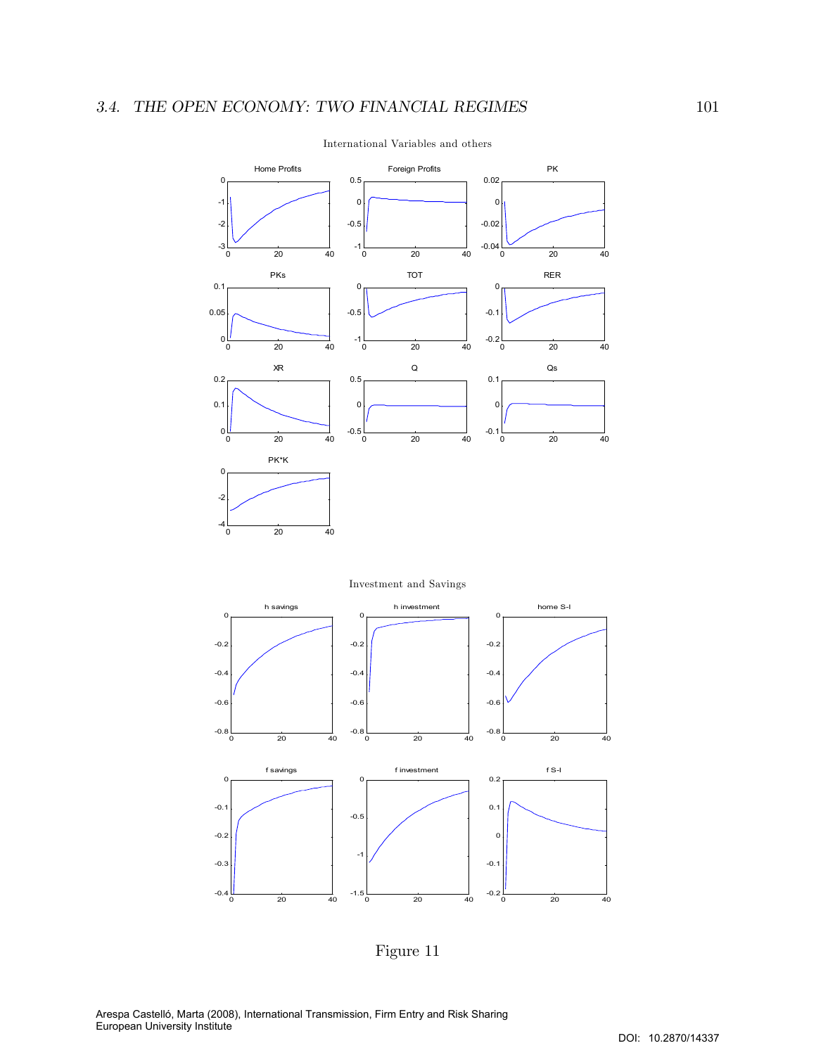International Variables and others

Investment and Savings

Figure 11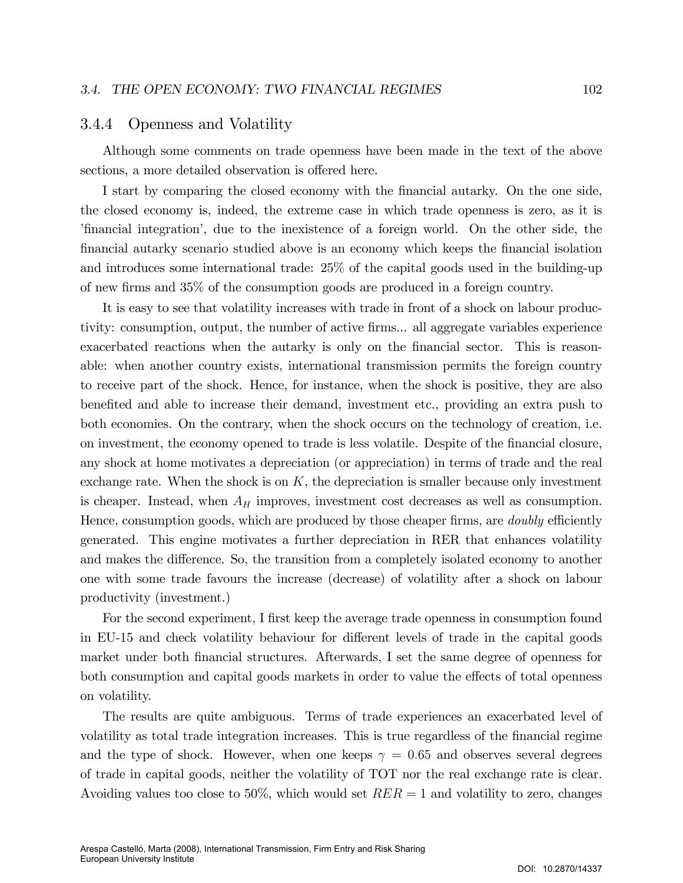### 3.4.4 Openness and Volatility

Although some comments on trade openness have been made in the text of the above sections, a more detailed observation is offered here.

I start by comparing the closed economy with the financial autarky. On the one side, the closed economy is, indeed, the extreme case in which trade openness is zero, as it is 'financial integration', due to the inexistence of a foreign world. On the other side, the financial autarky scenario studied above is an economy which keeps the financial isolation and introduces some international trade: 25% of the capital goods used in the building-up of new firms and 35% of the consumption goods are produced in a foreign country.

It is easy to see that volatility increases with trade in front of a shock on labour productivity: consumption, output, the number of active firms... all aggregate variables experience exacerbated reactions when the autarky is only on the financial sector. This is reasonable: when another country exists, international transmission permits the foreign country to receive part of the shock. Hence, for instance, when the shock is positive, they are also benefited and able to increase their demand, investment etc., providing an extra push to both economies. On the contrary, when the shock occurs on the technology of creation, i.e. on investment, the economy opened to trade is less volatile. Despite of the financial closure, any shock at home motivates a depreciation (or appreciation) in terms of trade and the real exchange rate. When the shock is on $K$, the depreciation is smaller because only investment is cheaper. Instead, when $A_H$ improves, investment cost decreases as well as consumption. Hence, consumption goods, which are produced by those cheaper firms, are *doubly* efficiently generated. This engine motivates a further depreciation in RER that enhances volatility and makes the difference. So, the transition from a completely isolated economy to another one with some trade favours the increase (decrease) of volatility after a shock on labour productivity (investment.)

For the second experiment, I first keep the average trade openness in consumption found in EU-15 and check volatility behaviour for different levels of trade in the capital goods market under both financial structures. Afterwards, I set the same degree of openness for both consumption and capital goods markets in order to value the effects of total openness on volatility.

The results are quite ambiguous. Terms of trade experiences an exacerbated level of volatility as total trade integration increases. This is true regardless of the financial regime and the type of shock. However, when one keeps $\gamma = 0.65$ and observes several degrees of trade in capital goods, neither the volatility of TOT nor the real exchange rate is clear. Avoiding values too close to 50%, which would set $RER = 1$ and volatility to zero, changes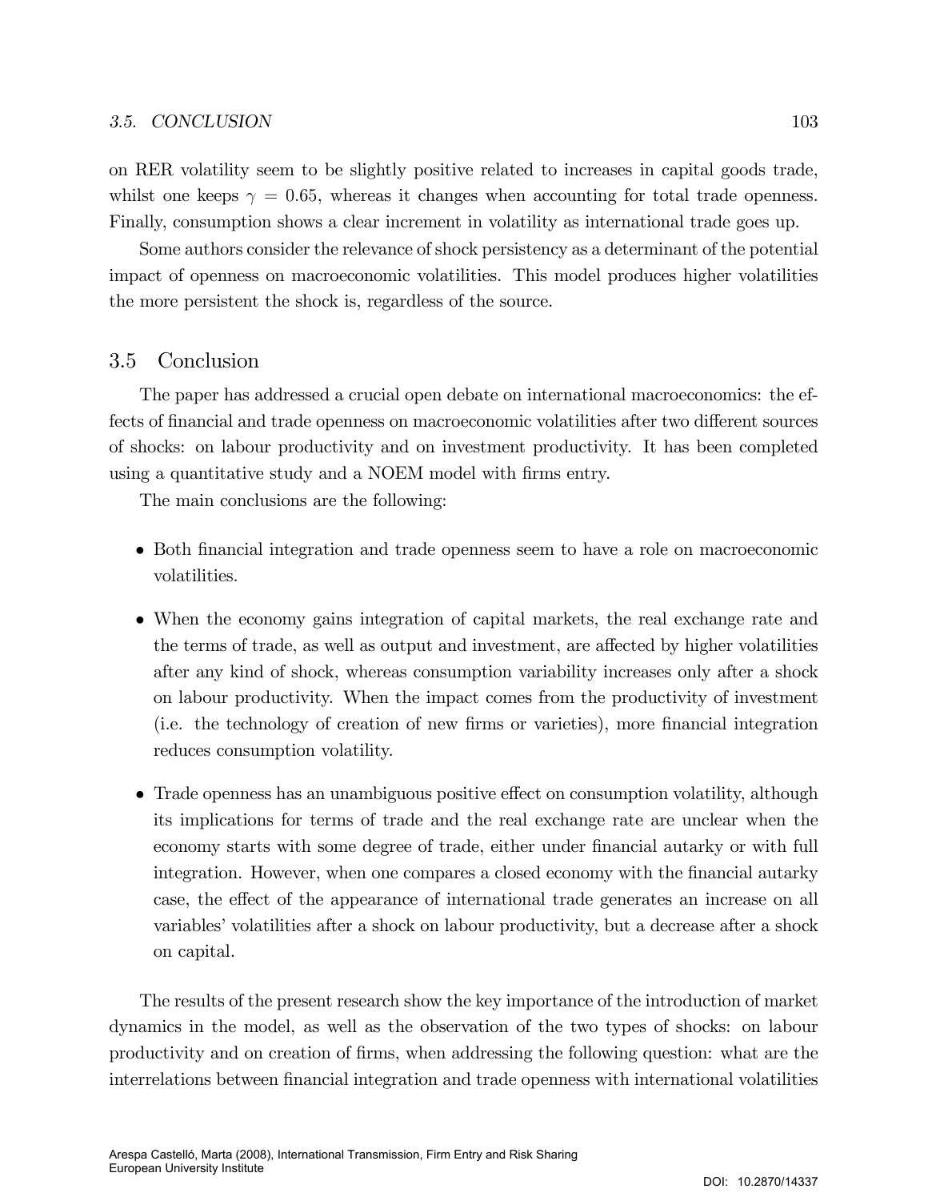on RER volatility seem to be slightly positive related to increases in capital goods trade, whilst one keeps $\gamma = 0.65$, whereas it changes when accounting for total trade openness. Finally, consumption shows a clear increment in volatility as international trade goes up.

Some authors consider the relevance of shock persistency as a determinant of the potential impact of openness on macroeconomic volatilities. This model produces higher volatilities the more persistent the shock is, regardless of the source.

## 3.5 Conclusion

The paper has addressed a crucial open debate on international macroeconomics: the effects of financial and trade openness on macroeconomic volatilities after two different sources of shocks: on labour productivity and on investment productivity. It has been completed using a quantitative study and a NOEM model with firms entry.

The main conclusions are the following:

- Both financial integration and trade openness seem to have a role on macroeconomic volatilities.

- When the economy gains integration of capital markets, the real exchange rate and the terms of trade, as well as output and investment, are affected by higher volatilities after any kind of shock, whereas consumption variability increases only after a shock on labour productivity. When the impact comes from the productivity of investment (i.e. the technology of creation of new firms or varieties), more financial integration reduces consumption volatility.

- Trade openness has an unambiguous positive effect on consumption volatility, although its implications for terms of trade and the real exchange rate are unclear when the economy starts with some degree of trade, either under financial autarky or with full integration. However, when one compares a closed economy with the financial autarky case, the effect of the appearance of international trade generates an increase on all variables' volatilities after a shock on labour productivity, but a decrease after a shock on capital.

The results of the present research show the key importance of the introduction of market dynamics in the model, as well as the observation of the two types of shocks: on labour productivity and on creation of firms, when addressing the following question: what are the interrelations between financial integration and trade openness with international volatilities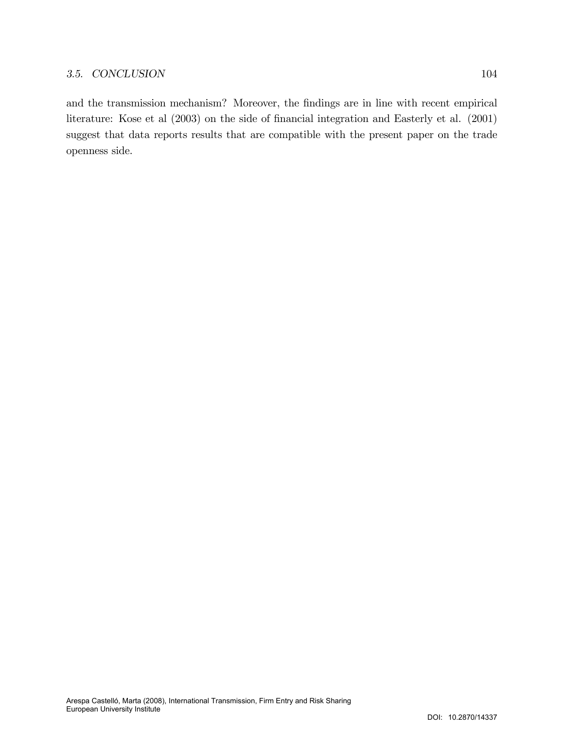and the transmission mechanism? Moreover, the findings are in line with recent empirical literature: Kose et al (2003) on the side of financial integration and Easterly et al. (2001) suggest that data reports results that are compatible with the present paper on the trade openness side.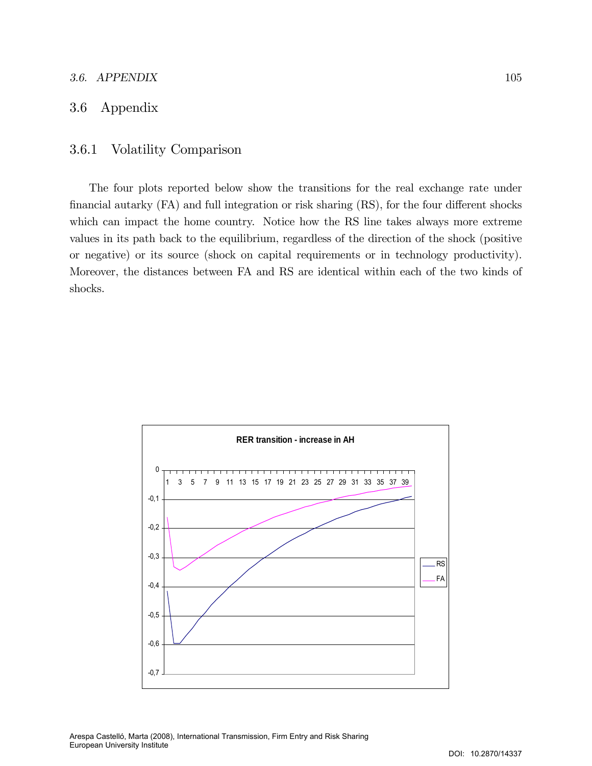## 3.6 Appendix

### 3.6.1 Volatility Comparison

The four plots reported below show the transitions for the real exchange rate under financial autarky (FA) and full integration or risk sharing (RS), for the four different shocks which can impact the home country. Notice how the RS line takes always more extreme values in its path back to the equilibrium, regardless of the direction of the shock (positive or negative) or its source (shock on capital requirements or in technology productivity). Moreover, the distances between FA and RS are identical within each of the two kinds of shocks.

**RER transition - increase in AH**

Arespa Castelló, Marta (2008), International Transmission, Firm Entry and Risk Sharing
European University Institute

DOI: 10.2870/14337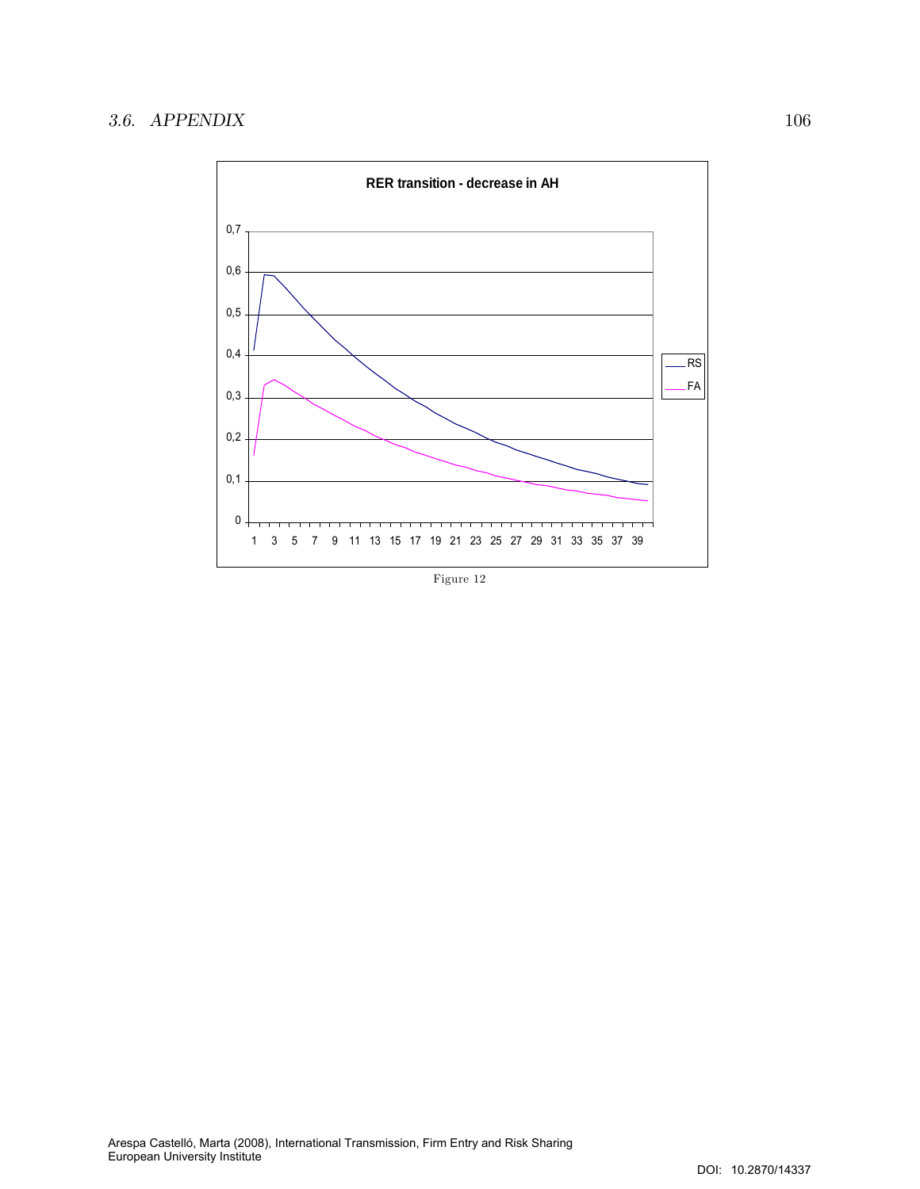Figure 12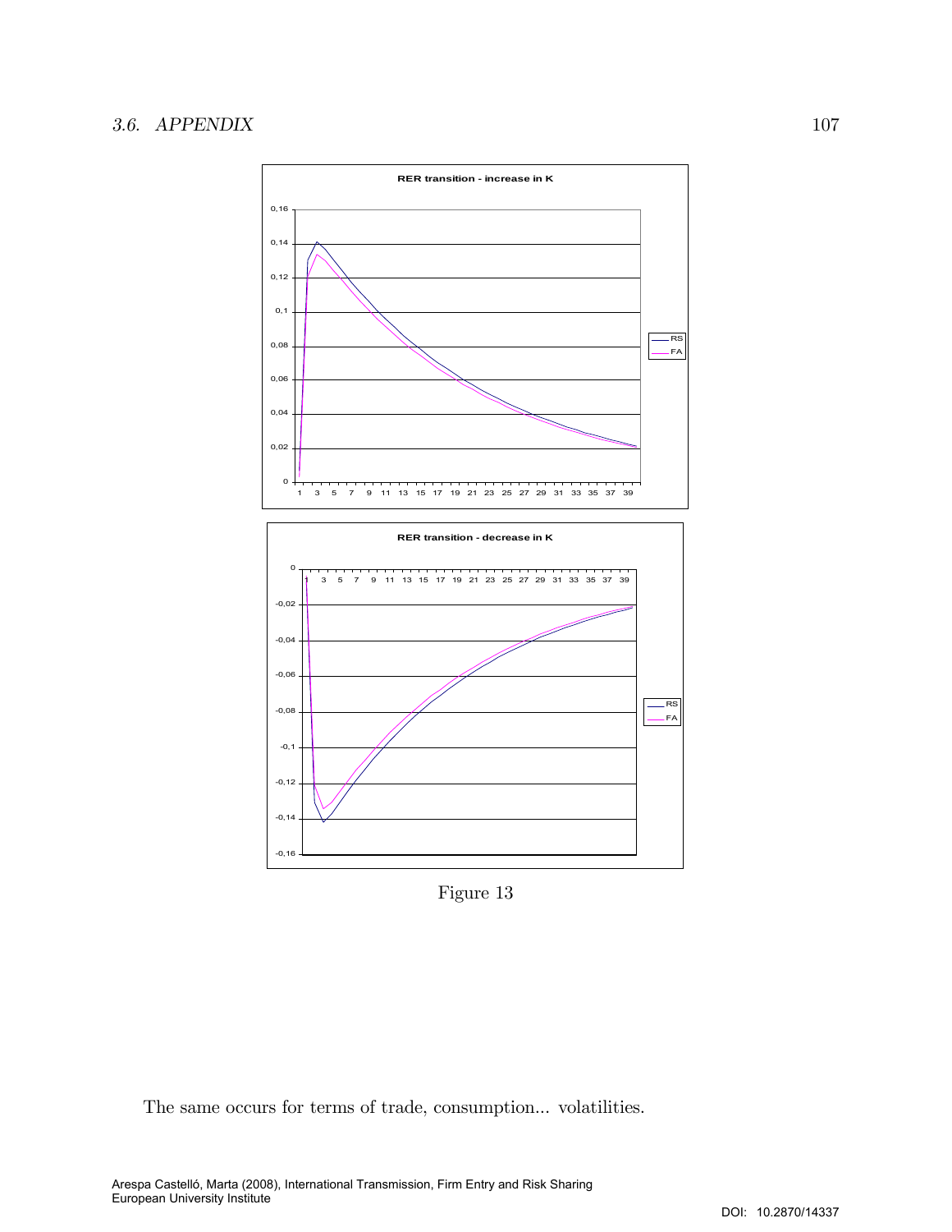Figure 13

The same occurs for terms of trade, consumption... volatilities.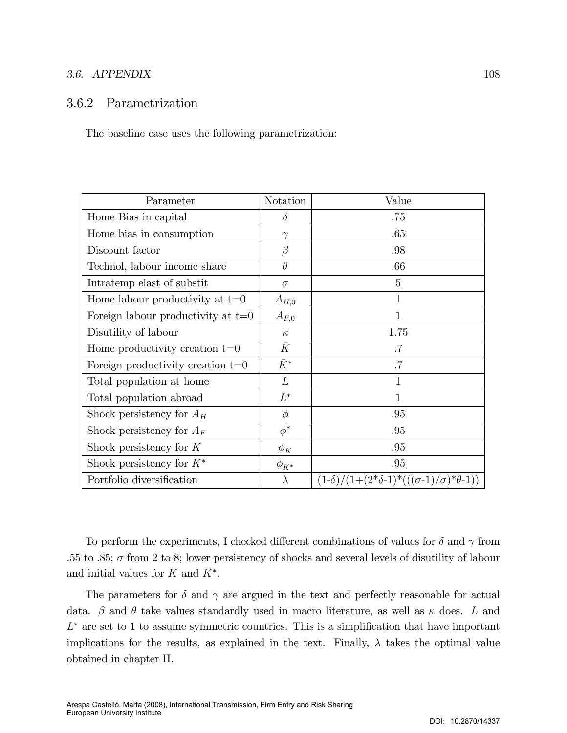### 3.6.2 Parametrization

The baseline case uses the following parametrization:

| Parameter | Notation | Value |
|---|---|---|
| Home Bias in capital | $\delta$ | .75 |
| Home bias in consumption | $\gamma$ | .65 |
| Discount factor | $\beta$ | .98 |
| Technol, labour income share | $\theta$ | .66 |
| Intratemp elast of substit | $\sigma$ | 5 |
| Home labour productivity at t=0 | $A_{H,0}$ | 1 |
| Foreign labour productivity at t=0 | $A_{F,0}$ | 1 |
| Disutility of labour | $\kappa$ | 1.75 |
| Home productivity creation t=0 | $\bar{K}$ | .7 |
| Foreign productivity creation t=0 | $\bar{K}^*$ | .7 |
| Total population at home | $L$ | 1 |
| Total population abroad | $L^*$ | 1 |
| Shock persistency for $A_H$ | $\phi$ | .95 |
| Shock persistency for $A_F$ | $\phi^*$ | .95 |
| Shock persistency for $K$ | $\phi_K$ | .95 |
| Shock persistency for $K^*$ | $\phi_{K^*}$ | .95 |
| Portfolio diversification | $\lambda$ | (1-$\delta$)/(1+(2*$\delta$-1)*((($\sigma$-1)/$\sigma$)*$\theta$-1)) |

To perform the experiments, I checked different combinations of values for $\delta$ and $\gamma$ from .55 to .85; $\sigma$ from 2 to 8; lower persistency of shocks and several levels of disutility of labour and initial values for $K$ and $K^*$.

The parameters for $\delta$ and $\gamma$ are argued in the text and perfectly reasonable for actual data. $\beta$ and $\theta$ take values standardly used in macro literature, as well as $\kappa$ does. $L$ and $L^*$ are set to 1 to assume symmetric countries. This is a simplification that have important implications for the results, as explained in the text. Finally, $\lambda$ takes the optimal value obtained in chapter II.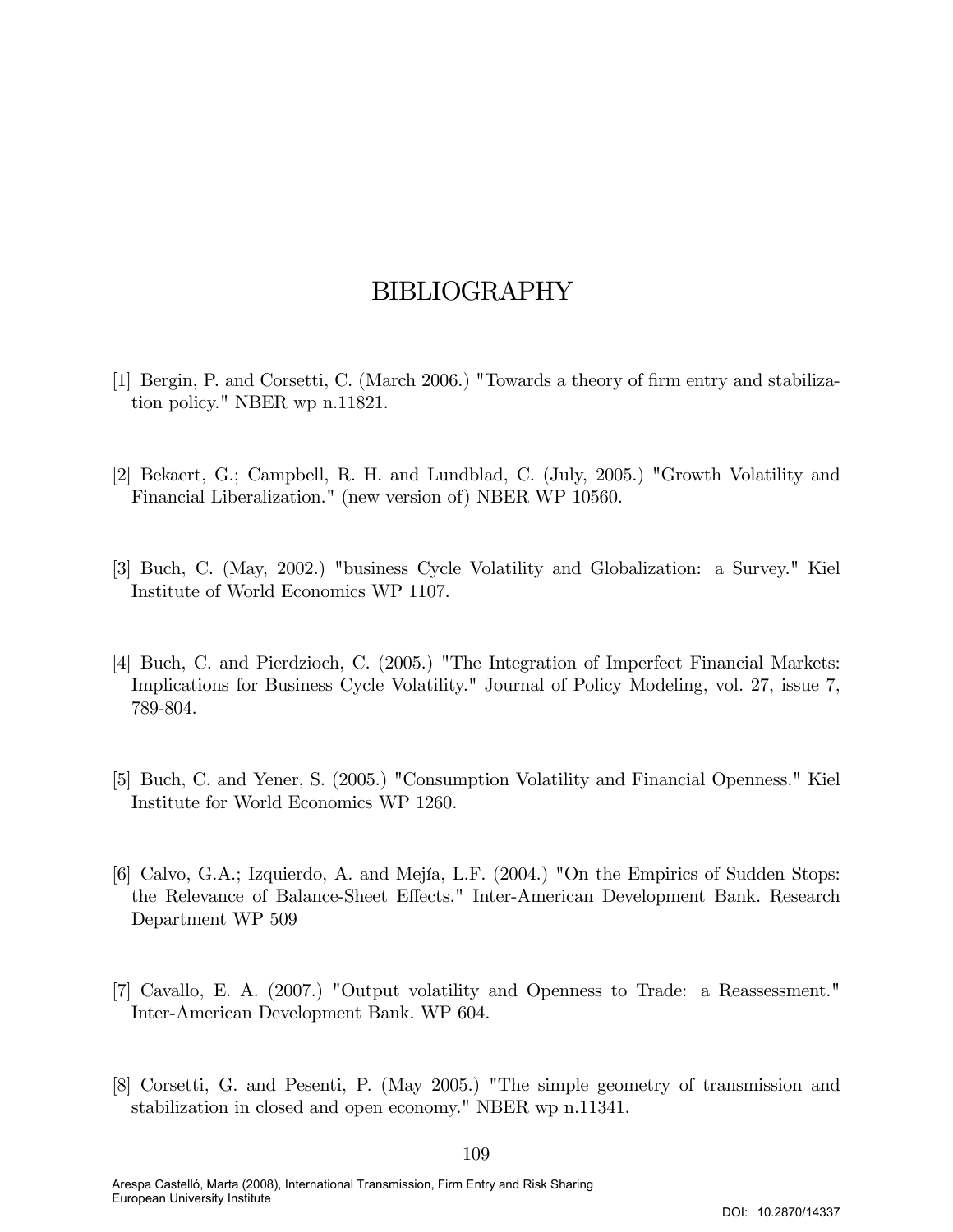# BIBLIOGRAPHY

[1] Bergin, P. and Corsetti, C. (March 2006.) "Towards a theory of firm entry and stabilization policy." NBER wp n.11821.

[2] Bekaert, G.; Campbell, R. H. and Lundblad, C. (July, 2005.) "Growth Volatility and Financial Liberalization." (new version of) NBER WP 10560.

[3] Buch, C. (May, 2002.) "business Cycle Volatility and Globalization: a Survey." Kiel Institute of World Economics WP 1107.

[4] Buch, C. and Pierdzioch, C. (2005.) "The Integration of Imperfect Financial Markets: Implications for Business Cycle Volatility." Journal of Policy Modeling, vol. 27, issue 7, 789-804.

[5] Buch, C. and Yener, S. (2005.) "Consumption Volatility and Financial Openness." Kiel Institute for World Economics WP 1260.

[6] Calvo, G.A.; Izquierdo, A. and Mejía, L.F. (2004.) "On the Empirics of Sudden Stops: the Relevance of Balance-Sheet Effects." Inter-American Development Bank. Research Department WP 509

[7] Cavallo, E. A. (2007.) "Output volatility and Openness to Trade: a Reassessment." Inter-American Development Bank. WP 604.

[8] Corsetti, G. and Pesenti, P. (May 2005.) "The simple geometry of transmission and stabilization in closed and open economy." NBER wp n.11341.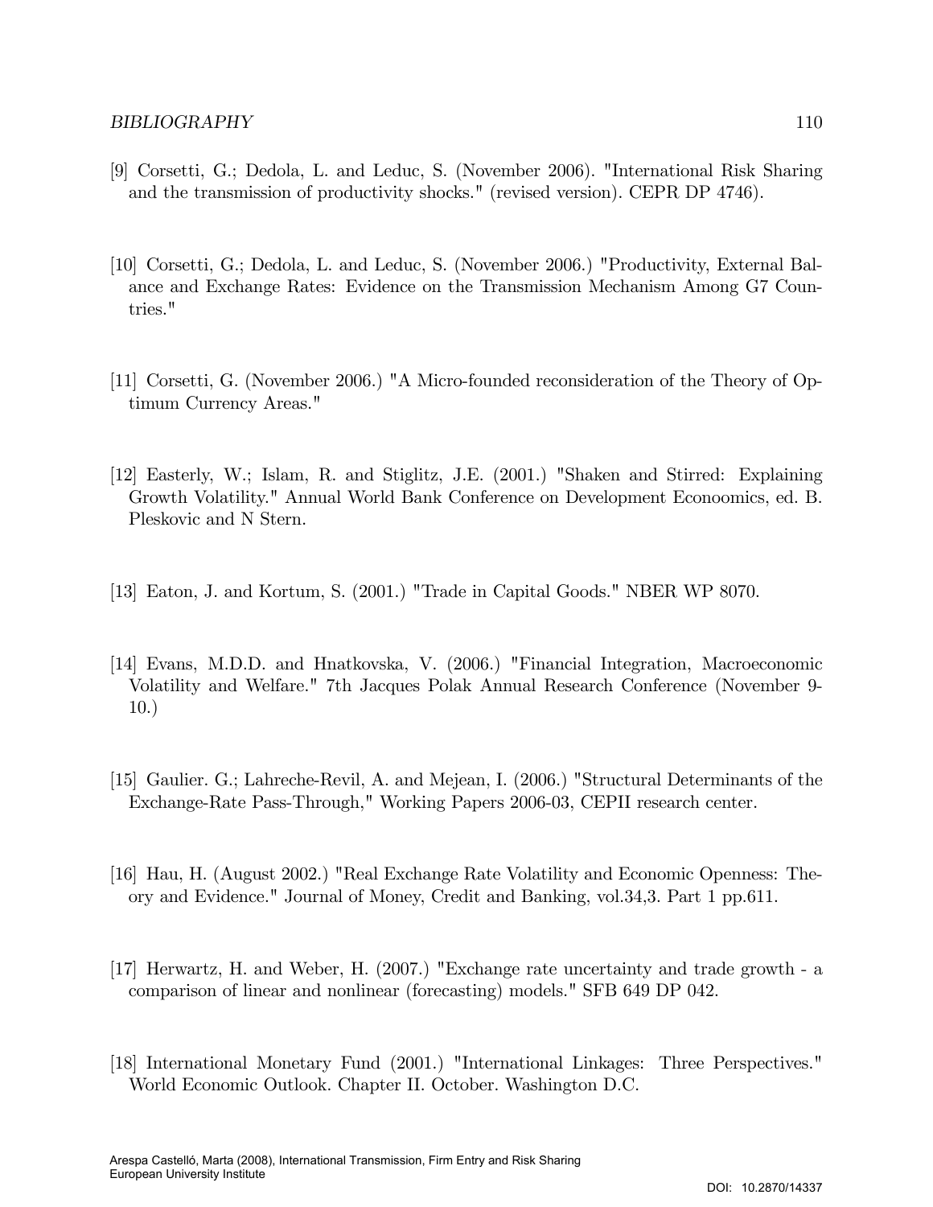[9] Corsetti, G.; Dedola, L. and Leduc, S. (November 2006). "International Risk Sharing and the transmission of productivity shocks." (revised version). CEPR DP 4746).

[10] Corsetti, G.; Dedola, L. and Leduc, S. (November 2006.) "Productivity, External Balance and Exchange Rates: Evidence on the Transmission Mechanism Among G7 Countries."

[11] Corsetti, G. (November 2006.) "A Micro-founded reconsideration of the Theory of Optimum Currency Areas."

[12] Easterly, W.; Islam, R. and Stiglitz, J.E. (2001.) "Shaken and Stirred: Explaining Growth Volatility." Annual World Bank Conference on Development Econoomics, ed. B. Pleskovic and N Stern.

[13] Eaton, J. and Kortum, S. (2001.) "Trade in Capital Goods." NBER WP 8070.

[14] Evans, M.D.D. and Hnatkovska, V. (2006.) "Financial Integration, Macroeconomic Volatility and Welfare." 7th Jacques Polak Annual Research Conference (November 9-10.)

[15] Gaulier. G.; Lahreche-Revil, A. and Mejean, I. (2006.) "Structural Determinants of the Exchange-Rate Pass-Through," Working Papers 2006-03, CEPII research center.

[16] Hau, H. (August 2002.) "Real Exchange Rate Volatility and Economic Openness: Theory and Evidence." Journal of Money, Credit and Banking, vol.34,3. Part 1 pp.611.

[17] Herwartz, H. and Weber, H. (2007.) "Exchange rate uncertainty and trade growth - a comparison of linear and nonlinear (forecasting) models." SFB 649 DP 042.

[18] International Monetary Fund (2001.) "International Linkages: Three Perspectives." World Economic Outlook. Chapter II. October. Washington D.C.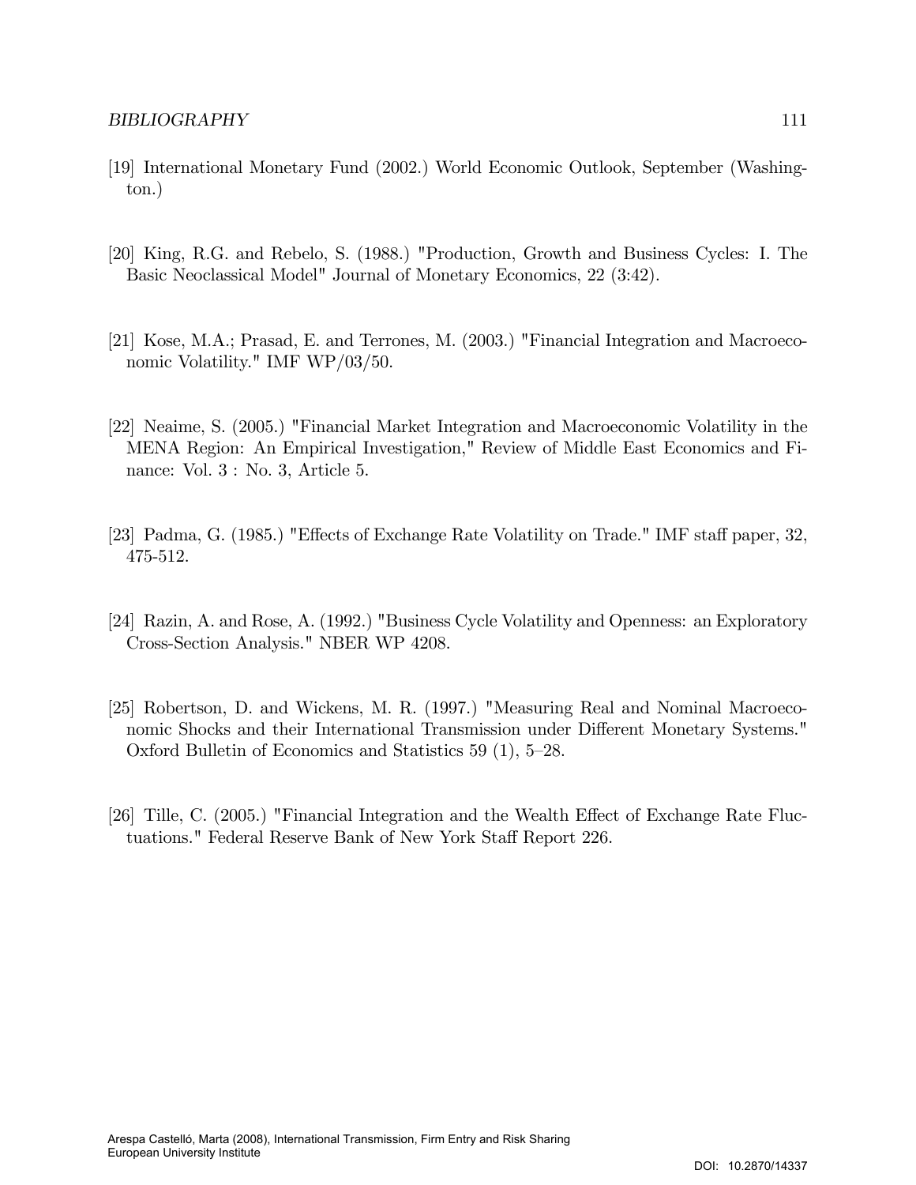[19] International Monetary Fund (2002.) World Economic Outlook, September (Washington.)

[20] King, R.G. and Rebelo, S. (1988.) "Production, Growth and Business Cycles: I. The Basic Neoclassical Model" Journal of Monetary Economics, 22 (3:42).

[21] Kose, M.A.; Prasad, E. and Terrones, M. (2003.) "Financial Integration and Macroeconomic Volatility." IMF WP/03/50.

[22] Neaime, S. (2005.) "Financial Market Integration and Macroeconomic Volatility in the MENA Region: An Empirical Investigation," Review of Middle East Economics and Finance: Vol. 3 : No. 3, Article 5.

[23] Padma, G. (1985.) "Effects of Exchange Rate Volatility on Trade." IMF staff paper, 32, 475-512.

[24] Razin, A. and Rose, A. (1992.) "Business Cycle Volatility and Openness: an Exploratory Cross-Section Analysis." NBER WP 4208.

[25] Robertson, D. and Wickens, M. R. (1997.) "Measuring Real and Nominal Macroeconomic Shocks and their International Transmission under Different Monetary Systems." Oxford Bulletin of Economics and Statistics 59 (1), 5–28.

[26] Tille, C. (2005.) "Financial Integration and the Wealth Effect of Exchange Rate Fluctuations." Federal Reserve Bank of New York Staff Report 226.